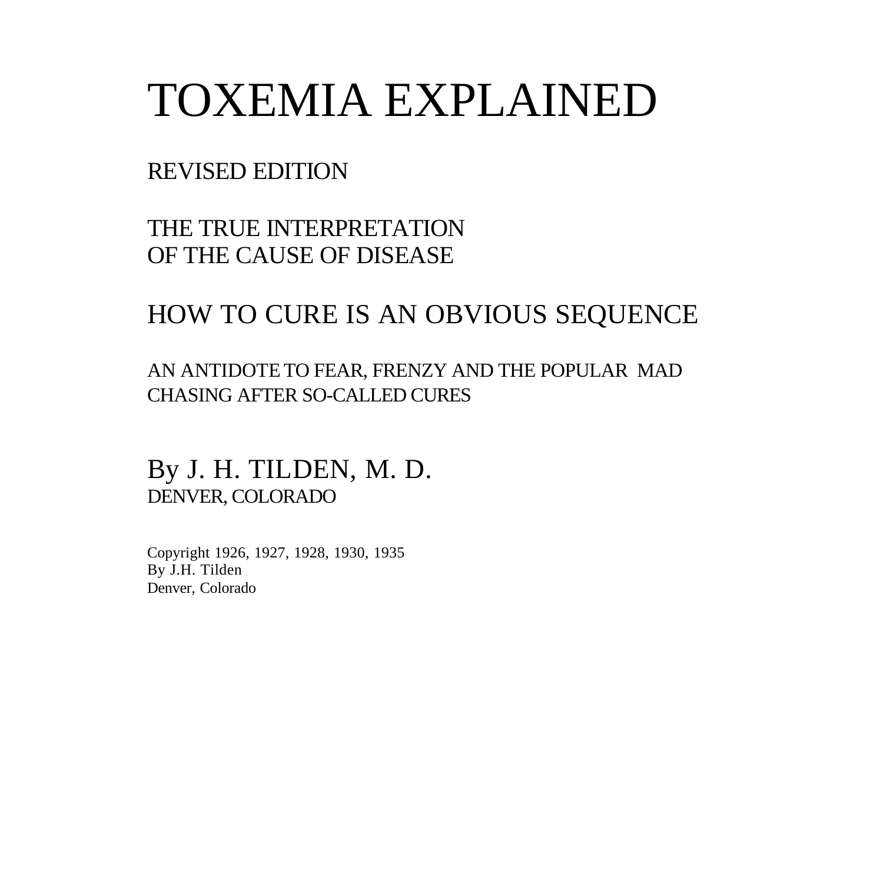# TOXEMIA EXPLAINED

REVISED EDITION

THE TRUE INTERPRETATION
OF THE CAUSE OF DISEASE

## HOW TO CURE IS AN OBVIOUS SEQUENCE

AN ANTIDOTE TO FEAR, FRENZY AND THE POPULAR MAD CHASING AFTER SO-CALLED CURES

By J. H. TILDEN, M. D.
DENVER, COLORADO

Copyright 1926, 1927, 1928, 1930, 1935
By J.H. Tilden
Denver, Colorado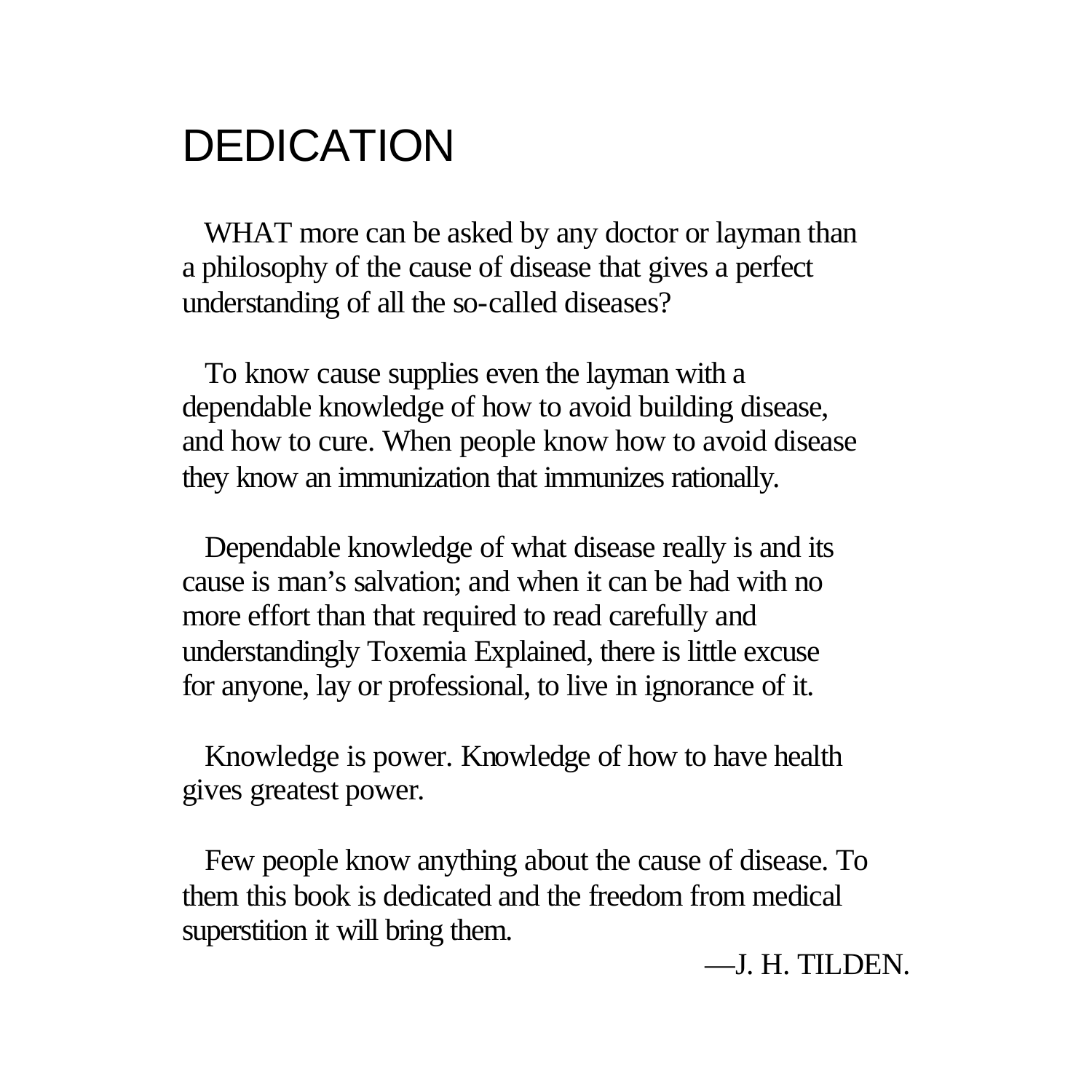# DEDICATION

WHAT more can be asked by any doctor or layman than a philosophy of the cause of disease that gives a perfect understanding of all the so-called diseases?

To know cause supplies even the layman with a dependable knowledge of how to avoid building disease, and how to cure. When people know how to avoid disease they know an immunization that immunizes rationally.

Dependable knowledge of what disease really is and its cause is man's salvation; and when it can be had with no more effort than that required to read carefully and understandingly Toxemia Explained, there is little excuse for anyone, lay or professional, to live in ignorance of it.

Knowledge is power. Knowledge of how to have health gives greatest power.

Few people know anything about the cause of disease. To them this book is dedicated and the freedom from medical superstition it will bring them.

—J. H. TILDEN.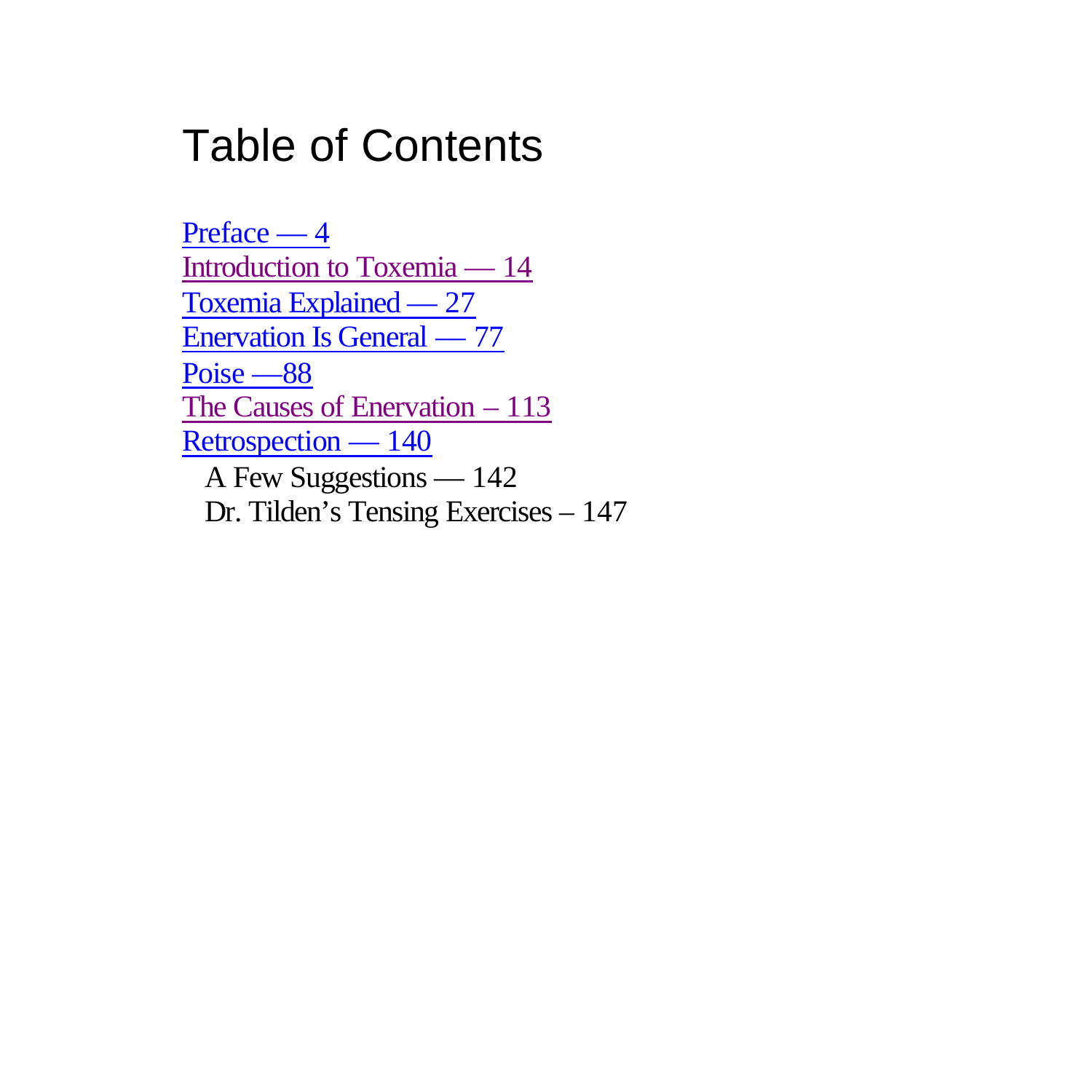# Table of Contents

Preface — 4
Introduction to Toxemia — 14
Toxemia Explained — 27
Enervation Is General — 77
Poise —88
The Causes of Enervation – 113
Retrospection — 140
  A Few Suggestions — 142
  Dr. Tilden's Tensing Exercises – 147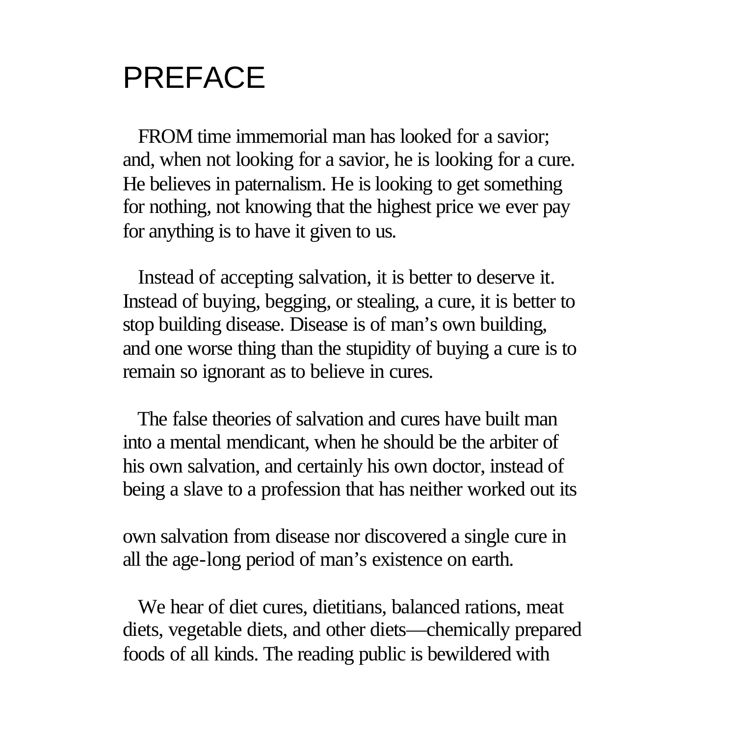# PREFACE

FROM time immemorial man has looked for a savior; and, when not looking for a savior, he is looking for a cure. He believes in paternalism. He is looking to get something for nothing, not knowing that the highest price we ever pay for anything is to have it given to us.

Instead of accepting salvation, it is better to deserve it. Instead of buying, begging, or stealing, a cure, it is better to stop building disease. Disease is of man's own building, and one worse thing than the stupidity of buying a cure is to remain so ignorant as to believe in cures.

The false theories of salvation and cures have built man into a mental mendicant, when he should be the arbiter of his own salvation, and certainly his own doctor, instead of being a slave to a profession that has neither worked out its own salvation from disease nor discovered a single cure in all the age-long period of man's existence on earth.

We hear of diet cures, dietitians, balanced rations, meat diets, vegetable diets, and other diets—chemically prepared foods of all kinds. The reading public is bewildered with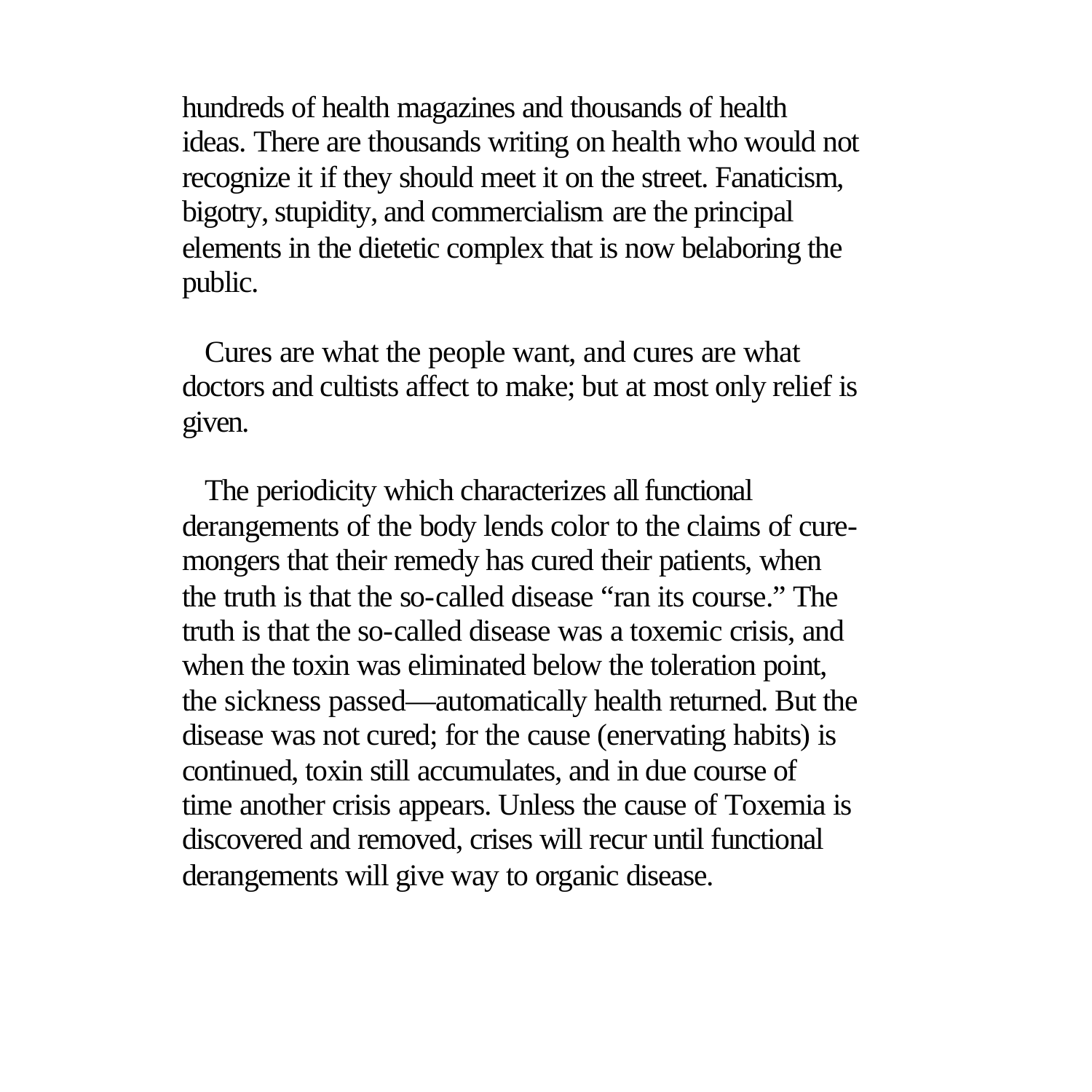hundreds of health magazines and thousands of health ideas. There are thousands writing on health who would not recognize it if they should meet it on the street. Fanaticism, bigotry, stupidity, and commercialism are the principal elements in the dietetic complex that is now belaboring the public.

Cures are what the people want, and cures are what doctors and cultists affect to make; but at most only relief is given.

The periodicity which characterizes all functional derangements of the body lends color to the claims of cure-mongers that their remedy has cured their patients, when the truth is that the so-called disease "ran its course." The truth is that the so-called disease was a toxemic crisis, and when the toxin was eliminated below the toleration point, the sickness passed—automatically health returned. But the disease was not cured; for the cause (enervating habits) is continued, toxin still accumulates, and in due course of time another crisis appears. Unless the cause of Toxemia is discovered and removed, crises will recur until functional derangements will give way to organic disease.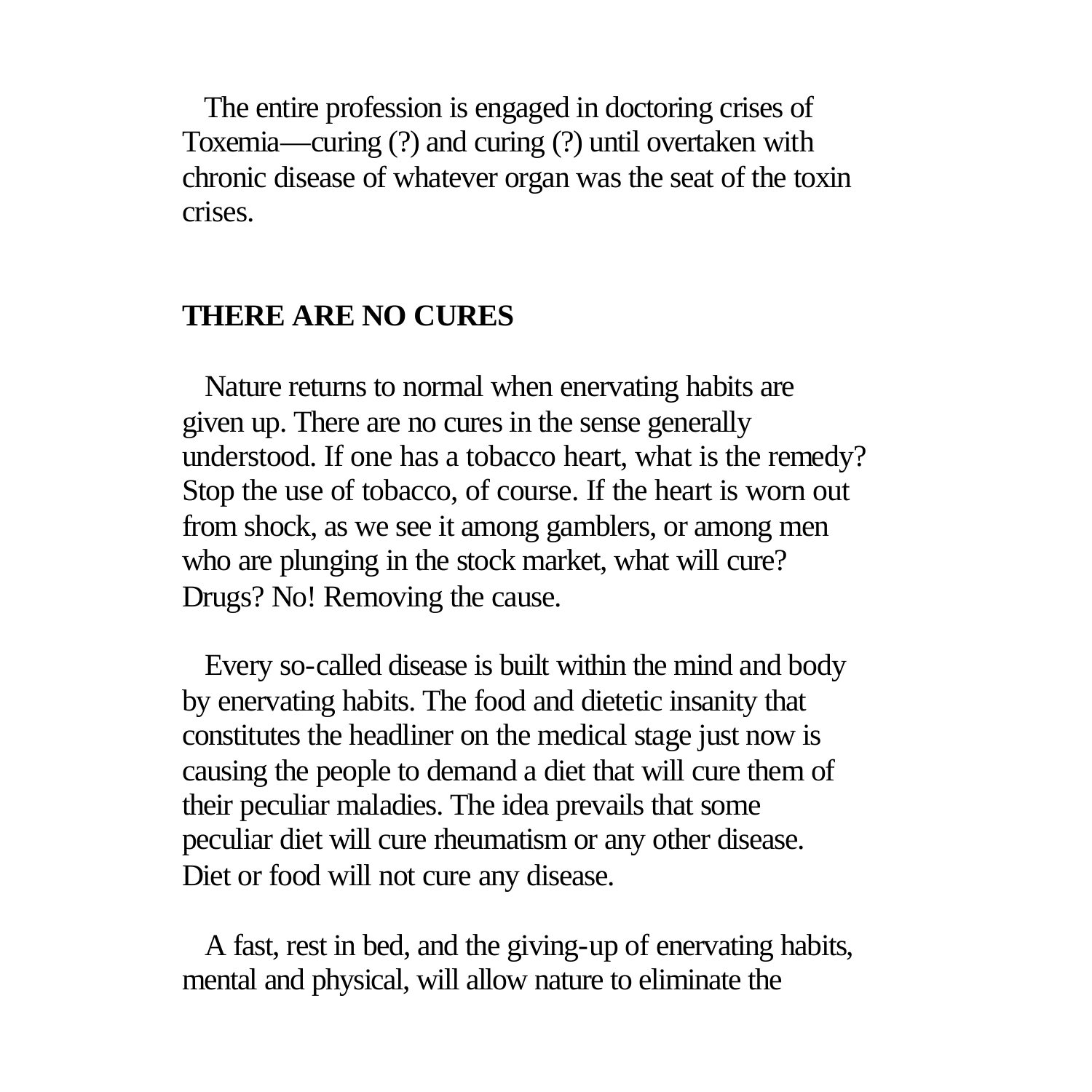The entire profession is engaged in doctoring crises of Toxemia—curing (?) and curing (?) until overtaken with chronic disease of whatever organ was the seat of the toxin crises.

## THERE ARE NO CURES

Nature returns to normal when enervating habits are given up. There are no cures in the sense generally understood. If one has a tobacco heart, what is the remedy? Stop the use of tobacco, of course. If the heart is worn out from shock, as we see it among gamblers, or among men who are plunging in the stock market, what will cure? Drugs? No! Removing the cause.

Every so-called disease is built within the mind and body by enervating habits. The food and dietetic insanity that constitutes the headliner on the medical stage just now is causing the people to demand a diet that will cure them of their peculiar maladies. The idea prevails that some peculiar diet will cure rheumatism or any other disease. Diet or food will not cure any disease.

A fast, rest in bed, and the giving-up of enervating habits, mental and physical, will allow nature to eliminate the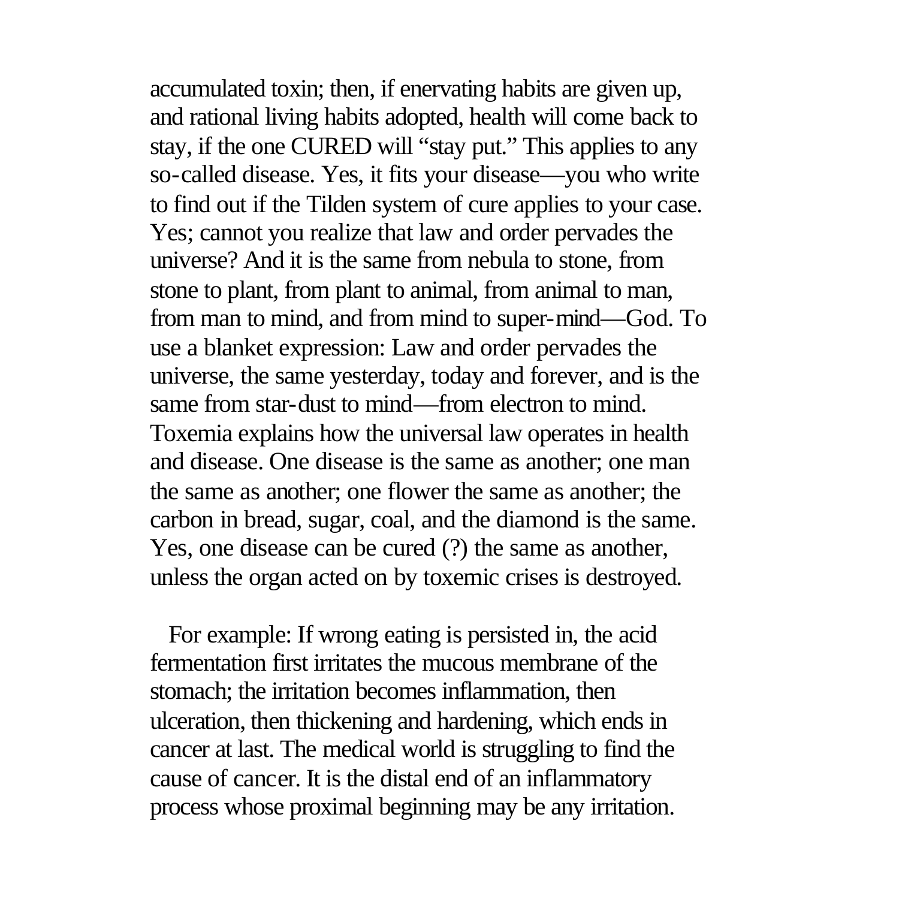accumulated toxin; then, if enervating habits are given up, and rational living habits adopted, health will come back to stay, if the one CURED will "stay put." This applies to any so-called disease. Yes, it fits your disease—you who write to find out if the Tilden system of cure applies to your case. Yes; cannot you realize that law and order pervades the universe? And it is the same from nebula to stone, from stone to plant, from plant to animal, from animal to man, from man to mind, and from mind to super-mind—God. To use a blanket expression: Law and order pervades the universe, the same yesterday, today and forever, and is the same from star-dust to mind—from electron to mind. Toxemia explains how the universal law operates in health and disease. One disease is the same as another; one man the same as another; one flower the same as another; the carbon in bread, sugar, coal, and the diamond is the same. Yes, one disease can be cured (?) the same as another, unless the organ acted on by toxemic crises is destroyed.

For example: If wrong eating is persisted in, the acid fermentation first irritates the mucous membrane of the stomach; the irritation becomes inflammation, then ulceration, then thickening and hardening, which ends in cancer at last. The medical world is struggling to find the cause of cancer. It is the distal end of an inflammatory process whose proximal beginning may be any irritation.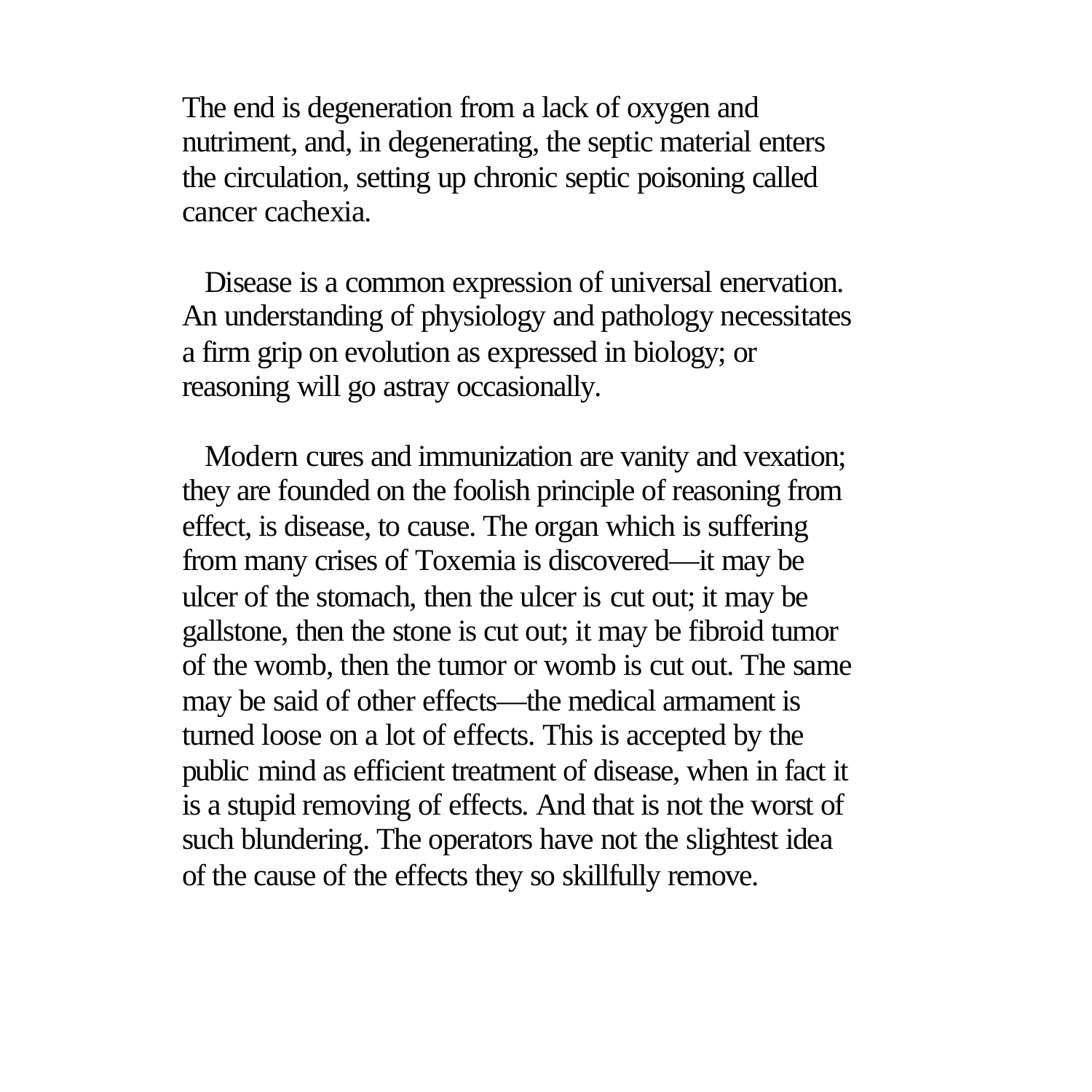The end is degeneration from a lack of oxygen and nutriment, and, in degenerating, the septic material enters the circulation, setting up chronic septic poisoning called cancer cachexia.

Disease is a common expression of universal enervation. An understanding of physiology and pathology necessitates a firm grip on evolution as expressed in biology; or reasoning will go astray occasionally.

Modern cures and immunization are vanity and vexation; they are founded on the foolish principle of reasoning from effect, is disease, to cause. The organ which is suffering from many crises of Toxemia is discovered—it may be ulcer of the stomach, then the ulcer is cut out; it may be gallstone, then the stone is cut out; it may be fibroid tumor of the womb, then the tumor or womb is cut out. The same may be said of other effects—the medical armament is turned loose on a lot of effects. This is accepted by the public mind as efficient treatment of disease, when in fact it is a stupid removing of effects. And that is not the worst of such blundering. The operators have not the slightest idea of the cause of the effects they so skillfully remove.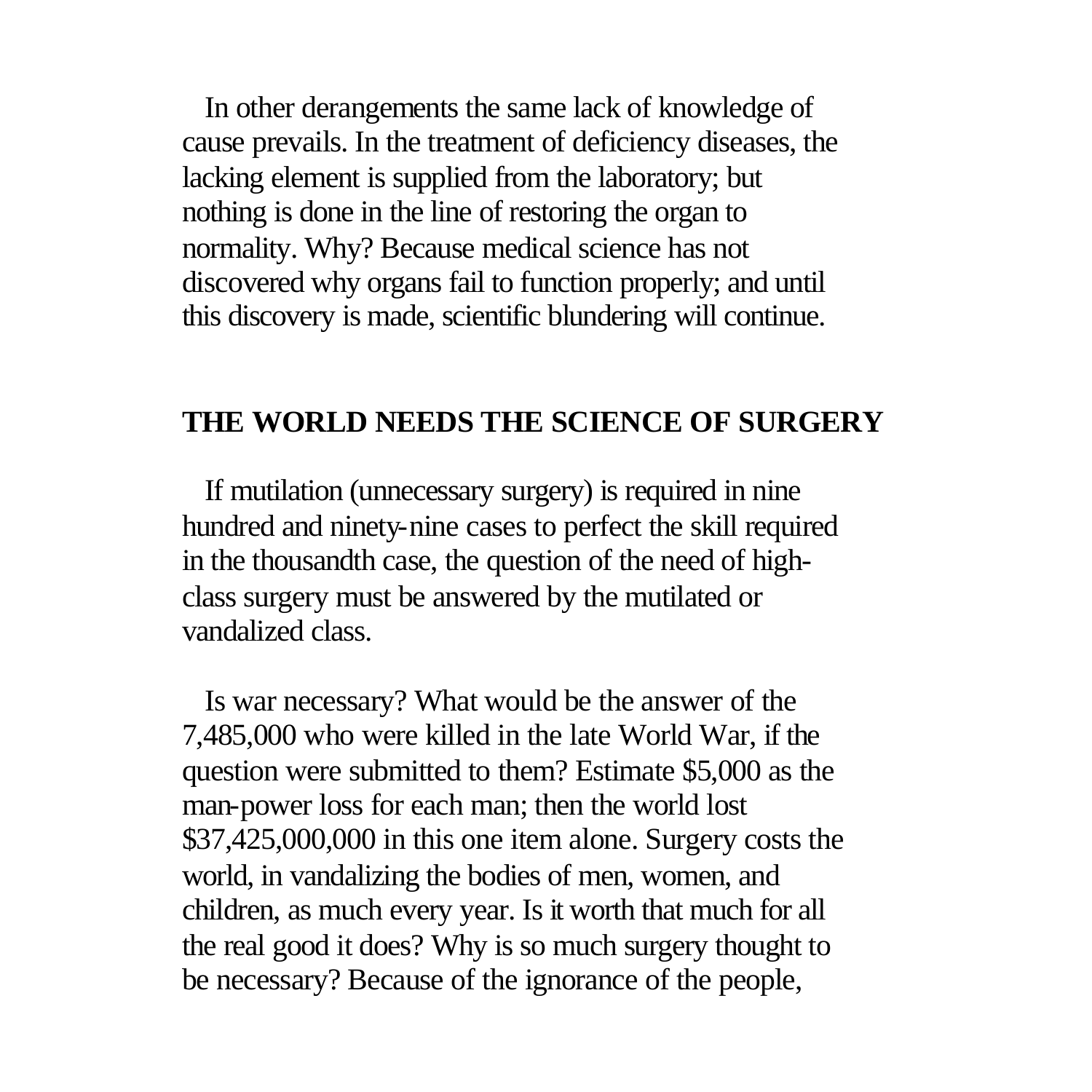In other derangements the same lack of knowledge of cause prevails. In the treatment of deficiency diseases, the lacking element is supplied from the laboratory; but nothing is done in the line of restoring the organ to normality. Why? Because medical science has not discovered why organs fail to function properly; and until this discovery is made, scientific blundering will continue.

## THE WORLD NEEDS THE SCIENCE OF SURGERY

If mutilation (unnecessary surgery) is required in nine hundred and ninety-nine cases to perfect the skill required in the thousandth case, the question of the need of high-class surgery must be answered by the mutilated or vandalized class.

Is war necessary? What would be the answer of the 7,485,000 who were killed in the late World War, if the question were submitted to them? Estimate $5,000 as the man-power loss for each man; then the world lost $37,425,000,000 in this one item alone. Surgery costs the world, in vandalizing the bodies of men, women, and children, as much every year. Is it worth that much for all the real good it does? Why is so much surgery thought to be necessary? Because of the ignorance of the people,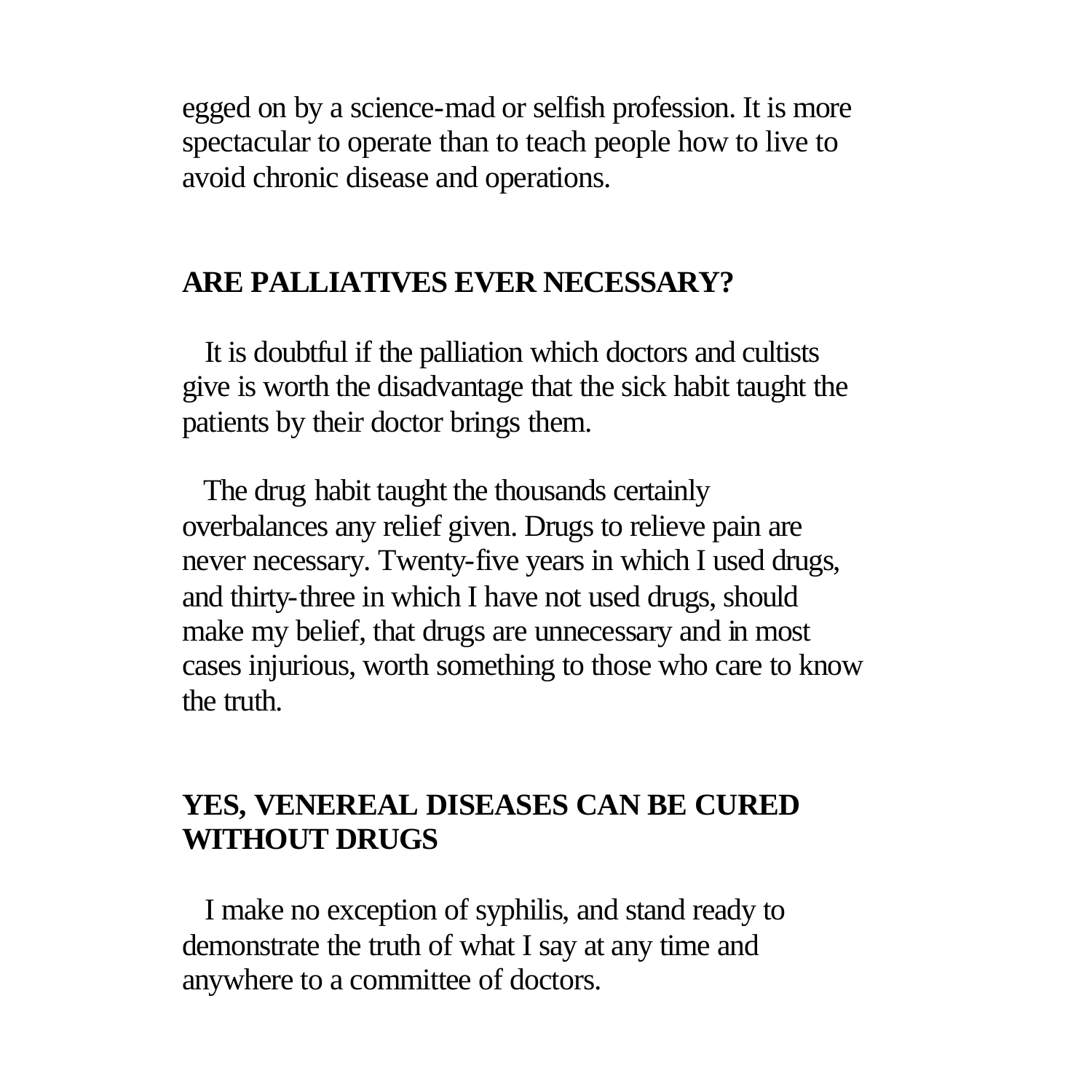egged on by a science-mad or selfish profession. It is more spectacular to operate than to teach people how to live to avoid chronic disease and operations.

## ARE PALLIATIVES EVER NECESSARY?

It is doubtful if the palliation which doctors and cultists give is worth the disadvantage that the sick habit taught the patients by their doctor brings them.

The drug habit taught the thousands certainly overbalances any relief given. Drugs to relieve pain are never necessary. Twenty-five years in which I used drugs, and thirty-three in which I have not used drugs, should make my belief, that drugs are unnecessary and in most cases injurious, worth something to those who care to know the truth.

## YES, VENEREAL DISEASES CAN BE CURED WITHOUT DRUGS

I make no exception of syphilis, and stand ready to demonstrate the truth of what I say at any time and anywhere to a committee of doctors.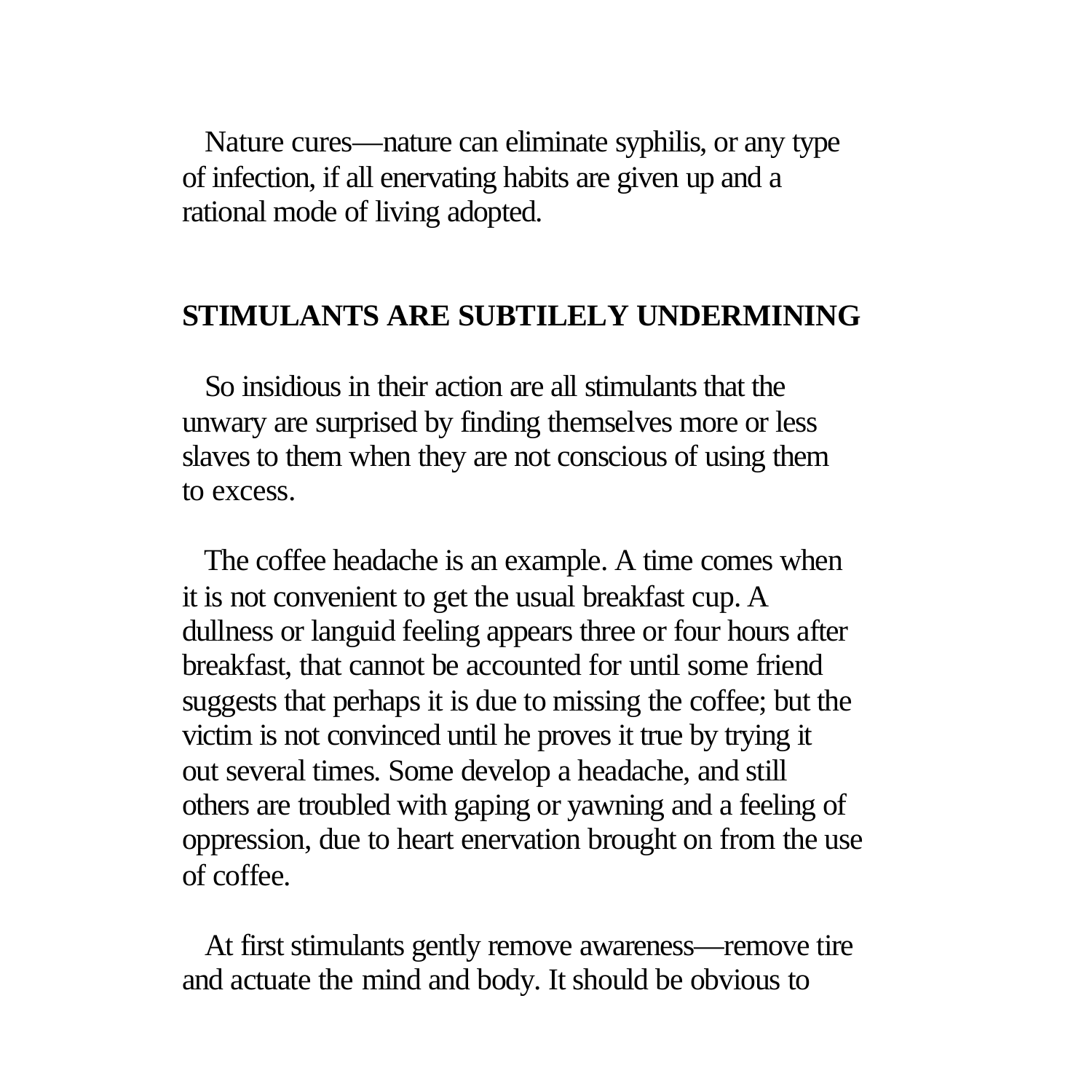Nature cures—nature can eliminate syphilis, or any type of infection, if all enervating habits are given up and a rational mode of living adopted.

## STIMULANTS ARE SUBTILELY UNDERMINING

So insidious in their action are all stimulants that the unwary are surprised by finding themselves more or less slaves to them when they are not conscious of using them to excess.

The coffee headache is an example. A time comes when it is not convenient to get the usual breakfast cup. A dullness or languid feeling appears three or four hours after breakfast, that cannot be accounted for until some friend suggests that perhaps it is due to missing the coffee; but the victim is not convinced until he proves it true by trying it out several times. Some develop a headache, and still others are troubled with gaping or yawning and a feeling of oppression, due to heart enervation brought on from the use of coffee.

At first stimulants gently remove awareness—remove tire and actuate the mind and body. It should be obvious to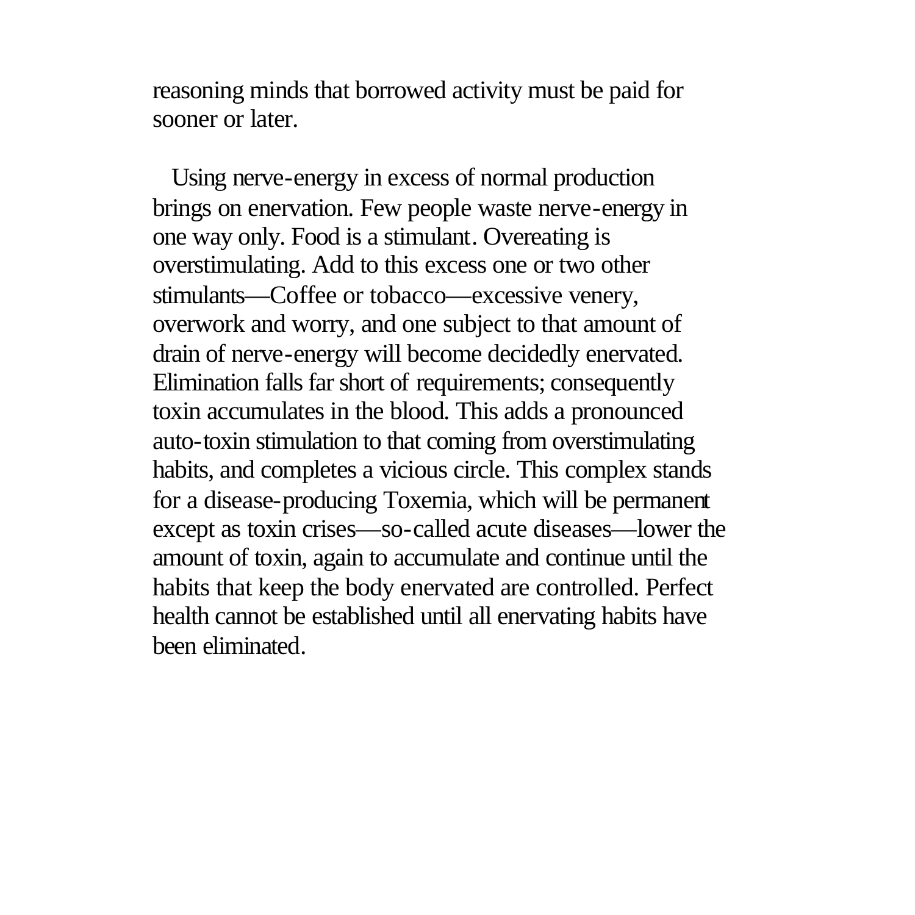reasoning minds that borrowed activity must be paid for sooner or later.

Using nerve-energy in excess of normal production brings on enervation. Few people waste nerve-energy in one way only. Food is a stimulant. Overeating is overstimulating. Add to this excess one or two other stimulants—Coffee or tobacco—excessive venery, overwork and worry, and one subject to that amount of drain of nerve-energy will become decidedly enervated. Elimination falls far short of requirements; consequently toxin accumulates in the blood. This adds a pronounced auto-toxin stimulation to that coming from overstimulating habits, and completes a vicious circle. This complex stands for a disease-producing Toxemia, which will be permanent except as toxin crises—so-called acute diseases—lower the amount of toxin, again to accumulate and continue until the habits that keep the body enervated are controlled. Perfect health cannot be established until all enervating habits have been eliminated.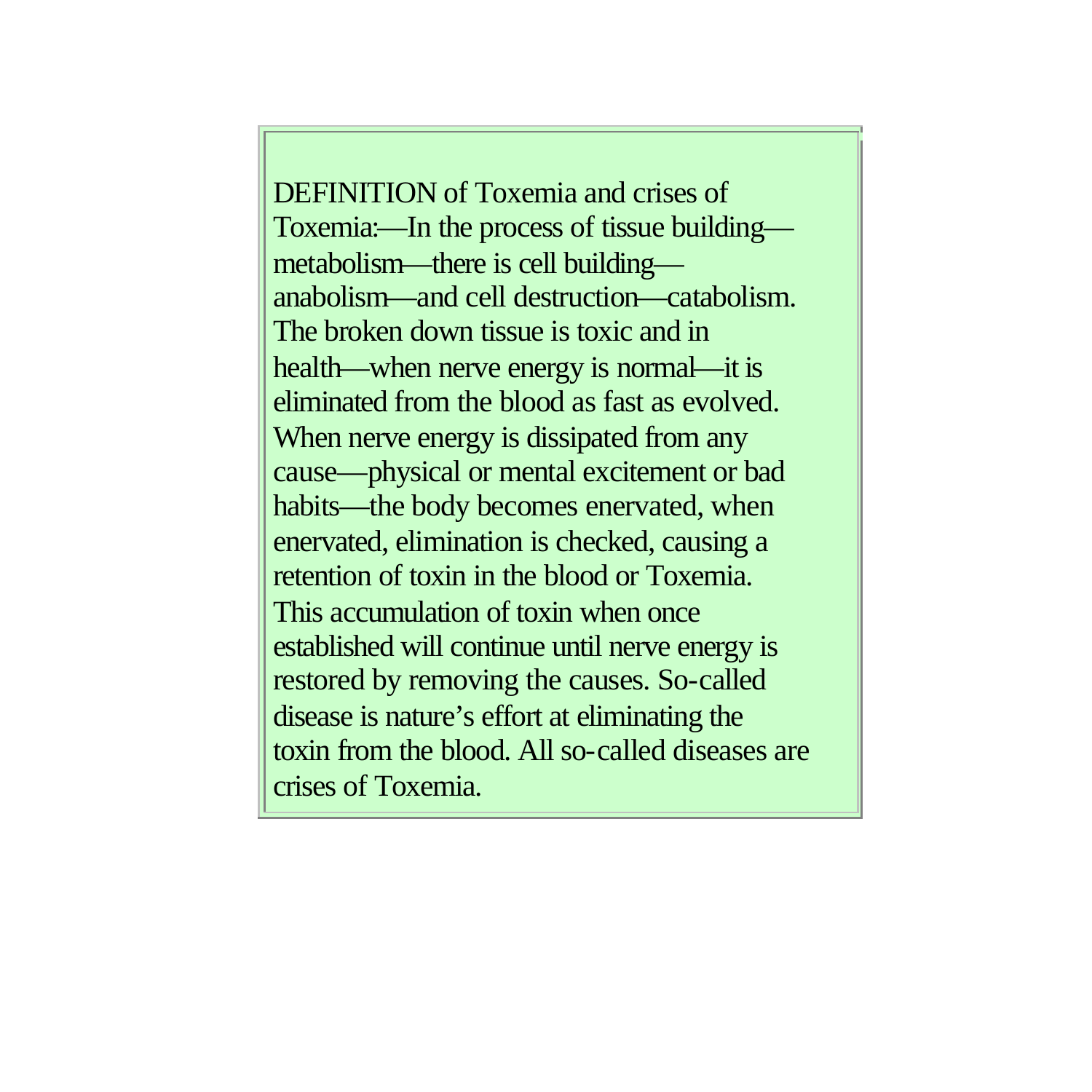DEFINITION of Toxemia and crises of Toxemia:—In the process of tissue building—metabolism—there is cell building—anabolism—and cell destruction—catabolism. The broken down tissue is toxic and in health—when nerve energy is normal—it is eliminated from the blood as fast as evolved. When nerve energy is dissipated from any cause—physical or mental excitement or bad habits—the body becomes enervated, when enervated, elimination is checked, causing a retention of toxin in the blood or Toxemia. This accumulation of toxin when once established will continue until nerve energy is restored by removing the causes. So-called disease is nature's effort at eliminating the toxin from the blood. All so-called diseases are crises of Toxemia.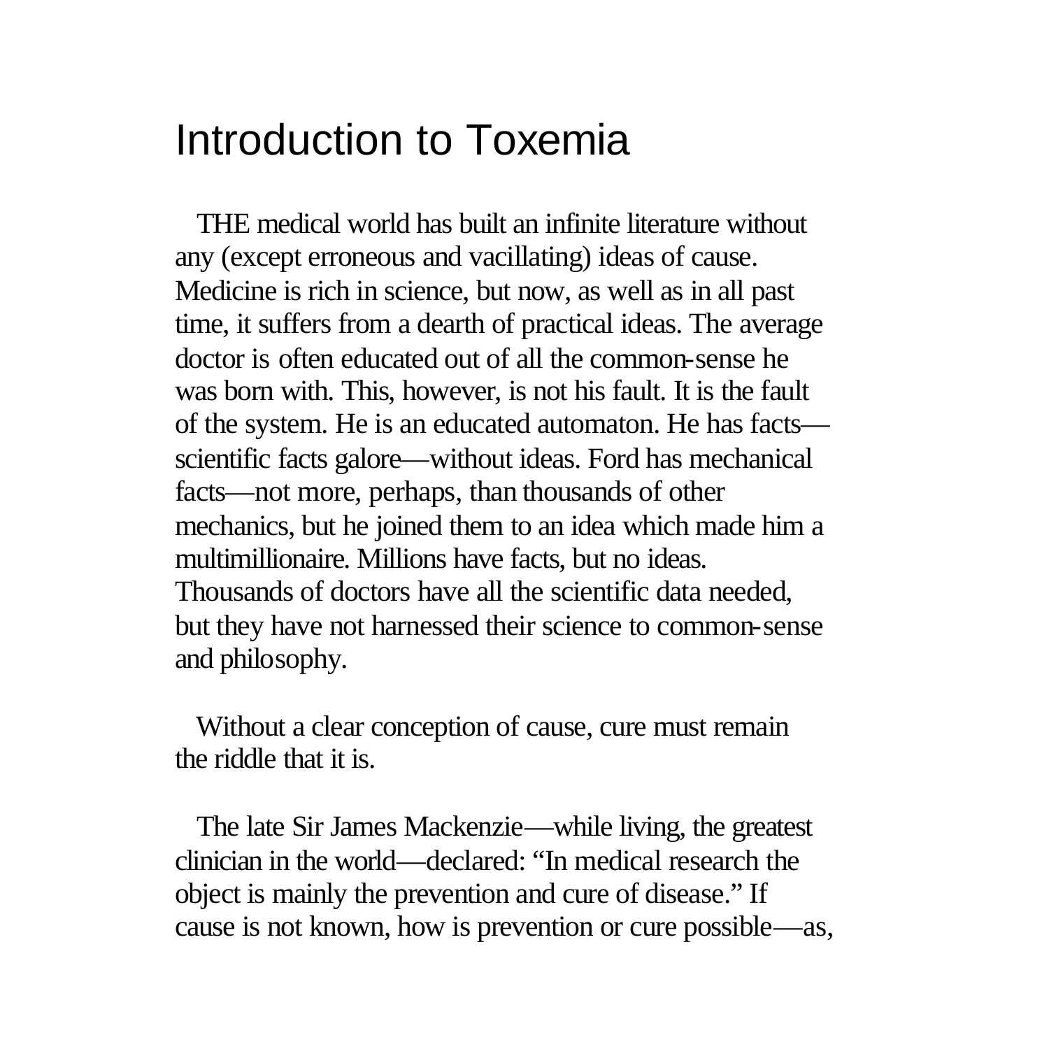# Introduction to Toxemia

THE medical world has built an infinite literature without any (except erroneous and vacillating) ideas of cause. Medicine is rich in science, but now, as well as in all past time, it suffers from a dearth of practical ideas. The average doctor is often educated out of all the common-sense he was born with. This, however, is not his fault. It is the fault of the system. He is an educated automaton. He has facts—scientific facts galore—without ideas. Ford has mechanical facts—not more, perhaps, than thousands of other mechanics, but he joined them to an idea which made him a multimillionaire. Millions have facts, but no ideas. Thousands of doctors have all the scientific data needed, but they have not harnessed their science to common-sense and philosophy.

Without a clear conception of cause, cure must remain the riddle that it is.

The late Sir James Mackenzie—while living, the greatest clinician in the world—declared: "In medical research the object is mainly the prevention and cure of disease." If cause is not known, how is prevention or cure possible—as,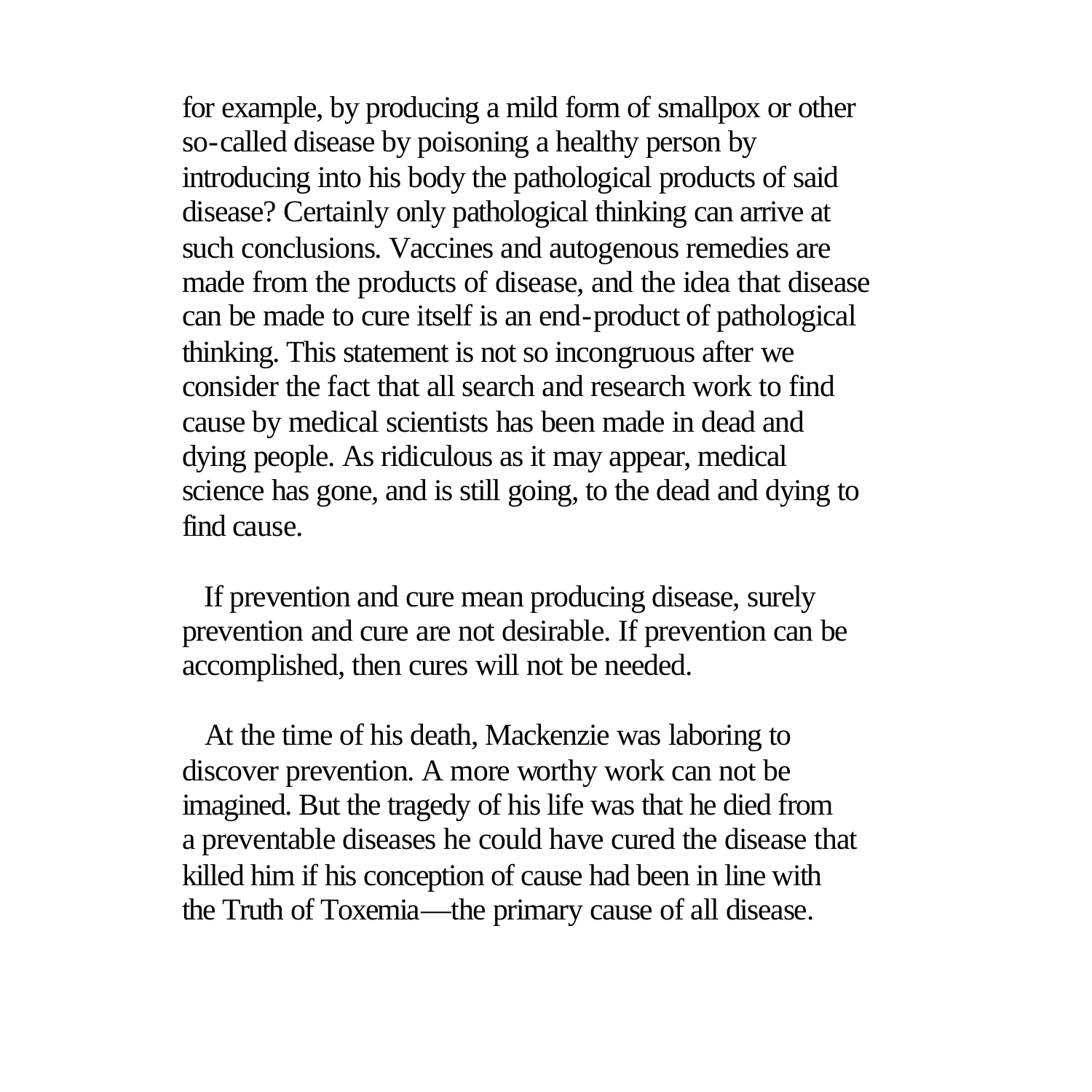for example, by producing a mild form of smallpox or other so-called disease by poisoning a healthy person by introducing into his body the pathological products of said disease? Certainly only pathological thinking can arrive at such conclusions. Vaccines and autogenous remedies are made from the products of disease, and the idea that disease can be made to cure itself is an end-product of pathological thinking. This statement is not so incongruous after we consider the fact that all search and research work to find cause by medical scientists has been made in dead and dying people. As ridiculous as it may appear, medical science has gone, and is still going, to the dead and dying to find cause.

If prevention and cure mean producing disease, surely prevention and cure are not desirable. If prevention can be accomplished, then cures will not be needed.

At the time of his death, Mackenzie was laboring to discover prevention. A more worthy work can not be imagined. But the tragedy of his life was that he died from a preventable diseases he could have cured the disease that killed him if his conception of cause had been in line with the Truth of Toxemia—the primary cause of all disease.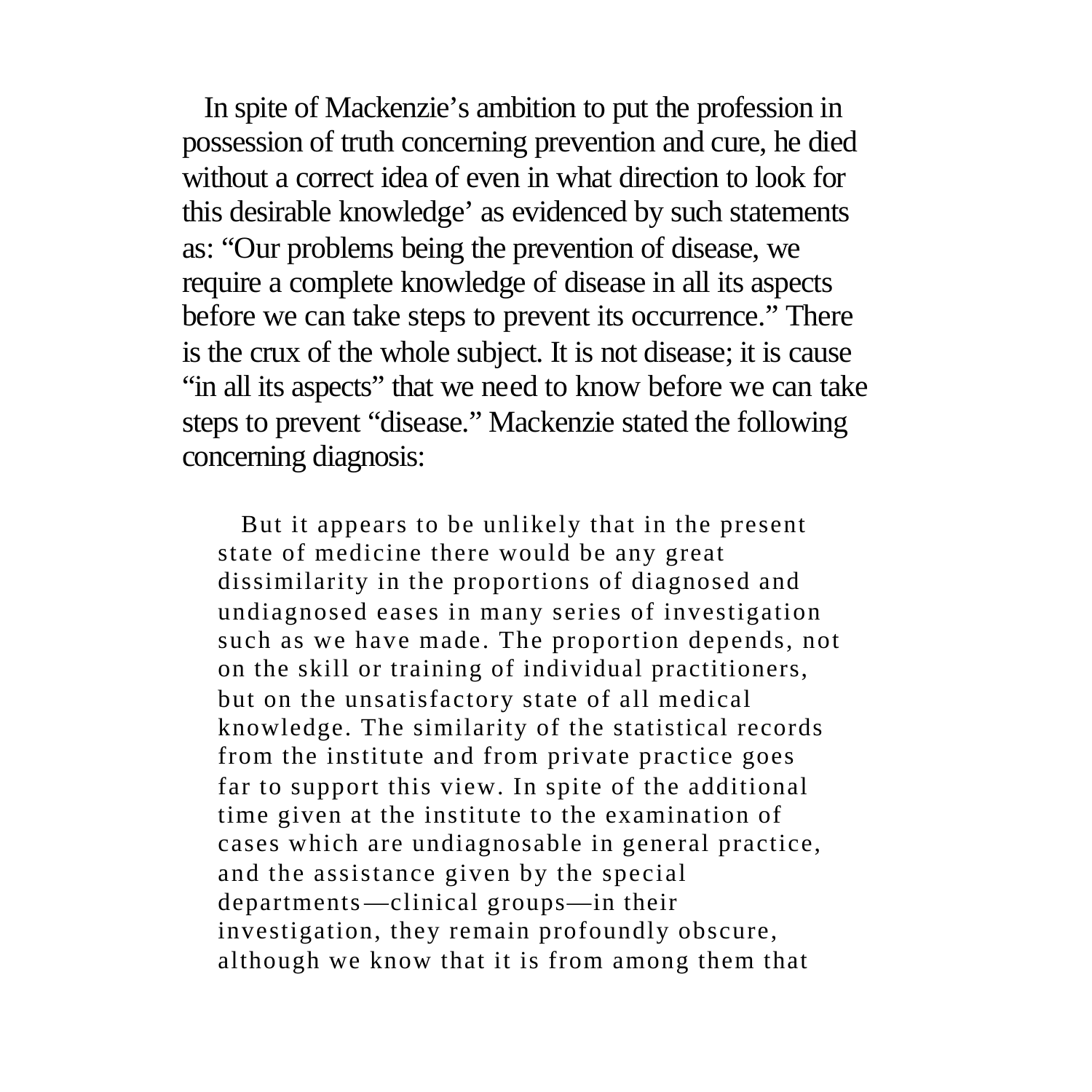In spite of Mackenzie's ambition to put the profession in possession of truth concerning prevention and cure, he died without a correct idea of even in what direction to look for this desirable knowledge' as evidenced by such statements as: "Our problems being the prevention of disease, we require a complete knowledge of disease in all its aspects before we can take steps to prevent its occurrence." There is the crux of the whole subject. It is not disease; it is cause "in all its aspects" that we need to know before we can take steps to prevent "disease." Mackenzie stated the following concerning diagnosis:

> But it appears to be unlikely that in the present state of medicine there would be any great dissimilarity in the proportions of diagnosed and undiagnosed eases in many series of investigation such as we have made. The proportion depends, not on the skill or training of individual practitioners, but on the unsatisfactory state of all medical knowledge. The similarity of the statistical records from the institute and from private practice goes far to support this view. In spite of the additional time given at the institute to the examination of cases which are undiagnosable in general practice, and the assistance given by the special departments—clinical groups—in their investigation, they remain profoundly obscure, although we know that it is from among them that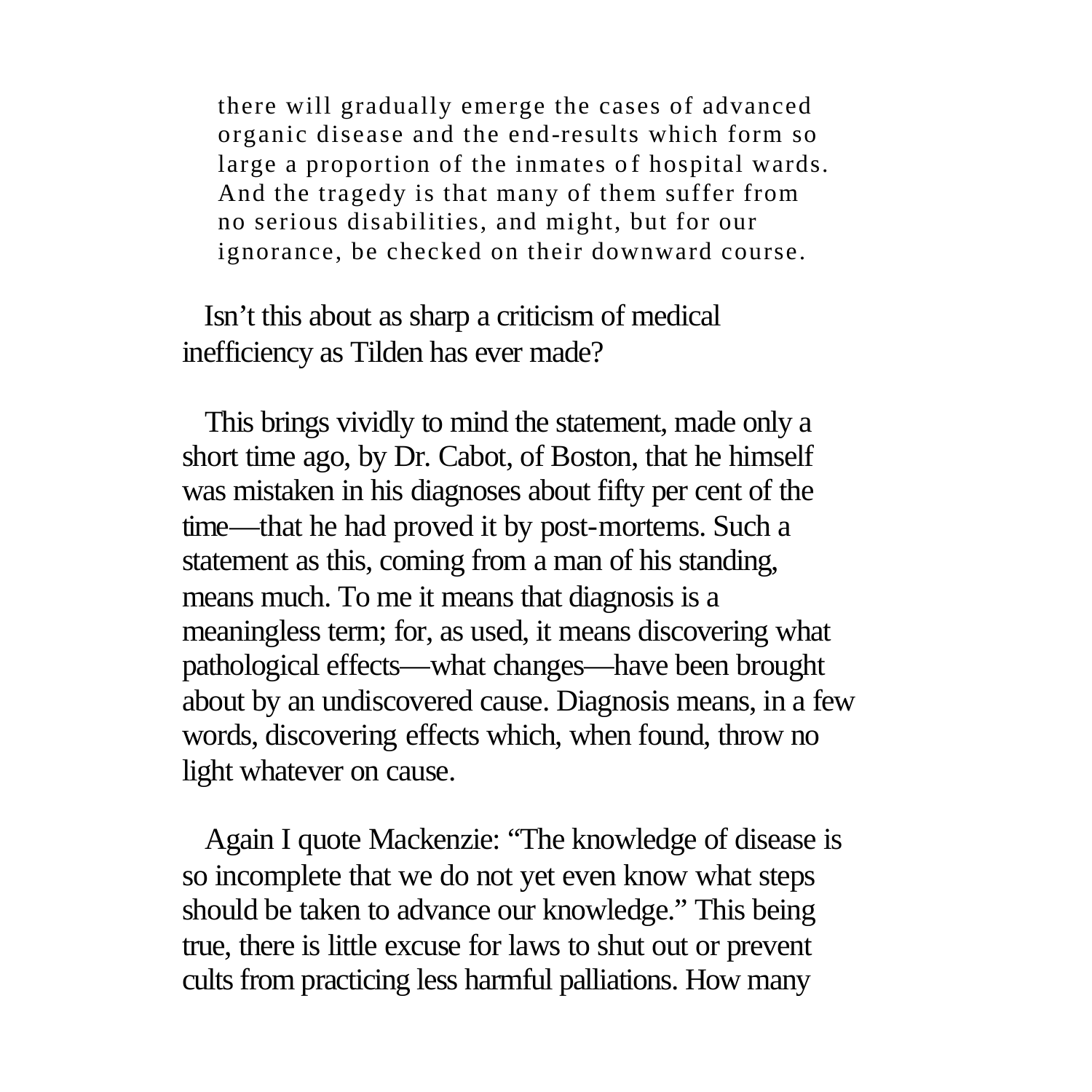> there will gradually emerge the cases of advanced organic disease and the end-results which form so large a proportion of the inmates of hospital wards. And the tragedy is that many of them suffer from no serious disabilities, and might, but for our ignorance, be checked on their downward course.

Isn’t this about as sharp a criticism of medical inefficiency as Tilden has ever made?

This brings vividly to mind the statement, made only a short time ago, by Dr. Cabot, of Boston, that he himself was mistaken in his diagnoses about fifty per cent of the time—that he had proved it by post-mortems. Such a statement as this, coming from a man of his standing, means much. To me it means that diagnosis is a meaningless term; for, as used, it means discovering what pathological effects—what changes—have been brought about by an undiscovered cause. Diagnosis means, in a few words, discovering effects which, when found, throw no light whatever on cause.

Again I quote Mackenzie: “The knowledge of disease is so incomplete that we do not yet even know what steps should be taken to advance our knowledge.” This being true, there is little excuse for laws to shut out or prevent cults from practicing less harmful palliations. How many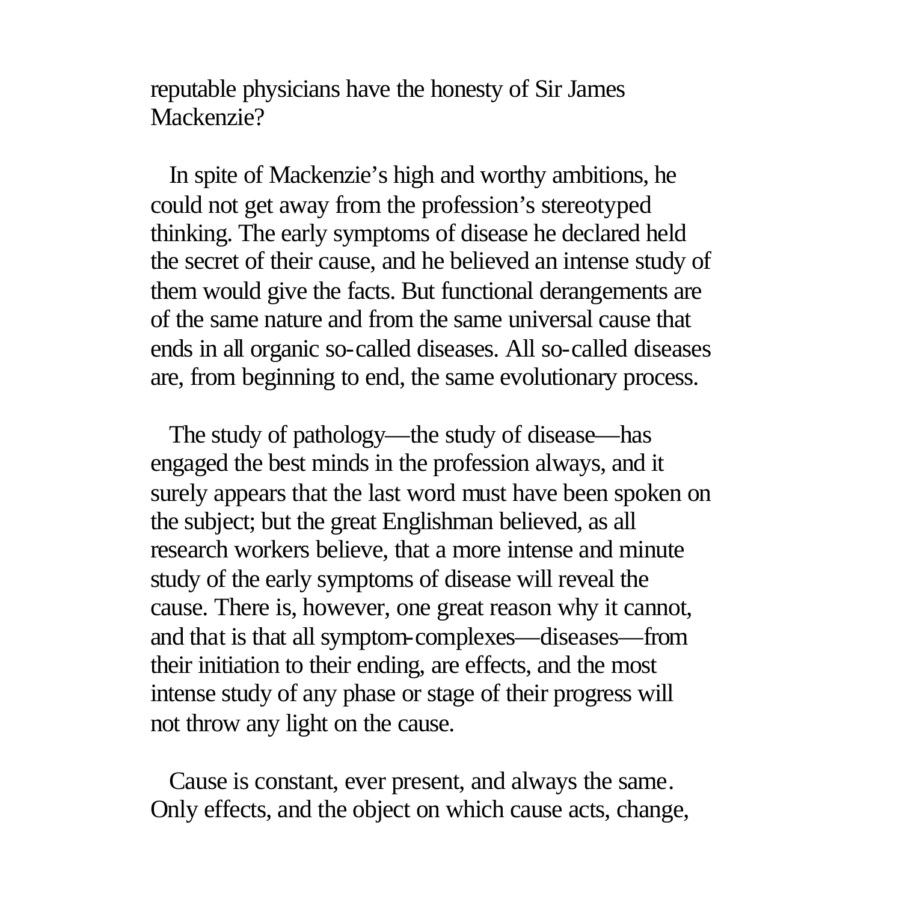reputable physicians have the honesty of Sir James Mackenzie?

In spite of Mackenzie's high and worthy ambitions, he could not get away from the profession's stereotyped thinking. The early symptoms of disease he declared held the secret of their cause, and he believed an intense study of them would give the facts. But functional derangements are of the same nature and from the same universal cause that ends in all organic so-called diseases. All so-called diseases are, from beginning to end, the same evolutionary process.

The study of pathology—the study of disease—has engaged the best minds in the profession always, and it surely appears that the last word must have been spoken on the subject; but the great Englishman believed, as all research workers believe, that a more intense and minute study of the early symptoms of disease will reveal the cause. There is, however, one great reason why it cannot, and that is that all symptom-complexes—diseases—from their initiation to their ending, are effects, and the most intense study of any phase or stage of their progress will not throw any light on the cause.

Cause is constant, ever present, and always the same. Only effects, and the object on which cause acts, change,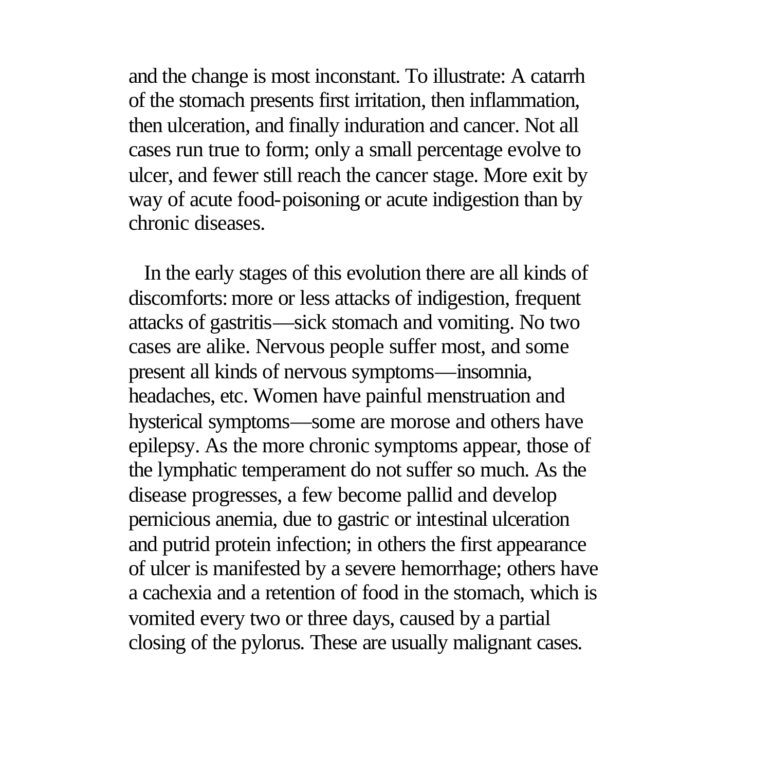and the change is most inconstant. To illustrate: A catarrh of the stomach presents first irritation, then inflammation, then ulceration, and finally induration and cancer. Not all cases run true to form; only a small percentage evolve to ulcer, and fewer still reach the cancer stage. More exit by way of acute food-poisoning or acute indigestion than by chronic diseases.

In the early stages of this evolution there are all kinds of discomforts: more or less attacks of indigestion, frequent attacks of gastritis—sick stomach and vomiting. No two cases are alike. Nervous people suffer most, and some present all kinds of nervous symptoms—insomnia, headaches, etc. Women have painful menstruation and hysterical symptoms—some are morose and others have epilepsy. As the more chronic symptoms appear, those of the lymphatic temperament do not suffer so much. As the disease progresses, a few become pallid and develop pernicious anemia, due to gastric or intestinal ulceration and putrid protein infection; in others the first appearance of ulcer is manifested by a severe hemorrhage; others have a cachexia and a retention of food in the stomach, which is vomited every two or three days, caused by a partial closing of the pylorus. These are usually malignant cases.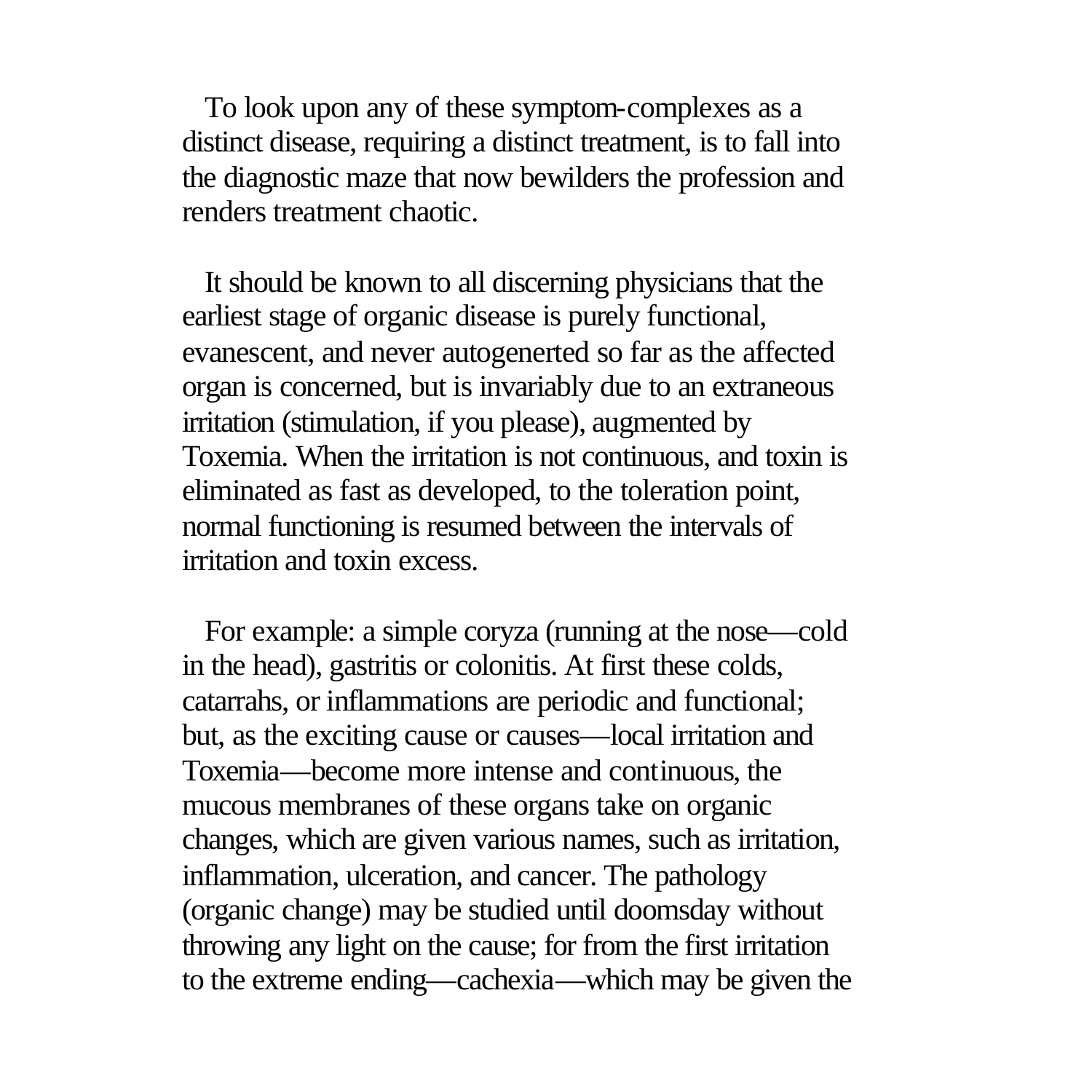To look upon any of these symptom-complexes as a distinct disease, requiring a distinct treatment, is to fall into the diagnostic maze that now bewilders the profession and renders treatment chaotic.

It should be known to all discerning physicians that the earliest stage of organic disease is purely functional, evanescent, and never autogenerted so far as the affected organ is concerned, but is invariably due to an extraneous irritation (stimulation, if you please), augmented by Toxemia. When the irritation is not continuous, and toxin is eliminated as fast as developed, to the toleration point, normal functioning is resumed between the intervals of irritation and toxin excess.

For example: a simple coryza (running at the nose—cold in the head), gastritis or colonitis. At first these colds, catarrahs, or inflammations are periodic and functional; but, as the exciting cause or causes—local irritation and Toxemia—become more intense and continuous, the mucous membranes of these organs take on organic changes, which are given various names, such as irritation, inflammation, ulceration, and cancer. The pathology (organic change) may be studied until doomsday without throwing any light on the cause; for from the first irritation to the extreme ending—cachexia—which may be given the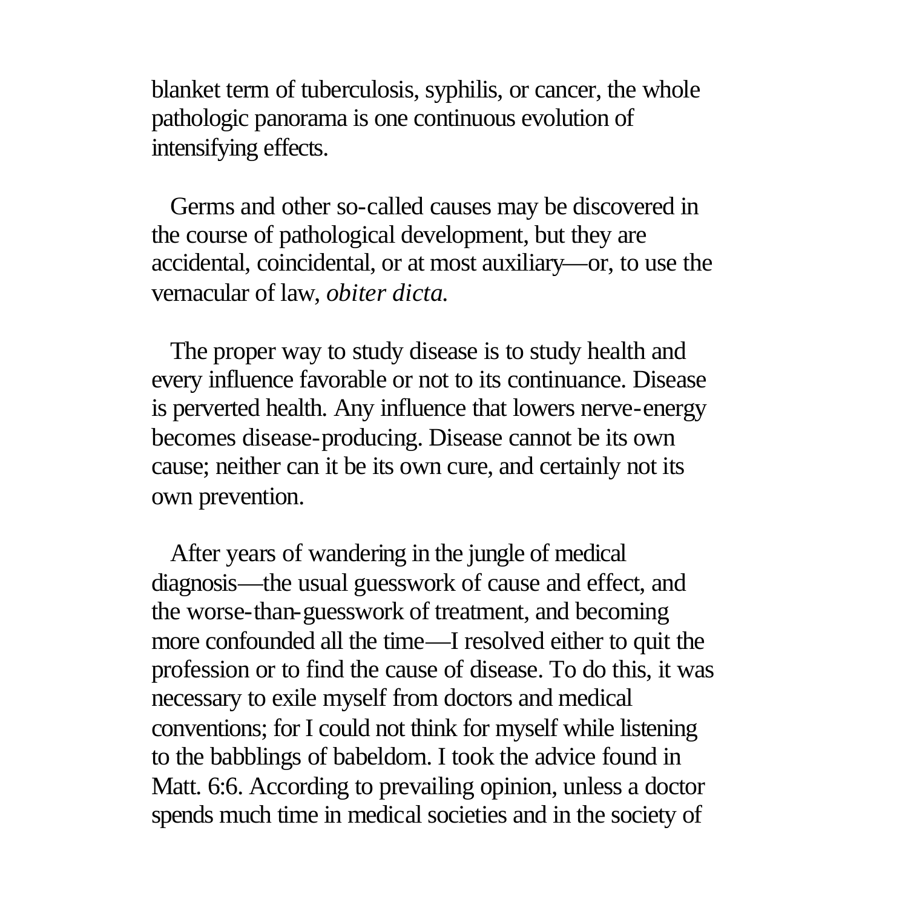blanket term of tuberculosis, syphilis, or cancer, the whole pathologic panorama is one continuous evolution of intensifying effects.

Germs and other so-called causes may be discovered in the course of pathological development, but they are accidental, coincidental, or at most auxiliary—or, to use the vernacular of law, *obiter dicta.*

The proper way to study disease is to study health and every influence favorable or not to its continuance. Disease is perverted health. Any influence that lowers nerve-energy becomes disease-producing. Disease cannot be its own cause; neither can it be its own cure, and certainly not its own prevention.

After years of wandering in the jungle of medical diagnosis—the usual guesswork of cause and effect, and the worse-than-guesswork of treatment, and becoming more confounded all the time—I resolved either to quit the profession or to find the cause of disease. To do this, it was necessary to exile myself from doctors and medical conventions; for I could not think for myself while listening to the babblings of babeldom. I took the advice found in Matt. 6:6. According to prevailing opinion, unless a doctor spends much time in medical societies and in the society of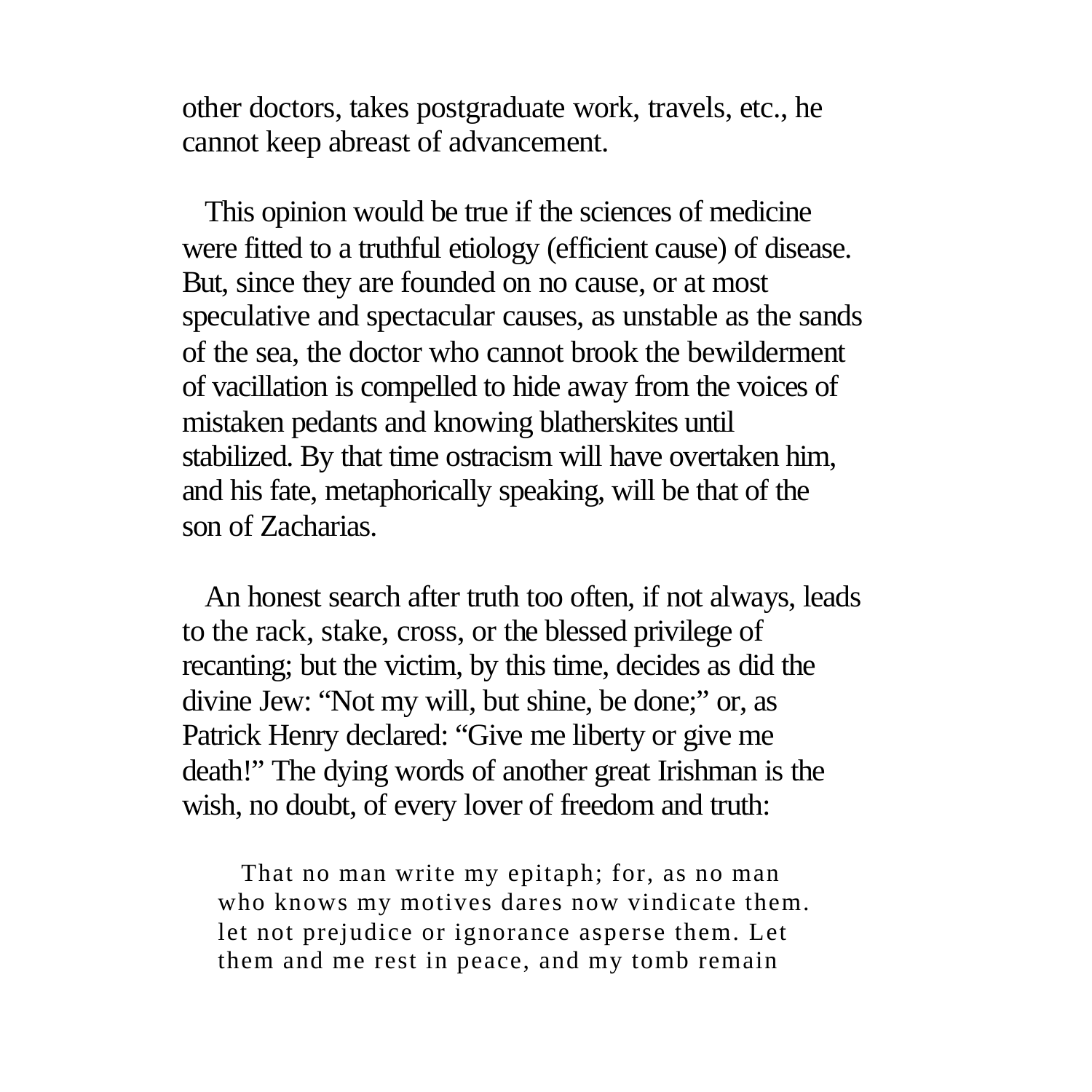other doctors, takes postgraduate work, travels, etc., he cannot keep abreast of advancement.

This opinion would be true if the sciences of medicine were fitted to a truthful etiology (efficient cause) of disease. But, since they are founded on no cause, or at most speculative and spectacular causes, as unstable as the sands of the sea, the doctor who cannot brook the bewilderment of vacillation is compelled to hide away from the voices of mistaken pedants and knowing blatherskites until stabilized. By that time ostracism will have overtaken him, and his fate, metaphorically speaking, will be that of the son of Zacharias.

An honest search after truth too often, if not always, leads to the rack, stake, cross, or the blessed privilege of recanting; but the victim, by this time, decides as did the divine Jew: “Not my will, but shine, be done;” or, as Patrick Henry declared: “Give me liberty or give me death!” The dying words of another great Irishman is the wish, no doubt, of every lover of freedom and truth:

> That no man write my epitaph; for, as no man who knows my motives dares now vindicate them. let not prejudice or ignorance asperse them. Let them and me rest in peace, and my tomb remain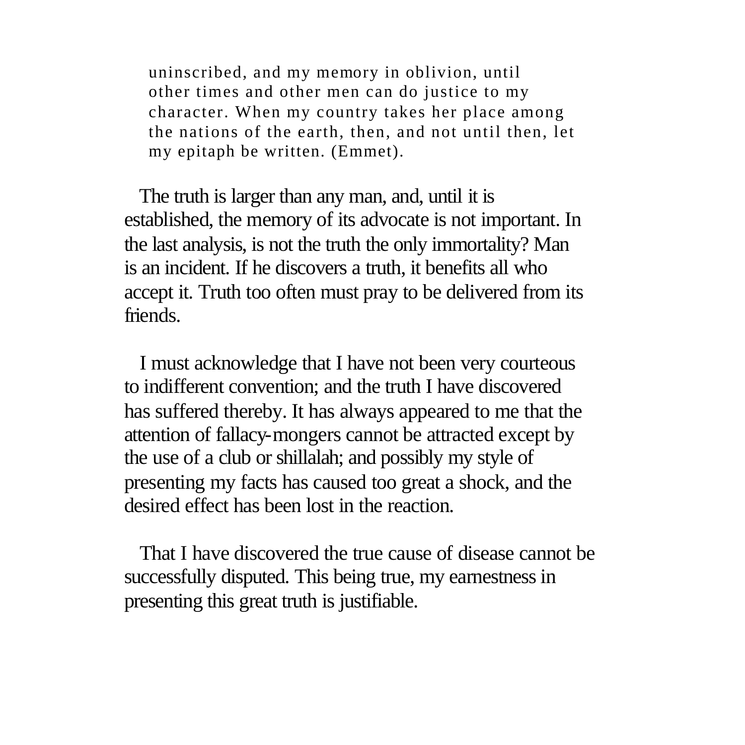> uninscribed, and my memory in oblivion, until other times and other men can do justice to my character. When my country takes her place among the nations of the earth, then, and not until then, let my epitaph be written. (Emmet).

The truth is larger than any man, and, until it is established, the memory of its advocate is not important. In the last analysis, is not the truth the only immortality? Man is an incident. If he discovers a truth, it benefits all who accept it. Truth too often must pray to be delivered from its friends.

I must acknowledge that I have not been very courteous to indifferent convention; and the truth I have discovered has suffered thereby. It has always appeared to me that the attention of fallacy-mongers cannot be attracted except by the use of a club or shillalah; and possibly my style of presenting my facts has caused too great a shock, and the desired effect has been lost in the reaction.

That I have discovered the true cause of disease cannot be successfully disputed. This being true, my earnestness in presenting this great truth is justifiable.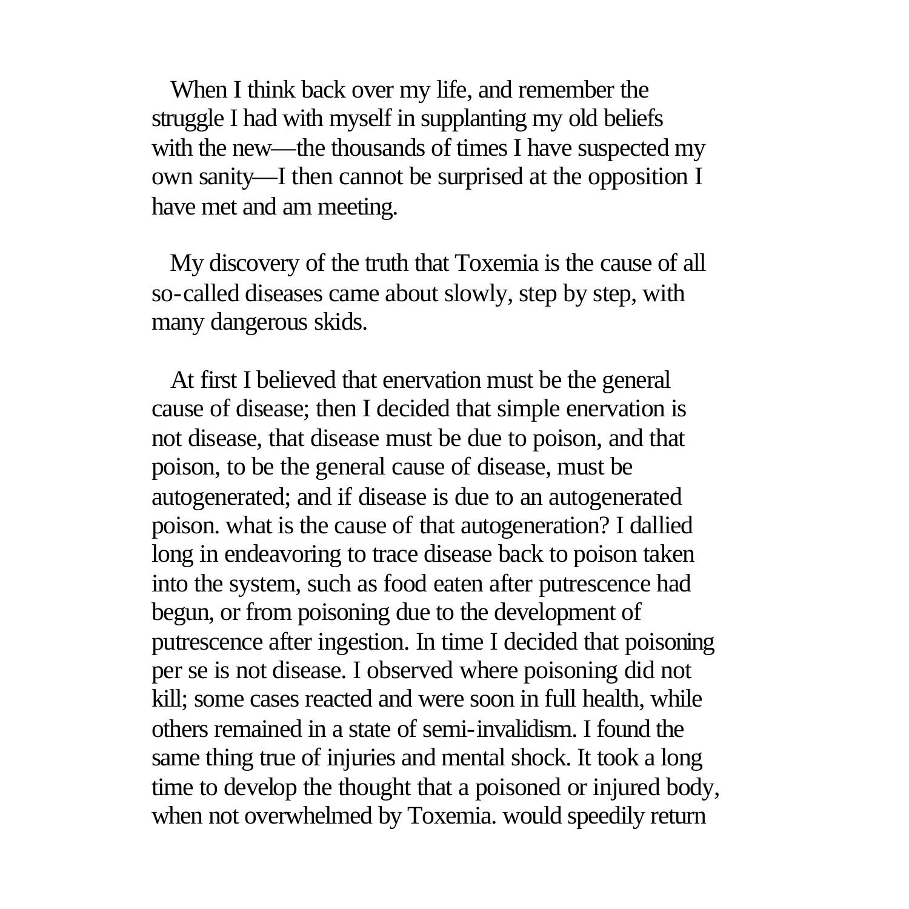When I think back over my life, and remember the struggle I had with myself in supplanting my old beliefs with the new—the thousands of times I have suspected my own sanity—I then cannot be surprised at the opposition I have met and am meeting.

My discovery of the truth that Toxemia is the cause of all so-called diseases came about slowly, step by step, with many dangerous skids.

At first I believed that enervation must be the general cause of disease; then I decided that simple enervation is not disease, that disease must be due to poison, and that poison, to be the general cause of disease, must be autogenerated; and if disease is due to an autogenerated poison. what is the cause of that autogeneration? I dallied long in endeavoring to trace disease back to poison taken into the system, such as food eaten after putrescence had begun, or from poisoning due to the development of putrescence after ingestion. In time I decided that poisoning per se is not disease. I observed where poisoning did not kill; some cases reacted and were soon in full health, while others remained in a state of semi-invalidism. I found the same thing true of injuries and mental shock. It took a long time to develop the thought that a poisoned or injured body, when not overwhelmed by Toxemia. would speedily return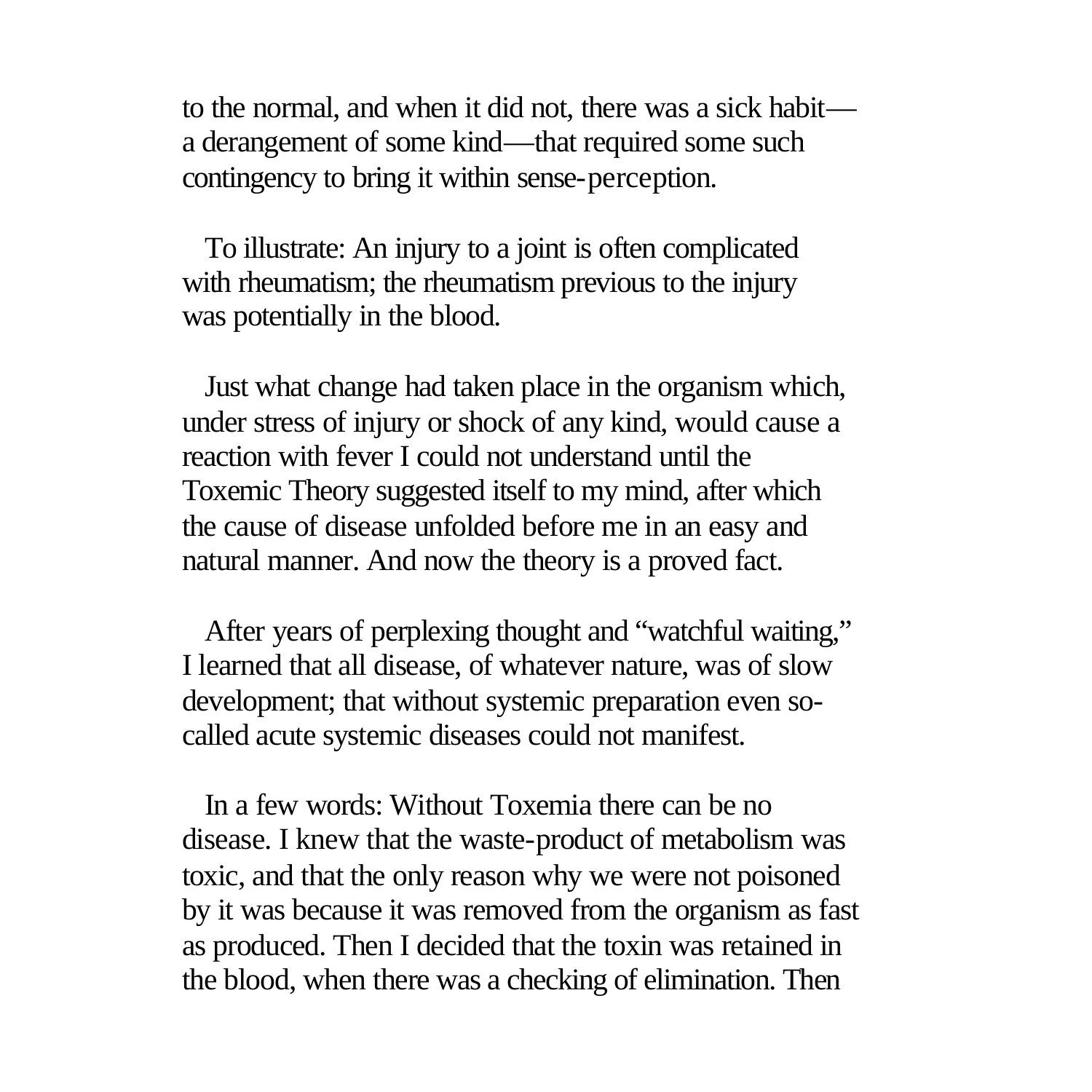to the normal, and when it did not, there was a sick habit—a derangement of some kind—that required some such contingency to bring it within sense-perception.

To illustrate: An injury to a joint is often complicated with rheumatism; the rheumatism previous to the injury was potentially in the blood.

Just what change had taken place in the organism which, under stress of injury or shock of any kind, would cause a reaction with fever I could not understand until the Toxemic Theory suggested itself to my mind, after which the cause of disease unfolded before me in an easy and natural manner. And now the theory is a proved fact.

After years of perplexing thought and "watchful waiting," I learned that all disease, of whatever nature, was of slow development; that without systemic preparation even so-called acute systemic diseases could not manifest.

In a few words: Without Toxemia there can be no disease. I knew that the waste-product of metabolism was toxic, and that the only reason why we were not poisoned by it was because it was removed from the organism as fast as produced. Then I decided that the toxin was retained in the blood, when there was a checking of elimination. Then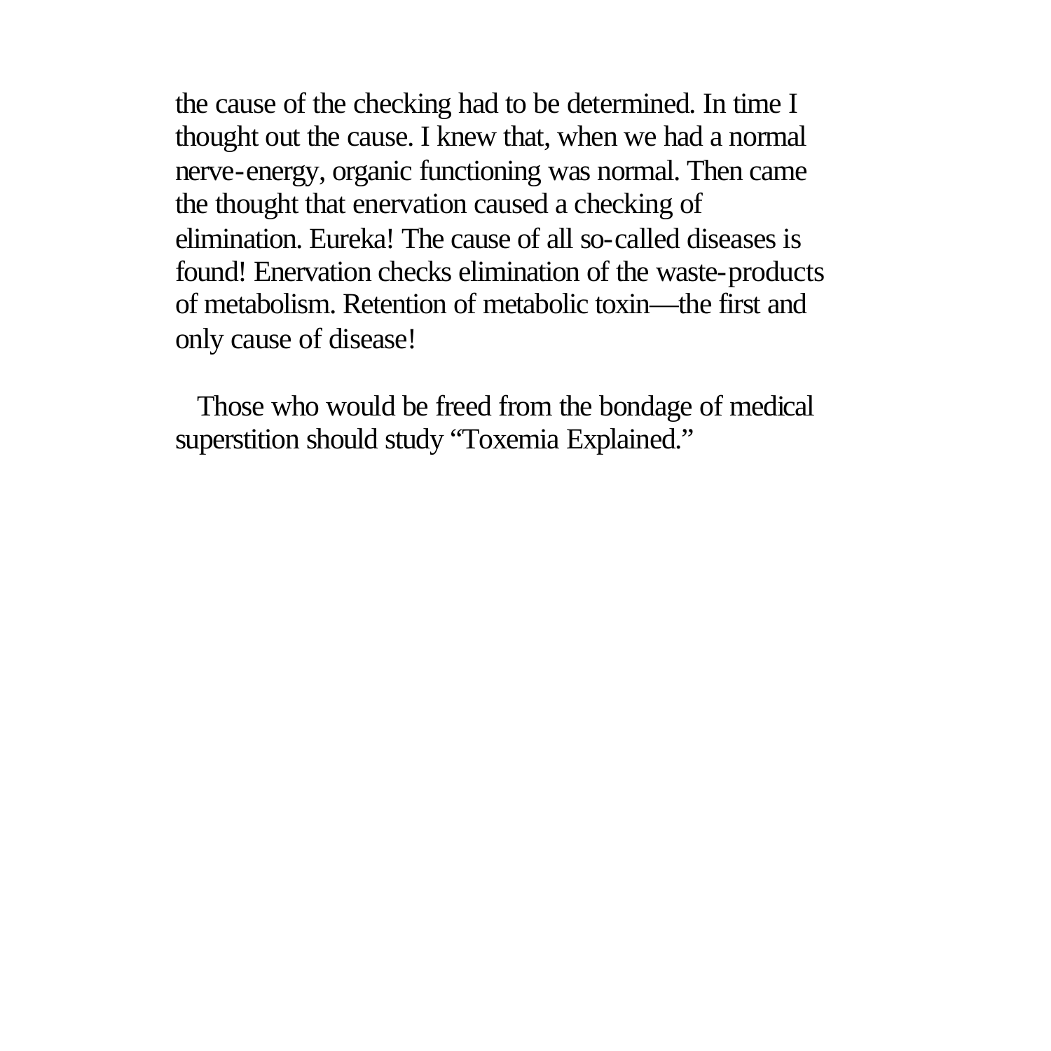the cause of the checking had to be determined. In time I thought out the cause. I knew that, when we had a normal nerve-energy, organic functioning was normal. Then came the thought that enervation caused a checking of elimination. Eureka! The cause of all so-called diseases is found! Enervation checks elimination of the waste-products of metabolism. Retention of metabolic toxin—the first and only cause of disease!

Those who would be freed from the bondage of medical superstition should study "Toxemia Explained."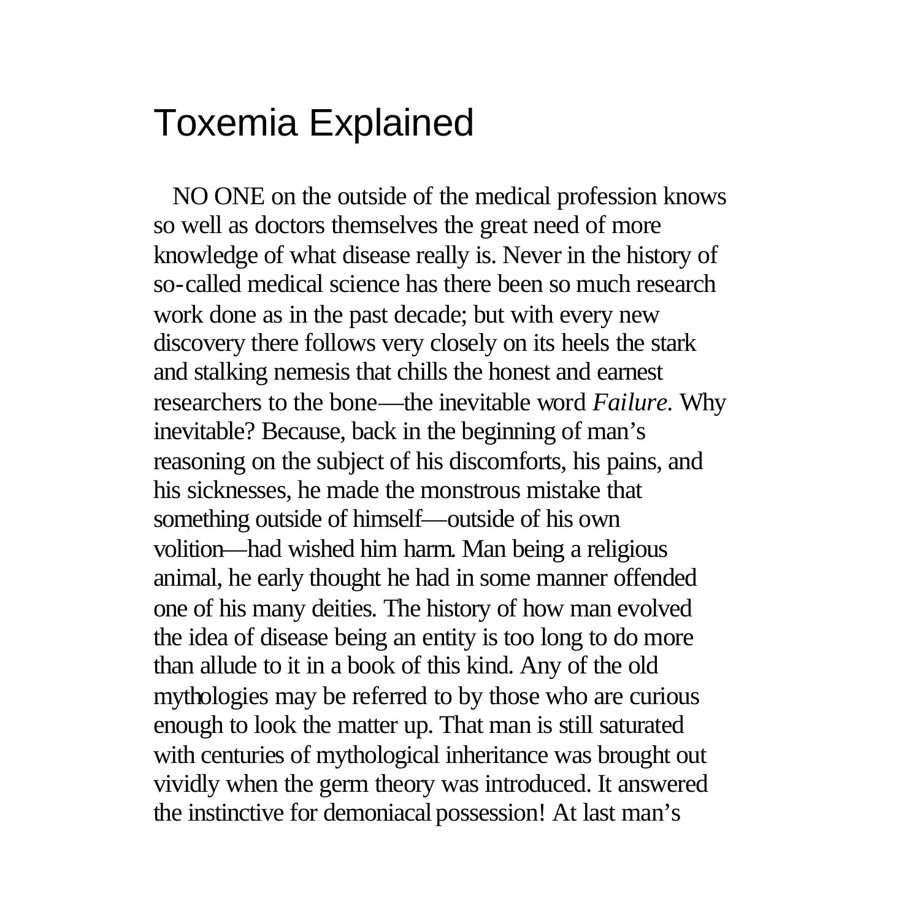# Toxemia Explained

NO ONE on the outside of the medical profession knows so well as doctors themselves the great need of more knowledge of what disease really is. Never in the history of so-called medical science has there been so much research work done as in the past decade; but with every new discovery there follows very closely on its heels the stark and stalking nemesis that chills the honest and earnest researchers to the bone—the inevitable word *Failure.* Why inevitable? Because, back in the beginning of man's reasoning on the subject of his discomforts, his pains, and his sicknesses, he made the monstrous mistake that something outside of himself—outside of his own volition—had wished him harm. Man being a religious animal, he early thought he had in some manner offended one of his many deities. The history of how man evolved the idea of disease being an entity is too long to do more than allude to it in a book of this kind. Any of the old mythologies may be referred to by those who are curious enough to look the matter up. That man is still saturated with centuries of mythological inheritance was brought out vividly when the germ theory was introduced. It answered the instinctive for demoniacal possession! At last man's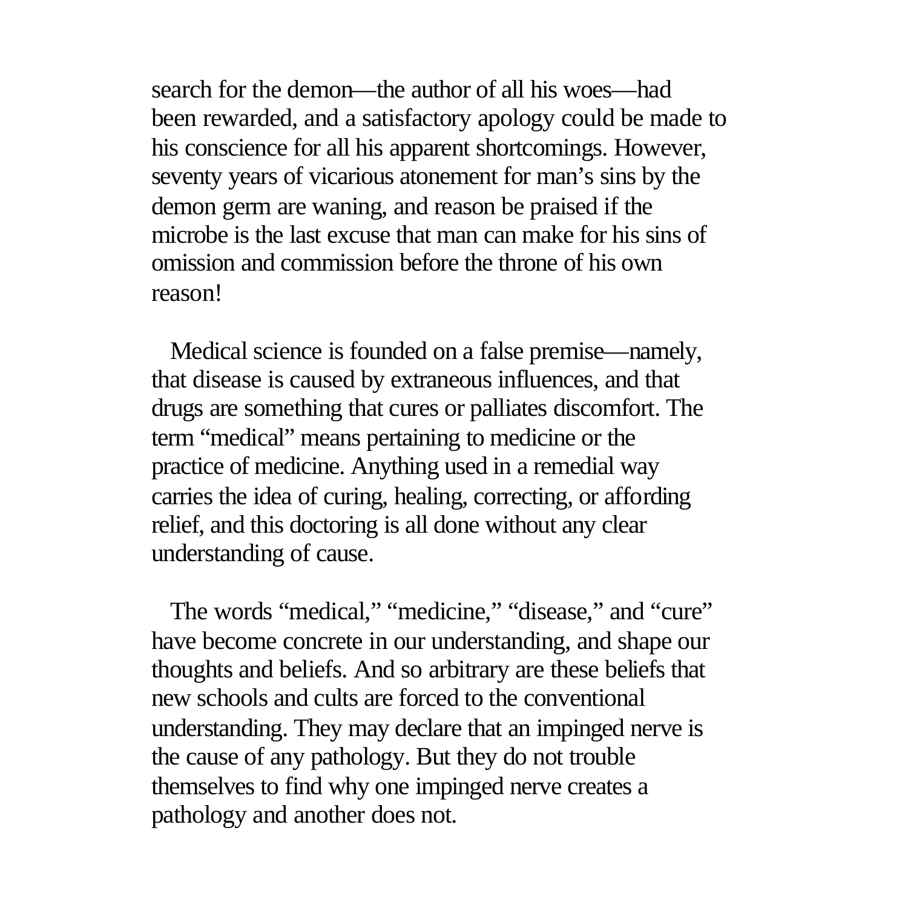search for the demon—the author of all his woes—had been rewarded, and a satisfactory apology could be made to his conscience for all his apparent shortcomings. However, seventy years of vicarious atonement for man's sins by the demon germ are waning, and reason be praised if the microbe is the last excuse that man can make for his sins of omission and commission before the throne of his own reason!

Medical science is founded on a false premise—namely, that disease is caused by extraneous influences, and that drugs are something that cures or palliates discomfort. The term "medical" means pertaining to medicine or the practice of medicine. Anything used in a remedial way carries the idea of curing, healing, correcting, or affording relief, and this doctoring is all done without any clear understanding of cause.

The words "medical," "medicine," "disease," and "cure" have become concrete in our understanding, and shape our thoughts and beliefs. And so arbitrary are these beliefs that new schools and cults are forced to the conventional understanding. They may declare that an impinged nerve is the cause of any pathology. But they do not trouble themselves to find why one impinged nerve creates a pathology and another does not.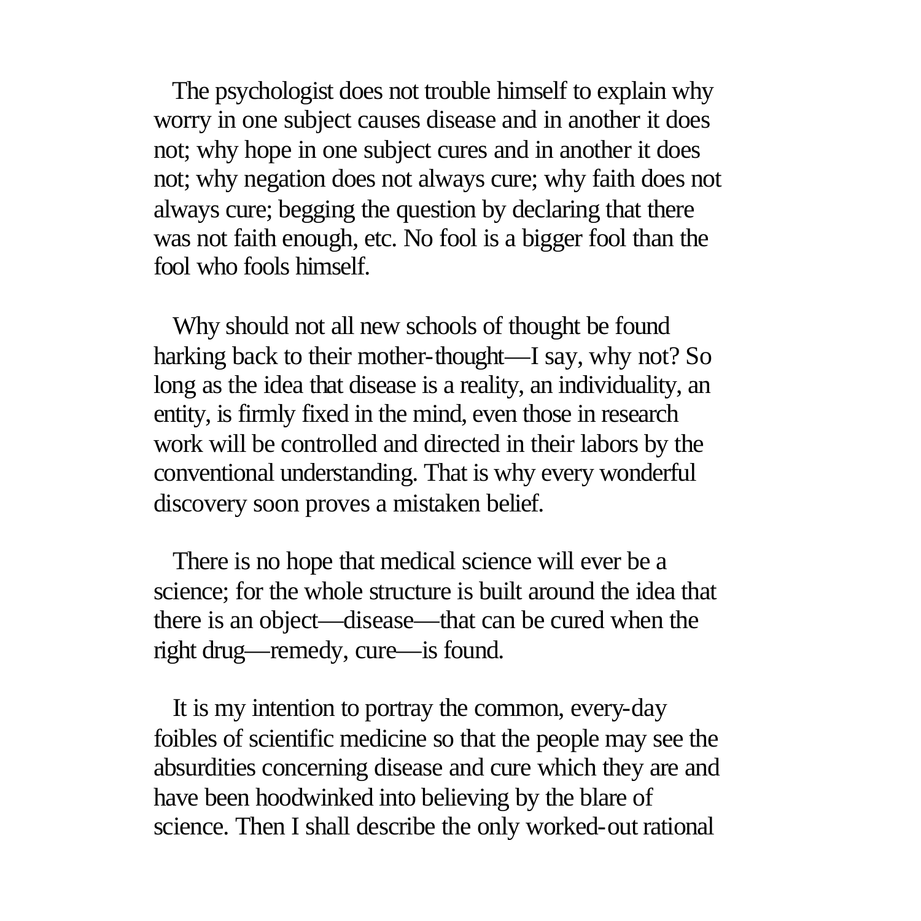The psychologist does not trouble himself to explain why worry in one subject causes disease and in another it does not; why hope in one subject cures and in another it does not; why negation does not always cure; why faith does not always cure; begging the question by declaring that there was not faith enough, etc. No fool is a bigger fool than the fool who fools himself.

Why should not all new schools of thought be found harking back to their mother-thought—I say, why not? So long as the idea that disease is a reality, an individuality, an entity, is firmly fixed in the mind, even those in research work will be controlled and directed in their labors by the conventional understanding. That is why every wonderful discovery soon proves a mistaken belief.

There is no hope that medical science will ever be a science; for the whole structure is built around the idea that there is an object—disease—that can be cured when the right drug—remedy, cure—is found.

It is my intention to portray the common, every-day foibles of scientific medicine so that the people may see the absurdities concerning disease and cure which they are and have been hoodwinked into believing by the blare of science. Then I shall describe the only worked-out rational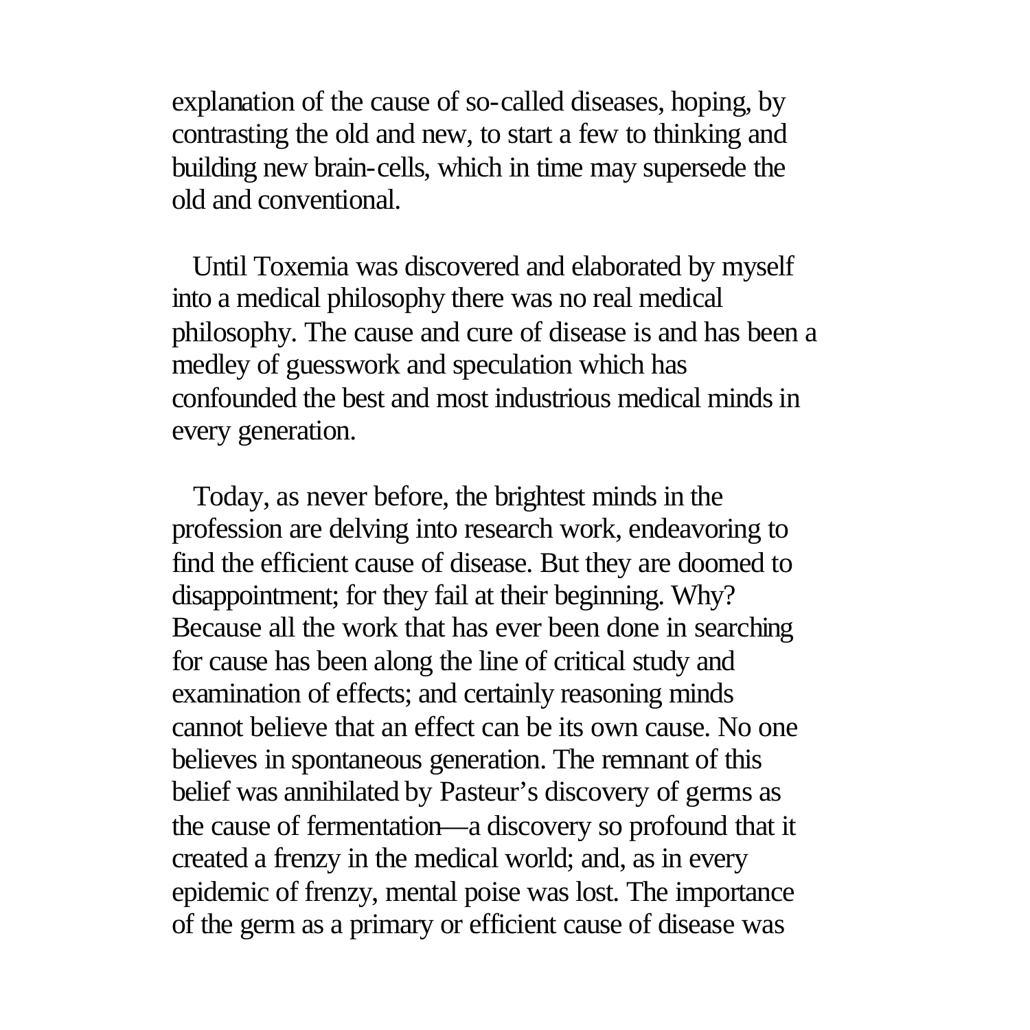explanation of the cause of so-called diseases, hoping, by contrasting the old and new, to start a few to thinking and building new brain-cells, which in time may supersede the old and conventional.

Until Toxemia was discovered and elaborated by myself into a medical philosophy there was no real medical philosophy. The cause and cure of disease is and has been a medley of guesswork and speculation which has confounded the best and most industrious medical minds in every generation.

Today, as never before, the brightest minds in the profession are delving into research work, endeavoring to find the efficient cause of disease. But they are doomed to disappointment; for they fail at their beginning. Why? Because all the work that has ever been done in searching for cause has been along the line of critical study and examination of effects; and certainly reasoning minds cannot believe that an effect can be its own cause. No one believes in spontaneous generation. The remnant of this belief was annihilated by Pasteur's discovery of germs as the cause of fermentation—a discovery so profound that it created a frenzy in the medical world; and, as in every epidemic of frenzy, mental poise was lost. The importance of the germ as a primary or efficient cause of disease was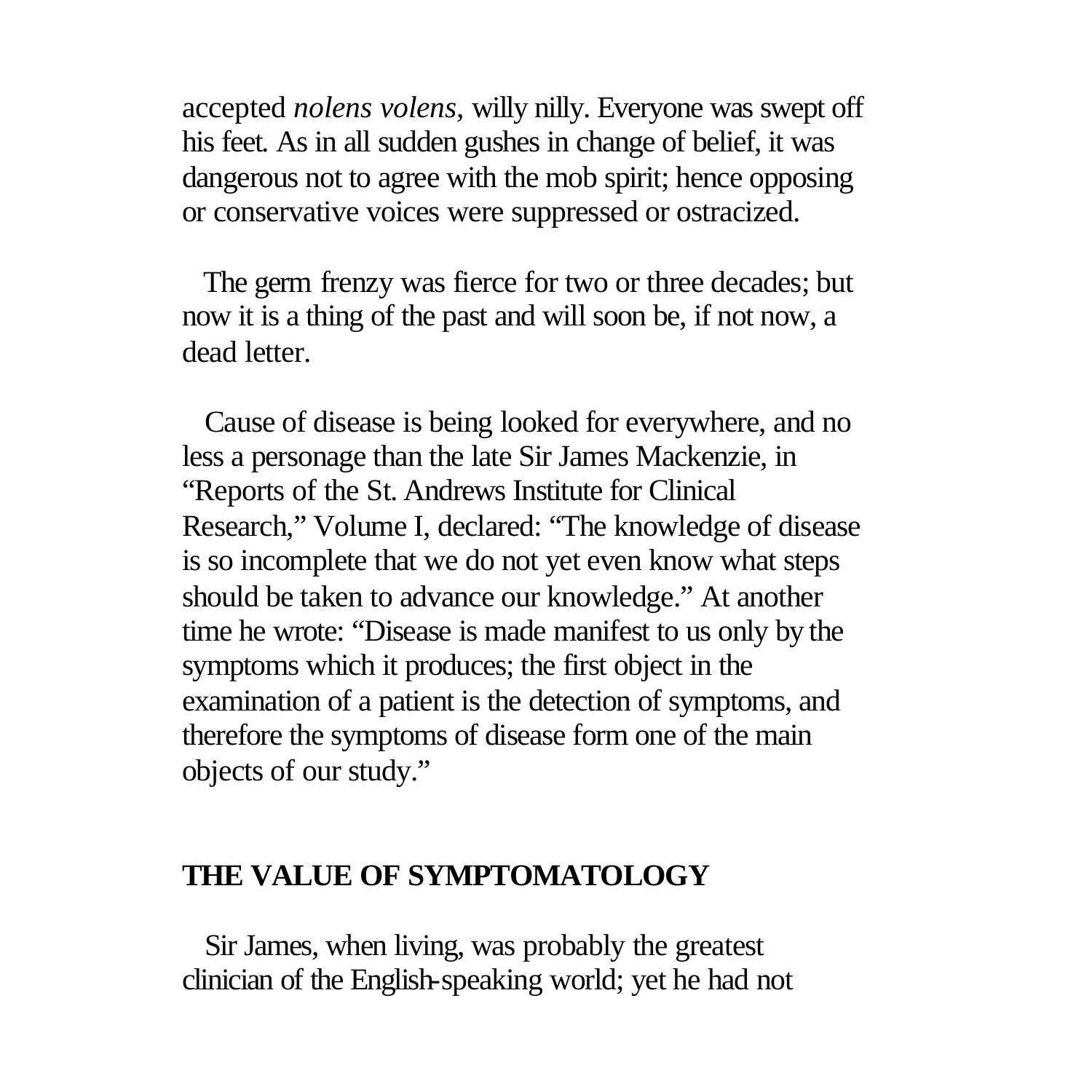accepted *nolens volens,* willy nilly. Everyone was swept off his feet. As in all sudden gushes in change of belief, it was dangerous not to agree with the mob spirit; hence opposing or conservative voices were suppressed or ostracized.

The germ frenzy was fierce for two or three decades; but now it is a thing of the past and will soon be, if not now, a dead letter.

Cause of disease is being looked for everywhere, and no less a personage than the late Sir James Mackenzie, in "Reports of the St. Andrews Institute for Clinical Research," Volume I, declared: "The knowledge of disease is so incomplete that we do not yet even know what steps should be taken to advance our knowledge." At another time he wrote: "Disease is made manifest to us only by the symptoms which it produces; the first object in the examination of a patient is the detection of symptoms, and therefore the symptoms of disease form one of the main objects of our study."

## THE VALUE OF SYMPTOMATOLOGY

Sir James, when living, was probably the greatest clinician of the English-speaking world; yet he had not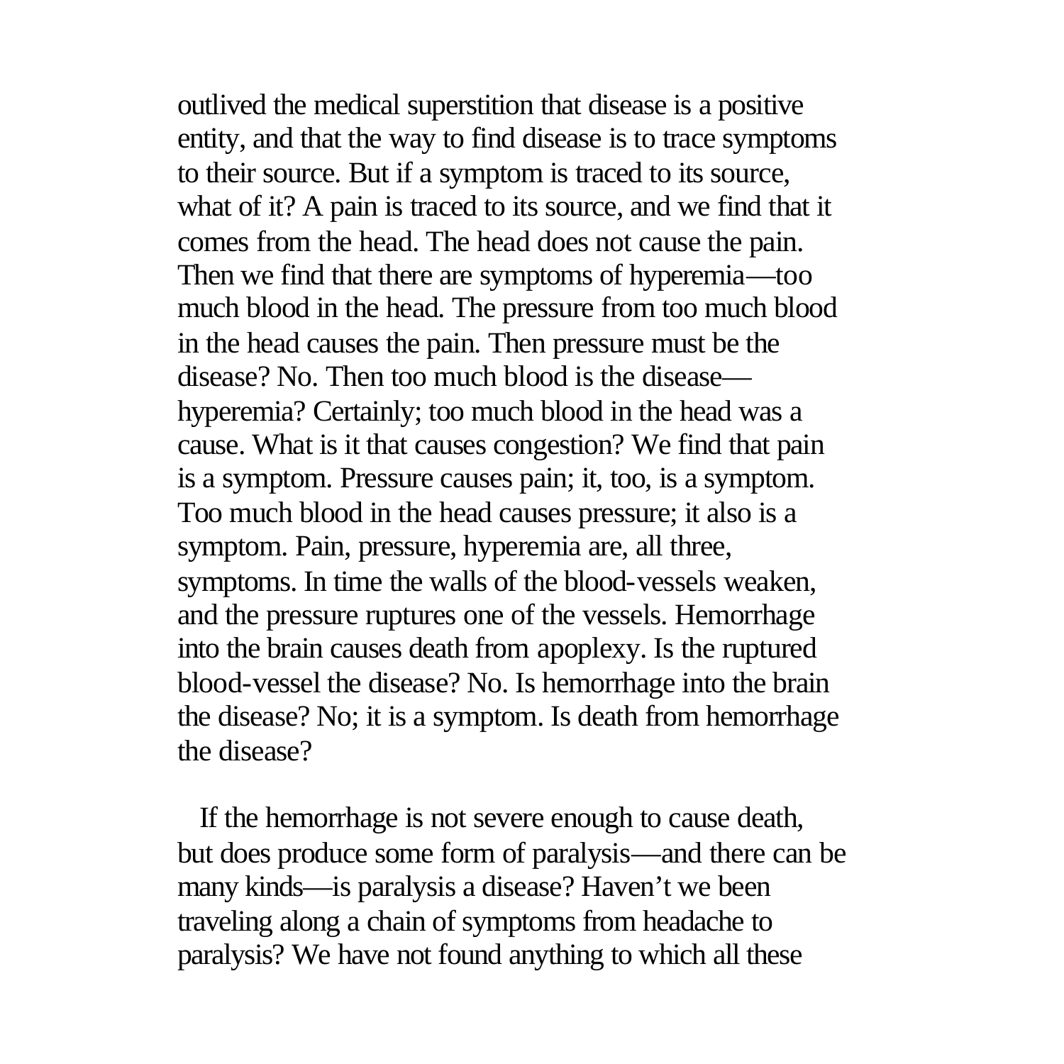outlived the medical superstition that disease is a positive entity, and that the way to find disease is to trace symptoms to their source. But if a symptom is traced to its source, what of it? A pain is traced to its source, and we find that it comes from the head. The head does not cause the pain. Then we find that there are symptoms of hyperemia—too much blood in the head. The pressure from too much blood in the head causes the pain. Then pressure must be the disease? No. Then too much blood is the disease—hyperemia? Certainly; too much blood in the head was a cause. What is it that causes congestion? We find that pain is a symptom. Pressure causes pain; it, too, is a symptom. Too much blood in the head causes pressure; it also is a symptom. Pain, pressure, hyperemia are, all three, symptoms. In time the walls of the blood-vessels weaken, and the pressure ruptures one of the vessels. Hemorrhage into the brain causes death from apoplexy. Is the ruptured blood-vessel the disease? No. Is hemorrhage into the brain the disease? No; it is a symptom. Is death from hemorrhage the disease?

If the hemorrhage is not severe enough to cause death, but does produce some form of paralysis—and there can be many kinds—is paralysis a disease? Haven't we been traveling along a chain of symptoms from headache to paralysis? We have not found anything to which all these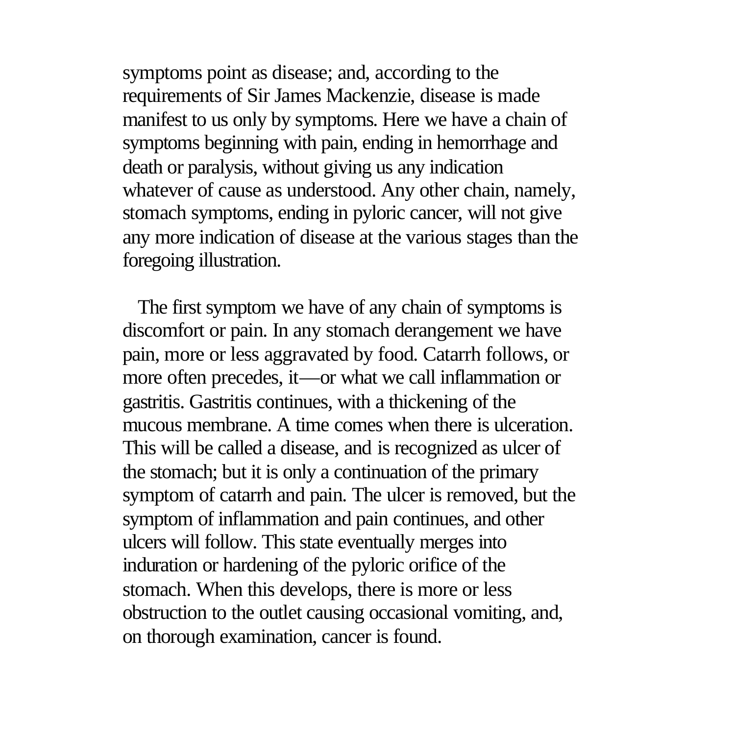symptoms point as disease; and, according to the requirements of Sir James Mackenzie, disease is made manifest to us only by symptoms. Here we have a chain of symptoms beginning with pain, ending in hemorrhage and death or paralysis, without giving us any indication whatever of cause as understood. Any other chain, namely, stomach symptoms, ending in pyloric cancer, will not give any more indication of disease at the various stages than the foregoing illustration.

The first symptom we have of any chain of symptoms is discomfort or pain. In any stomach derangement we have pain, more or less aggravated by food. Catarrh follows, or more often precedes, it—or what we call inflammation or gastritis. Gastritis continues, with a thickening of the mucous membrane. A time comes when there is ulceration. This will be called a disease, and is recognized as ulcer of the stomach; but it is only a continuation of the primary symptom of catarrh and pain. The ulcer is removed, but the symptom of inflammation and pain continues, and other ulcers will follow. This state eventually merges into induration or hardening of the pyloric orifice of the stomach. When this develops, there is more or less obstruction to the outlet causing occasional vomiting, and, on thorough examination, cancer is found.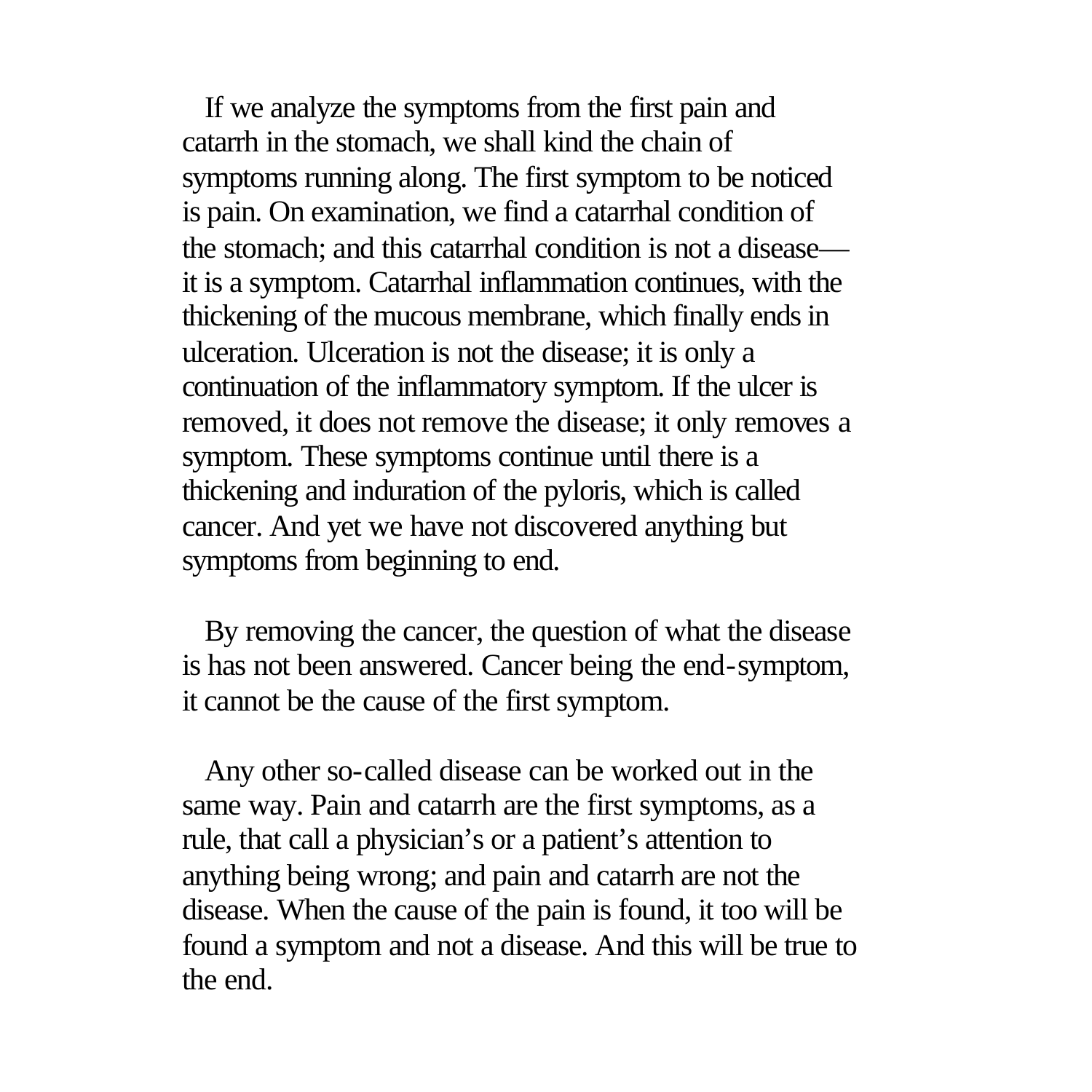If we analyze the symptoms from the first pain and catarrh in the stomach, we shall kind the chain of symptoms running along. The first symptom to be noticed is pain. On examination, we find a catarrhal condition of the stomach; and this catarrhal condition is not a disease—it is a symptom. Catarrhal inflammation continues, with the thickening of the mucous membrane, which finally ends in ulceration. Ulceration is not the disease; it is only a continuation of the inflammatory symptom. If the ulcer is removed, it does not remove the disease; it only removes a symptom. These symptoms continue until there is a thickening and induration of the pyloris, which is called cancer. And yet we have not discovered anything but symptoms from beginning to end.

By removing the cancer, the question of what the disease is has not been answered. Cancer being the end-symptom, it cannot be the cause of the first symptom.

Any other so-called disease can be worked out in the same way. Pain and catarrh are the first symptoms, as a rule, that call a physician's or a patient's attention to anything being wrong; and pain and catarrh are not the disease. When the cause of the pain is found, it too will be found a symptom and not a disease. And this will be true to the end.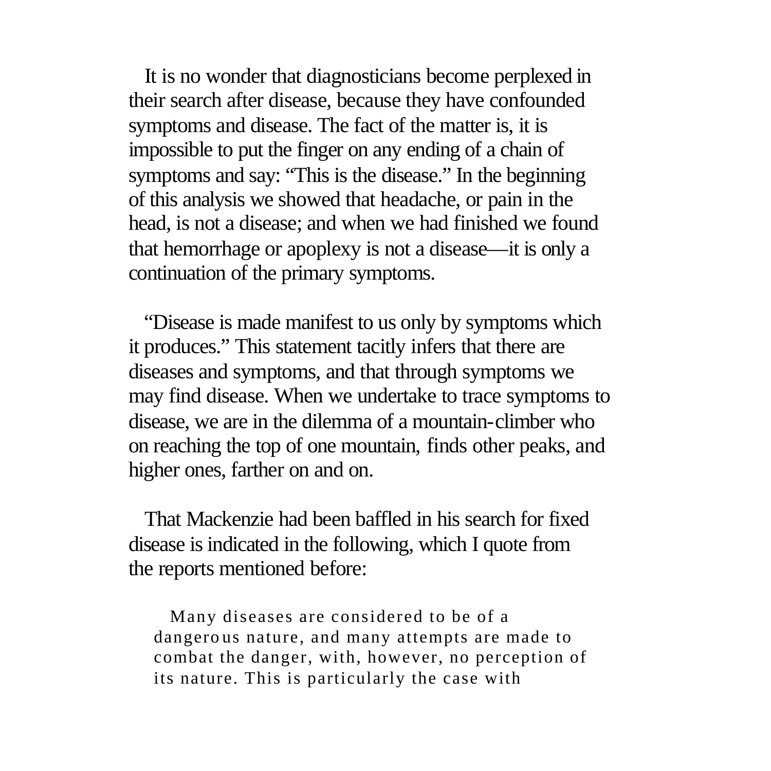It is no wonder that diagnosticians become perplexed in their search after disease, because they have confounded symptoms and disease. The fact of the matter is, it is impossible to put the finger on any ending of a chain of symptoms and say: "This is the disease." In the beginning of this analysis we showed that headache, or pain in the head, is not a disease; and when we had finished we found that hemorrhage or apoplexy is not a disease—it is only a continuation of the primary symptoms.

"Disease is made manifest to us only by symptoms which it produces." This statement tacitly infers that there are diseases and symptoms, and that through symptoms we may find disease. When we undertake to trace symptoms to disease, we are in the dilemma of a mountain-climber who on reaching the top of one mountain, finds other peaks, and higher ones, farther on and on.

That Mackenzie had been baffled in his search for fixed disease is indicated in the following, which I quote from the reports mentioned before:

> Many diseases are considered to be of a dangerous nature, and many attempts are made to combat the danger, with, however, no perception of its nature. This is particularly the case with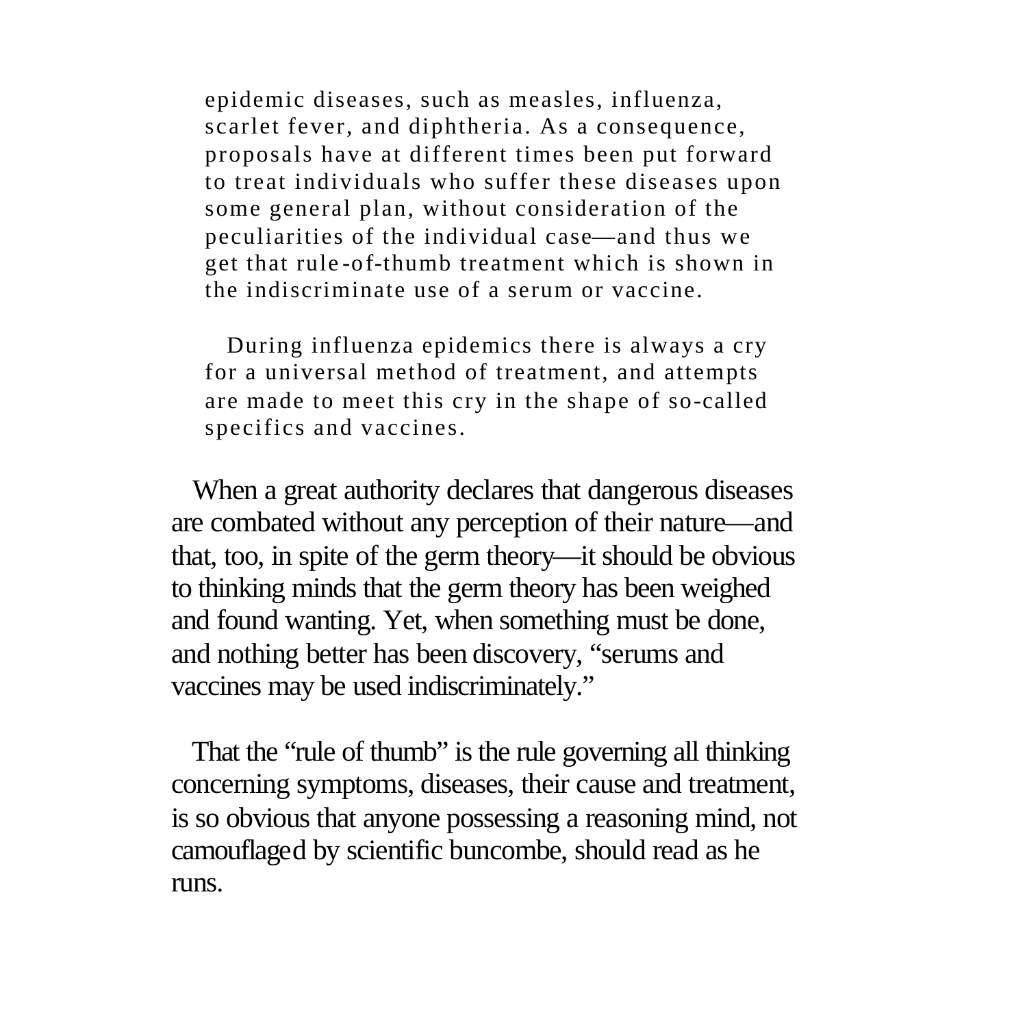> epidemic diseases, such as measles, influenza, scarlet fever, and diphtheria. As a consequence, proposals have at different times been put forward to treat individuals who suffer these diseases upon some general plan, without consideration of the peculiarities of the individual case—and thus we get that rule-of-thumb treatment which is shown in the indiscriminate use of a serum or vaccine.
>
> During influenza epidemics there is always a cry for a universal method of treatment, and attempts are made to meet this cry in the shape of so-called specifics and vaccines.

When a great authority declares that dangerous diseases are combated without any perception of their nature—and that, too, in spite of the germ theory—it should be obvious to thinking minds that the germ theory has been weighed and found wanting. Yet, when something must be done, and nothing better has been discovery, "serums and vaccines may be used indiscriminately."

That the "rule of thumb" is the rule governing all thinking concerning symptoms, diseases, their cause and treatment, is so obvious that anyone possessing a reasoning mind, not camouflaged by scientific buncombe, should read as he runs.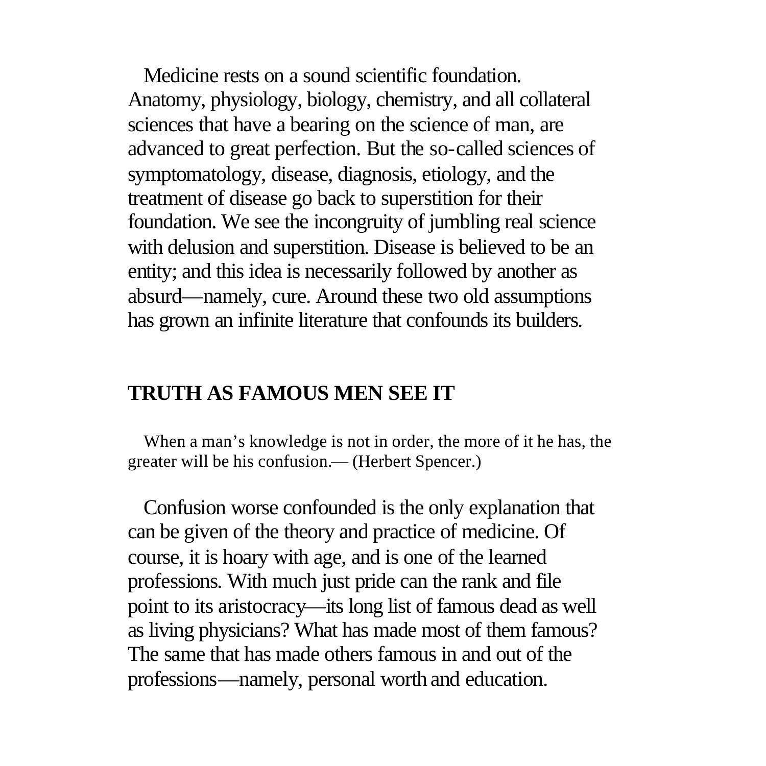Medicine rests on a sound scientific foundation. Anatomy, physiology, biology, chemistry, and all collateral sciences that have a bearing on the science of man, are advanced to great perfection. But the so-called sciences of symptomatology, disease, diagnosis, etiology, and the treatment of disease go back to superstition for their foundation. We see the incongruity of jumbling real science with delusion and superstition. Disease is believed to be an entity; and this idea is necessarily followed by another as absurd—namely, cure. Around these two old assumptions has grown an infinite literature that confounds its builders.

## TRUTH AS FAMOUS MEN SEE IT

When a man's knowledge is not in order, the more of it he has, the greater will be his confusion.— (Herbert Spencer.)

Confusion worse confounded is the only explanation that can be given of the theory and practice of medicine. Of course, it is hoary with age, and is one of the learned professions. With much just pride can the rank and file point to its aristocracy—its long list of famous dead as well as living physicians? What has made most of them famous? The same that has made others famous in and out of the professions—namely, personal worth and education.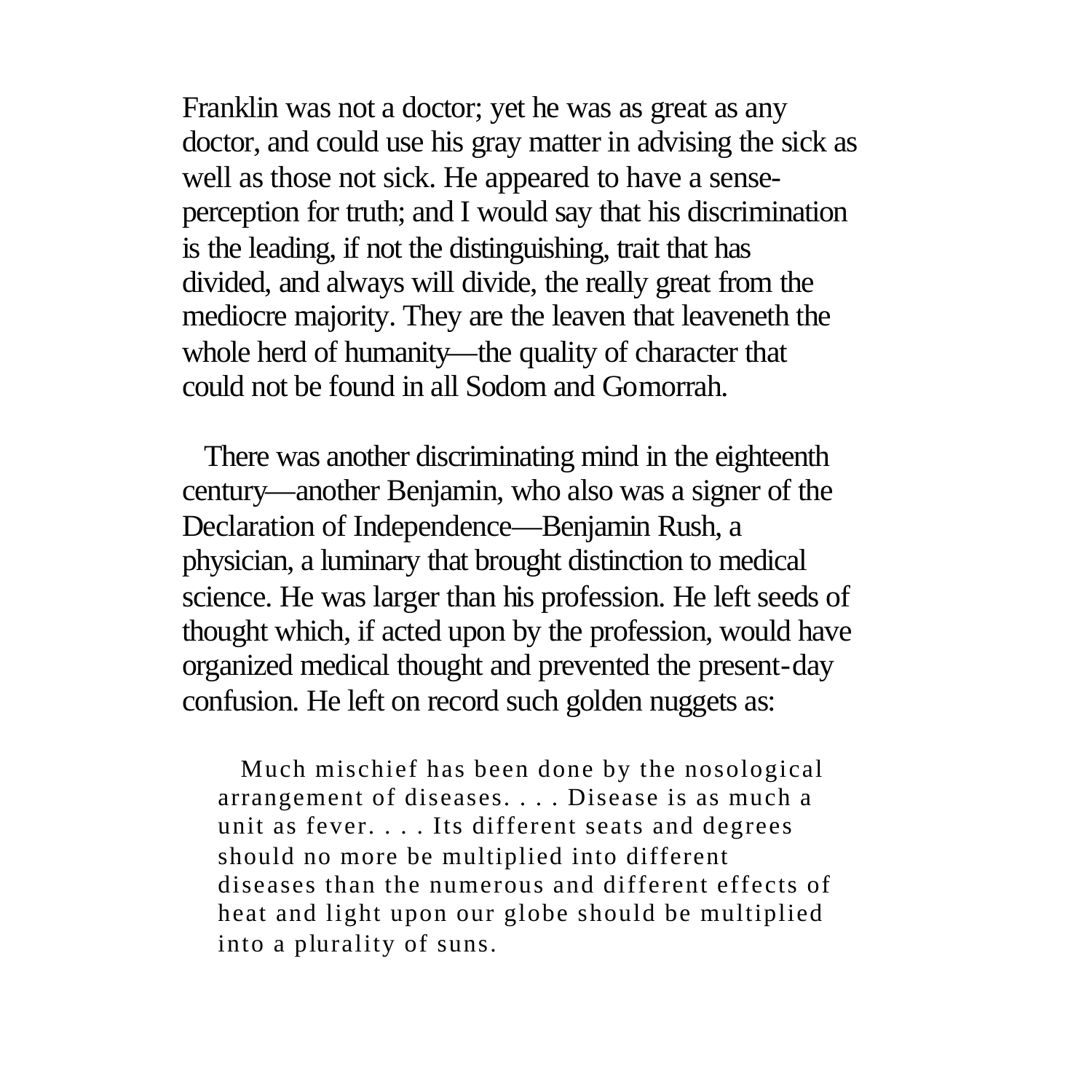Franklin was not a doctor; yet he was as great as any doctor, and could use his gray matter in advising the sick as well as those not sick. He appeared to have a sense-perception for truth; and I would say that his discrimination is the leading, if not the distinguishing, trait that has divided, and always will divide, the really great from the mediocre majority. They are the leaven that leaveneth the whole herd of humanity—the quality of character that could not be found in all Sodom and Gomorrah.

There was another discriminating mind in the eighteenth century—another Benjamin, who also was a signer of the Declaration of Independence—Benjamin Rush, a physician, a luminary that brought distinction to medical science. He was larger than his profession. He left seeds of thought which, if acted upon by the profession, would have organized medical thought and prevented the present-day confusion. He left on record such golden nuggets as:

> Much mischief has been done by the nosological arrangement of diseases. . . . Disease is as much a unit as fever. . . . Its different seats and degrees should no more be multiplied into different diseases than the numerous and different effects of heat and light upon our globe should be multiplied into a plurality of suns.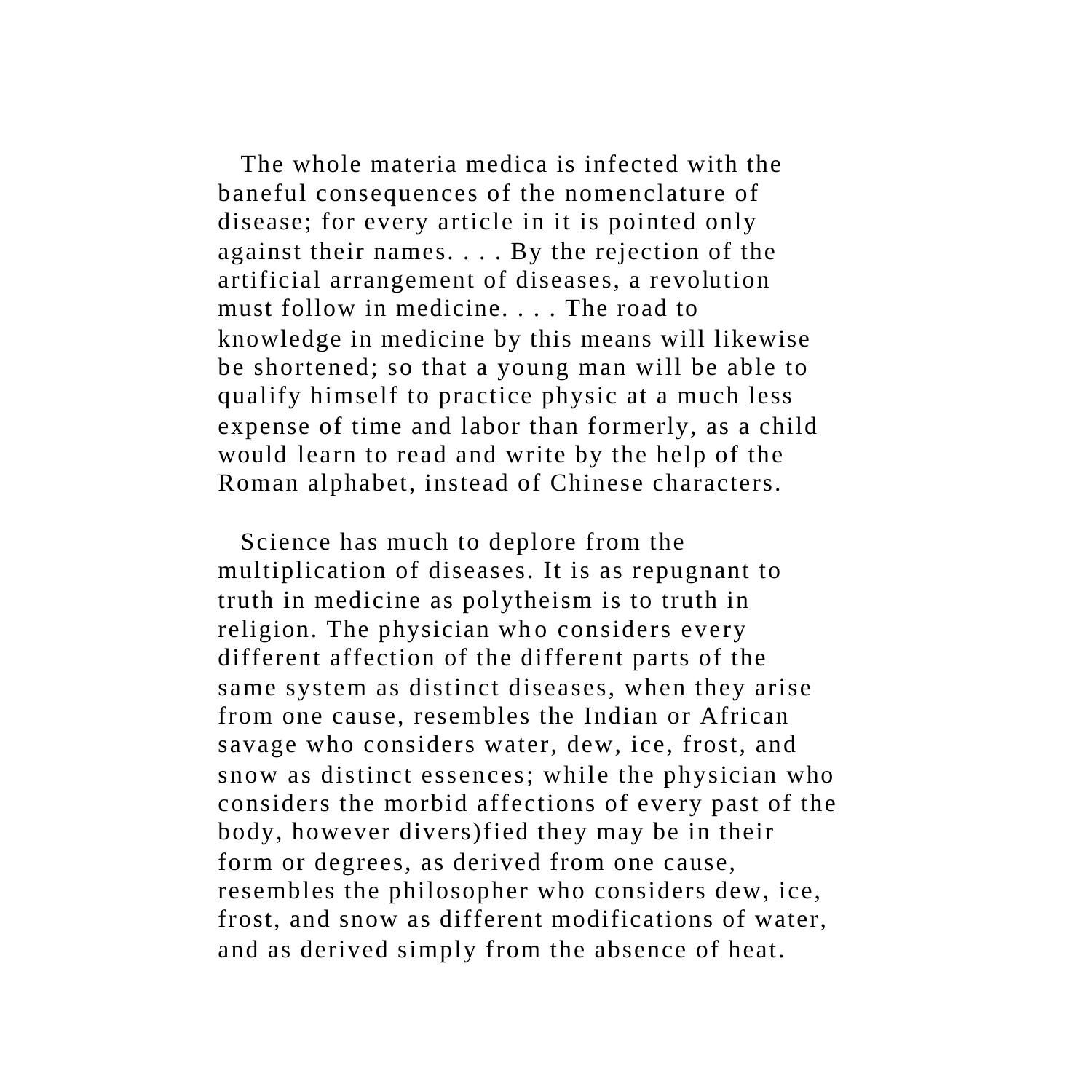The whole materia medica is infected with the baneful consequences of the nomenclature of disease; for every article in it is pointed only against their names. . . . By the rejection of the artificial arrangement of diseases, a revolution must follow in medicine. . . . The road to knowledge in medicine by this means will likewise be shortened; so that a young man will be able to qualify himself to practice physic at a much less expense of time and labor than formerly, as a child would learn to read and write by the help of the Roman alphabet, instead of Chinese characters.

Science has much to deplore from the multiplication of diseases. It is as repugnant to truth in medicine as polytheism is to truth in religion. The physician who considers every different affection of the different parts of the same system as distinct diseases, when they arise from one cause, resembles the Indian or African savage who considers water, dew, ice, frost, and snow as distinct essences; while the physician who considers the morbid affections of every past of the body, however divers)fied they may be in their form or degrees, as derived from one cause, resembles the philosopher who considers dew, ice, frost, and snow as different modifications of water, and as derived simply from the absence of heat.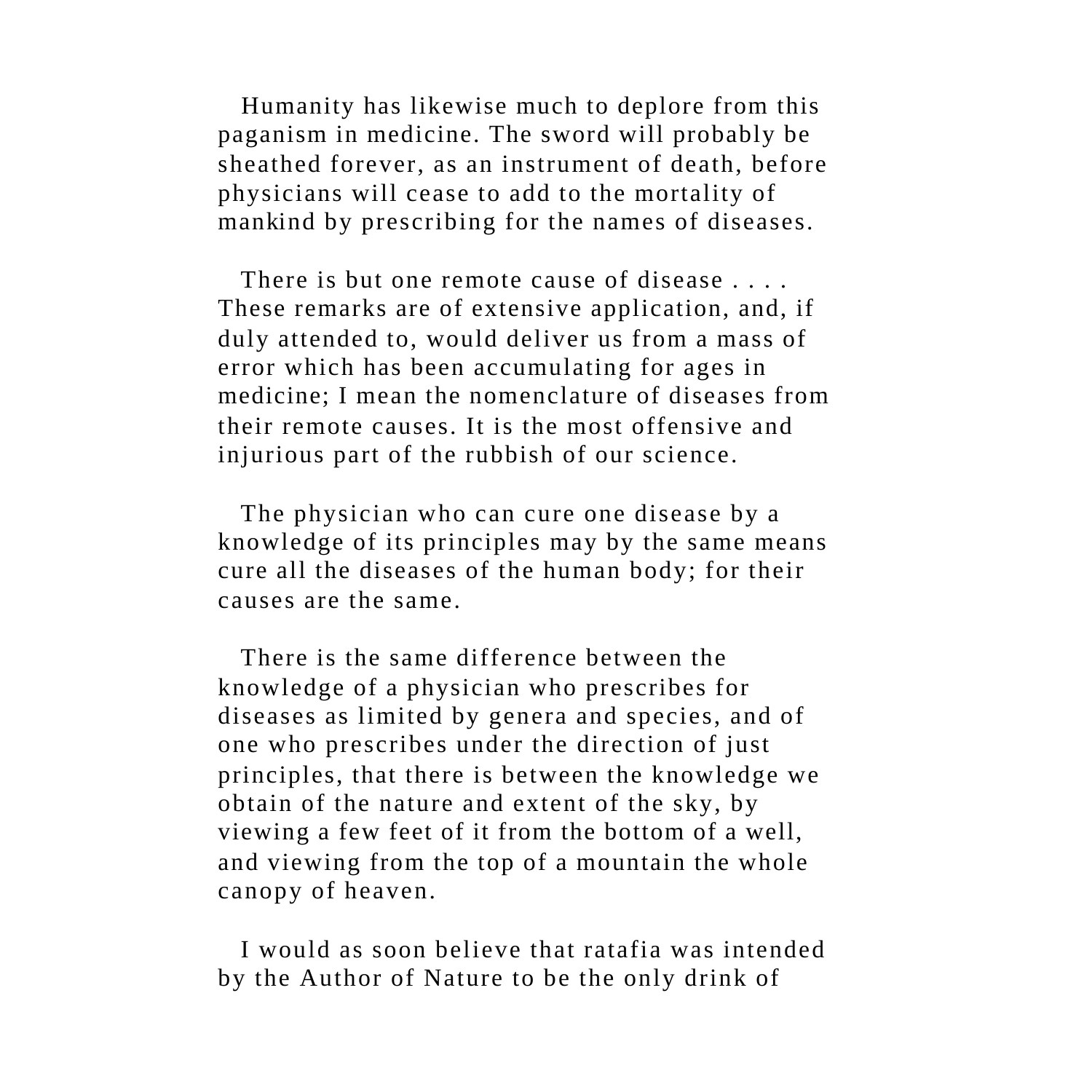Humanity has likewise much to deplore from this paganism in medicine. The sword will probably be sheathed forever, as an instrument of death, before physicians will cease to add to the mortality of mankind by prescribing for the names of diseases.

There is but one remote cause of disease . . . . These remarks are of extensive application, and, if duly attended to, would deliver us from a mass of error which has been accumulating for ages in medicine; I mean the nomenclature of diseases from their remote causes. It is the most offensive and injurious part of the rubbish of our science.

The physician who can cure one disease by a knowledge of its principles may by the same means cure all the diseases of the human body; for their causes are the same.

There is the same difference between the knowledge of a physician who prescribes for diseases as limited by genera and species, and of one who prescribes under the direction of just principles, that there is between the knowledge we obtain of the nature and extent of the sky, by viewing a few feet of it from the bottom of a well, and viewing from the top of a mountain the whole canopy of heaven.

I would as soon believe that ratafia was intended by the Author of Nature to be the only drink of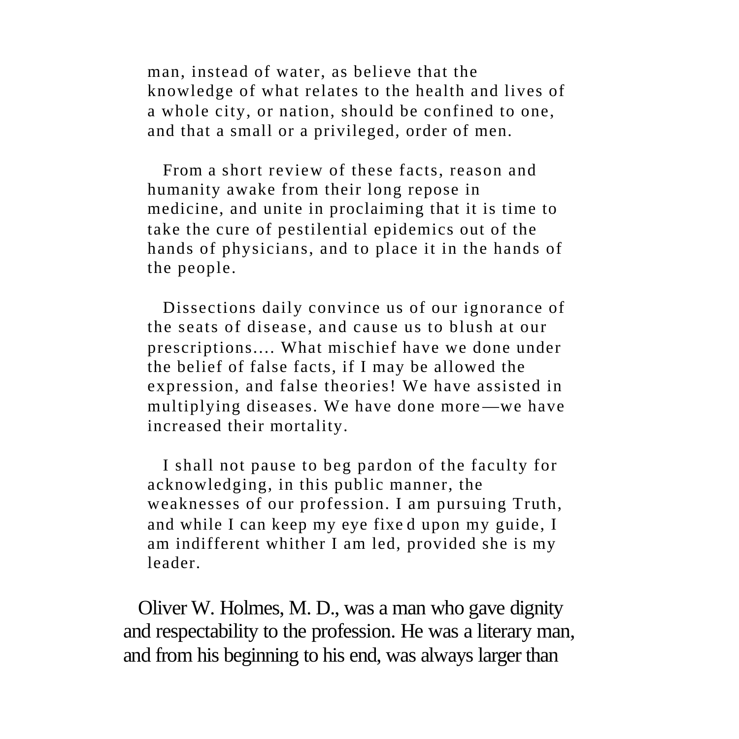> man, instead of water, as believe that the knowledge of what relates to the health and lives of a whole city, or nation, should be confined to one, and that a small or a privileged, order of men.
>
> From a short review of these facts, reason and humanity awake from their long repose in medicine, and unite in proclaiming that it is time to take the cure of pestilential epidemics out of the hands of physicians, and to place it in the hands of the people.
>
> Dissections daily convince us of our ignorance of the seats of disease, and cause us to blush at our prescriptions.... What mischief have we done under the belief of false facts, if I may be allowed the expression, and false theories! We have assisted in multiplying diseases. We have done more—we have increased their mortality.
>
> I shall not pause to beg pardon of the faculty for acknowledging, in this public manner, the weaknesses of our profession. I am pursuing Truth, and while I can keep my eye fixed upon my guide, I am indifferent whither I am led, provided she is my leader.

Oliver W. Holmes, M. D., was a man who gave dignity and respectability to the profession. He was a literary man, and from his beginning to his end, was always larger than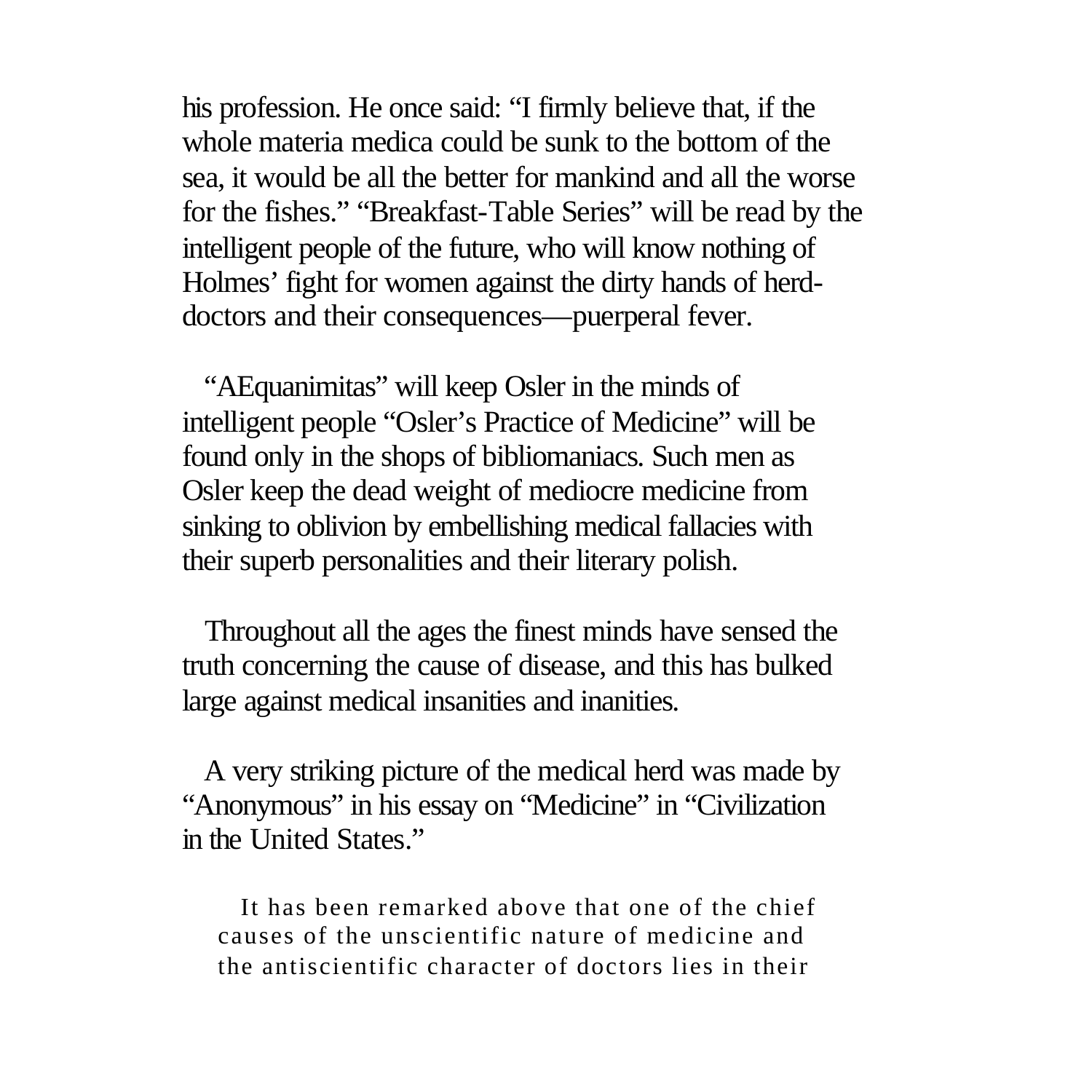his profession. He once said: "I firmly believe that, if the whole materia medica could be sunk to the bottom of the sea, it would be all the better for mankind and all the worse for the fishes." "Breakfast-Table Series" will be read by the intelligent people of the future, who will know nothing of Holmes' fight for women against the dirty hands of herd-doctors and their consequences—puerperal fever.

"AEquanimitas" will keep Osler in the minds of intelligent people "Osler's Practice of Medicine" will be found only in the shops of bibliomaniacs. Such men as Osler keep the dead weight of mediocre medicine from sinking to oblivion by embellishing medical fallacies with their superb personalities and their literary polish.

Throughout all the ages the finest minds have sensed the truth concerning the cause of disease, and this has bulked large against medical insanities and inanities.

A very striking picture of the medical herd was made by "Anonymous" in his essay on "Medicine" in "Civilization in the United States."

> It has been remarked above that one of the chief causes of the unscientific nature of medicine and the antiscientific character of doctors lies in their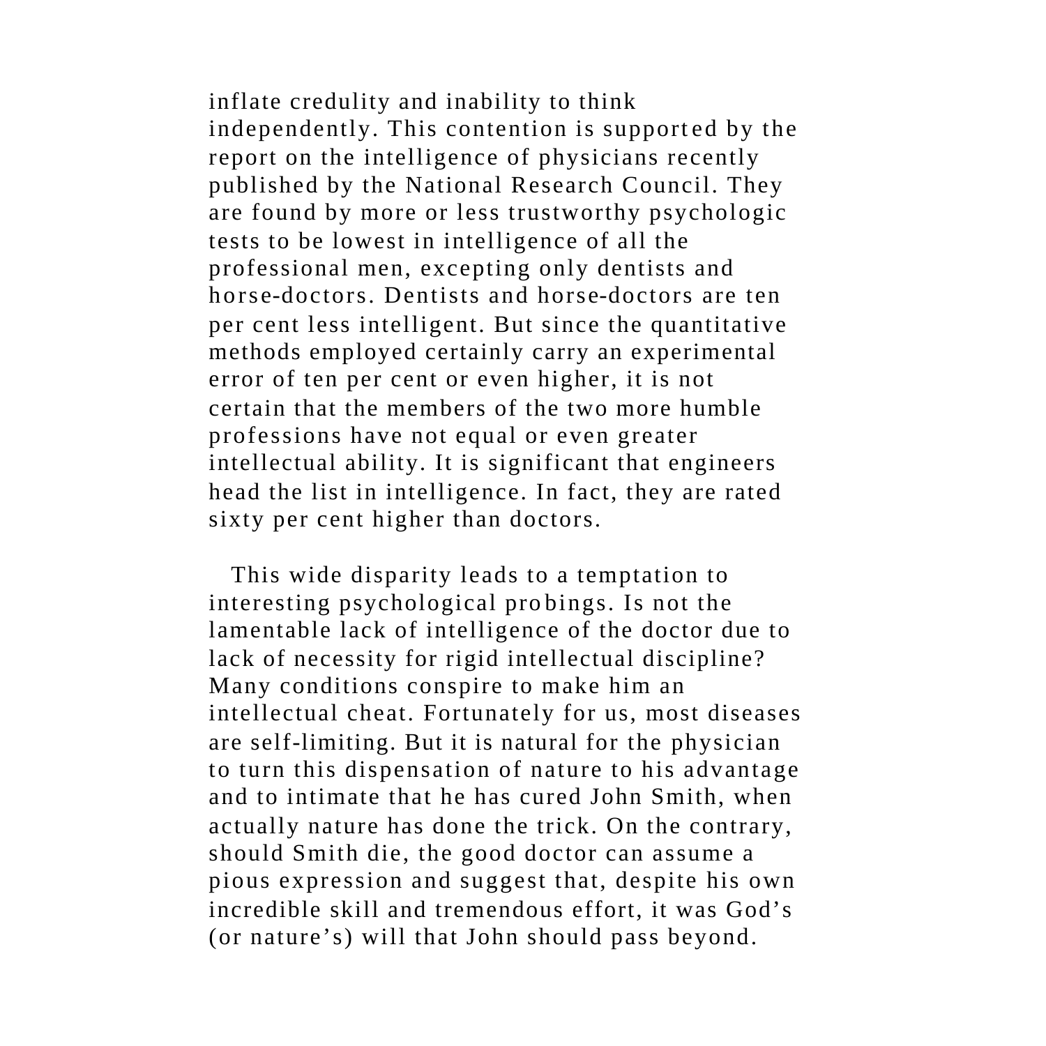inflate credulity and inability to think independently. This contention is supported by the report on the intelligence of physicians recently published by the National Research Council. They are found by more or less trustworthy psychologic tests to be lowest in intelligence of all the professional men, excepting only dentists and horse-doctors. Dentists and horse-doctors are ten per cent less intelligent. But since the quantitative methods employed certainly carry an experimental error of ten per cent or even higher, it is not certain that the members of the two more humble professions have not equal or even greater intellectual ability. It is significant that engineers head the list in intelligence. In fact, they are rated sixty per cent higher than doctors.

This wide disparity leads to a temptation to interesting psychological probings. Is not the lamentable lack of intelligence of the doctor due to lack of necessity for rigid intellectual discipline? Many conditions conspire to make him an intellectual cheat. Fortunately for us, most diseases are self-limiting. But it is natural for the physician to turn this dispensation of nature to his advantage and to intimate that he has cured John Smith, when actually nature has done the trick. On the contrary, should Smith die, the good doctor can assume a pious expression and suggest that, despite his own incredible skill and tremendous effort, it was God's (or nature's) will that John should pass beyond.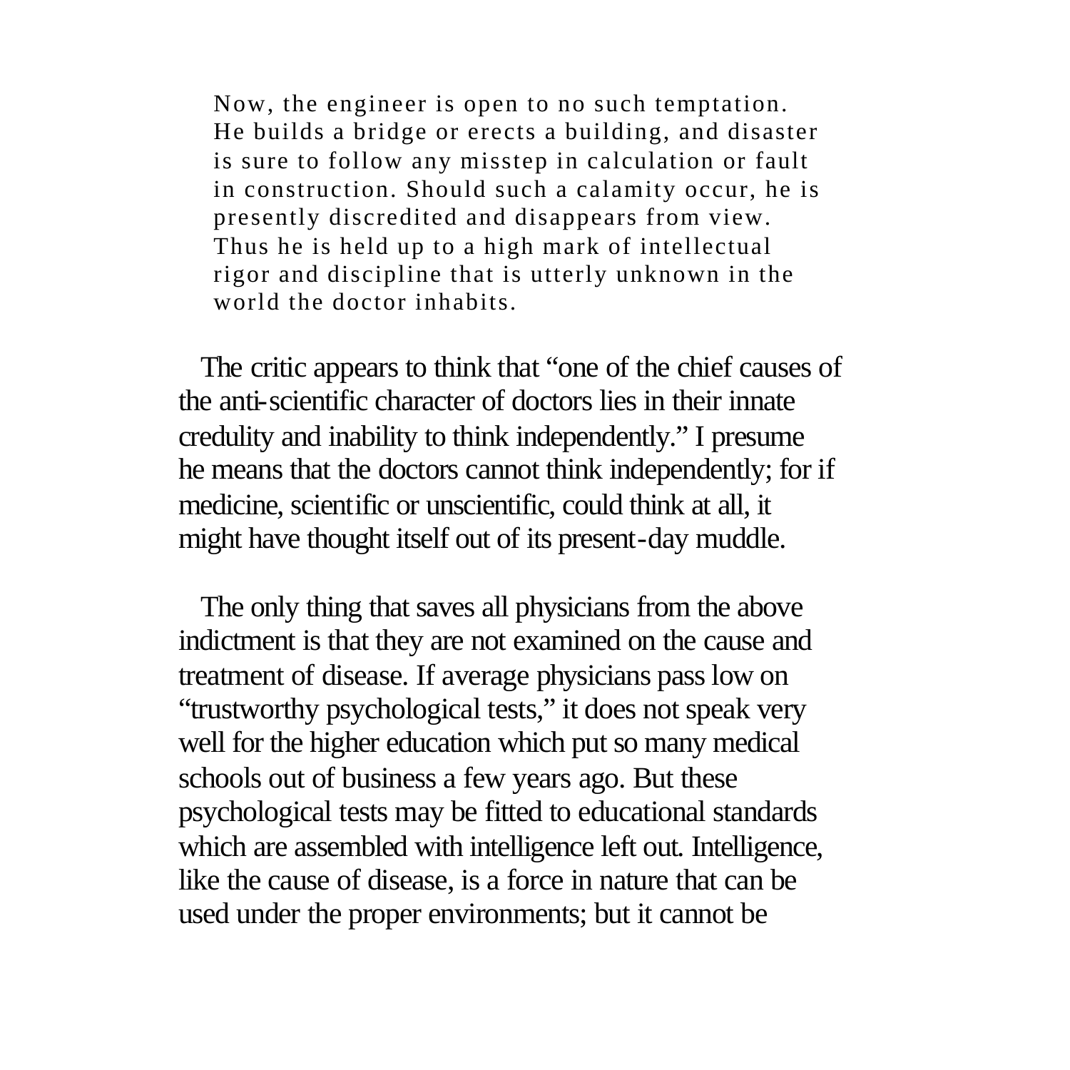> Now, the engineer is open to no such temptation. He builds a bridge or erects a building, and disaster is sure to follow any misstep in calculation or fault in construction. Should such a calamity occur, he is presently discredited and disappears from view. Thus he is held up to a high mark of intellectual rigor and discipline that is utterly unknown in the world the doctor inhabits.

The critic appears to think that "one of the chief causes of the anti-scientific character of doctors lies in their innate credulity and inability to think independently." I presume he means that the doctors cannot think independently; for if medicine, scientific or unscientific, could think at all, it might have thought itself out of its present-day muddle.

The only thing that saves all physicians from the above indictment is that they are not examined on the cause and treatment of disease. If average physicians pass low on "trustworthy psychological tests," it does not speak very well for the higher education which put so many medical schools out of business a few years ago. But these psychological tests may be fitted to educational standards which are assembled with intelligence left out. Intelligence, like the cause of disease, is a force in nature that can be used under the proper environments; but it cannot be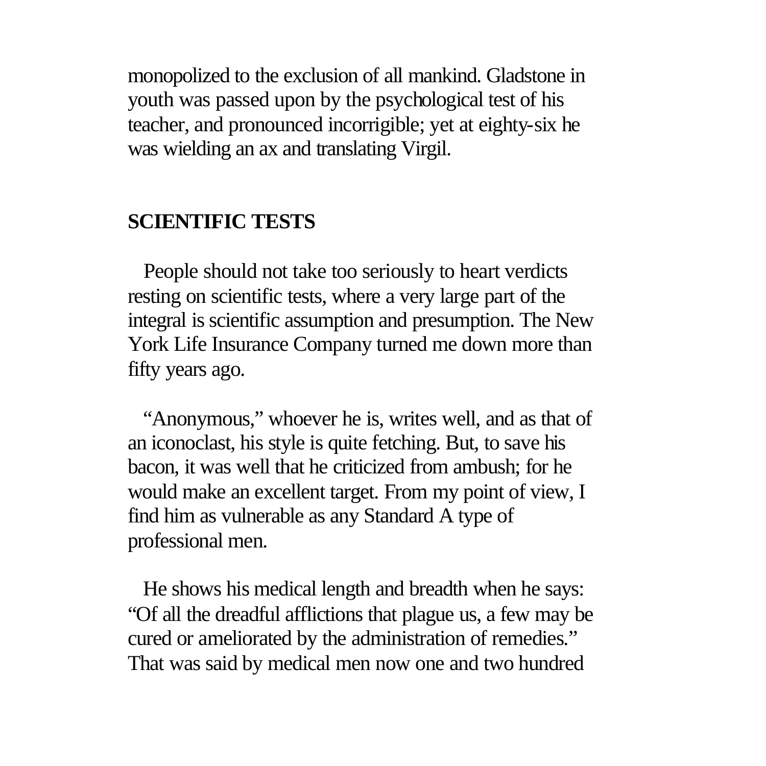monopolized to the exclusion of all mankind. Gladstone in youth was passed upon by the psychological test of his teacher, and pronounced incorrigible; yet at eighty-six he was wielding an ax and translating Virgil.

## SCIENTIFIC TESTS

People should not take too seriously to heart verdicts resting on scientific tests, where a very large part of the integral is scientific assumption and presumption. The New York Life Insurance Company turned me down more than fifty years ago.

"Anonymous," whoever he is, writes well, and as that of an iconoclast, his style is quite fetching. But, to save his bacon, it was well that he criticized from ambush; for he would make an excellent target. From my point of view, I find him as vulnerable as any Standard A type of professional men.

He shows his medical length and breadth when he says: "Of all the dreadful afflictions that plague us, a few may be cured or ameliorated by the administration of remedies." That was said by medical men now one and two hundred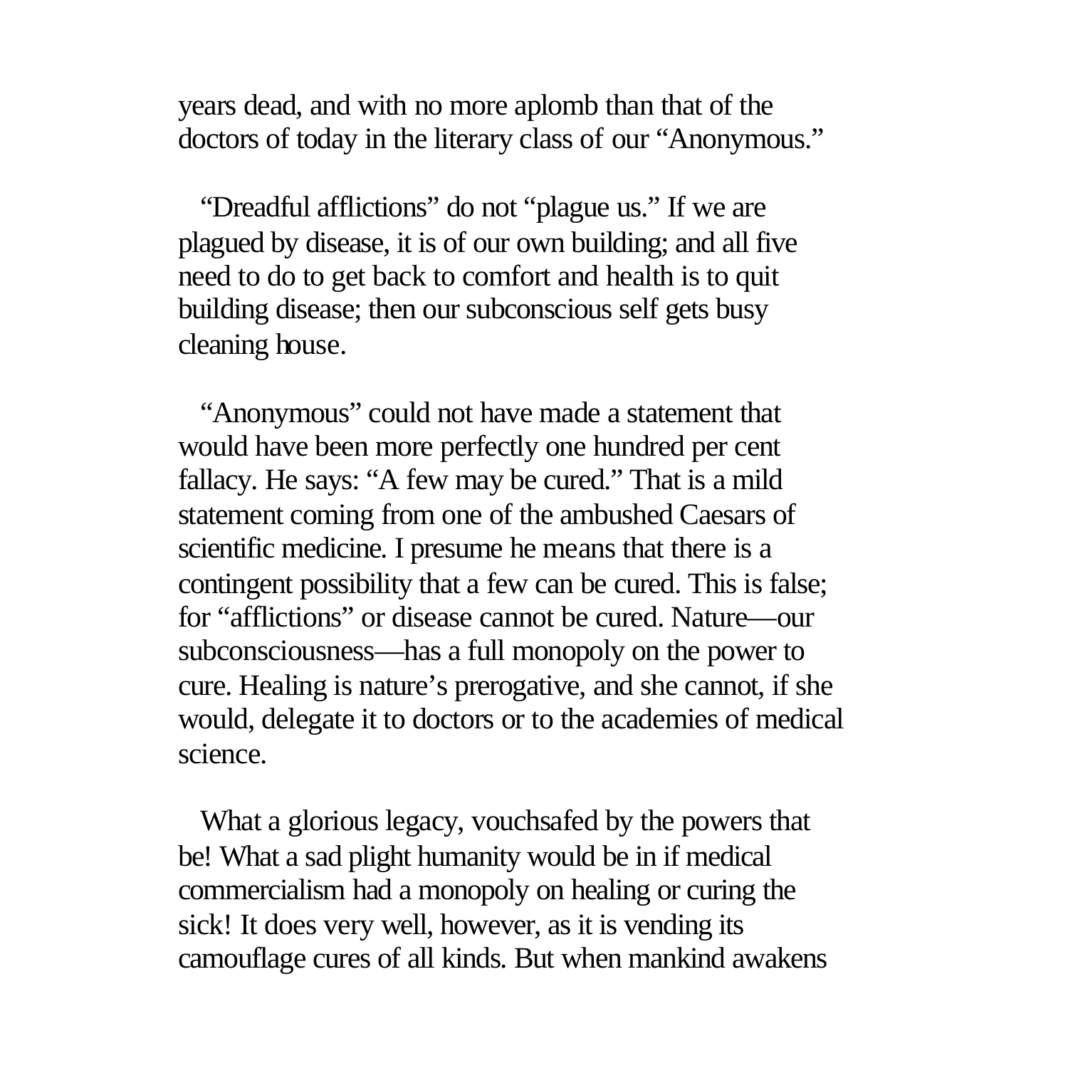years dead, and with no more aplomb than that of the doctors of today in the literary class of our "Anonymous."

"Dreadful afflictions" do not "plague us." If we are plagued by disease, it is of our own building; and all five need to do to get back to comfort and health is to quit building disease; then our subconscious self gets busy cleaning house.

"Anonymous" could not have made a statement that would have been more perfectly one hundred per cent fallacy. He says: "A few may be cured." That is a mild statement coming from one of the ambushed Caesars of scientific medicine. I presume he means that there is a contingent possibility that a few can be cured. This is false; for "afflictions" or disease cannot be cured. Nature—our subconsciousness—has a full monopoly on the power to cure. Healing is nature's prerogative, and she cannot, if she would, delegate it to doctors or to the academies of medical science.

What a glorious legacy, vouchsafed by the powers that be! What a sad plight humanity would be in if medical commercialism had a monopoly on healing or curing the sick! It does very well, however, as it is vending its camouflage cures of all kinds. But when mankind awakens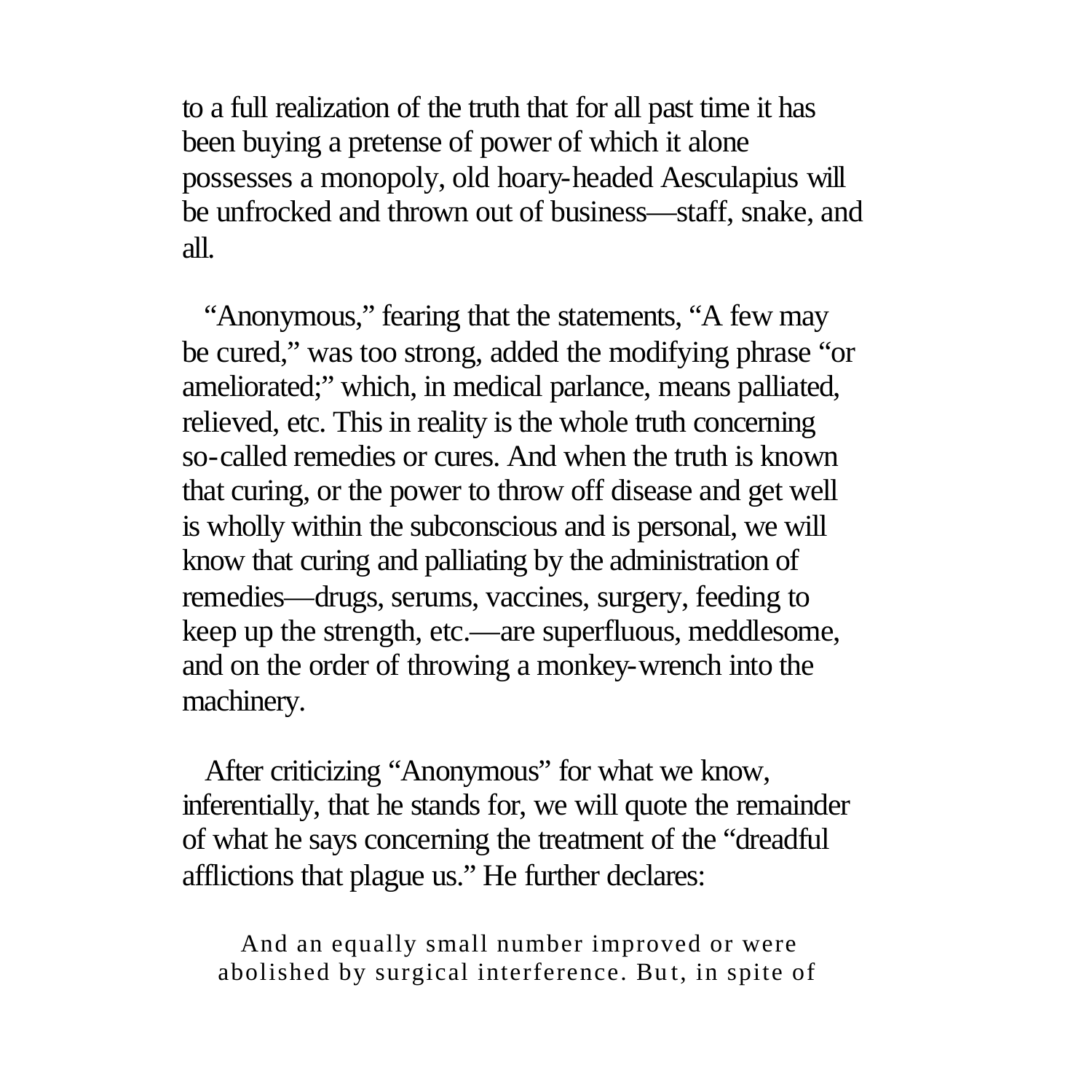to a full realization of the truth that for all past time it has been buying a pretense of power of which it alone possesses a monopoly, old hoary-headed Aesculapius will be unfrocked and thrown out of business—staff, snake, and all.

"Anonymous," fearing that the statements, "A few may be cured," was too strong, added the modifying phrase "or ameliorated;" which, in medical parlance, means palliated, relieved, etc. This in reality is the whole truth concerning so-called remedies or cures. And when the truth is known that curing, or the power to throw off disease and get well is wholly within the subconscious and is personal, we will know that curing and palliating by the administration of remedies—drugs, serums, vaccines, surgery, feeding to keep up the strength, etc.—are superfluous, meddlesome, and on the order of throwing a monkey-wrench into the machinery.

After criticizing "Anonymous" for what we know, inferentially, that he stands for, we will quote the remainder of what he says concerning the treatment of the "dreadful afflictions that plague us." He further declares:

> And an equally small number improved or were abolished by surgical interference. But, in spite of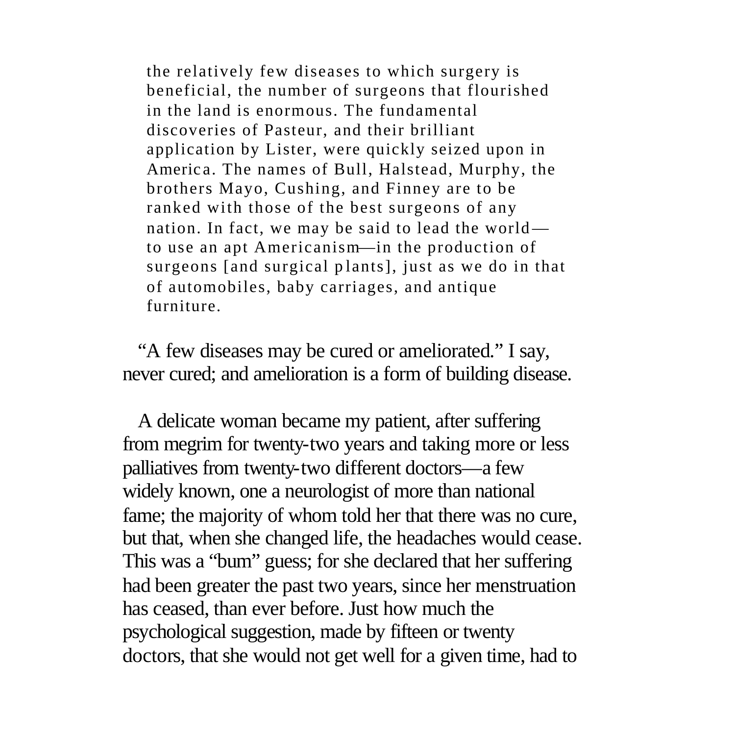> the relatively few diseases to which surgery is beneficial, the number of surgeons that flourished in the land is enormous. The fundamental discoveries of Pasteur, and their brilliant application by Lister, were quickly seized upon in America. The names of Bull, Halstead, Murphy, the brothers Mayo, Cushing, and Finney are to be ranked with those of the best surgeons of any nation. In fact, we may be said to lead the world—to use an apt Americanism—in the production of surgeons [and surgical plants], just as we do in that of automobiles, baby carriages, and antique furniture.

"A few diseases may be cured or ameliorated." I say, never cured; and amelioration is a form of building disease.

A delicate woman became my patient, after suffering from megrim for twenty-two years and taking more or less palliatives from twenty-two different doctors—a few widely known, one a neurologist of more than national fame; the majority of whom told her that there was no cure, but that, when she changed life, the headaches would cease. This was a "bum" guess; for she declared that her suffering had been greater the past two years, since her menstruation has ceased, than ever before. Just how much the psychological suggestion, made by fifteen or twenty doctors, that she would not get well for a given time, had to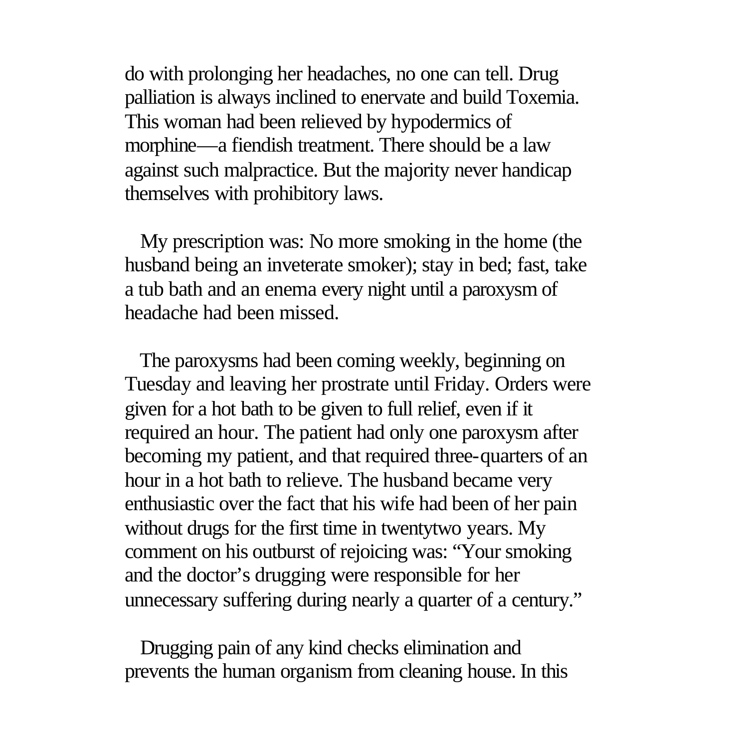do with prolonging her headaches, no one can tell. Drug palliation is always inclined to enervate and build Toxemia. This woman had been relieved by hypodermics of morphine—a fiendish treatment. There should be a law against such malpractice. But the majority never handicap themselves with prohibitory laws.

My prescription was: No more smoking in the home (the husband being an inveterate smoker); stay in bed; fast, take a tub bath and an enema every night until a paroxysm of headache had been missed.

The paroxysms had been coming weekly, beginning on Tuesday and leaving her prostrate until Friday. Orders were given for a hot bath to be given to full relief, even if it required an hour. The patient had only one paroxysm after becoming my patient, and that required three-quarters of an hour in a hot bath to relieve. The husband became very enthusiastic over the fact that his wife had been of her pain without drugs for the first time in twentytwo years. My comment on his outburst of rejoicing was: "Your smoking and the doctor's drugging were responsible for her unnecessary suffering during nearly a quarter of a century."

Drugging pain of any kind checks elimination and prevents the human organism from cleaning house. In this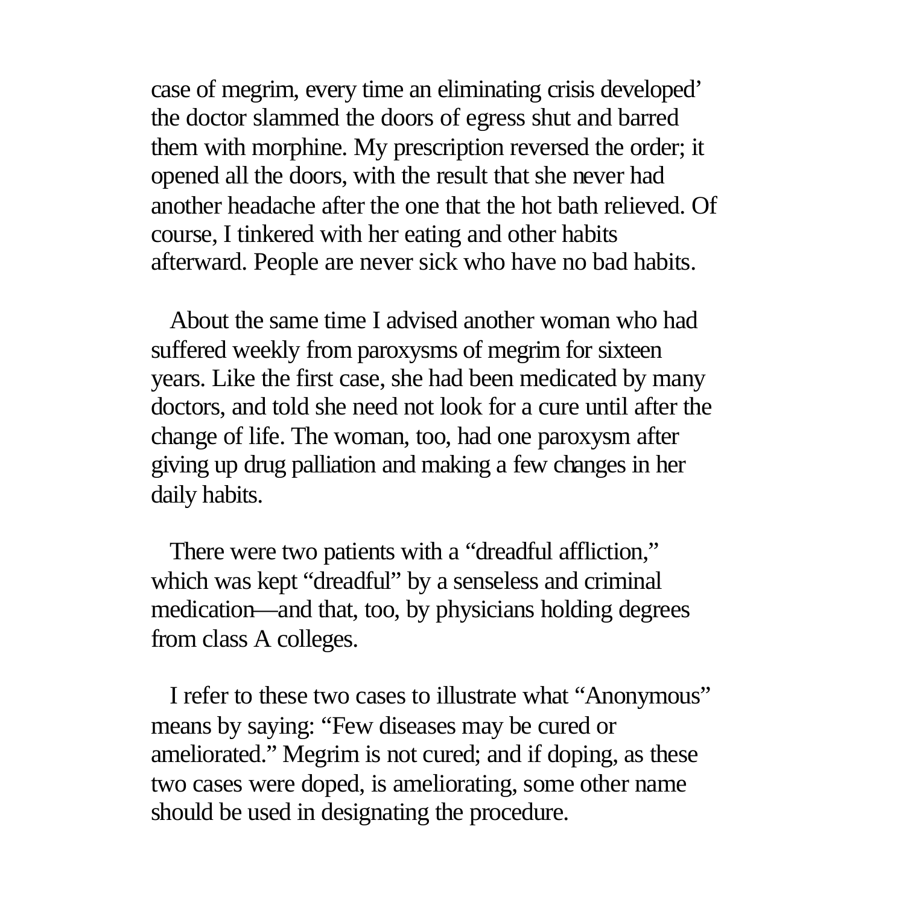case of megrim, every time an eliminating crisis developed' the doctor slammed the doors of egress shut and barred them with morphine. My prescription reversed the order; it opened all the doors, with the result that she never had another headache after the one that the hot bath relieved. Of course, I tinkered with her eating and other habits afterward. People are never sick who have no bad habits.

About the same time I advised another woman who had suffered weekly from paroxysms of megrim for sixteen years. Like the first case, she had been medicated by many doctors, and told she need not look for a cure until after the change of life. The woman, too, had one paroxysm after giving up drug palliation and making a few changes in her daily habits.

There were two patients with a "dreadful affliction," which was kept "dreadful" by a senseless and criminal medication—and that, too, by physicians holding degrees from class A colleges.

I refer to these two cases to illustrate what "Anonymous" means by saying: "Few diseases may be cured or ameliorated." Megrim is not cured; and if doping, as these two cases were doped, is ameliorating, some other name should be used in designating the procedure.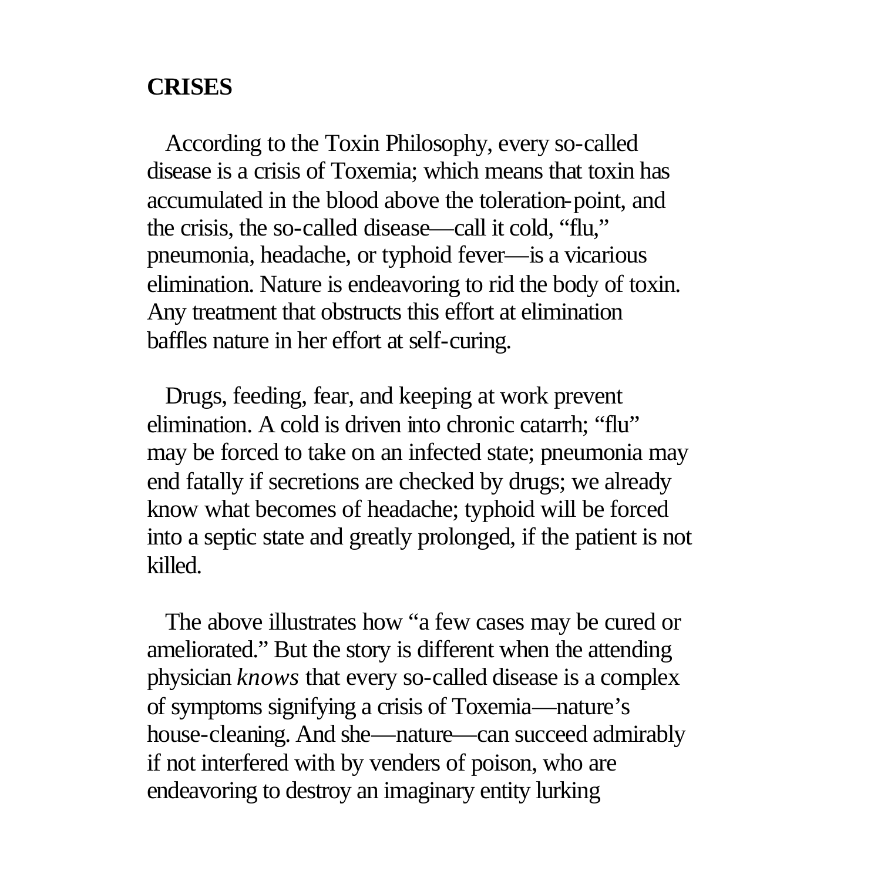## CRISES

According to the Toxin Philosophy, every so-called disease is a crisis of Toxemia; which means that toxin has accumulated in the blood above the toleration-point, and the crisis, the so-called disease—call it cold, "flu," pneumonia, headache, or typhoid fever—is a vicarious elimination. Nature is endeavoring to rid the body of toxin. Any treatment that obstructs this effort at elimination baffles nature in her effort at self-curing.

Drugs, feeding, fear, and keeping at work prevent elimination. A cold is driven into chronic catarrh; "flu" may be forced to take on an infected state; pneumonia may end fatally if secretions are checked by drugs; we already know what becomes of headache; typhoid will be forced into a septic state and greatly prolonged, if the patient is not killed.

The above illustrates how "a few cases may be cured or ameliorated." But the story is different when the attending physician *knows* that every so-called disease is a complex of symptoms signifying a crisis of Toxemia—nature's house-cleaning. And she—nature—can succeed admirably if not interfered with by venders of poison, who are endeavoring to destroy an imaginary entity lurking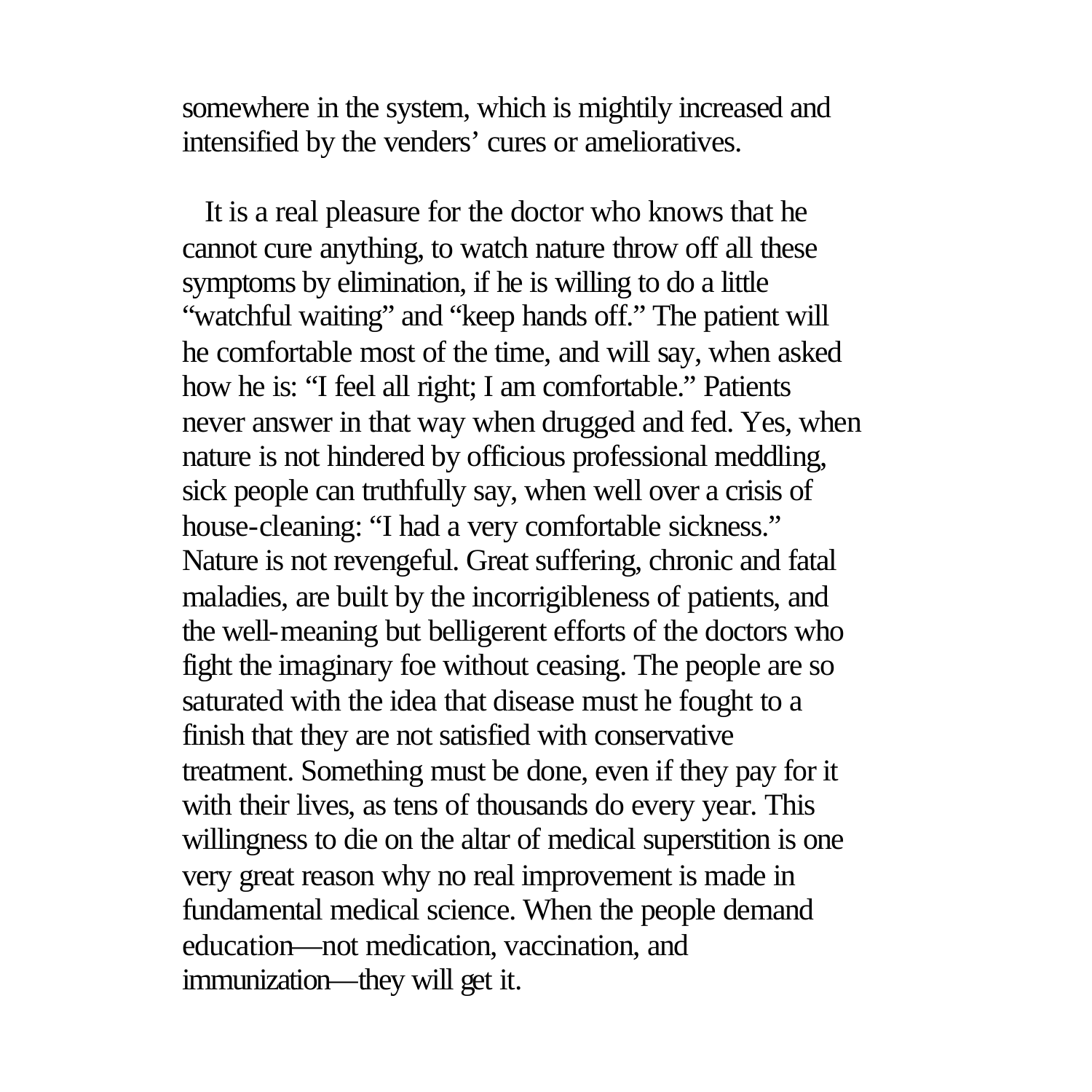somewhere in the system, which is mightily increased and intensified by the venders' cures or amelioratives.

It is a real pleasure for the doctor who knows that he cannot cure anything, to watch nature throw off all these symptoms by elimination, if he is willing to do a little "watchful waiting" and "keep hands off." The patient will he comfortable most of the time, and will say, when asked how he is: "I feel all right; I am comfortable." Patients never answer in that way when drugged and fed. Yes, when nature is not hindered by officious professional meddling, sick people can truthfully say, when well over a crisis of house-cleaning: "I had a very comfortable sickness." Nature is not revengeful. Great suffering, chronic and fatal maladies, are built by the incorrigibleness of patients, and the well-meaning but belligerent efforts of the doctors who fight the imaginary foe without ceasing. The people are so saturated with the idea that disease must he fought to a finish that they are not satisfied with conservative treatment. Something must be done, even if they pay for it with their lives, as tens of thousands do every year. This willingness to die on the altar of medical superstition is one very great reason why no real improvement is made in fundamental medical science. When the people demand education—not medication, vaccination, and immunization—they will get it.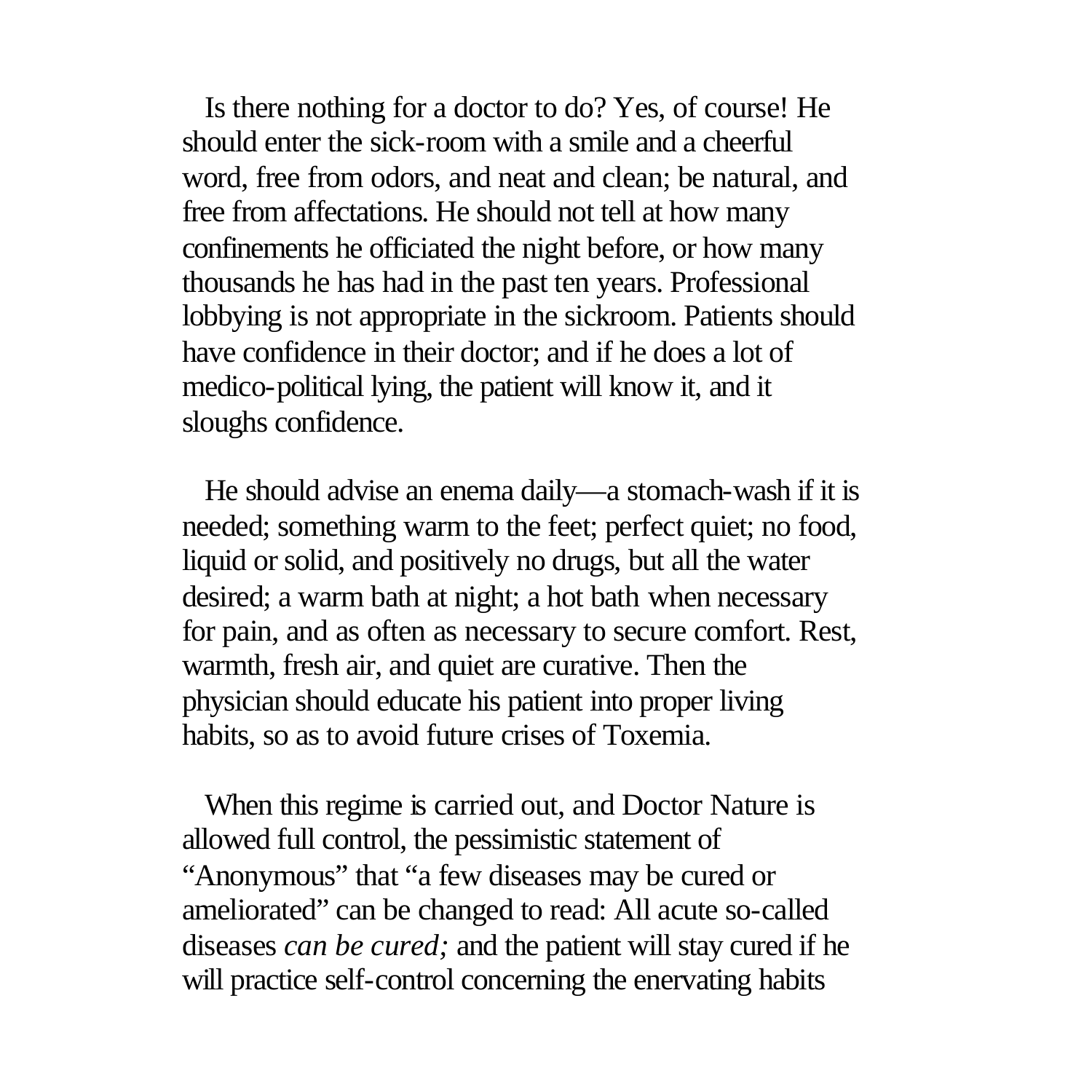Is there nothing for a doctor to do? Yes, of course! He should enter the sick-room with a smile and a cheerful word, free from odors, and neat and clean; be natural, and free from affectations. He should not tell at how many confinements he officiated the night before, or how many thousands he has had in the past ten years. Professional lobbying is not appropriate in the sickroom. Patients should have confidence in their doctor; and if he does a lot of medico-political lying, the patient will know it, and it sloughs confidence.

He should advise an enema daily—a stomach-wash if it is needed; something warm to the feet; perfect quiet; no food, liquid or solid, and positively no drugs, but all the water desired; a warm bath at night; a hot bath when necessary for pain, and as often as necessary to secure comfort. Rest, warmth, fresh air, and quiet are curative. Then the physician should educate his patient into proper living habits, so as to avoid future crises of Toxemia.

When this regime is carried out, and Doctor Nature is allowed full control, the pessimistic statement of "Anonymous" that "a few diseases may be cured or ameliorated" can be changed to read: All acute so-called diseases *can be cured;* and the patient will stay cured if he will practice self-control concerning the enervating habits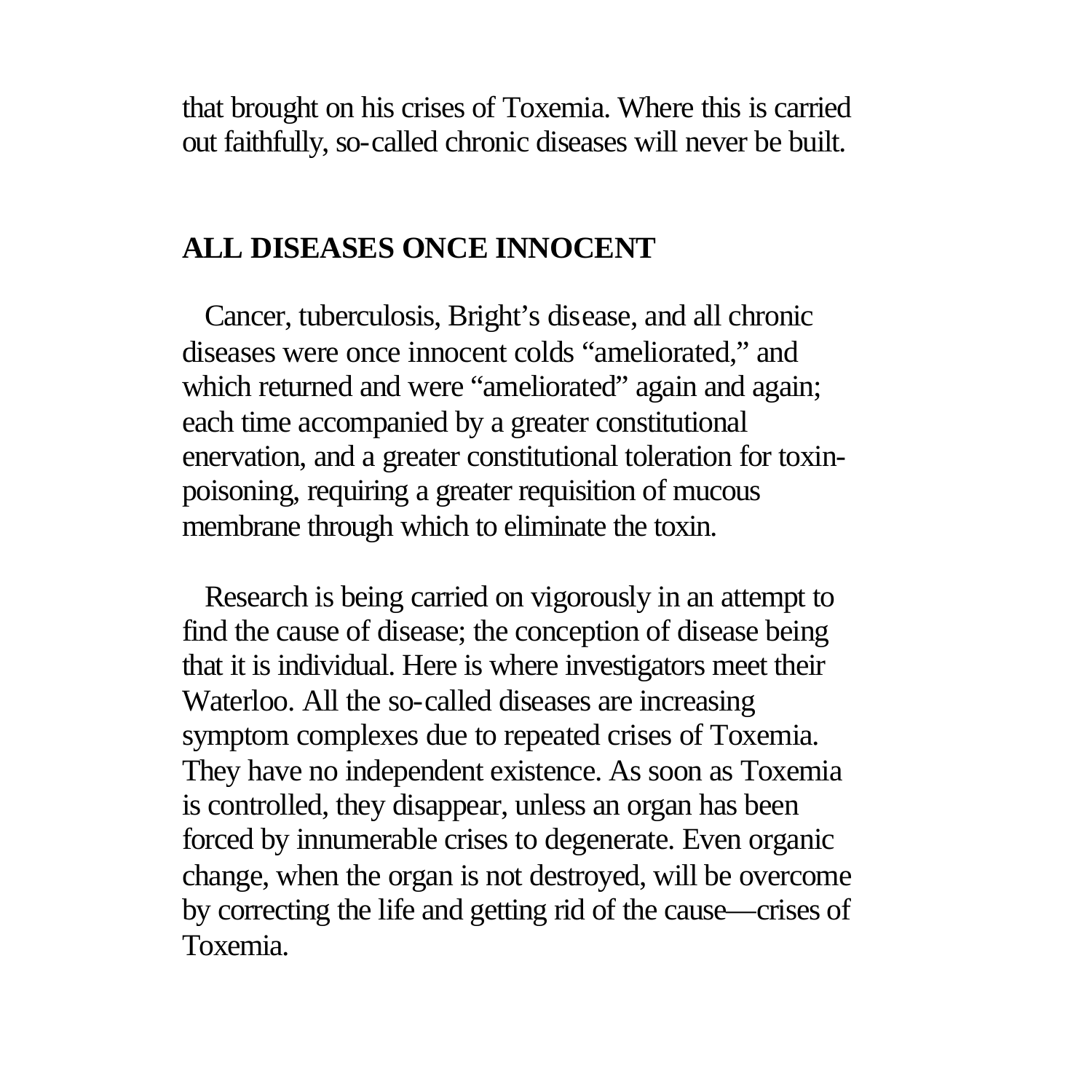that brought on his crises of Toxemia. Where this is carried out faithfully, so-called chronic diseases will never be built.

## ALL DISEASES ONCE INNOCENT

Cancer, tuberculosis, Bright's disease, and all chronic diseases were once innocent colds "ameliorated," and which returned and were "ameliorated" again and again; each time accompanied by a greater constitutional enervation, and a greater constitutional toleration for toxin-poisoning, requiring a greater requisition of mucous membrane through which to eliminate the toxin.

Research is being carried on vigorously in an attempt to find the cause of disease; the conception of disease being that it is individual. Here is where investigators meet their Waterloo. All the so-called diseases are increasing symptom complexes due to repeated crises of Toxemia. They have no independent existence. As soon as Toxemia is controlled, they disappear, unless an organ has been forced by innumerable crises to degenerate. Even organic change, when the organ is not destroyed, will be overcome by correcting the life and getting rid of the cause—crises of Toxemia.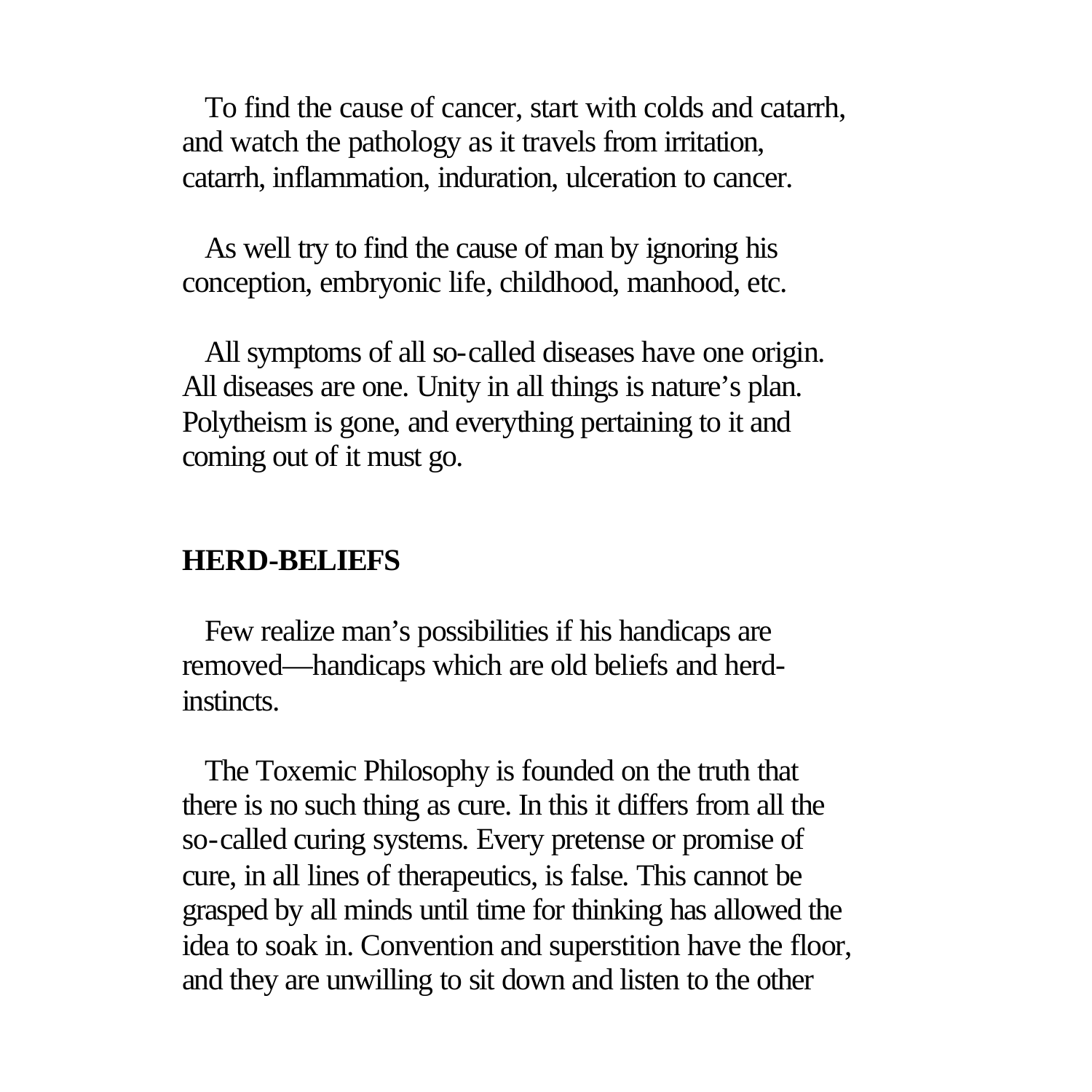To find the cause of cancer, start with colds and catarrh, and watch the pathology as it travels from irritation, catarrh, inflammation, induration, ulceration to cancer.

As well try to find the cause of man by ignoring his conception, embryonic life, childhood, manhood, etc.

All symptoms of all so-called diseases have one origin. All diseases are one. Unity in all things is nature's plan. Polytheism is gone, and everything pertaining to it and coming out of it must go.

## HERD-BELIEFS

Few realize man's possibilities if his handicaps are removed—handicaps which are old beliefs and herd-instincts.

The Toxemic Philosophy is founded on the truth that there is no such thing as cure. In this it differs from all the so-called curing systems. Every pretense or promise of cure, in all lines of therapeutics, is false. This cannot be grasped by all minds until time for thinking has allowed the idea to soak in. Convention and superstition have the floor, and they are unwilling to sit down and listen to the other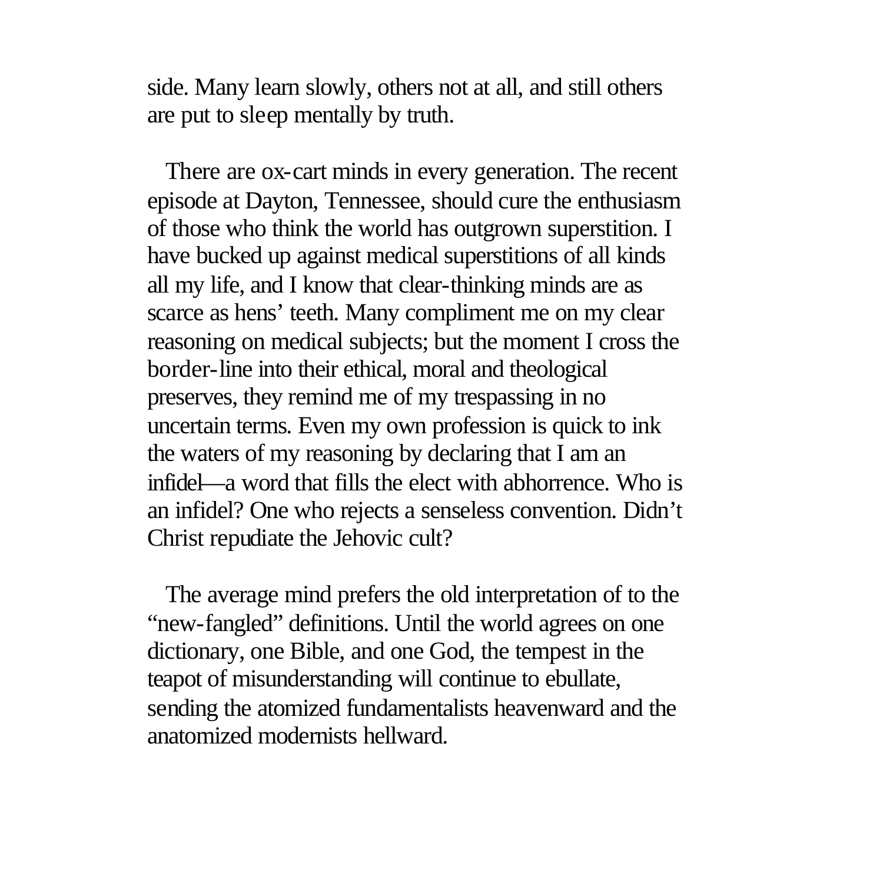side. Many learn slowly, others not at all, and still others are put to sleep mentally by truth.

There are ox-cart minds in every generation. The recent episode at Dayton, Tennessee, should cure the enthusiasm of those who think the world has outgrown superstition. I have bucked up against medical superstitions of all kinds all my life, and I know that clear-thinking minds are as scarce as hens' teeth. Many compliment me on my clear reasoning on medical subjects; but the moment I cross the border-line into their ethical, moral and theological preserves, they remind me of my trespassing in no uncertain terms. Even my own profession is quick to ink the waters of my reasoning by declaring that I am an infidel—a word that fills the elect with abhorrence. Who is an infidel? One who rejects a senseless convention. Didn't Christ repudiate the Jehovic cult?

The average mind prefers the old interpretation of to the "new-fangled" definitions. Until the world agrees on one dictionary, one Bible, and one God, the tempest in the teapot of misunderstanding will continue to ebullate, sending the atomized fundamentalists heavenward and the anatomized modernists hellward.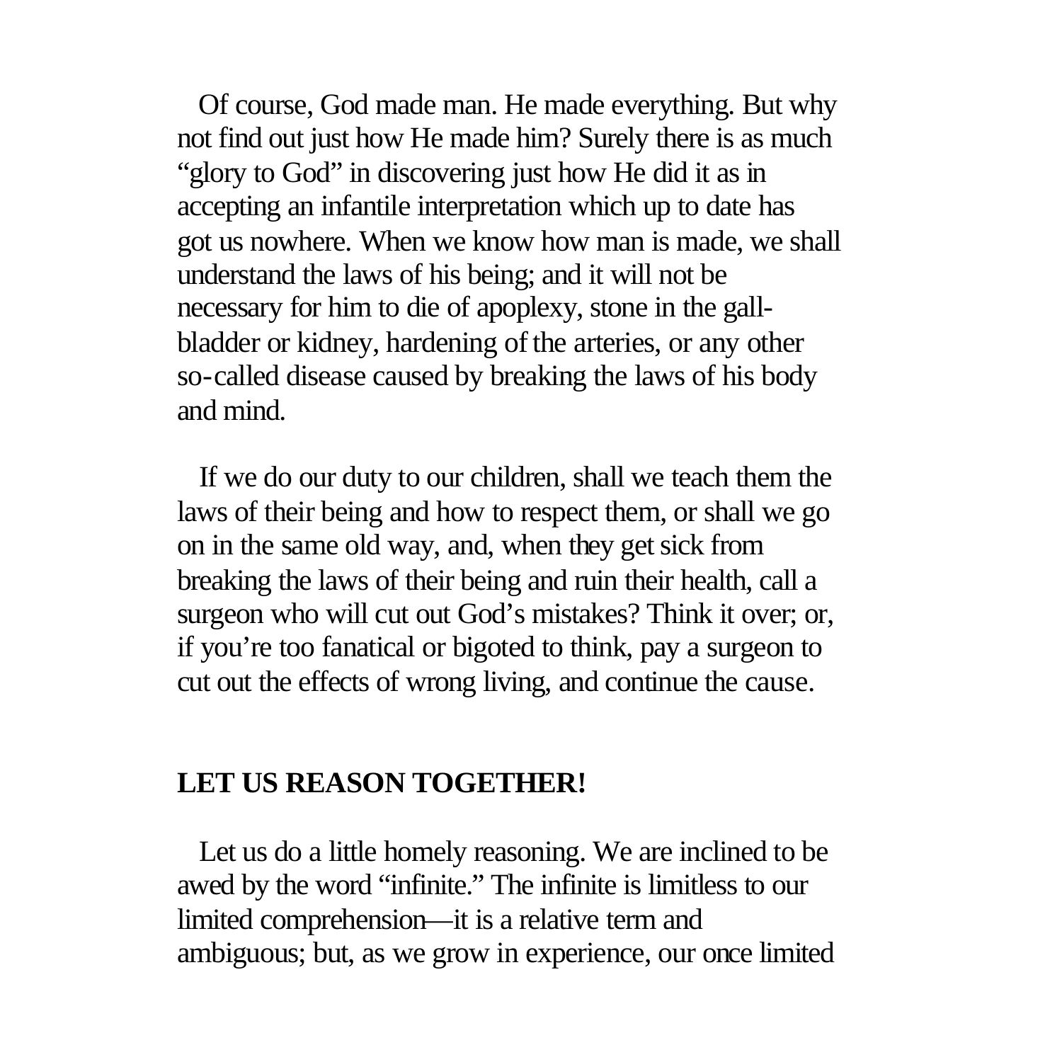Of course, God made man. He made everything. But why not find out just how He made him? Surely there is as much "glory to God" in discovering just how He did it as in accepting an infantile interpretation which up to date has got us nowhere. When we know how man is made, we shall understand the laws of his being; and it will not be necessary for him to die of apoplexy, stone in the gall-bladder or kidney, hardening of the arteries, or any other so-called disease caused by breaking the laws of his body and mind.

If we do our duty to our children, shall we teach them the laws of their being and how to respect them, or shall we go on in the same old way, and, when they get sick from breaking the laws of their being and ruin their health, call a surgeon who will cut out God's mistakes? Think it over; or, if you're too fanatical or bigoted to think, pay a surgeon to cut out the effects of wrong living, and continue the cause.

## LET US REASON TOGETHER!

Let us do a little homely reasoning. We are inclined to be awed by the word "infinite." The infinite is limitless to our limited comprehension—it is a relative term and ambiguous; but, as we grow in experience, our once limited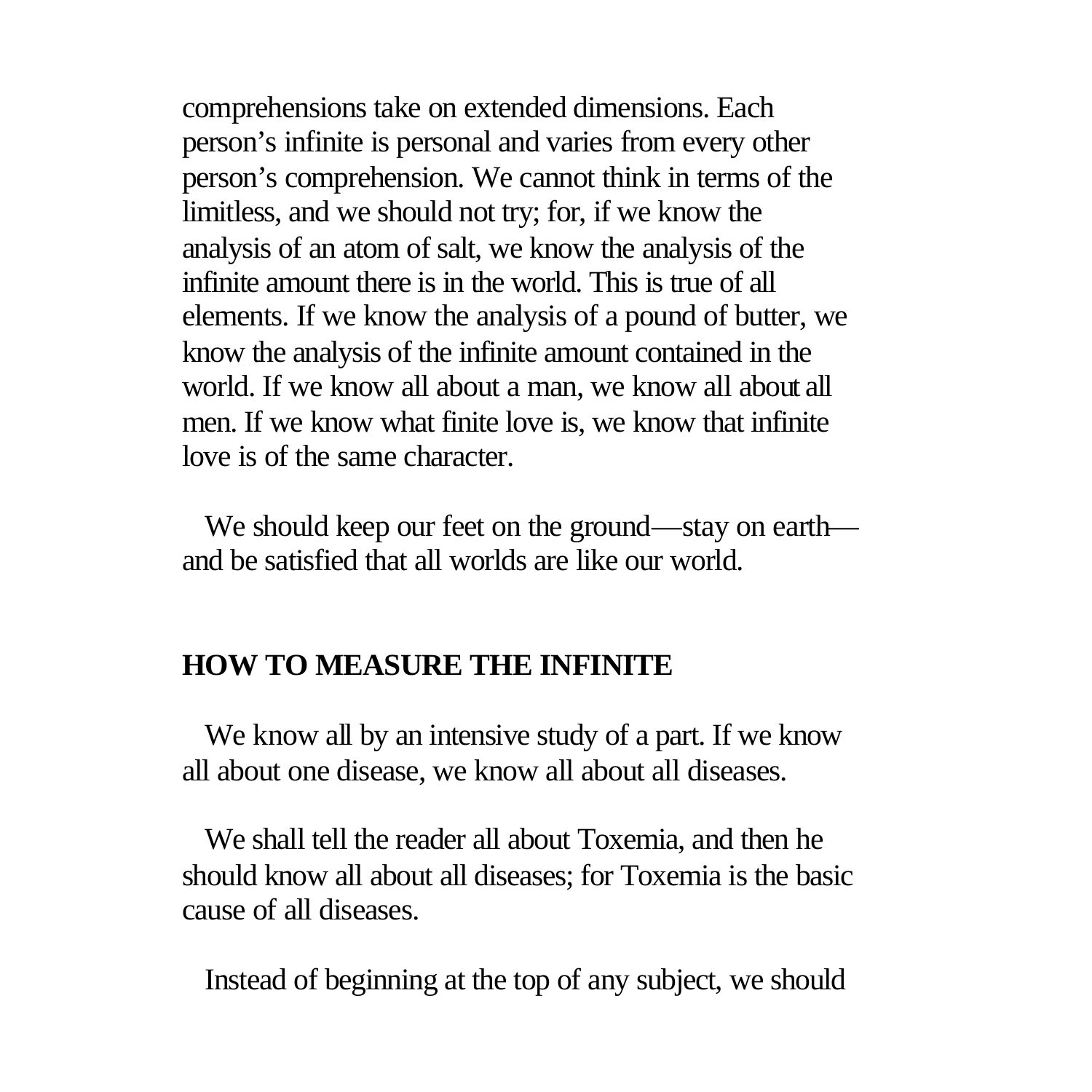comprehensions take on extended dimensions. Each person's infinite is personal and varies from every other person's comprehension. We cannot think in terms of the limitless, and we should not try; for, if we know the analysis of an atom of salt, we know the analysis of the infinite amount there is in the world. This is true of all elements. If we know the analysis of a pound of butter, we know the analysis of the infinite amount contained in the world. If we know all about a man, we know all about all men. If we know what finite love is, we know that infinite love is of the same character.

We should keep our feet on the ground—stay on earth—and be satisfied that all worlds are like our world.

## HOW TO MEASURE THE INFINITE

We know all by an intensive study of a part. If we know all about one disease, we know all about all diseases.

We shall tell the reader all about Toxemia, and then he should know all about all diseases; for Toxemia is the basic cause of all diseases.

Instead of beginning at the top of any subject, we should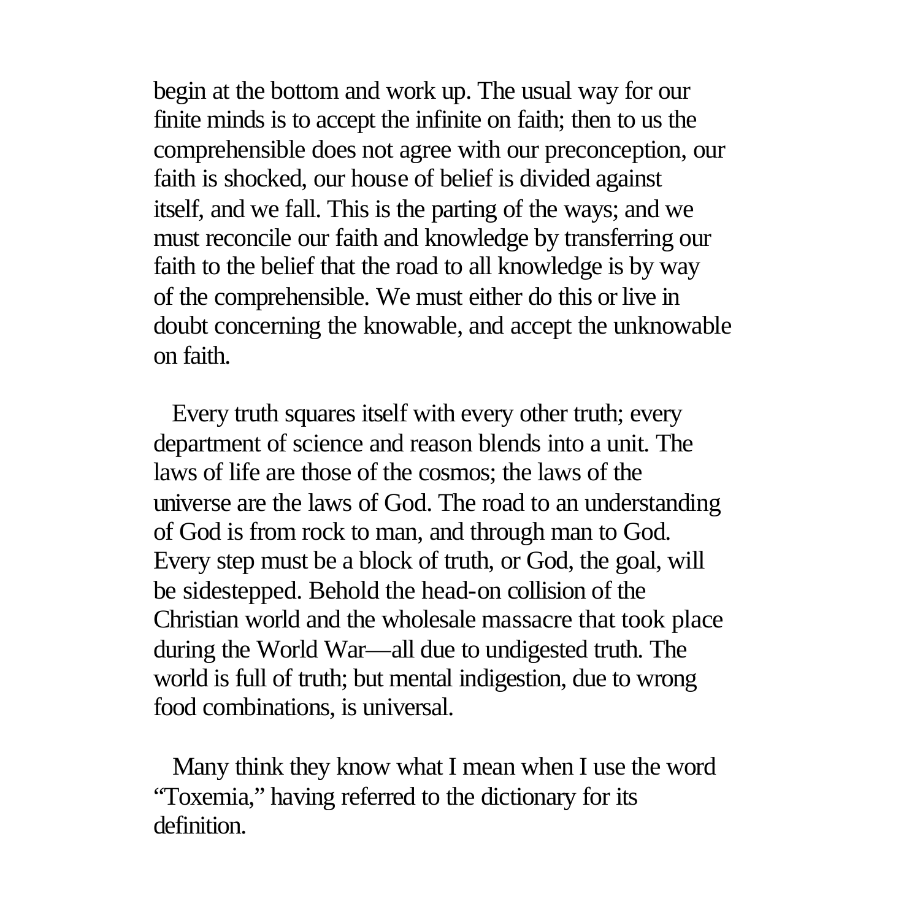begin at the bottom and work up. The usual way for our finite minds is to accept the infinite on faith; then to us the comprehensible does not agree with our preconception, our faith is shocked, our house of belief is divided against itself, and we fall. This is the parting of the ways; and we must reconcile our faith and knowledge by transferring our faith to the belief that the road to all knowledge is by way of the comprehensible. We must either do this or live in doubt concerning the knowable, and accept the unknowable on faith.

Every truth squares itself with every other truth; every department of science and reason blends into a unit. The laws of life are those of the cosmos; the laws of the universe are the laws of God. The road to an understanding of God is from rock to man, and through man to God. Every step must be a block of truth, or God, the goal, will be sidestepped. Behold the head-on collision of the Christian world and the wholesale massacre that took place during the World War—all due to undigested truth. The world is full of truth; but mental indigestion, due to wrong food combinations, is universal.

Many think they know what I mean when I use the word "Toxemia," having referred to the dictionary for its definition.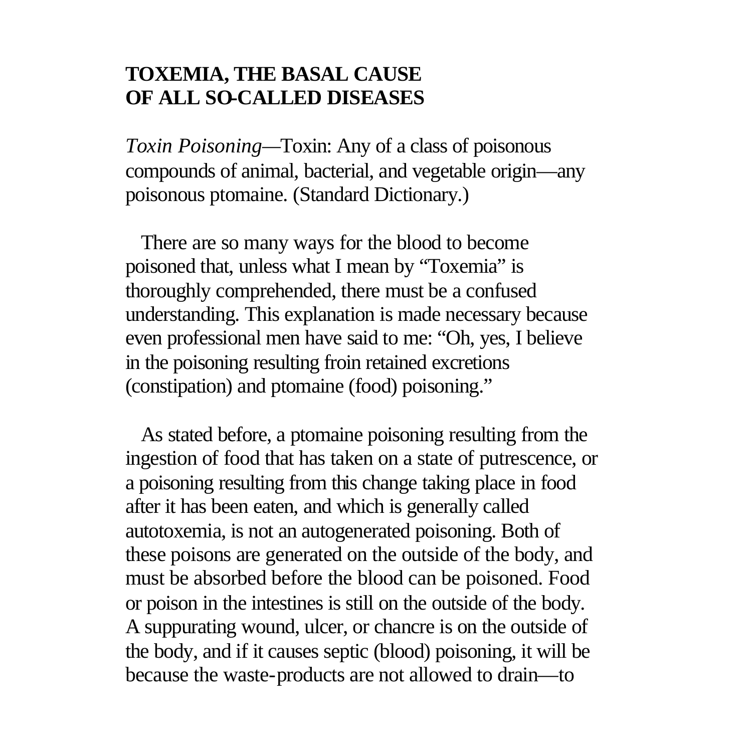# TOXEMIA, THE BASAL CAUSE OF ALL SO-CALLED DISEASES

*Toxin Poisoning*—Toxin: Any of a class of poisonous compounds of animal, bacterial, and vegetable origin—any poisonous ptomaine. (Standard Dictionary.)

There are so many ways for the blood to become poisoned that, unless what I mean by "Toxemia" is thoroughly comprehended, there must be a confused understanding. This explanation is made necessary because even professional men have said to me: "Oh, yes, I believe in the poisoning resulting froin retained excretions (constipation) and ptomaine (food) poisoning."

As stated before, a ptomaine poisoning resulting from the ingestion of food that has taken on a state of putrescence, or a poisoning resulting from this change taking place in food after it has been eaten, and which is generally called autotoxemia, is not an autogenerated poisoning. Both of these poisons are generated on the outside of the body, and must be absorbed before the blood can be poisoned. Food or poison in the intestines is still on the outside of the body. A suppurating wound, ulcer, or chancre is on the outside of the body, and if it causes septic (blood) poisoning, it will be because the waste-products are not allowed to drain—to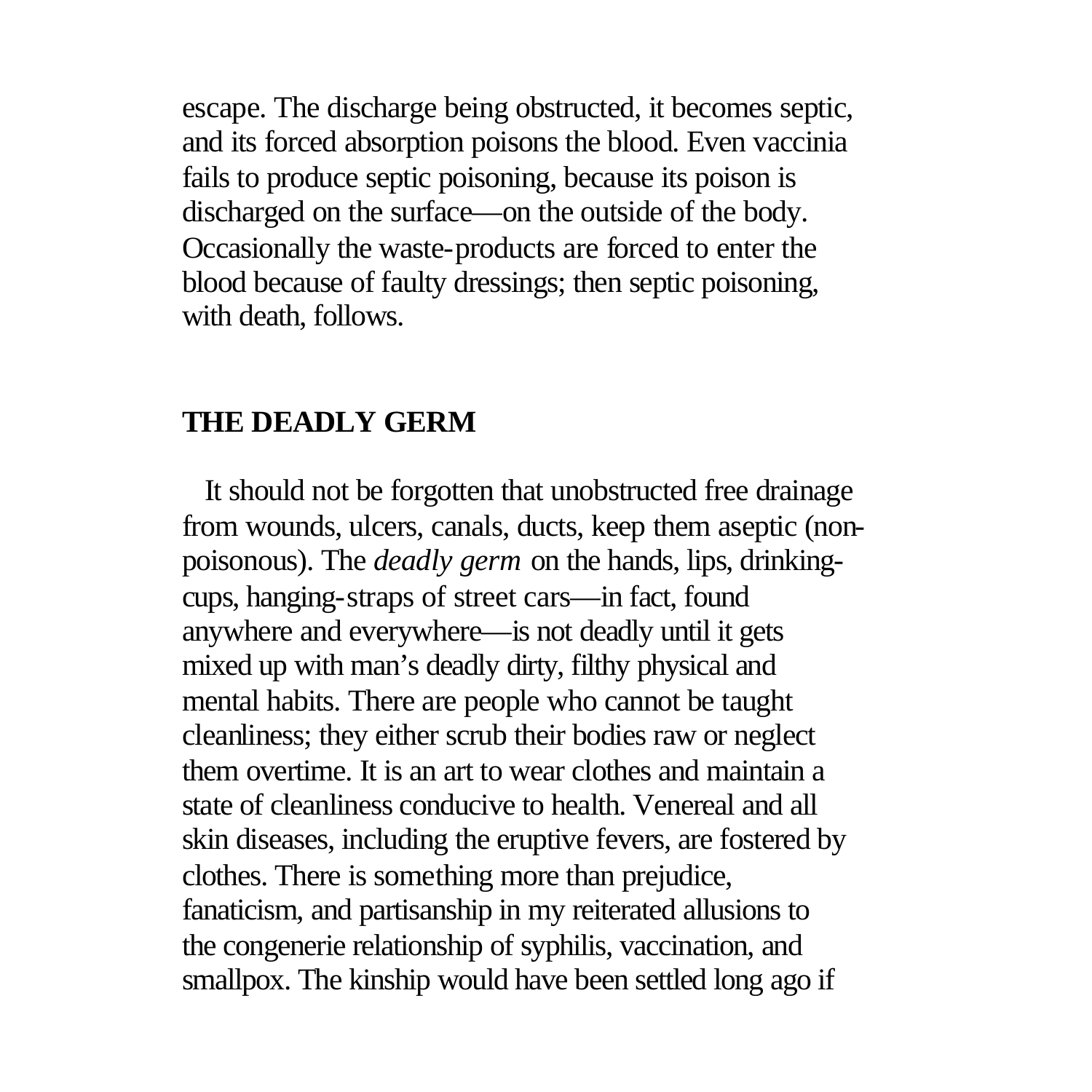escape. The discharge being obstructed, it becomes septic, and its forced absorption poisons the blood. Even vaccinia fails to produce septic poisoning, because its poison is discharged on the surface—on the outside of the body. Occasionally the waste-products are forced to enter the blood because of faulty dressings; then septic poisoning, with death, follows.

## THE DEADLY GERM

It should not be forgotten that unobstructed free drainage from wounds, ulcers, canals, ducts, keep them aseptic (non-poisonous). The *deadly germ* on the hands, lips, drinking-cups, hanging-straps of street cars—in fact, found anywhere and everywhere—is not deadly until it gets mixed up with man's deadly dirty, filthy physical and mental habits. There are people who cannot be taught cleanliness; they either scrub their bodies raw or neglect them overtime. It is an art to wear clothes and maintain a state of cleanliness conducive to health. Venereal and all skin diseases, including the eruptive fevers, are fostered by clothes. There is something more than prejudice, fanaticism, and partisanship in my reiterated allusions to the congenerie relationship of syphilis, vaccination, and smallpox. The kinship would have been settled long ago if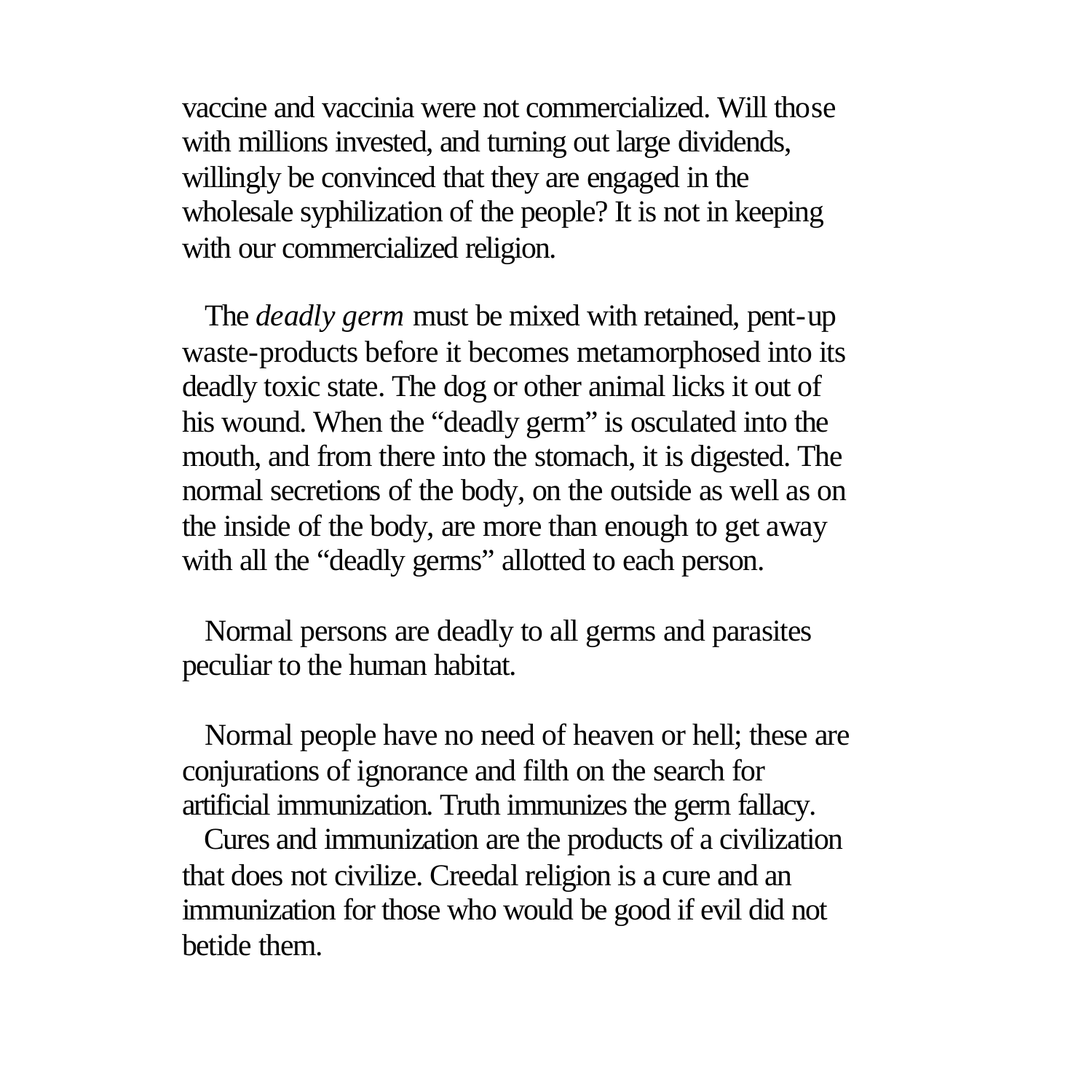vaccine and vaccinia were not commercialized. Will those with millions invested, and turning out large dividends, willingly be convinced that they are engaged in the wholesale syphilization of the people? It is not in keeping with our commercialized religion.

The *deadly germ* must be mixed with retained, pent-up waste-products before it becomes metamorphosed into its deadly toxic state. The dog or other animal licks it out of his wound. When the "deadly germ" is osculated into the mouth, and from there into the stomach, it is digested. The normal secretions of the body, on the outside as well as on the inside of the body, are more than enough to get away with all the "deadly germs" allotted to each person.

Normal persons are deadly to all germs and parasites peculiar to the human habitat.

Normal people have no need of heaven or hell; these are conjurations of ignorance and filth on the search for artificial immunization. Truth immunizes the germ fallacy.

Cures and immunization are the products of a civilization that does not civilize. Creedal religion is a cure and an immunization for those who would be good if evil did not betide them.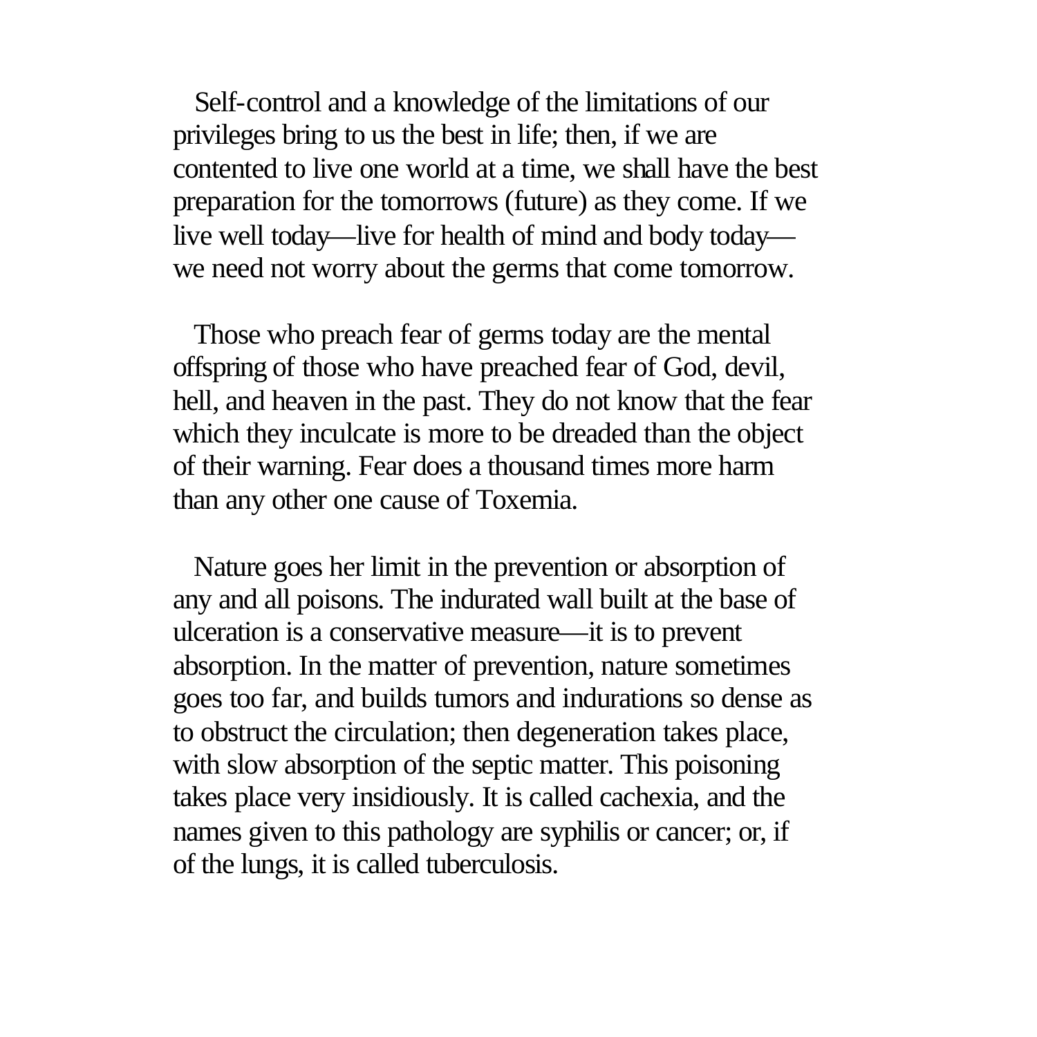Self-control and a knowledge of the limitations of our privileges bring to us the best in life; then, if we are contented to live one world at a time, we shall have the best preparation for the tomorrows (future) as they come. If we live well today—live for health of mind and body today—we need not worry about the germs that come tomorrow.

Those who preach fear of germs today are the mental offspring of those who have preached fear of God, devil, hell, and heaven in the past. They do not know that the fear which they inculcate is more to be dreaded than the object of their warning. Fear does a thousand times more harm than any other one cause of Toxemia.

Nature goes her limit in the prevention or absorption of any and all poisons. The indurated wall built at the base of ulceration is a conservative measure—it is to prevent absorption. In the matter of prevention, nature sometimes goes too far, and builds tumors and indurations so dense as to obstruct the circulation; then degeneration takes place, with slow absorption of the septic matter. This poisoning takes place very insidiously. It is called cachexia, and the names given to this pathology are syphilis or cancer; or, if of the lungs, it is called tuberculosis.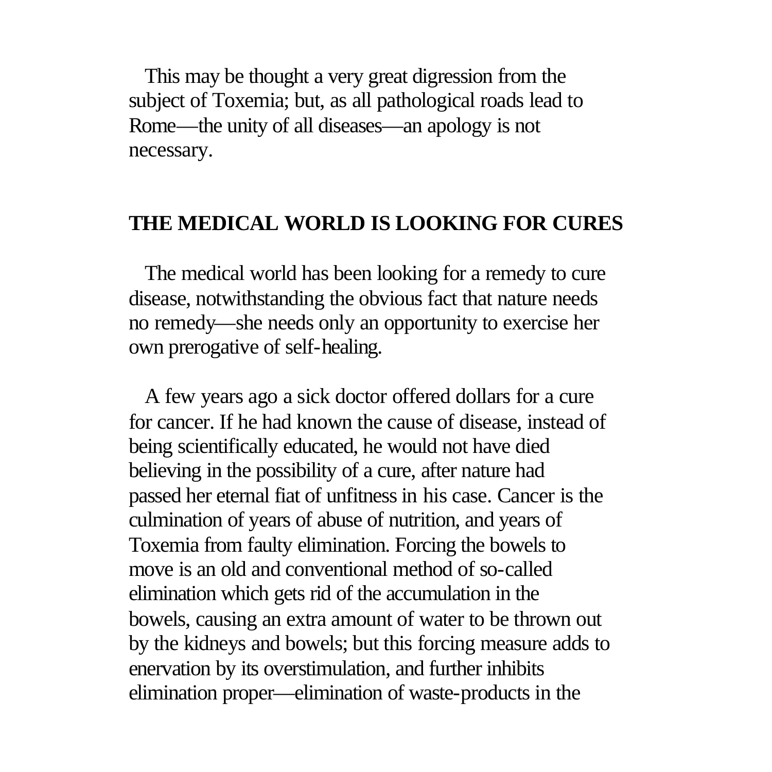This may be thought a very great digression from the subject of Toxemia; but, as all pathological roads lead to Rome—the unity of all diseases—an apology is not necessary.

## THE MEDICAL WORLD IS LOOKING FOR CURES

The medical world has been looking for a remedy to cure disease, notwithstanding the obvious fact that nature needs no remedy—she needs only an opportunity to exercise her own prerogative of self-healing.

A few years ago a sick doctor offered dollars for a cure for cancer. If he had known the cause of disease, instead of being scientifically educated, he would not have died believing in the possibility of a cure, after nature had passed her eternal fiat of unfitness in his case. Cancer is the culmination of years of abuse of nutrition, and years of Toxemia from faulty elimination. Forcing the bowels to move is an old and conventional method of so-called elimination which gets rid of the accumulation in the bowels, causing an extra amount of water to be thrown out by the kidneys and bowels; but this forcing measure adds to enervation by its overstimulation, and further inhibits elimination proper—elimination of waste-products in the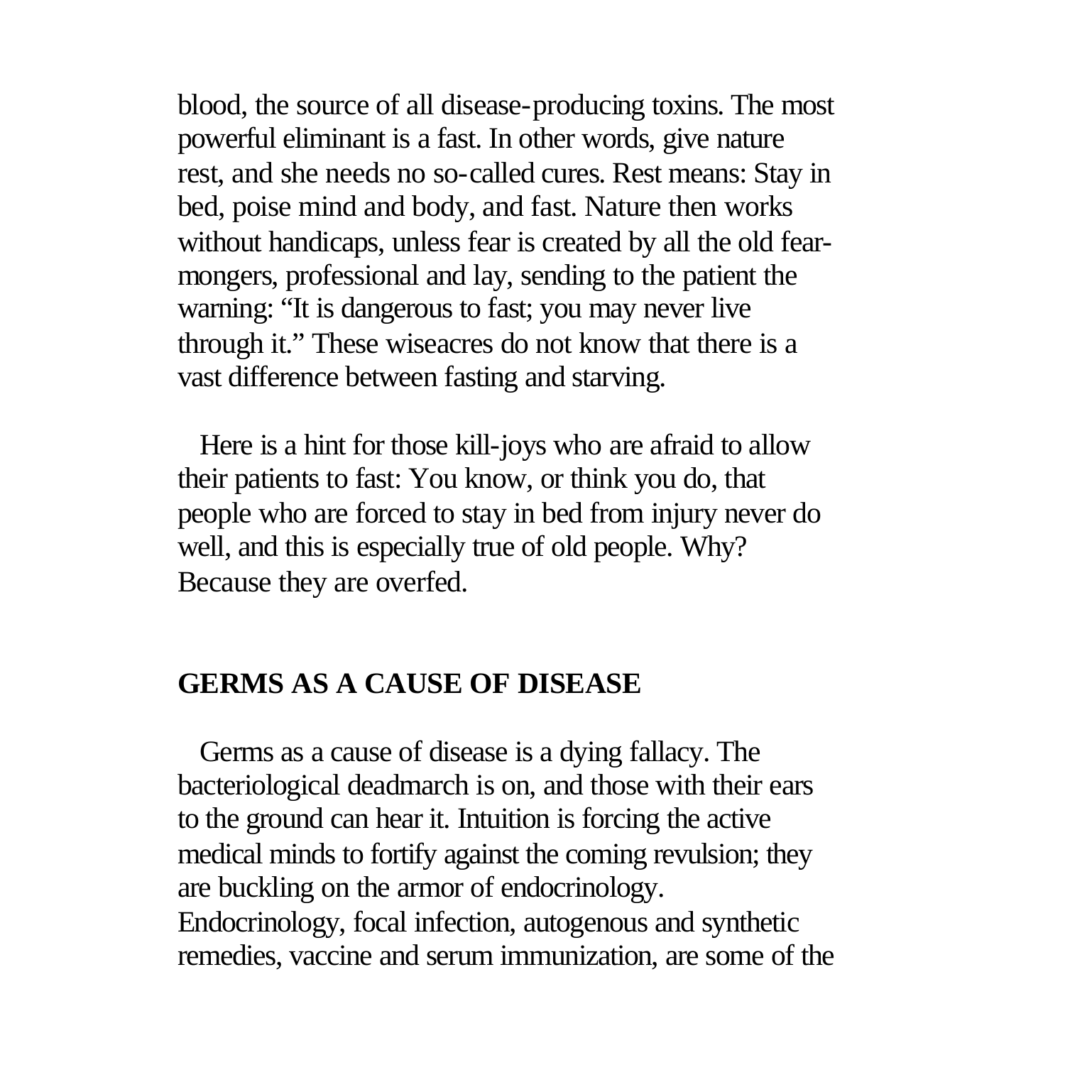blood, the source of all disease-producing toxins. The most powerful eliminant is a fast. In other words, give nature rest, and she needs no so-called cures. Rest means: Stay in bed, poise mind and body, and fast. Nature then works without handicaps, unless fear is created by all the old fear-mongers, professional and lay, sending to the patient the warning: "It is dangerous to fast; you may never live through it." These wiseacres do not know that there is a vast difference between fasting and starving.

Here is a hint for those kill-joys who are afraid to allow their patients to fast: You know, or think you do, that people who are forced to stay in bed from injury never do well, and this is especially true of old people. Why? Because they are overfed.

## GERMS AS A CAUSE OF DISEASE

Germs as a cause of disease is a dying fallacy. The bacteriological deadmarch is on, and those with their ears to the ground can hear it. Intuition is forcing the active medical minds to fortify against the coming revulsion; they are buckling on the armor of endocrinology. Endocrinology, focal infection, autogenous and synthetic remedies, vaccine and serum immunization, are some of the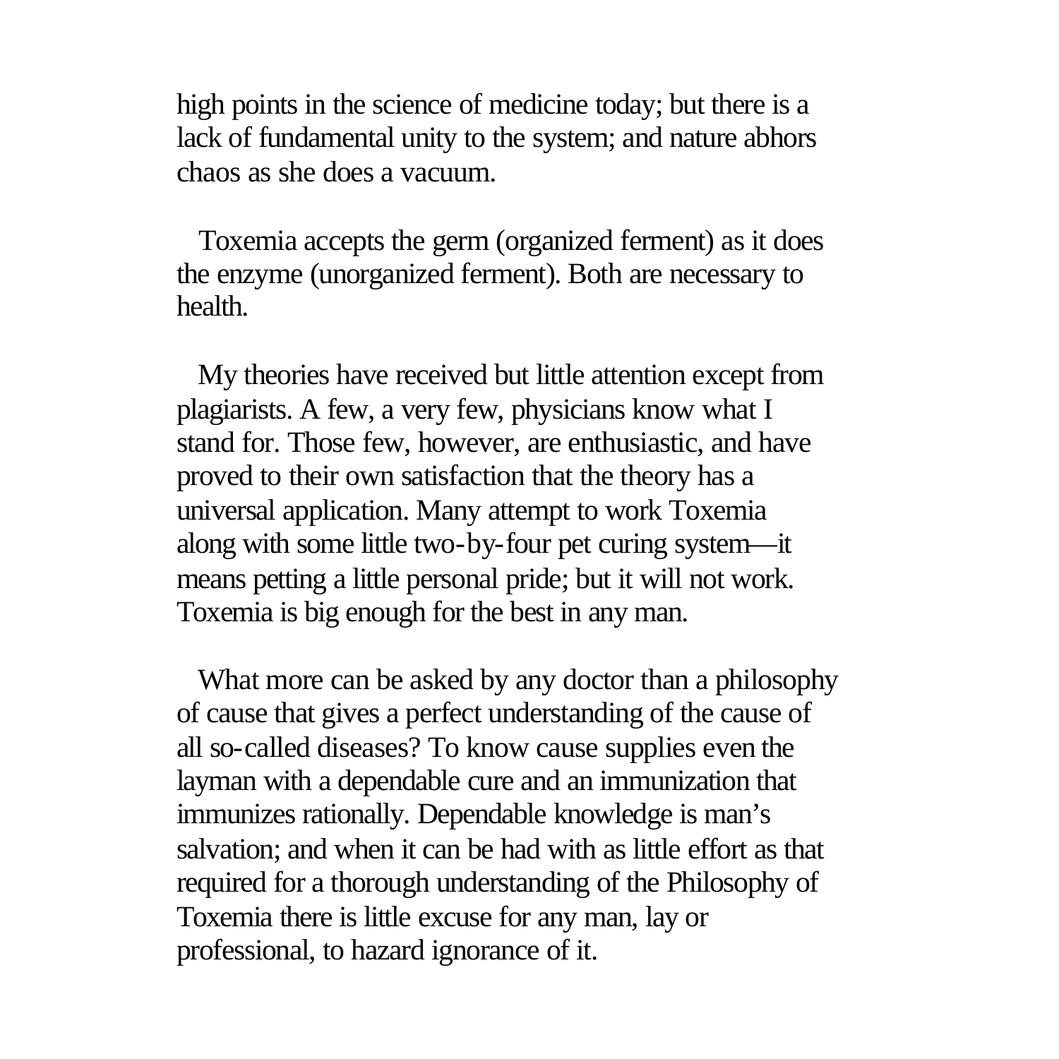high points in the science of medicine today; but there is a lack of fundamental unity to the system; and nature abhors chaos as she does a vacuum.

Toxemia accepts the germ (organized ferment) as it does the enzyme (unorganized ferment). Both are necessary to health.

My theories have received but little attention except from plagiarists. A few, a very few, physicians know what I stand for. Those few, however, are enthusiastic, and have proved to their own satisfaction that the theory has a universal application. Many attempt to work Toxemia along with some little two-by-four pet curing system—it means petting a little personal pride; but it will not work. Toxemia is big enough for the best in any man.

What more can be asked by any doctor than a philosophy of cause that gives a perfect understanding of the cause of all so-called diseases? To know cause supplies even the layman with a dependable cure and an immunization that immunizes rationally. Dependable knowledge is man's salvation; and when it can be had with as little effort as that required for a thorough understanding of the Philosophy of Toxemia there is little excuse for any man, lay or professional, to hazard ignorance of it.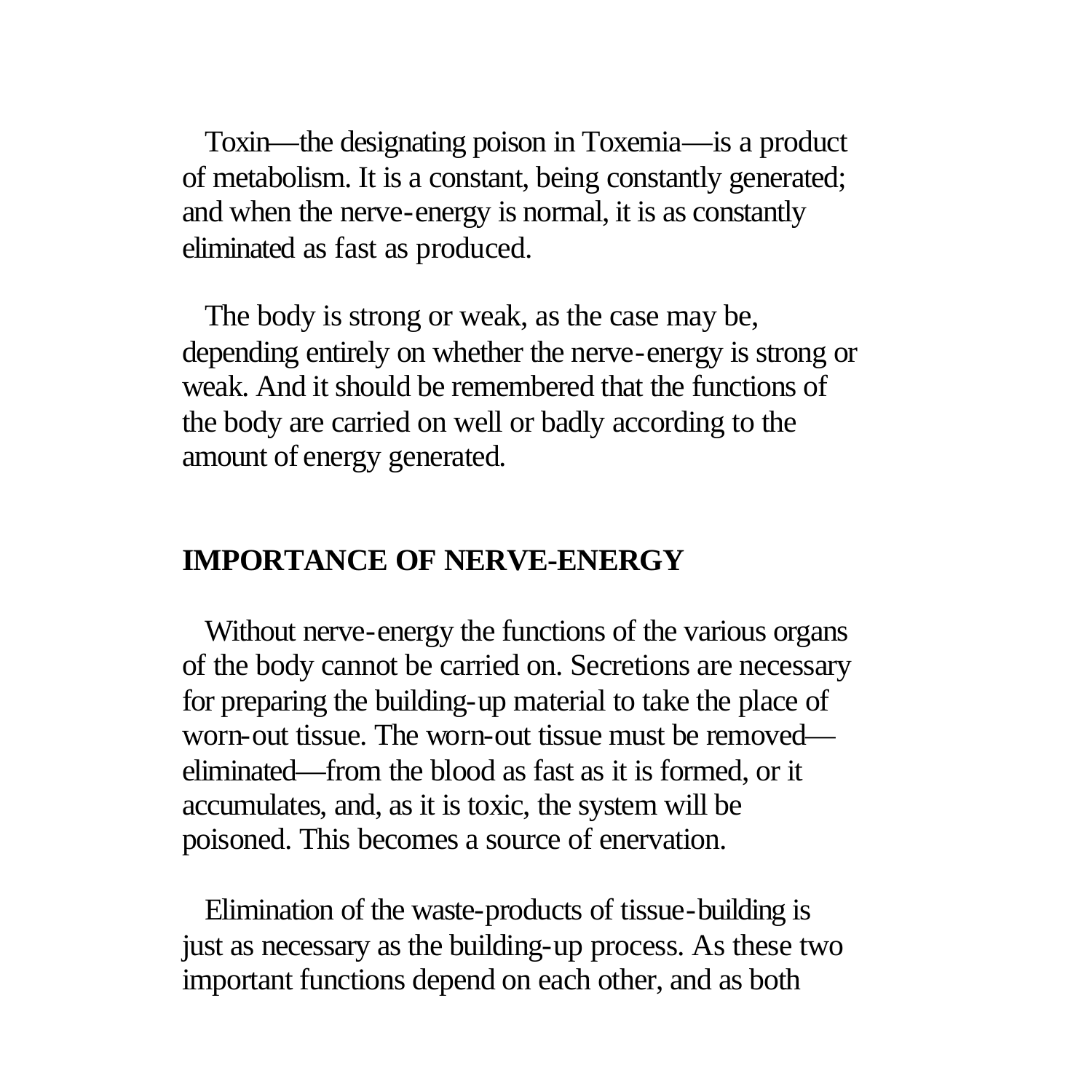Toxin—the designating poison in Toxemia—is a product of metabolism. It is a constant, being constantly generated; and when the nerve-energy is normal, it is as constantly eliminated as fast as produced.

The body is strong or weak, as the case may be, depending entirely on whether the nerve-energy is strong or weak. And it should be remembered that the functions of the body are carried on well or badly according to the amount of energy generated.

## IMPORTANCE OF NERVE-ENERGY

Without nerve-energy the functions of the various organs of the body cannot be carried on. Secretions are necessary for preparing the building-up material to take the place of worn-out tissue. The worn-out tissue must be removed—eliminated—from the blood as fast as it is formed, or it accumulates, and, as it is toxic, the system will be poisoned. This becomes a source of enervation.

Elimination of the waste-products of tissue-building is just as necessary as the building-up process. As these two important functions depend on each other, and as both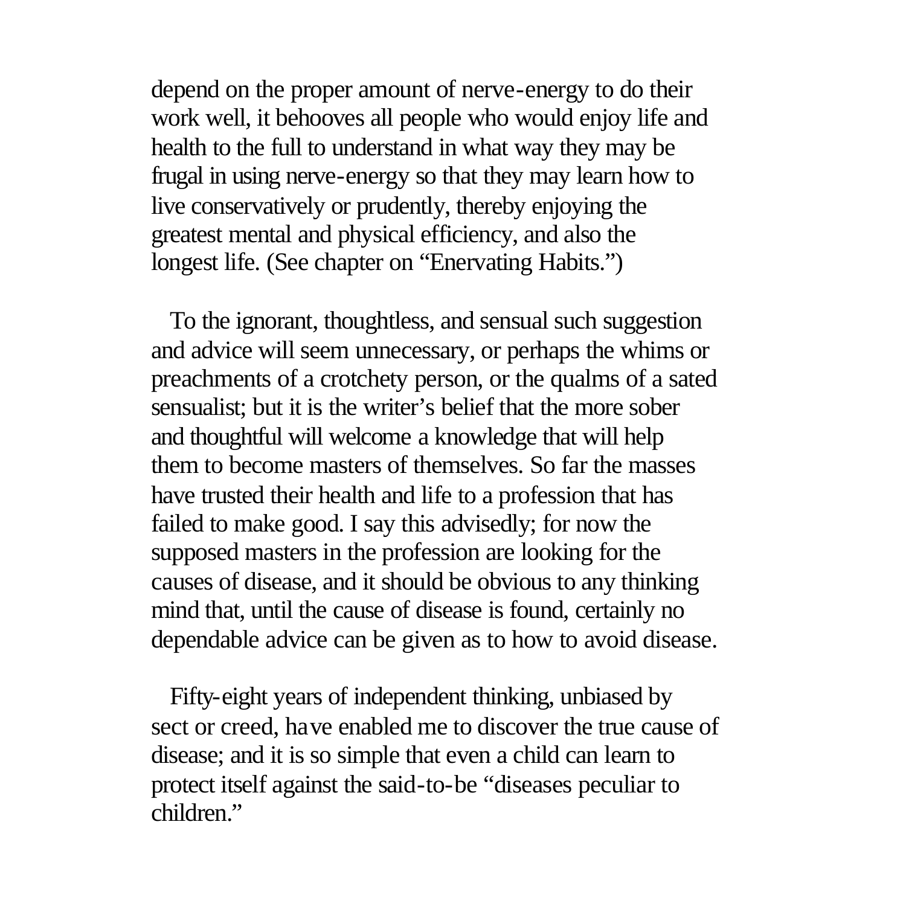depend on the proper amount of nerve-energy to do their work well, it behooves all people who would enjoy life and health to the full to understand in what way they may be frugal in using nerve-energy so that they may learn how to live conservatively or prudently, thereby enjoying the greatest mental and physical efficiency, and also the longest life. (See chapter on "Enervating Habits.")

To the ignorant, thoughtless, and sensual such suggestion and advice will seem unnecessary, or perhaps the whims or preachments of a crotchety person, or the qualms of a sated sensualist; but it is the writer's belief that the more sober and thoughtful will welcome a knowledge that will help them to become masters of themselves. So far the masses have trusted their health and life to a profession that has failed to make good. I say this advisedly; for now the supposed masters in the profession are looking for the causes of disease, and it should be obvious to any thinking mind that, until the cause of disease is found, certainly no dependable advice can be given as to how to avoid disease.

Fifty-eight years of independent thinking, unbiased by sect or creed, have enabled me to discover the true cause of disease; and it is so simple that even a child can learn to protect itself against the said-to-be "diseases peculiar to children."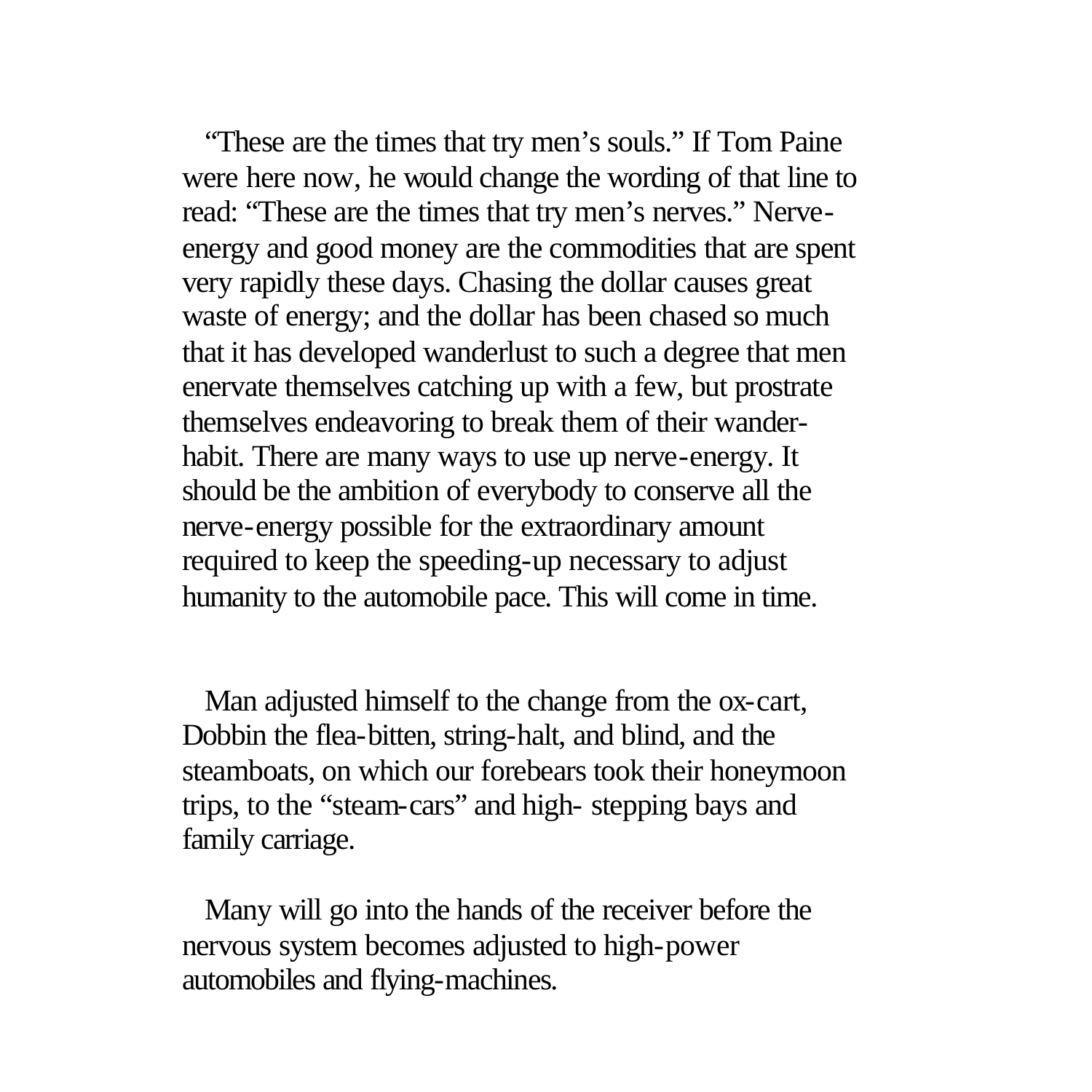"These are the times that try men's souls." If Tom Paine were here now, he would change the wording of that line to read: "These are the times that try men's nerves." Nerve-energy and good money are the commodities that are spent very rapidly these days. Chasing the dollar causes great waste of energy; and the dollar has been chased so much that it has developed wanderlust to such a degree that men enervate themselves catching up with a few, but prostrate themselves endeavoring to break them of their wander-habit. There are many ways to use up nerve-energy. It should be the ambition of everybody to conserve all the nerve-energy possible for the extraordinary amount required to keep the speeding-up necessary to adjust humanity to the automobile pace. This will come in time.

Man adjusted himself to the change from the ox-cart, Dobbin the flea-bitten, string-halt, and blind, and the steamboats, on which our forebears took their honeymoon trips, to the "steam-cars" and high- stepping bays and family carriage.

Many will go into the hands of the receiver before the nervous system becomes adjusted to high-power automobiles and flying-machines.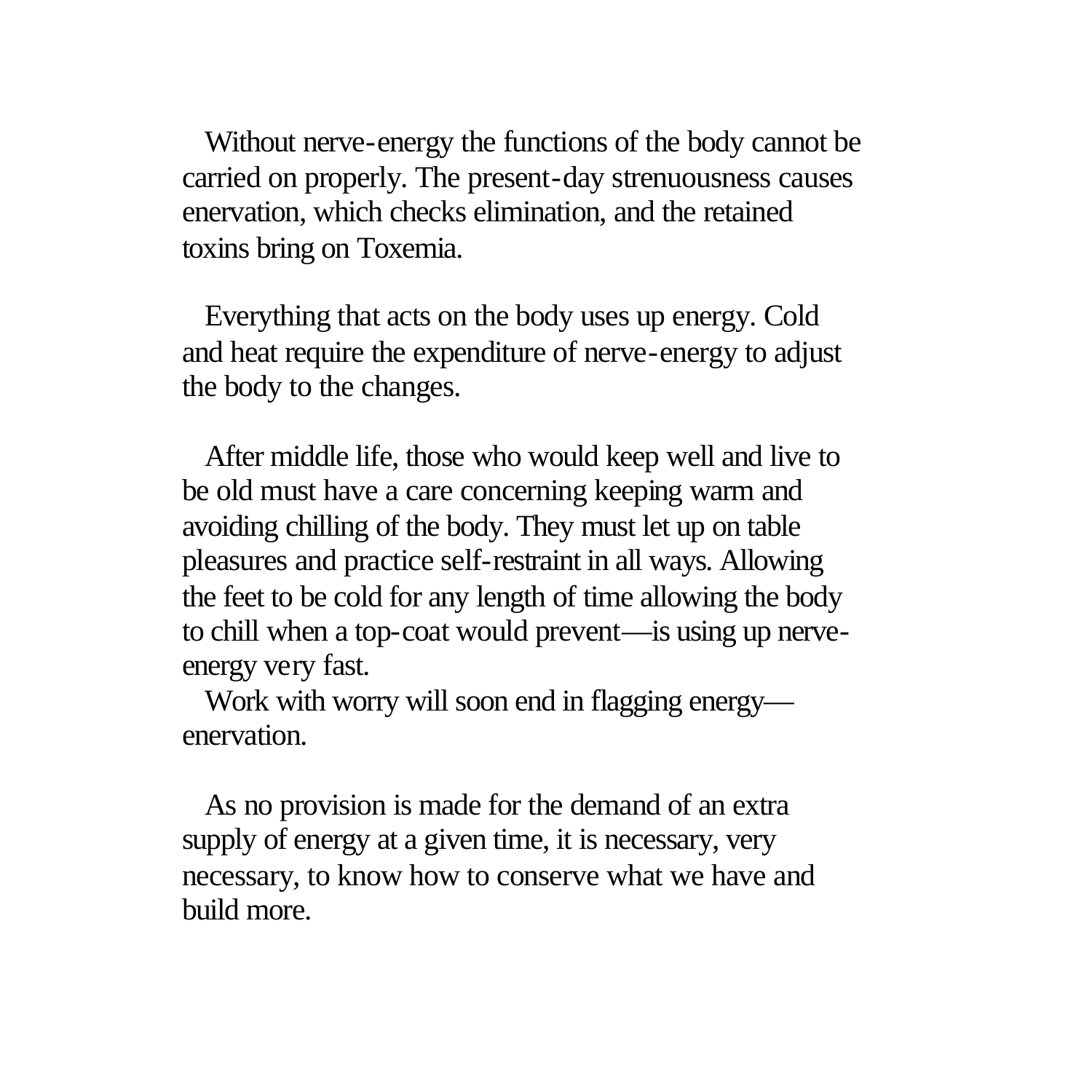Without nerve-energy the functions of the body cannot be carried on properly. The present-day strenuousness causes enervation, which checks elimination, and the retained toxins bring on Toxemia.

Everything that acts on the body uses up energy. Cold and heat require the expenditure of nerve-energy to adjust the body to the changes.

After middle life, those who would keep well and live to be old must have a care concerning keeping warm and avoiding chilling of the body. They must let up on table pleasures and practice self-restraint in all ways. Allowing the feet to be cold for any length of time allowing the body to chill when a top-coat would prevent—is using up nerve-energy very fast.

Work with worry will soon end in flagging energy—enervation.

As no provision is made for the demand of an extra supply of energy at a given time, it is necessary, very necessary, to know how to conserve what we have and build more.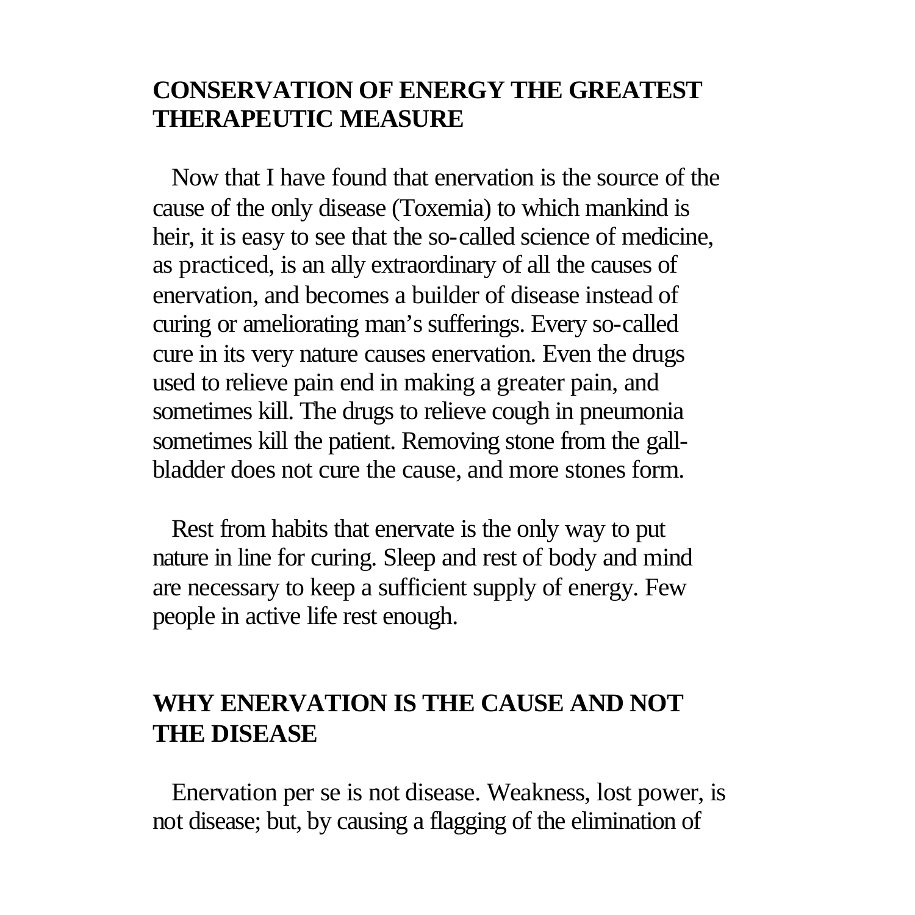## CONSERVATION OF ENERGY THE GREATEST THERAPEUTIC MEASURE

Now that I have found that enervation is the source of the cause of the only disease (Toxemia) to which mankind is heir, it is easy to see that the so-called science of medicine, as practiced, is an ally extraordinary of all the causes of enervation, and becomes a builder of disease instead of curing or ameliorating man's sufferings. Every so-called cure in its very nature causes enervation. Even the drugs used to relieve pain end in making a greater pain, and sometimes kill. The drugs to relieve cough in pneumonia sometimes kill the patient. Removing stone from the gall-bladder does not cure the cause, and more stones form.

Rest from habits that enervate is the only way to put nature in line for curing. Sleep and rest of body and mind are necessary to keep a sufficient supply of energy. Few people in active life rest enough.

## WHY ENERVATION IS THE CAUSE AND NOT THE DISEASE

Enervation per se is not disease. Weakness, lost power, is not disease; but, by causing a flagging of the elimination of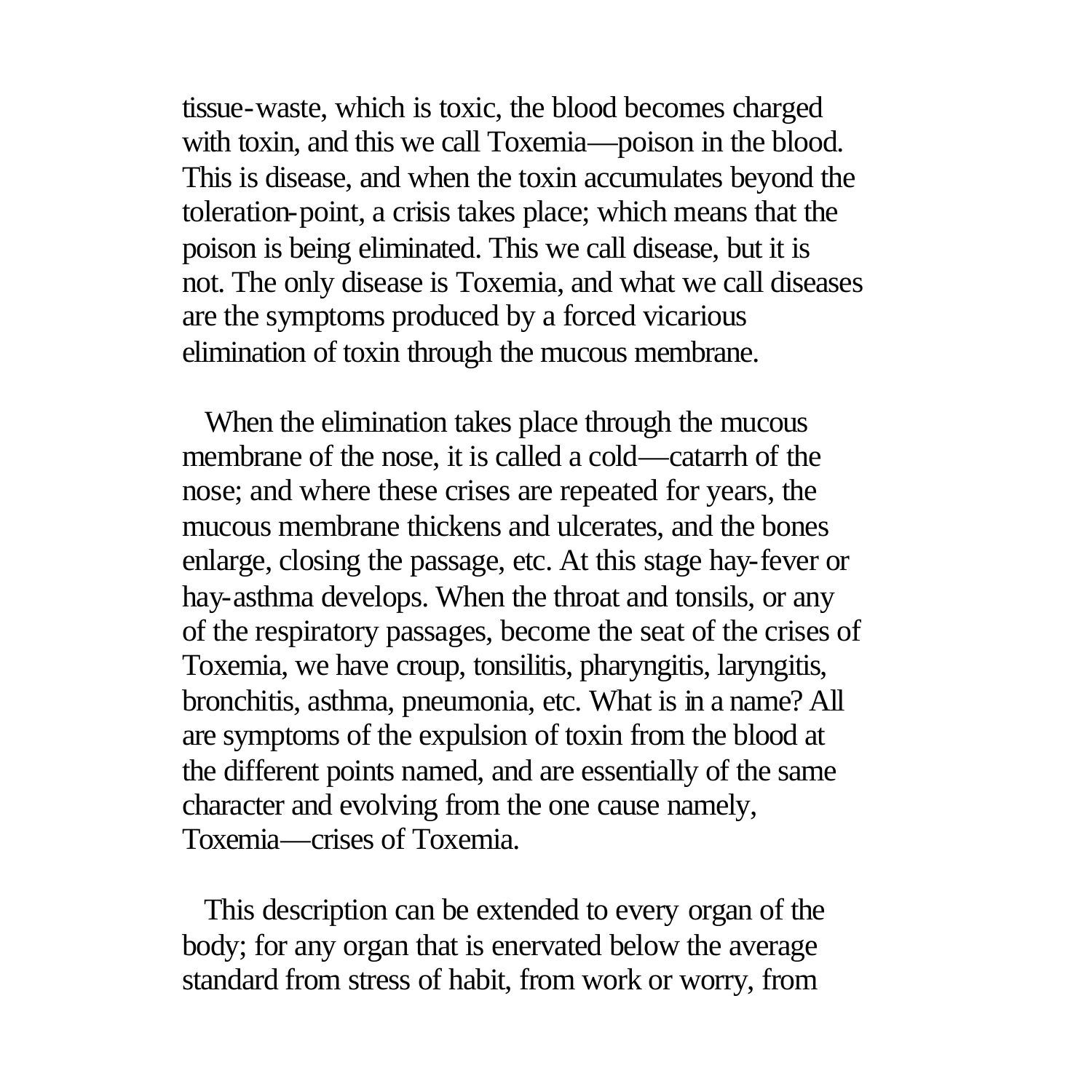tissue-waste, which is toxic, the blood becomes charged with toxin, and this we call Toxemia—poison in the blood. This is disease, and when the toxin accumulates beyond the toleration-point, a crisis takes place; which means that the poison is being eliminated. This we call disease, but it is not. The only disease is Toxemia, and what we call diseases are the symptoms produced by a forced vicarious elimination of toxin through the mucous membrane.

When the elimination takes place through the mucous membrane of the nose, it is called a cold—catarrh of the nose; and where these crises are repeated for years, the mucous membrane thickens and ulcerates, and the bones enlarge, closing the passage, etc. At this stage hay-fever or hay-asthma develops. When the throat and tonsils, or any of the respiratory passages, become the seat of the crises of Toxemia, we have croup, tonsilitis, pharyngitis, laryngitis, bronchitis, asthma, pneumonia, etc. What is in a name? All are symptoms of the expulsion of toxin from the blood at the different points named, and are essentially of the same character and evolving from the one cause namely, Toxemia—crises of Toxemia.

This description can be extended to every organ of the body; for any organ that is enervated below the average standard from stress of habit, from work or worry, from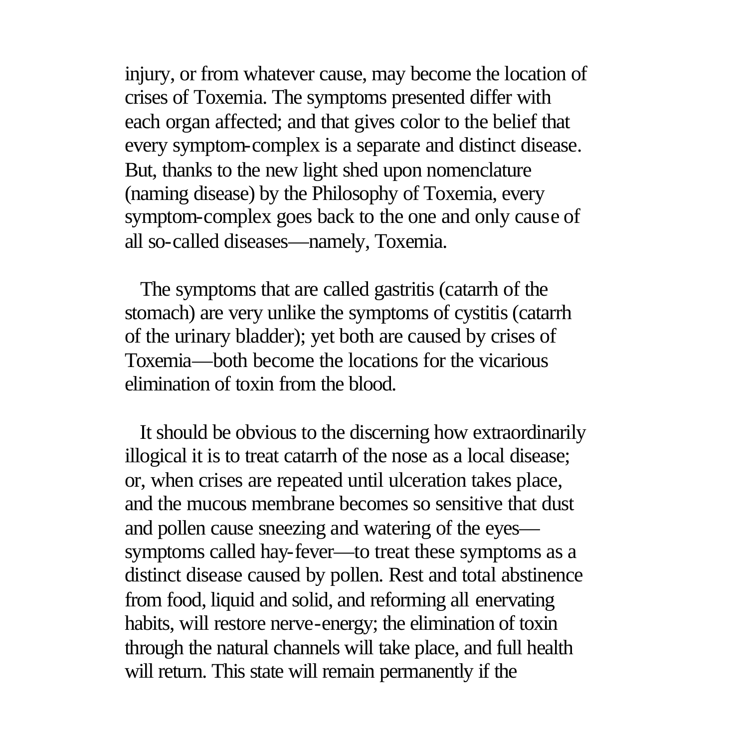injury, or from whatever cause, may become the location of crises of Toxemia. The symptoms presented differ with each organ affected; and that gives color to the belief that every symptom-complex is a separate and distinct disease. But, thanks to the new light shed upon nomenclature (naming disease) by the Philosophy of Toxemia, every symptom-complex goes back to the one and only cause of all so-called diseases—namely, Toxemia.

The symptoms that are called gastritis (catarrh of the stomach) are very unlike the symptoms of cystitis (catarrh of the urinary bladder); yet both are caused by crises of Toxemia—both become the locations for the vicarious elimination of toxin from the blood.

It should be obvious to the discerning how extraordinarily illogical it is to treat catarrh of the nose as a local disease; or, when crises are repeated until ulceration takes place, and the mucous membrane becomes so sensitive that dust and pollen cause sneezing and watering of the eyes—symptoms called hay-fever—to treat these symptoms as a distinct disease caused by pollen. Rest and total abstinence from food, liquid and solid, and reforming all enervating habits, will restore nerve-energy; the elimination of toxin through the natural channels will take place, and full health will return. This state will remain permanently if the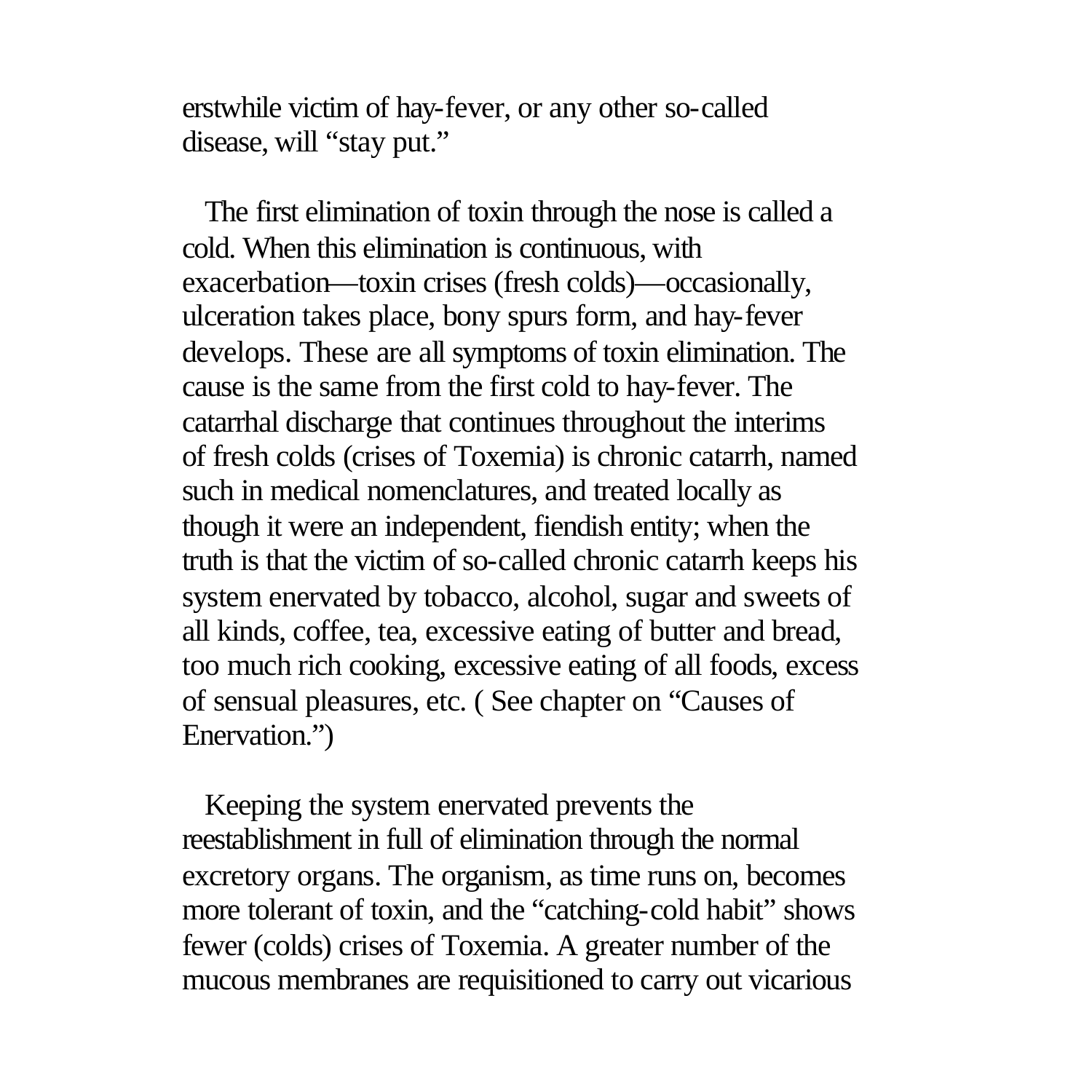erstwhile victim of hay-fever, or any other so-called disease, will "stay put."

The first elimination of toxin through the nose is called a cold. When this elimination is continuous, with exacerbation—toxin crises (fresh colds)—occasionally, ulceration takes place, bony spurs form, and hay-fever develops. These are all symptoms of toxin elimination. The cause is the same from the first cold to hay-fever. The catarrhal discharge that continues throughout the interims of fresh colds (crises of Toxemia) is chronic catarrh, named such in medical nomenclatures, and treated locally as though it were an independent, fiendish entity; when the truth is that the victim of so-called chronic catarrh keeps his system enervated by tobacco, alcohol, sugar and sweets of all kinds, coffee, tea, excessive eating of butter and bread, too much rich cooking, excessive eating of all foods, excess of sensual pleasures, etc. ( See chapter on "Causes of Enervation.")

Keeping the system enervated prevents the reestablishment in full of elimination through the normal excretory organs. The organism, as time runs on, becomes more tolerant of toxin, and the "catching-cold habit" shows fewer (colds) crises of Toxemia. A greater number of the mucous membranes are requisitioned to carry out vicarious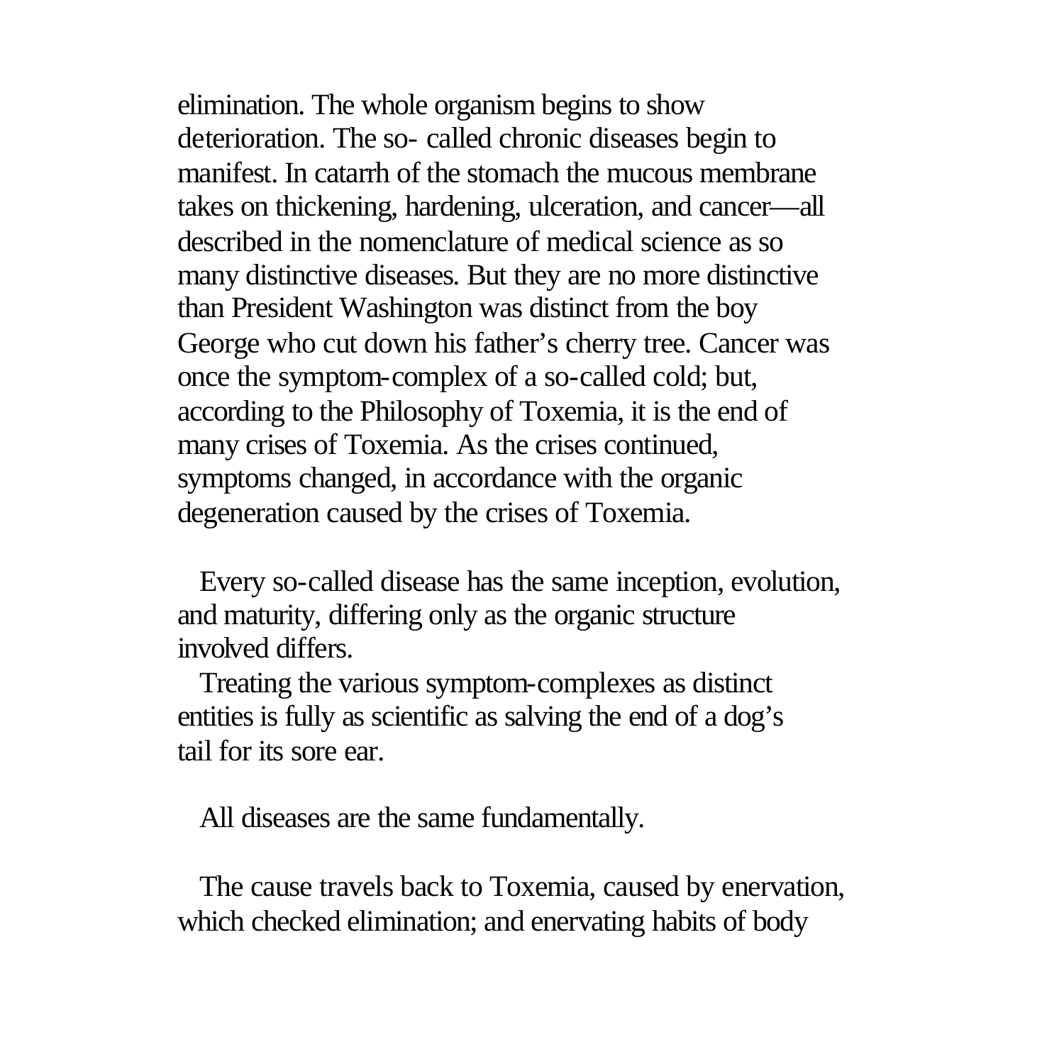elimination. The whole organism begins to show deterioration. The so- called chronic diseases begin to manifest. In catarrh of the stomach the mucous membrane takes on thickening, hardening, ulceration, and cancer—all described in the nomenclature of medical science as so many distinctive diseases. But they are no more distinctive than President Washington was distinct from the boy George who cut down his father's cherry tree. Cancer was once the symptom-complex of a so-called cold; but, according to the Philosophy of Toxemia, it is the end of many crises of Toxemia. As the crises continued, symptoms changed, in accordance with the organic degeneration caused by the crises of Toxemia.

Every so-called disease has the same inception, evolution, and maturity, differing only as the organic structure involved differs.

Treating the various symptom-complexes as distinct entities is fully as scientific as salving the end of a dog's tail for its sore ear.

All diseases are the same fundamentally.

The cause travels back to Toxemia, caused by enervation, which checked elimination; and enervating habits of body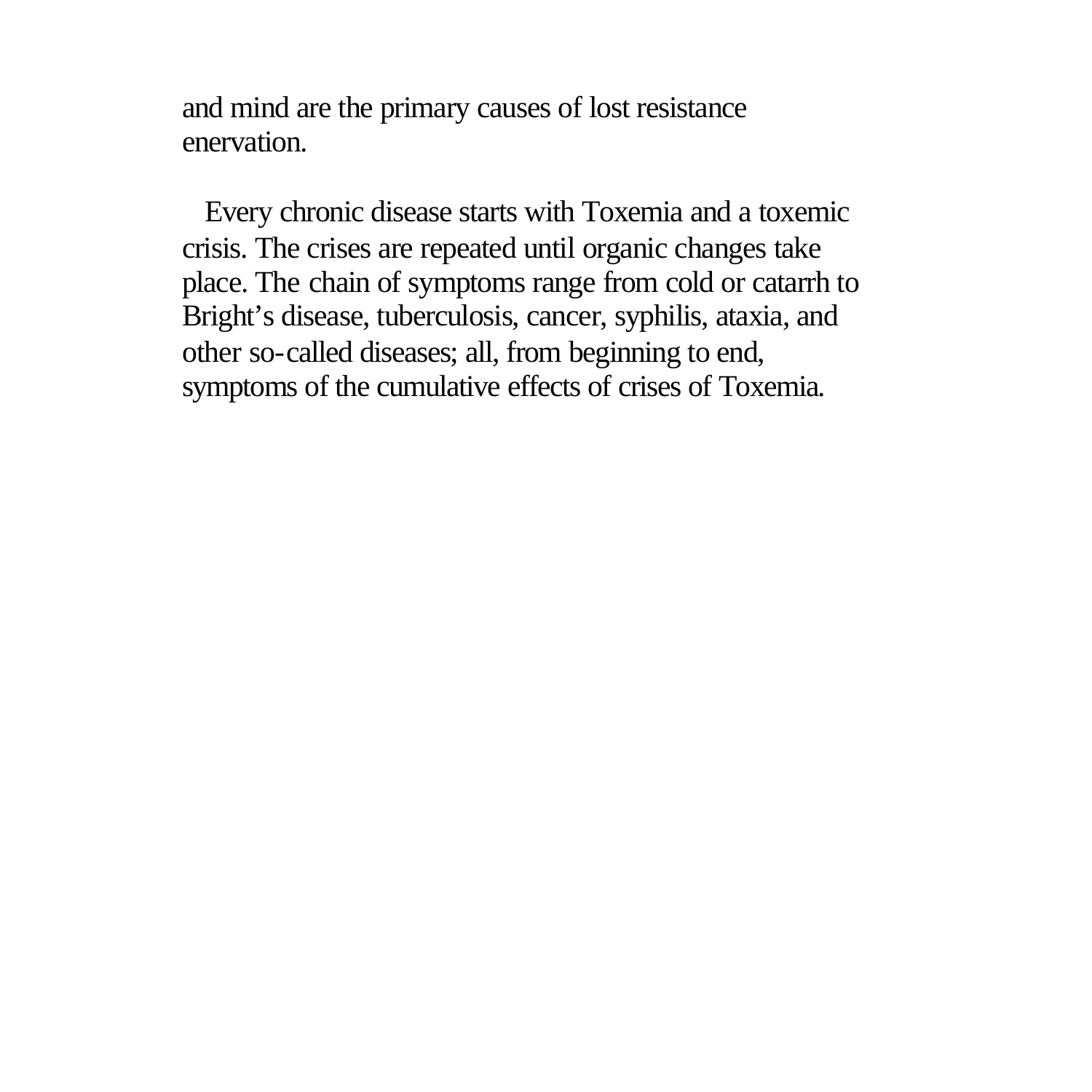and mind are the primary causes of lost resistance enervation.

Every chronic disease starts with Toxemia and a toxemic crisis. The crises are repeated until organic changes take place. The chain of symptoms range from cold or catarrh to Bright’s disease, tuberculosis, cancer, syphilis, ataxia, and other so-called diseases; all, from beginning to end, symptoms of the cumulative effects of crises of Toxemia.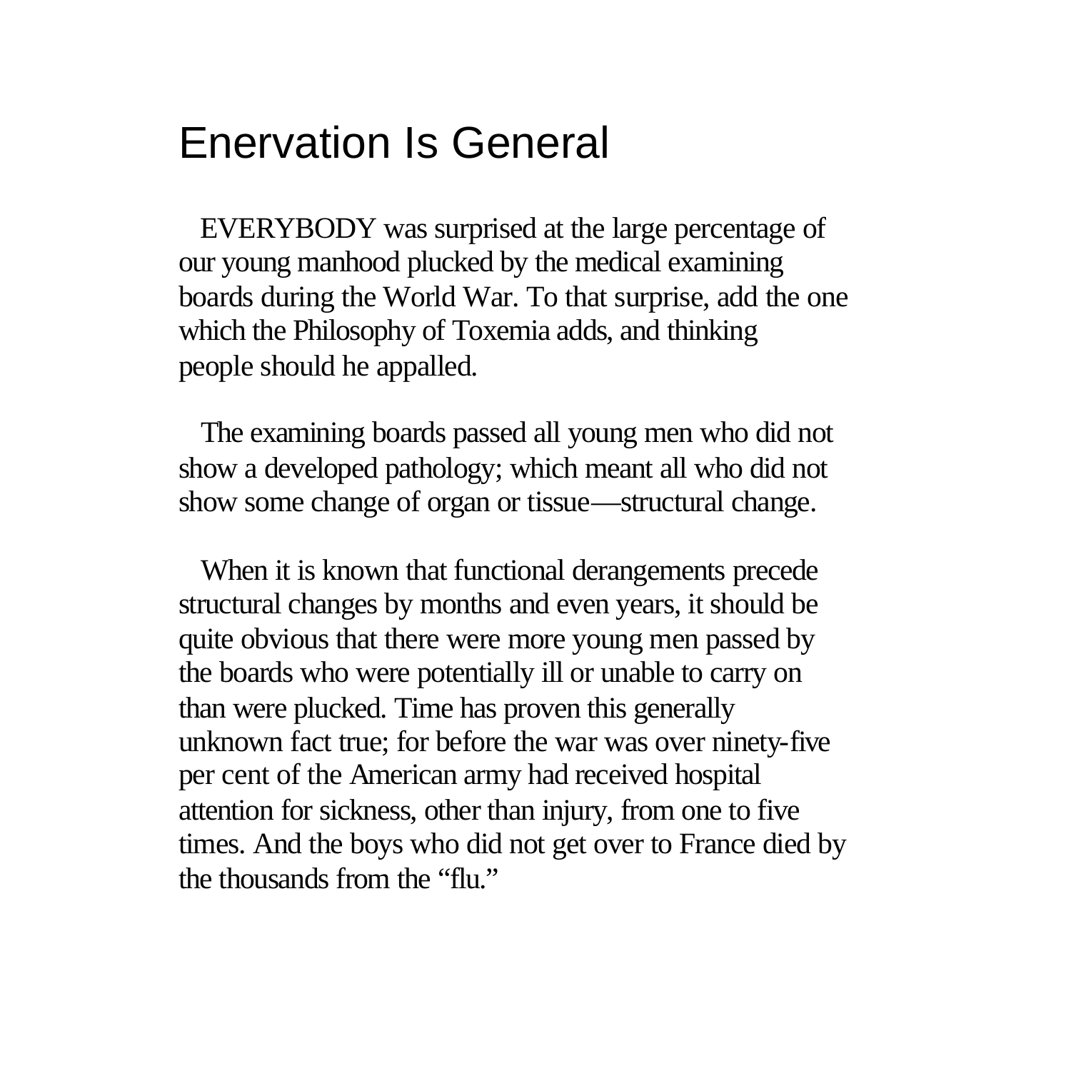## Enervation Is General

EVERYBODY was surprised at the large percentage of our young manhood plucked by the medical examining boards during the World War. To that surprise, add the one which the Philosophy of Toxemia adds, and thinking people should he appalled.

The examining boards passed all young men who did not show a developed pathology; which meant all who did not show some change of organ or tissue—structural change.

When it is known that functional derangements precede structural changes by months and even years, it should be quite obvious that there were more young men passed by the boards who were potentially ill or unable to carry on than were plucked. Time has proven this generally unknown fact true; for before the war was over ninety-five per cent of the American army had received hospital attention for sickness, other than injury, from one to five times. And the boys who did not get over to France died by the thousands from the "flu."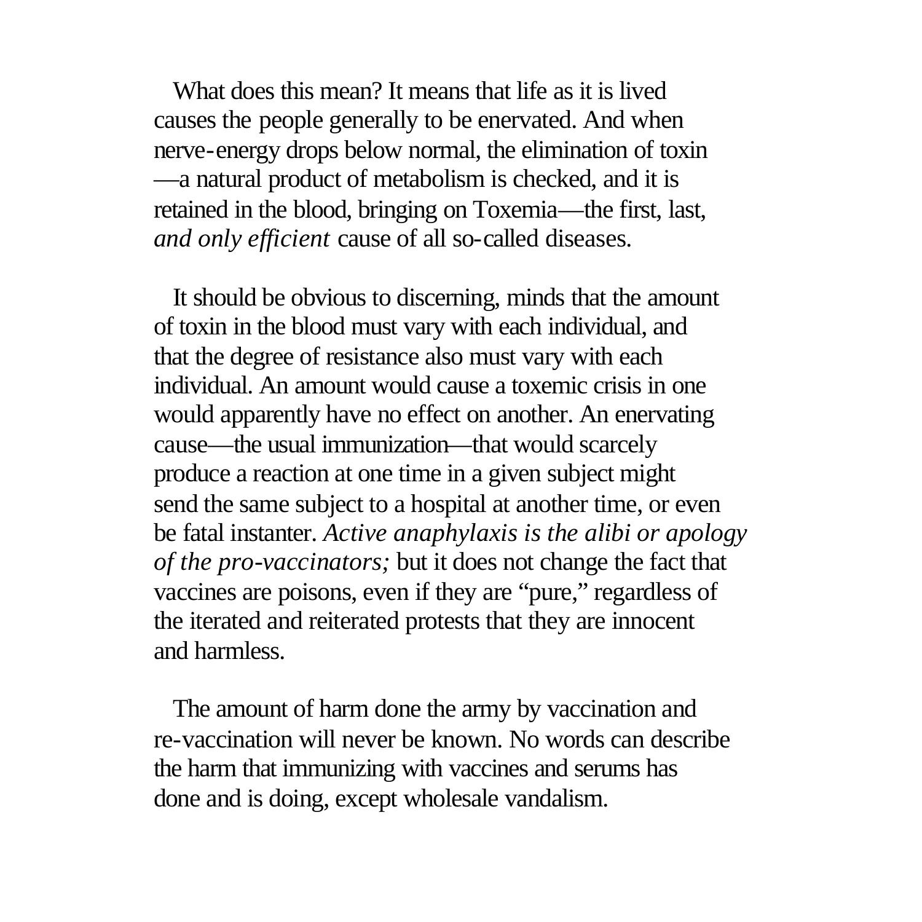What does this mean? It means that life as it is lived causes the people generally to be enervated. And when nerve-energy drops below normal, the elimination of toxin—a natural product of metabolism is checked, and it is retained in the blood, bringing on Toxemia—the first, last, *and only efficient* cause of all so-called diseases.

It should be obvious to discerning, minds that the amount of toxin in the blood must vary with each individual, and that the degree of resistance also must vary with each individual. An amount would cause a toxemic crisis in one would apparently have no effect on another. An enervating cause—the usual immunization—that would scarcely produce a reaction at one time in a given subject might send the same subject to a hospital at another time, or even be fatal instanter. *Active anaphylaxis is the alibi or apology of the pro-vaccinators;* but it does not change the fact that vaccines are poisons, even if they are "pure," regardless of the iterated and reiterated protests that they are innocent and harmless.

The amount of harm done the army by vaccination and re-vaccination will never be known. No words can describe the harm that immunizing with vaccines and serums has done and is doing, except wholesale vandalism.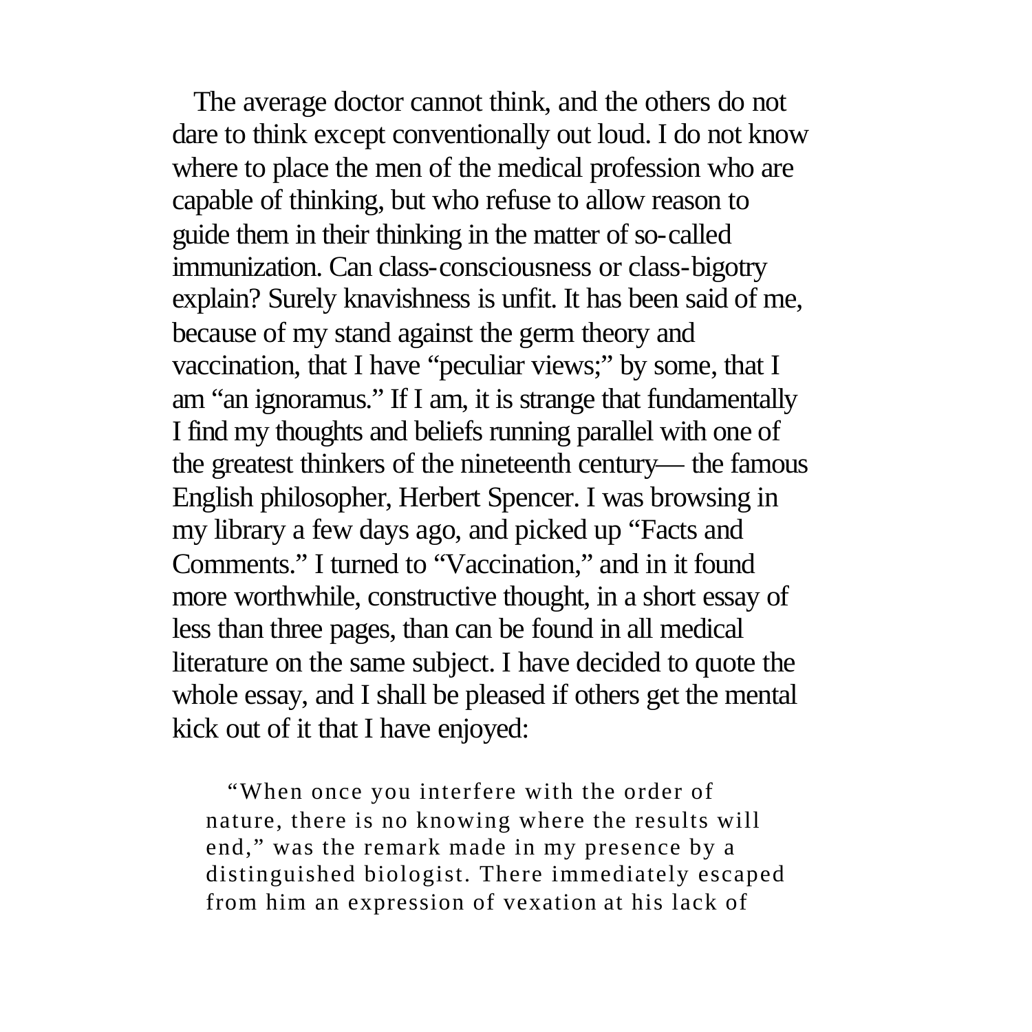The average doctor cannot think, and the others do not dare to think except conventionally out loud. I do not know where to place the men of the medical profession who are capable of thinking, but who refuse to allow reason to guide them in their thinking in the matter of so-called immunization. Can class-consciousness or class-bigotry explain? Surely knavishness is unfit. It has been said of me, because of my stand against the germ theory and vaccination, that I have "peculiar views;" by some, that I am "an ignoramus." If I am, it is strange that fundamentally I find my thoughts and beliefs running parallel with one of the greatest thinkers of the nineteenth century— the famous English philosopher, Herbert Spencer. I was browsing in my library a few days ago, and picked up "Facts and Comments." I turned to "Vaccination," and in it found more worthwhile, constructive thought, in a short essay of less than three pages, than can be found in all medical literature on the same subject. I have decided to quote the whole essay, and I shall be pleased if others get the mental kick out of it that I have enjoyed:

> "When once you interfere with the order of nature, there is no knowing where the results will end," was the remark made in my presence by a distinguished biologist. There immediately escaped from him an expression of vexation at his lack of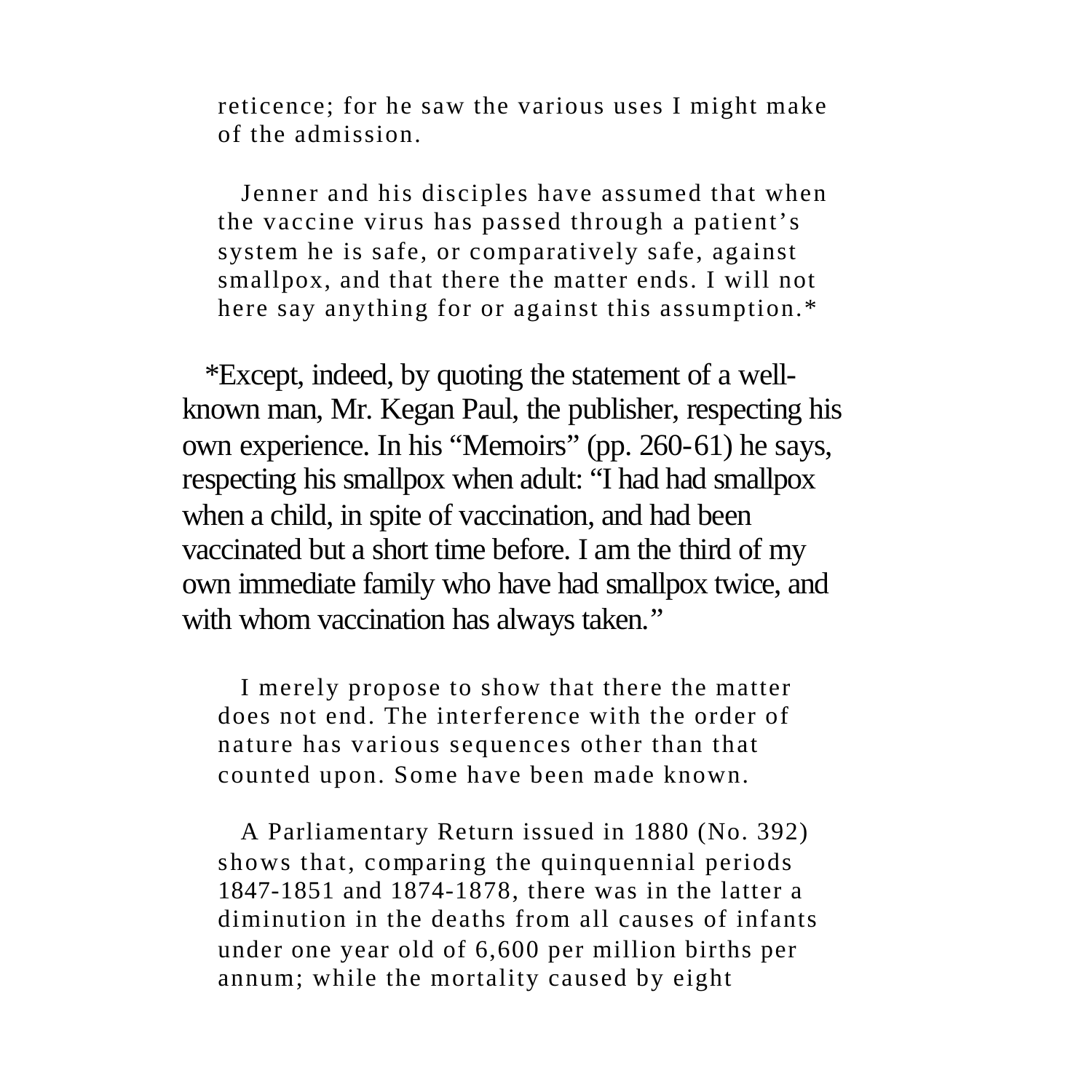reticence; for he saw the various uses I might make of the admission.

Jenner and his disciples have assumed that when the vaccine virus has passed through a patient's system he is safe, or comparatively safe, against smallpox, and that there the matter ends. I will not here say anything for or against this assumption.*

*Except, indeed, by quoting the statement of a well-known man, Mr. Kegan Paul, the publisher, respecting his own experience. In his "Memoirs" (pp. 260-61) he says, respecting his smallpox when adult: "I had had smallpox when a child, in spite of vaccination, and had been vaccinated but a short time before. I am the third of my own immediate family who have had smallpox twice, and with whom vaccination has always taken."

I merely propose to show that there the matter does not end. The interference with the order of nature has various sequences other than that counted upon. Some have been made known.

A Parliamentary Return issued in 1880 (No. 392) shows that, comparing the quinquennial periods 1847-1851 and 1874-1878, there was in the latter a diminution in the deaths from all causes of infants under one year old of 6,600 per million births per annum; while the mortality caused by eight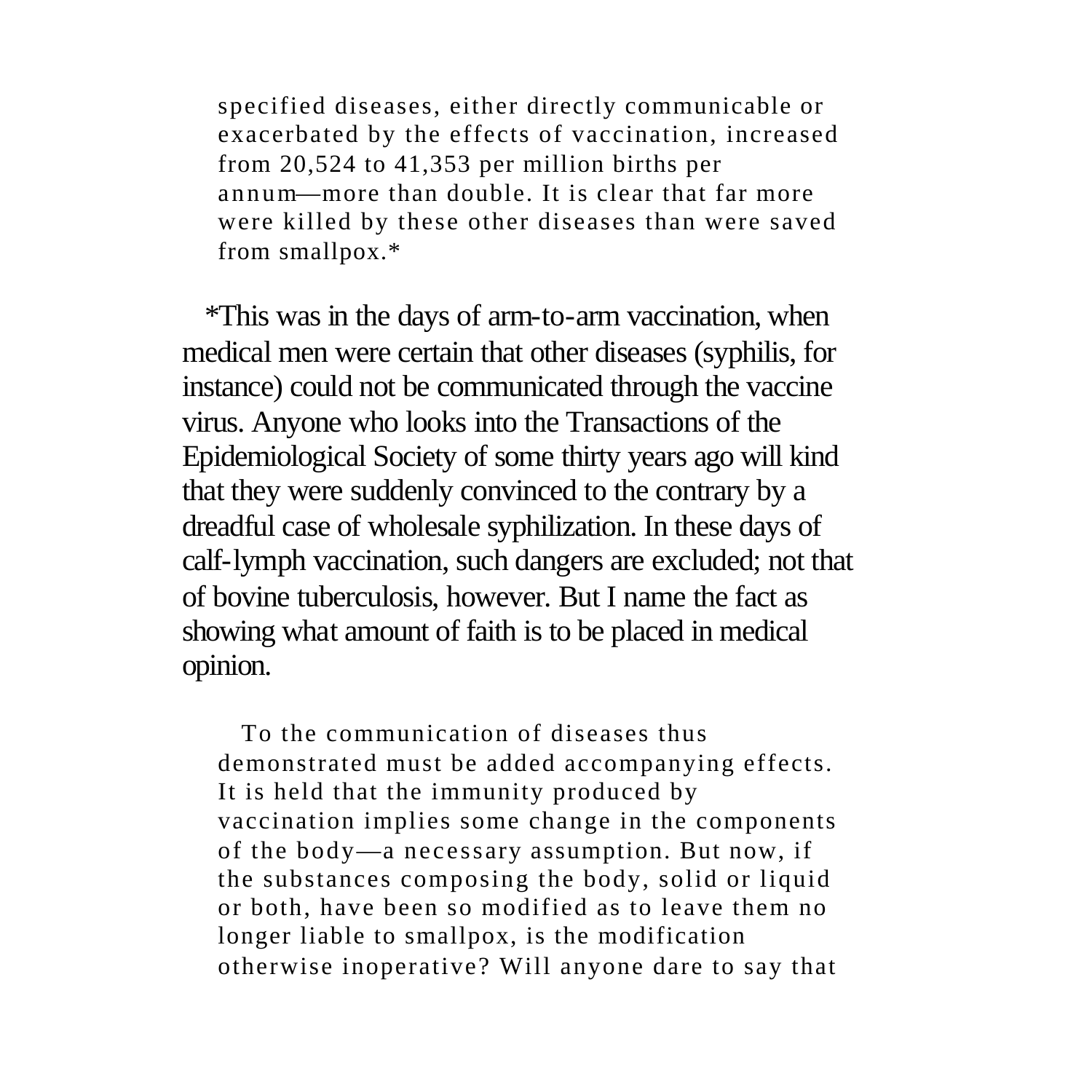specified diseases, either directly communicable or exacerbated by the effects of vaccination, increased from 20,524 to 41,353 per million births per annum—more than double. It is clear that far more were killed by these other diseases than were saved from smallpox.*

*This was in the days of arm-to-arm vaccination, when medical men were certain that other diseases (syphilis, for instance) could not be communicated through the vaccine virus. Anyone who looks into the Transactions of the Epidemiological Society of some thirty years ago will kind that they were suddenly convinced to the contrary by a dreadful case of wholesale syphilization. In these days of calf-lymph vaccination, such dangers are excluded; not that of bovine tuberculosis, however. But I name the fact as showing what amount of faith is to be placed in medical opinion.

To the communication of diseases thus demonstrated must be added accompanying effects. It is held that the immunity produced by vaccination implies some change in the components of the body—a necessary assumption. But now, if the substances composing the body, solid or liquid or both, have been so modified as to leave them no longer liable to smallpox, is the modification otherwise inoperative? Will anyone dare to say that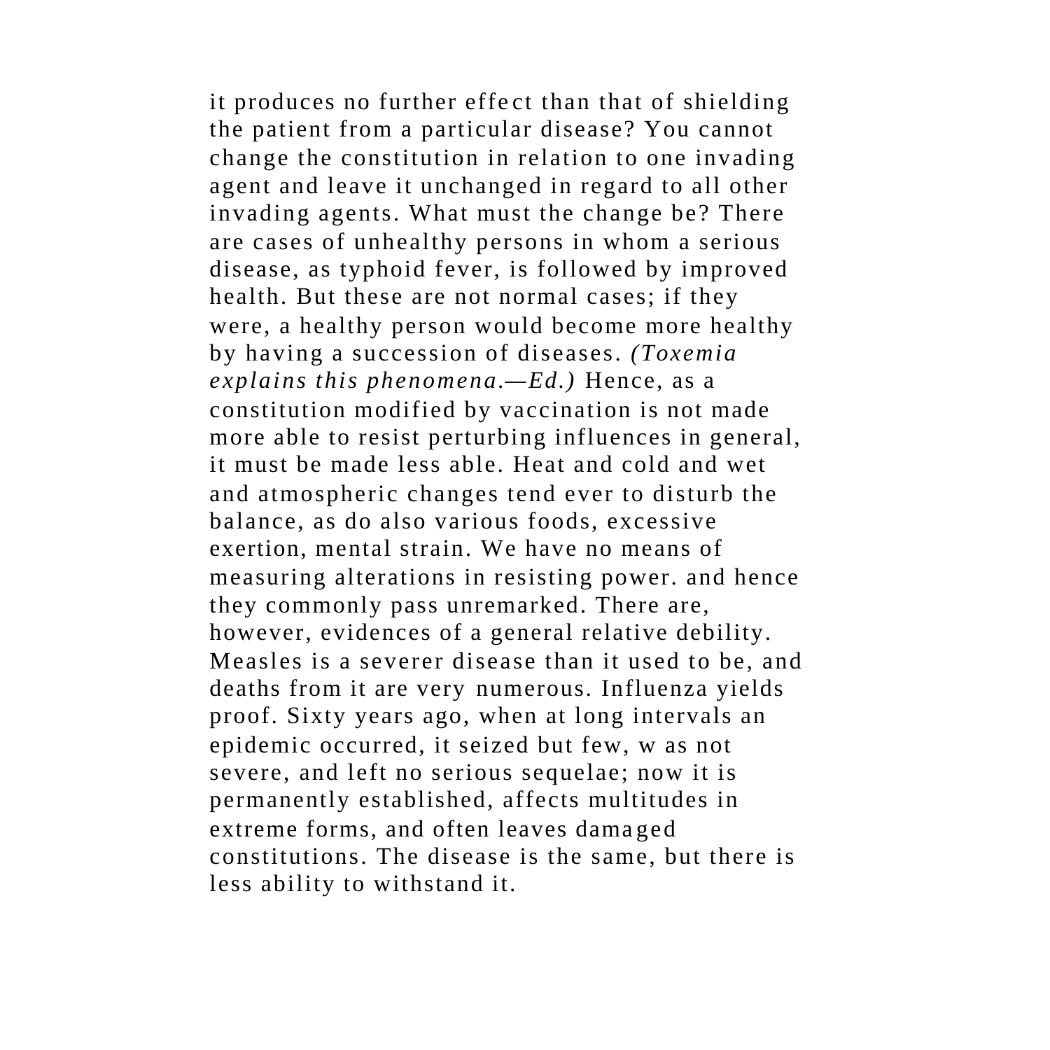it produces no further effect than that of shielding the patient from a particular disease? You cannot change the constitution in relation to one invading agent and leave it unchanged in regard to all other invading agents. What must the change be? There are cases of unhealthy persons in whom a serious disease, as typhoid fever, is followed by improved health. But these are not normal cases; if they were, a healthy person would become more healthy by having a succession of diseases. *(Toxemia explains this phenomena.—Ed.)* Hence, as a constitution modified by vaccination is not made more able to resist perturbing influences in general, it must be made less able. Heat and cold and wet and atmospheric changes tend ever to disturb the balance, as do also various foods, excessive exertion, mental strain. We have no means of measuring alterations in resisting power. and hence they commonly pass unremarked. There are, however, evidences of a general relative debility. Measles is a severer disease than it used to be, and deaths from it are very numerous. Influenza yields proof. Sixty years ago, when at long intervals an epidemic occurred, it seized but few, w as not severe, and left no serious sequelae; now it is permanently established, affects multitudes in extreme forms, and often leaves damaged constitutions. The disease is the same, but there is less ability to withstand it.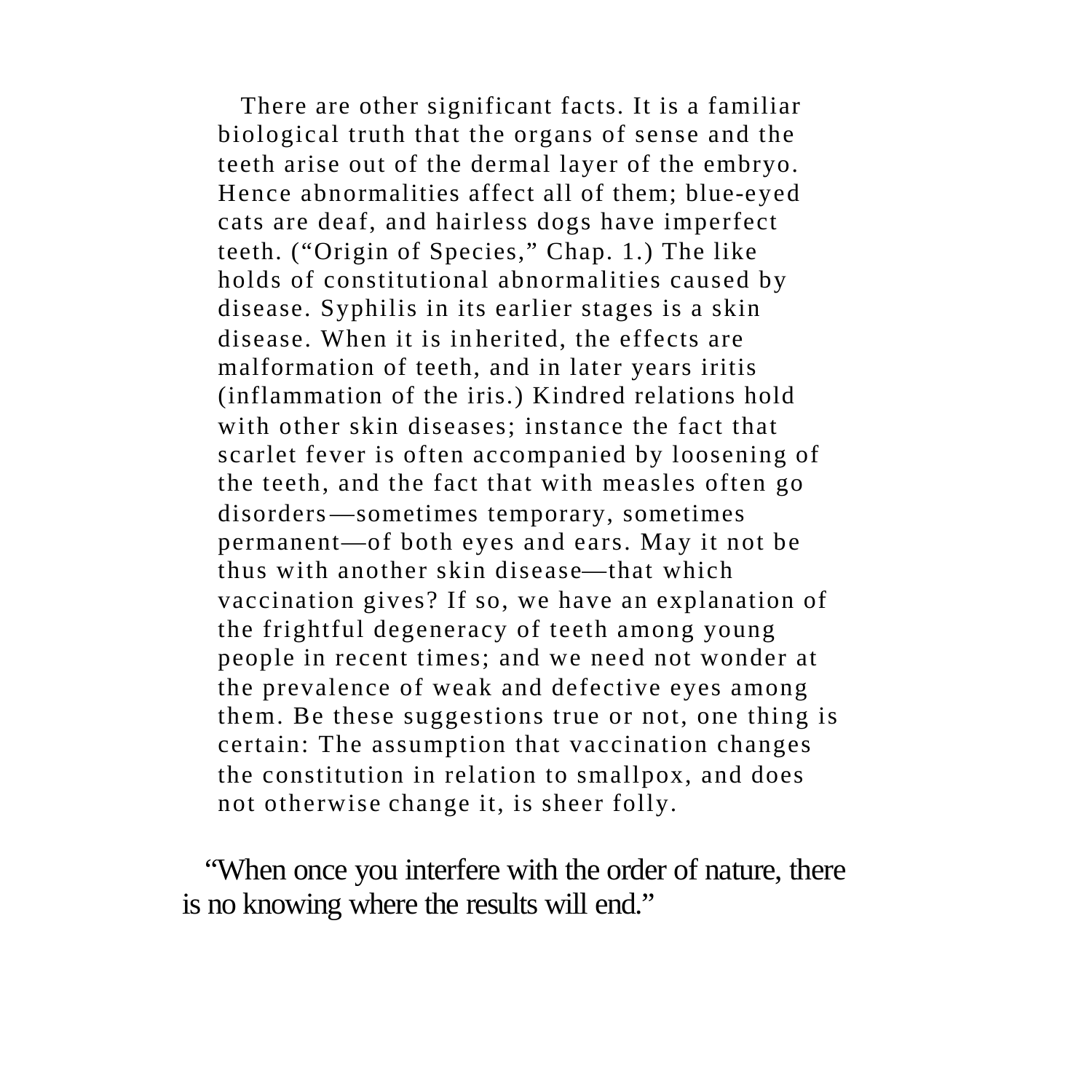> There are other significant facts. It is a familiar biological truth that the organs of sense and the teeth arise out of the dermal layer of the embryo. Hence abnormalities affect all of them; blue-eyed cats are deaf, and hairless dogs have imperfect teeth. ("Origin of Species," Chap. 1.) The like holds of constitutional abnormalities caused by disease. Syphilis in its earlier stages is a skin disease. When it is inherited, the effects are malformation of teeth, and in later years iritis (inflammation of the iris.) Kindred relations hold with other skin diseases; instance the fact that scarlet fever is often accompanied by loosening of the teeth, and the fact that with measles often go disorders—sometimes temporary, sometimes permanent—of both eyes and ears. May it not be thus with another skin disease—that which vaccination gives? If so, we have an explanation of the frightful degeneracy of teeth among young people in recent times; and we need not wonder at the prevalence of weak and defective eyes among them. Be these suggestions true or not, one thing is certain: The assumption that vaccination changes the constitution in relation to smallpox, and does not otherwise change it, is sheer folly.

"When once you interfere with the order of nature, there is no knowing where the results will end."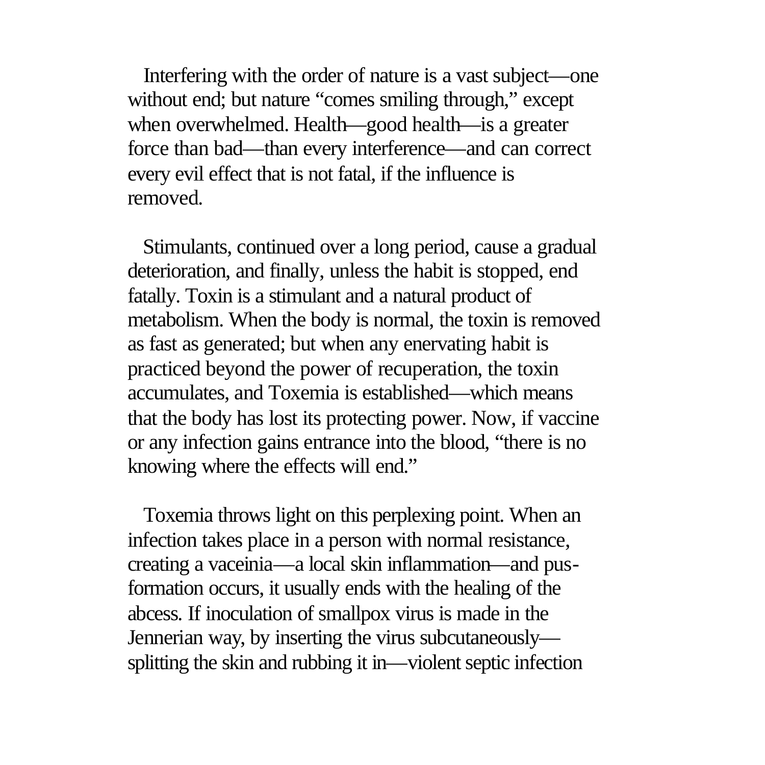Interfering with the order of nature is a vast subject—one without end; but nature "comes smiling through," except when overwhelmed. Health—good health—is a greater force than bad—than every interference—and can correct every evil effect that is not fatal, if the influence is removed.

Stimulants, continued over a long period, cause a gradual deterioration, and finally, unless the habit is stopped, end fatally. Toxin is a stimulant and a natural product of metabolism. When the body is normal, the toxin is removed as fast as generated; but when any enervating habit is practiced beyond the power of recuperation, the toxin accumulates, and Toxemia is established—which means that the body has lost its protecting power. Now, if vaccine or any infection gains entrance into the blood, "there is no knowing where the effects will end."

Toxemia throws light on this perplexing point. When an infection takes place in a person with normal resistance, creating a vaceinia—a local skin inflammation—and pus-formation occurs, it usually ends with the healing of the abcess. If inoculation of smallpox virus is made in the Jennerian way, by inserting the virus subcutaneously—splitting the skin and rubbing it in—violent septic infection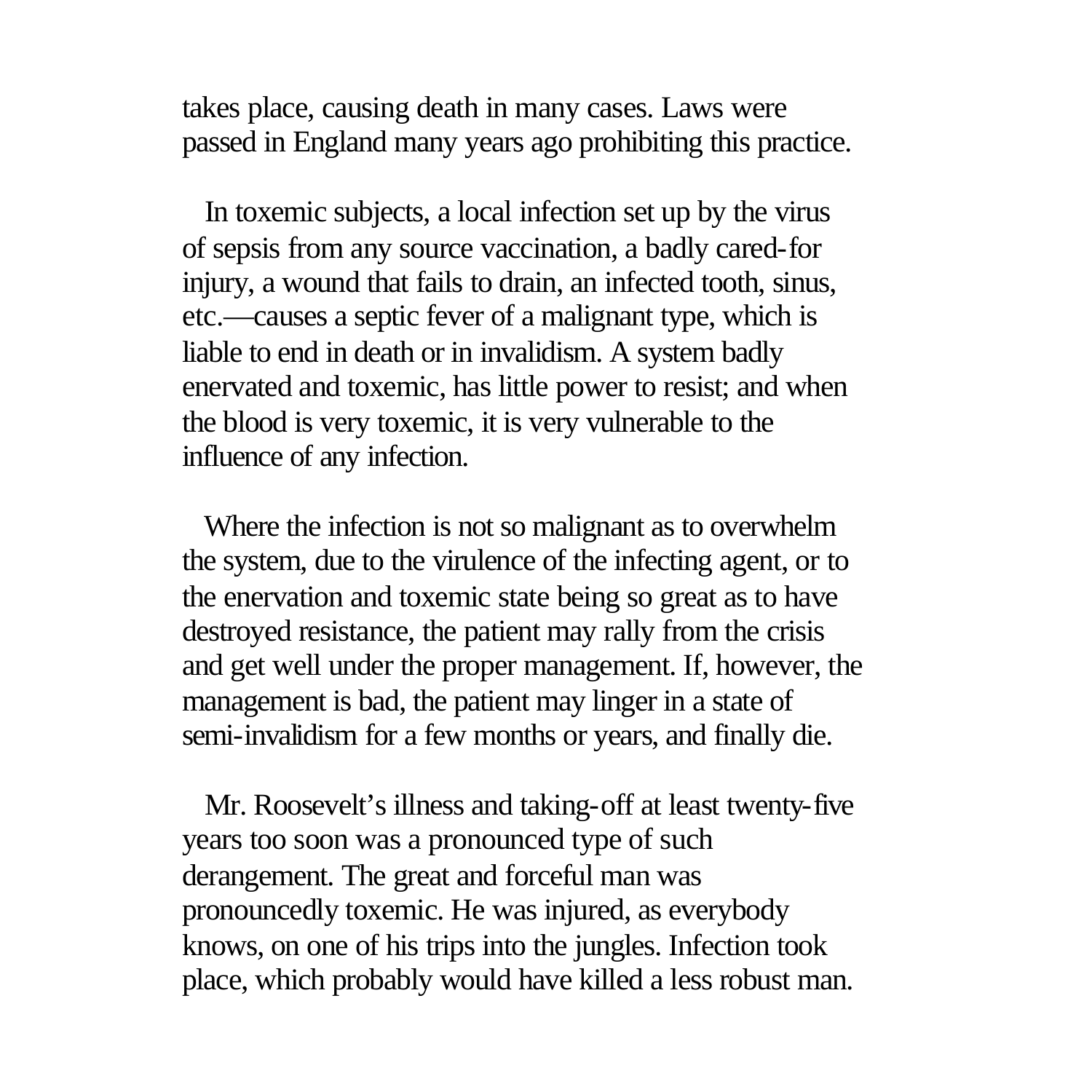takes place, causing death in many cases. Laws were passed in England many years ago prohibiting this practice.

In toxemic subjects, a local infection set up by the virus of sepsis from any source vaccination, a badly cared-for injury, a wound that fails to drain, an infected tooth, sinus, etc.—causes a septic fever of a malignant type, which is liable to end in death or in invalidism. A system badly enervated and toxemic, has little power to resist; and when the blood is very toxemic, it is very vulnerable to the influence of any infection.

Where the infection is not so malignant as to overwhelm the system, due to the virulence of the infecting agent, or to the enervation and toxemic state being so great as to have destroyed resistance, the patient may rally from the crisis and get well under the proper management. If, however, the management is bad, the patient may linger in a state of semi-invalidism for a few months or years, and finally die.

Mr. Roosevelt's illness and taking-off at least twenty-five years too soon was a pronounced type of such derangement. The great and forceful man was pronouncedly toxemic. He was injured, as everybody knows, on one of his trips into the jungles. Infection took place, which probably would have killed a less robust man.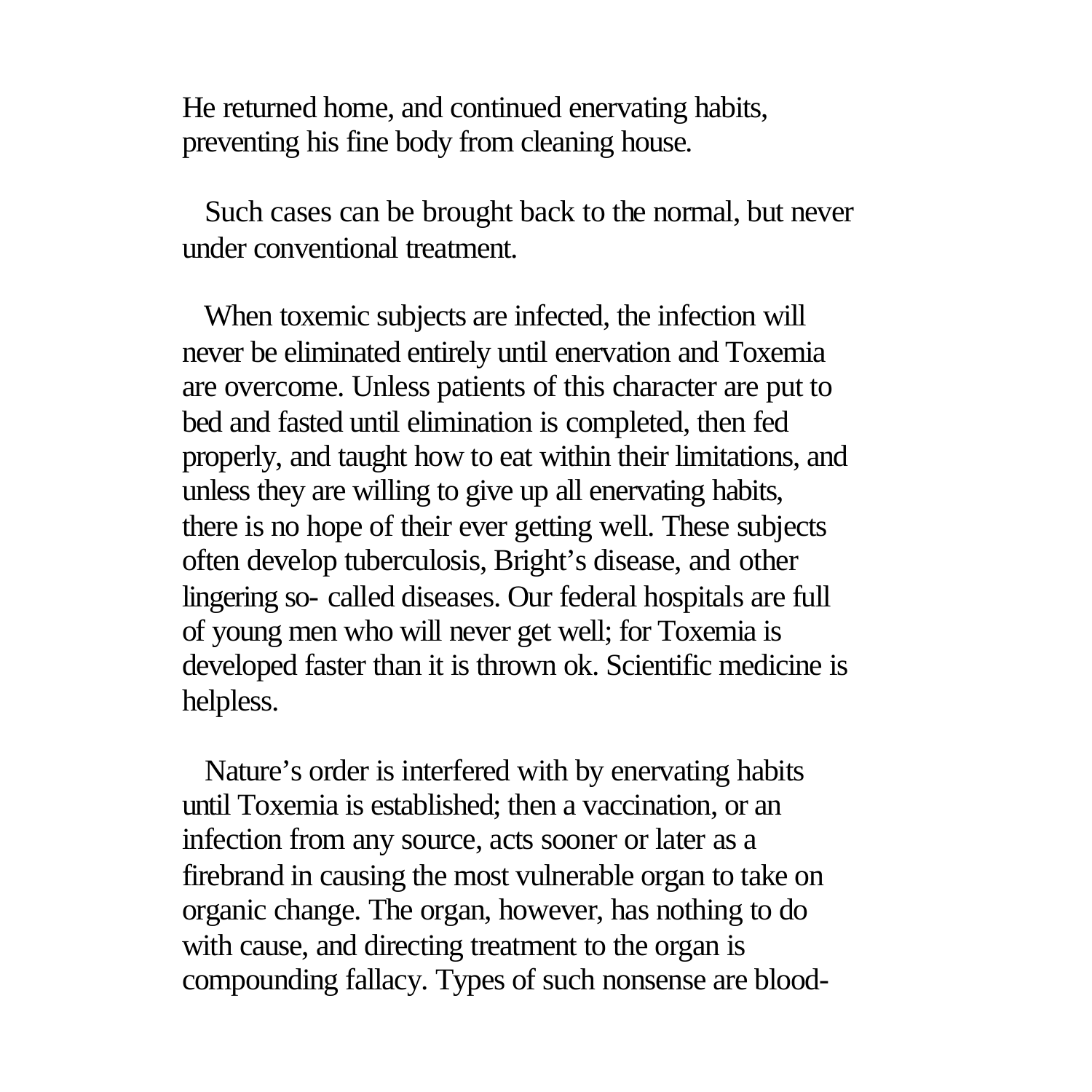He returned home, and continued enervating habits, preventing his fine body from cleaning house.

Such cases can be brought back to the normal, but never under conventional treatment.

When toxemic subjects are infected, the infection will never be eliminated entirely until enervation and Toxemia are overcome. Unless patients of this character are put to bed and fasted until elimination is completed, then fed properly, and taught how to eat within their limitations, and unless they are willing to give up all enervating habits, there is no hope of their ever getting well. These subjects often develop tuberculosis, Bright's disease, and other lingering so- called diseases. Our federal hospitals are full of young men who will never get well; for Toxemia is developed faster than it is thrown ok. Scientific medicine is helpless.

Nature's order is interfered with by enervating habits until Toxemia is established; then a vaccination, or an infection from any source, acts sooner or later as a firebrand in causing the most vulnerable organ to take on organic change. The organ, however, has nothing to do with cause, and directing treatment to the organ is compounding fallacy. Types of such nonsense are blood-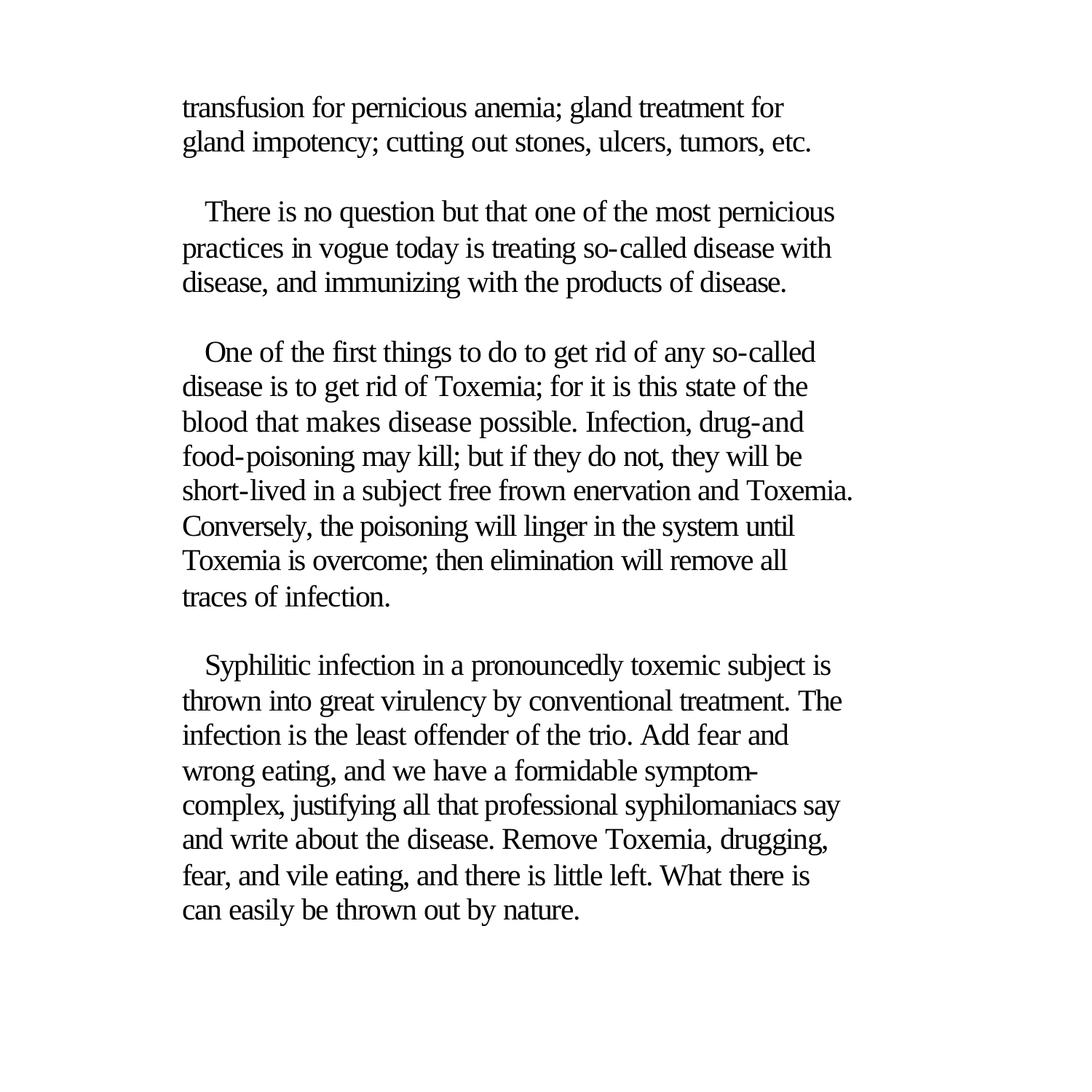transfusion for pernicious anemia; gland treatment for gland impotency; cutting out stones, ulcers, tumors, etc.

There is no question but that one of the most pernicious practices in vogue today is treating so-called disease with disease, and immunizing with the products of disease.

One of the first things to do to get rid of any so-called disease is to get rid of Toxemia; for it is this state of the blood that makes disease possible. Infection, drug-and food-poisoning may kill; but if they do not, they will be short-lived in a subject free frown enervation and Toxemia. Conversely, the poisoning will linger in the system until Toxemia is overcome; then elimination will remove all traces of infection.

Syphilitic infection in a pronouncedly toxemic subject is thrown into great virulency by conventional treatment. The infection is the least offender of the trio. Add fear and wrong eating, and we have a formidable symptom-complex, justifying all that professional syphilomaniacs say and write about the disease. Remove Toxemia, drugging, fear, and vile eating, and there is little left. What there is can easily be thrown out by nature.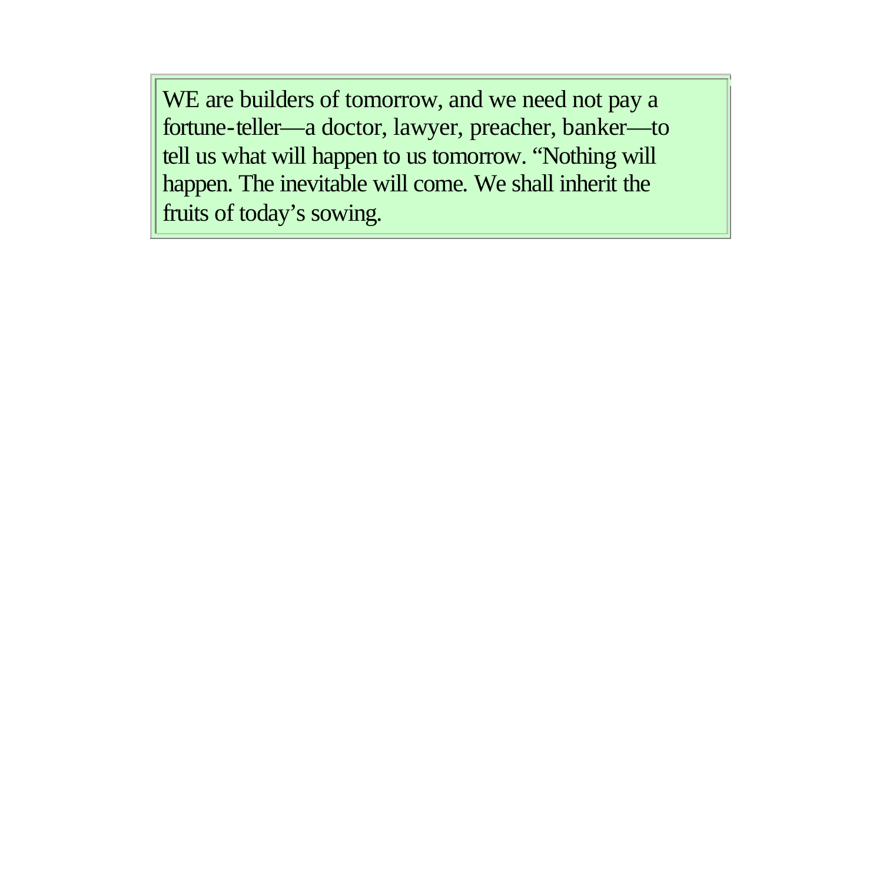WE are builders of tomorrow, and we need not pay a fortune-teller—a doctor, lawyer, preacher, banker—to tell us what will happen to us tomorrow. “Nothing will happen. The inevitable will come. We shall inherit the fruits of today’s sowing.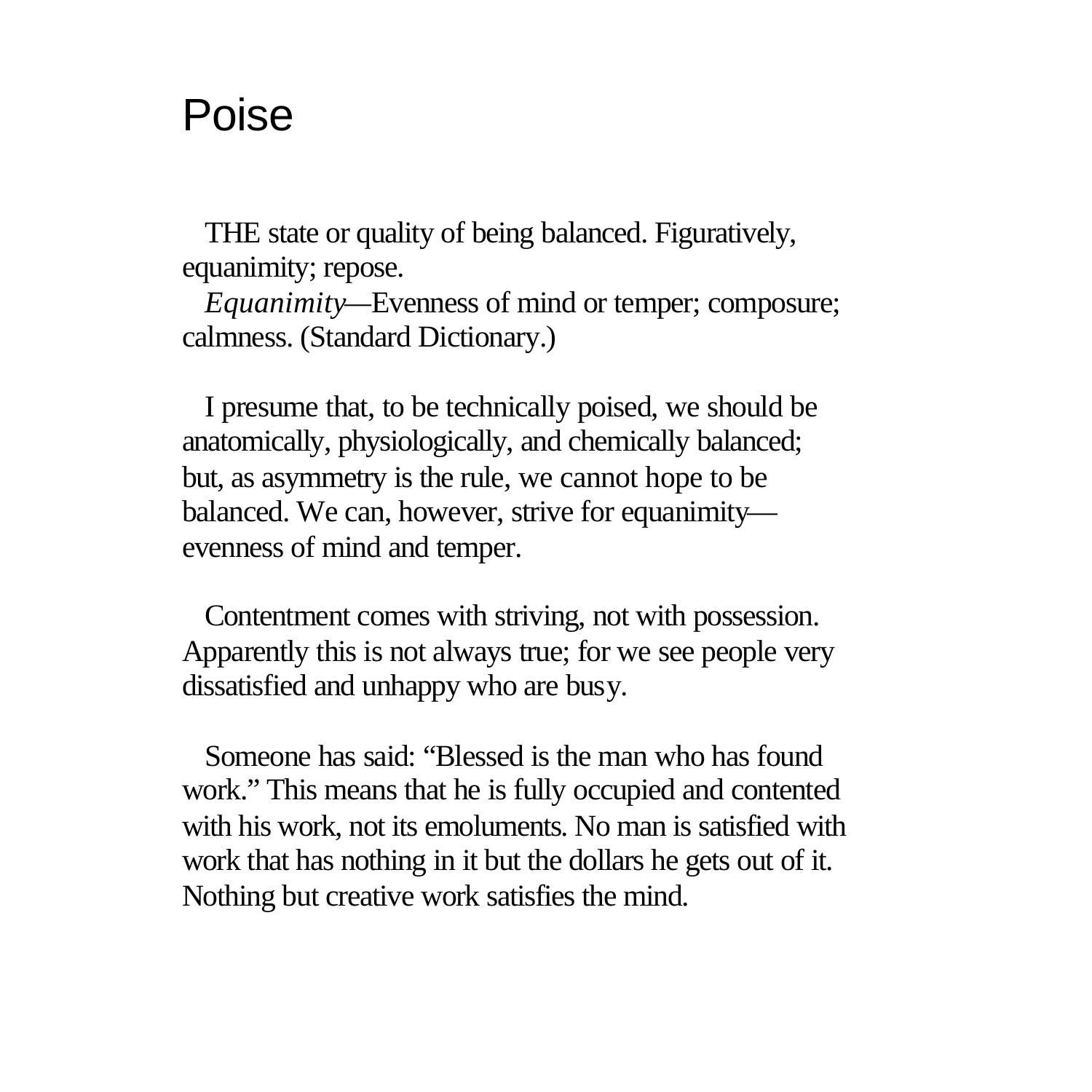# Poise

THE state or quality of being balanced. Figuratively, equanimity; repose.

*Equanimity*—Evenness of mind or temper; composure; calmness. (Standard Dictionary.)

I presume that, to be technically poised, we should be anatomically, physiologically, and chemically balanced; but, as asymmetry is the rule, we cannot hope to be balanced. We can, however, strive for equanimity—evenness of mind and temper.

Contentment comes with striving, not with possession. Apparently this is not always true; for we see people very dissatisfied and unhappy who are busy.

Someone has said: "Blessed is the man who has found work." This means that he is fully occupied and contented with his work, not its emoluments. No man is satisfied with work that has nothing in it but the dollars he gets out of it. Nothing but creative work satisfies the mind.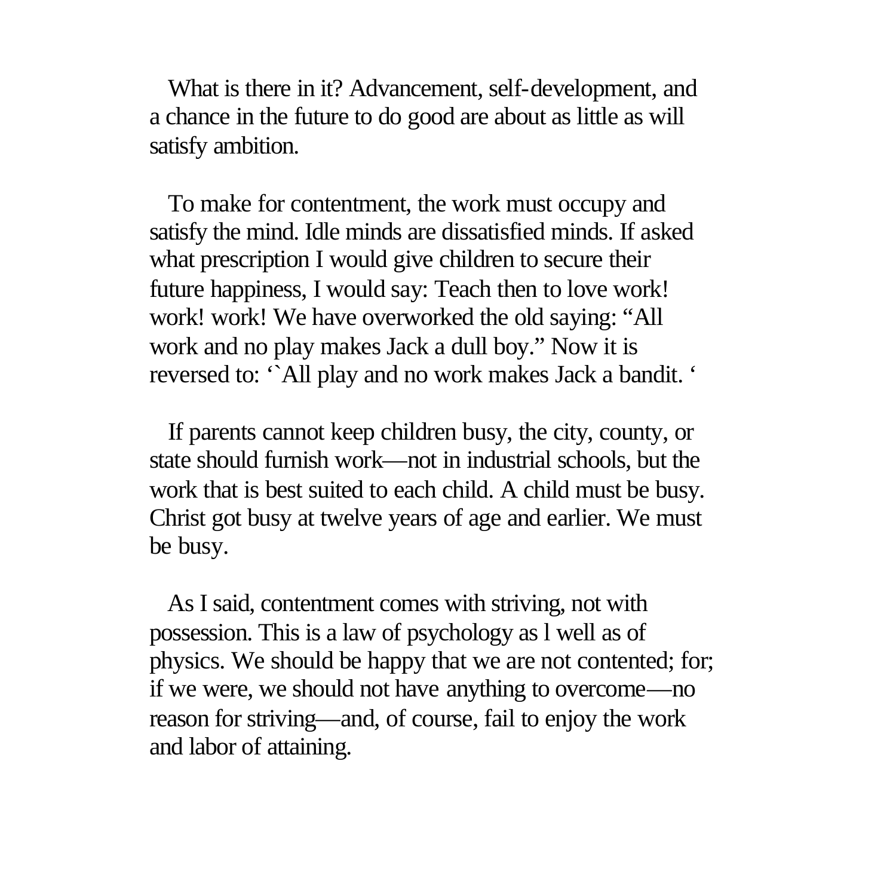What is there in it? Advancement, self-development, and a chance in the future to do good are about as little as will satisfy ambition.

To make for contentment, the work must occupy and satisfy the mind. Idle minds are dissatisfied minds. If asked what prescription I would give children to secure their future happiness, I would say: Teach then to love work! work! work! We have overworked the old saying: “All work and no play makes Jack a dull boy.” Now it is reversed to: ‘`All play and no work makes Jack a bandit. ‘

If parents cannot keep children busy, the city, county, or state should furnish work—not in industrial schools, but the work that is best suited to each child. A child must be busy. Christ got busy at twelve years of age and earlier. We must be busy.

As I said, contentment comes with striving, not with possession. This is a law of psychology as l well as of physics. We should be happy that we are not contented; for; if we were, we should not have anything to overcome—no reason for striving—and, of course, fail to enjoy the work and labor of attaining.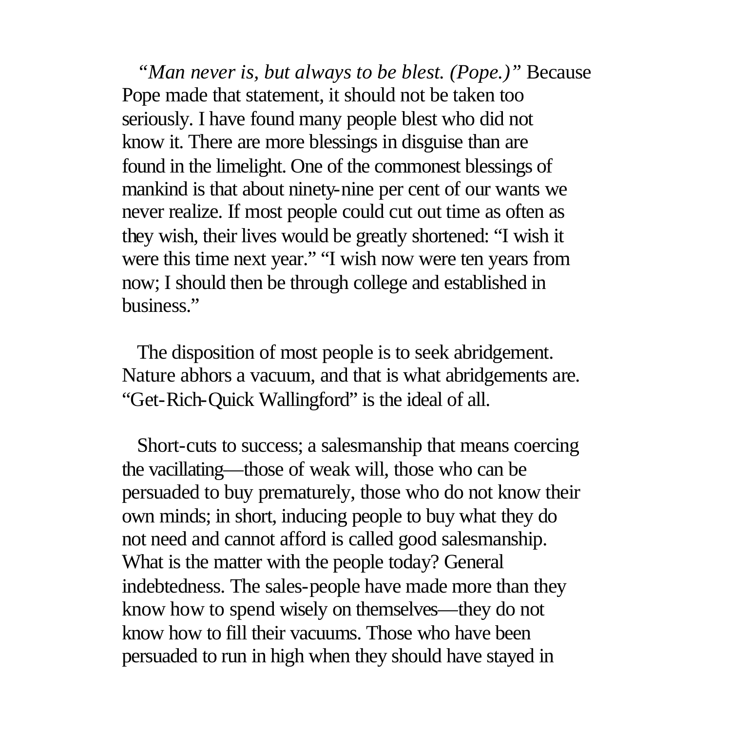*"Man never is, but always to be blest. (Pope.)"* Because Pope made that statement, it should not be taken too seriously. I have found many people blest who did not know it. There are more blessings in disguise than are found in the limelight. One of the commonest blessings of mankind is that about ninety-nine per cent of our wants we never realize. If most people could cut out time as often as they wish, their lives would be greatly shortened: "I wish it were this time next year." "I wish now were ten years from now; I should then be through college and established in business."

The disposition of most people is to seek abridgement. Nature abhors a vacuum, and that is what abridgements are. "Get-Rich-Quick Wallingford" is the ideal of all.

Short-cuts to success; a salesmanship that means coercing the vacillating—those of weak will, those who can be persuaded to buy prematurely, those who do not know their own minds; in short, inducing people to buy what they do not need and cannot afford is called good salesmanship. What is the matter with the people today? General indebtedness. The sales-people have made more than they know how to spend wisely on themselves—they do not know how to fill their vacuums. Those who have been persuaded to run in high when they should have stayed in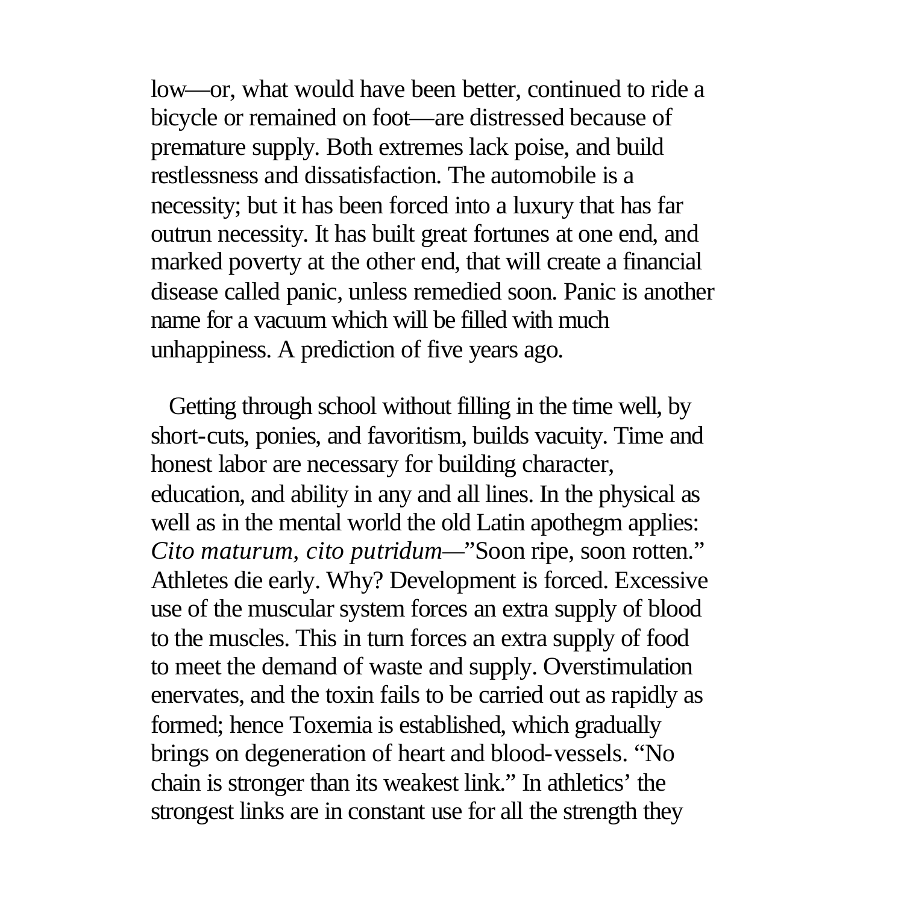low—or, what would have been better, continued to ride a bicycle or remained on foot—are distressed because of premature supply. Both extremes lack poise, and build restlessness and dissatisfaction. The automobile is a necessity; but it has been forced into a luxury that has far outrun necessity. It has built great fortunes at one end, and marked poverty at the other end, that will create a financial disease called panic, unless remedied soon. Panic is another name for a vacuum which will be filled with much unhappiness. A prediction of five years ago.

Getting through school without filling in the time well, by short-cuts, ponies, and favoritism, builds vacuity. Time and honest labor are necessary for building character, education, and ability in any and all lines. In the physical as well as in the mental world the old Latin apothegm applies: *Cito maturum, cito putridum*—"Soon ripe, soon rotten." Athletes die early. Why? Development is forced. Excessive use of the muscular system forces an extra supply of blood to the muscles. This in turn forces an extra supply of food to meet the demand of waste and supply. Overstimulation enervates, and the toxin fails to be carried out as rapidly as formed; hence Toxemia is established, which gradually brings on degeneration of heart and blood-vessels. "No chain is stronger than its weakest link." In athletics' the strongest links are in constant use for all the strength they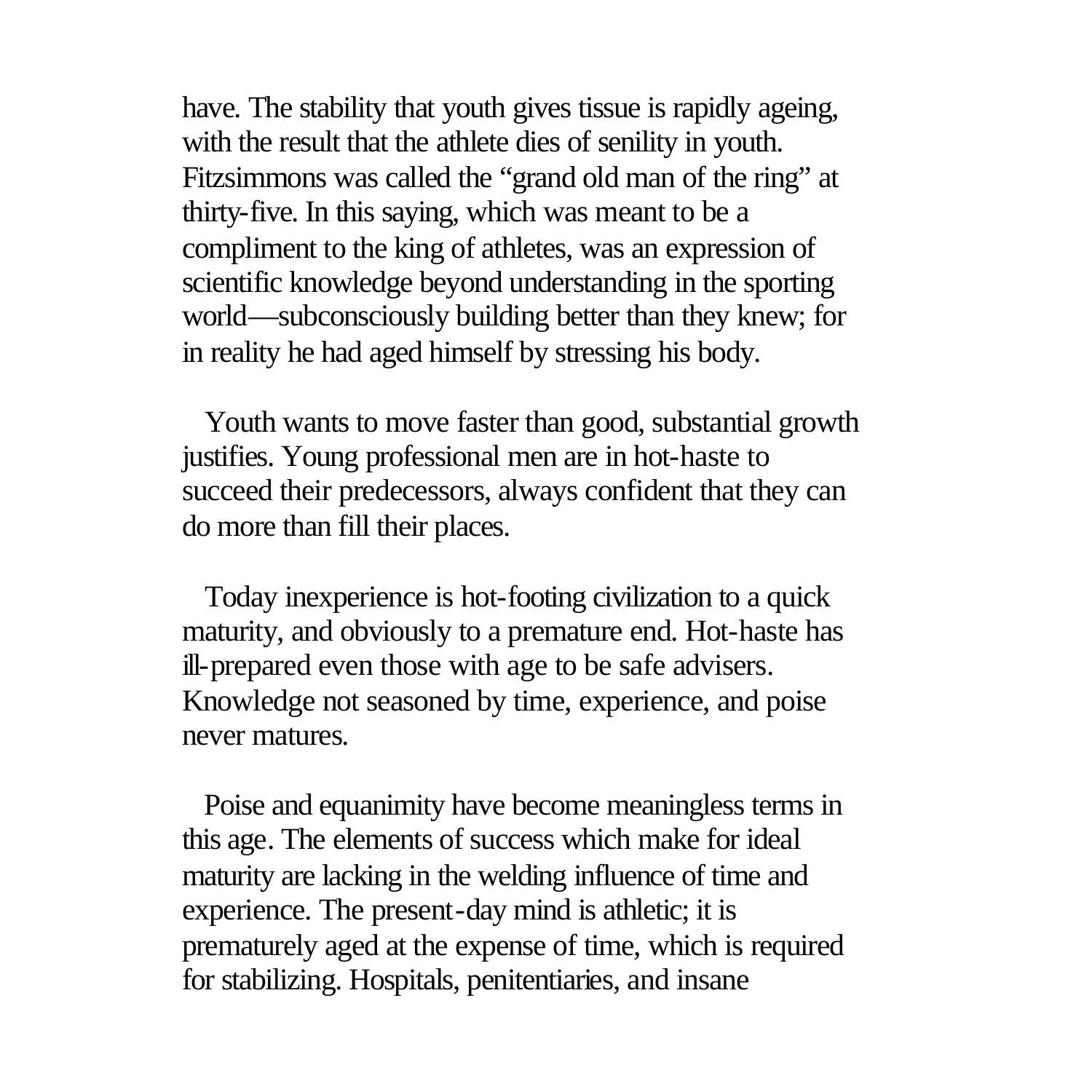have. The stability that youth gives tissue is rapidly ageing, with the result that the athlete dies of senility in youth. Fitzsimmons was called the "grand old man of the ring" at thirty-five. In this saying, which was meant to be a compliment to the king of athletes, was an expression of scientific knowledge beyond understanding in the sporting world—subconsciously building better than they knew; for in reality he had aged himself by stressing his body.

Youth wants to move faster than good, substantial growth justifies. Young professional men are in hot-haste to succeed their predecessors, always confident that they can do more than fill their places.

Today inexperience is hot-footing civilization to a quick maturity, and obviously to a premature end. Hot-haste has ill-prepared even those with age to be safe advisers. Knowledge not seasoned by time, experience, and poise never matures.

Poise and equanimity have become meaningless terms in this age. The elements of success which make for ideal maturity are lacking in the welding influence of time and experience. The present-day mind is athletic; it is prematurely aged at the expense of time, which is required for stabilizing. Hospitals, penitentiaries, and insane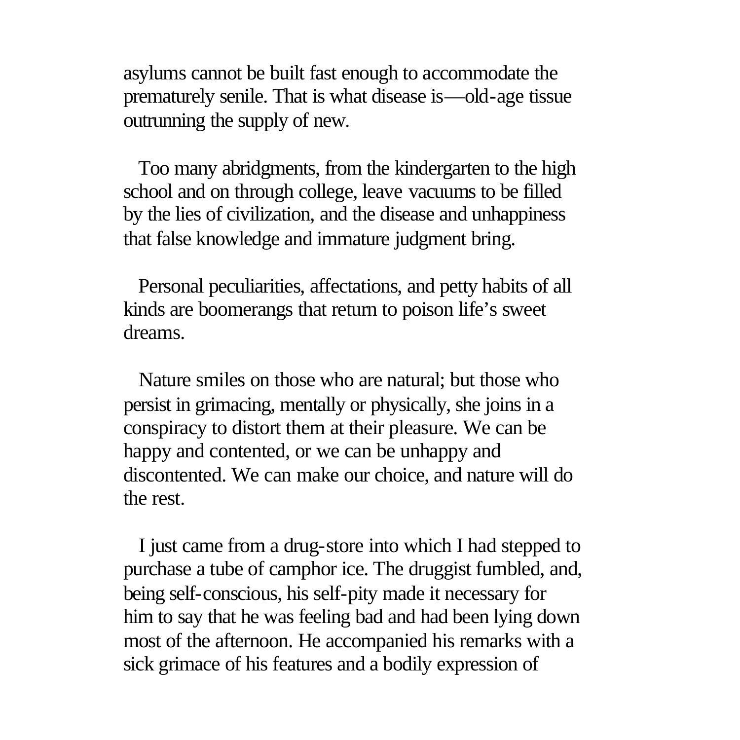asylums cannot be built fast enough to accommodate the prematurely senile. That is what disease is—old-age tissue outrunning the supply of new.

Too many abridgments, from the kindergarten to the high school and on through college, leave vacuums to be filled by the lies of civilization, and the disease and unhappiness that false knowledge and immature judgment bring.

Personal peculiarities, affectations, and petty habits of all kinds are boomerangs that return to poison life's sweet dreams.

Nature smiles on those who are natural; but those who persist in grimacing, mentally or physically, she joins in a conspiracy to distort them at their pleasure. We can be happy and contented, or we can be unhappy and discontented. We can make our choice, and nature will do the rest.

I just came from a drug-store into which I had stepped to purchase a tube of camphor ice. The druggist fumbled, and, being self-conscious, his self-pity made it necessary for him to say that he was feeling bad and had been lying down most of the afternoon. He accompanied his remarks with a sick grimace of his features and a bodily expression of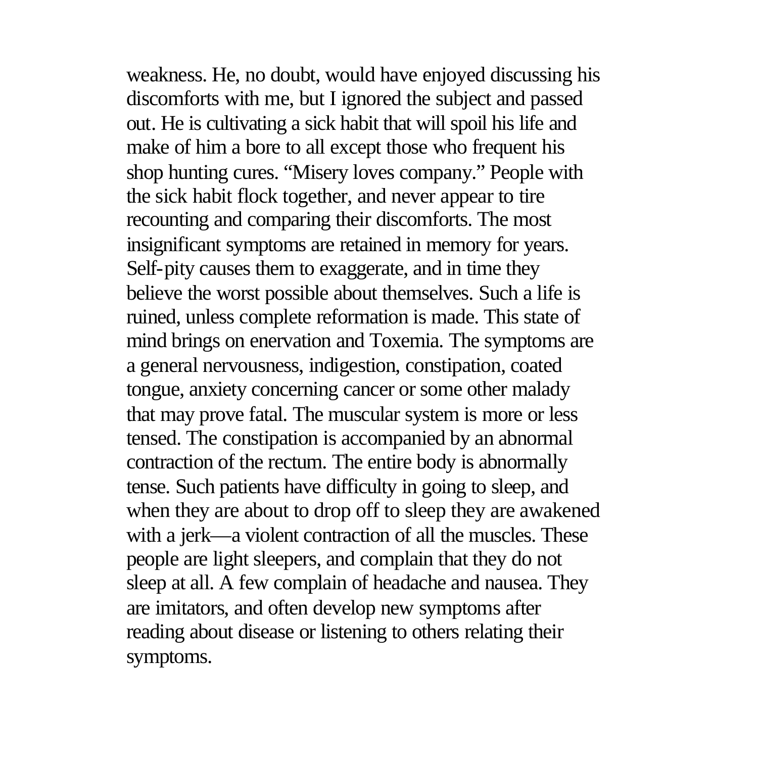weakness. He, no doubt, would have enjoyed discussing his discomforts with me, but I ignored the subject and passed out. He is cultivating a sick habit that will spoil his life and make of him a bore to all except those who frequent his shop hunting cures. "Misery loves company." People with the sick habit flock together, and never appear to tire recounting and comparing their discomforts. The most insignificant symptoms are retained in memory for years. Self-pity causes them to exaggerate, and in time they believe the worst possible about themselves. Such a life is ruined, unless complete reformation is made. This state of mind brings on enervation and Toxemia. The symptoms are a general nervousness, indigestion, constipation, coated tongue, anxiety concerning cancer or some other malady that may prove fatal. The muscular system is more or less tensed. The constipation is accompanied by an abnormal contraction of the rectum. The entire body is abnormally tense. Such patients have difficulty in going to sleep, and when they are about to drop off to sleep they are awakened with a jerk—a violent contraction of all the muscles. These people are light sleepers, and complain that they do not sleep at all. A few complain of headache and nausea. They are imitators, and often develop new symptoms after reading about disease or listening to others relating their symptoms.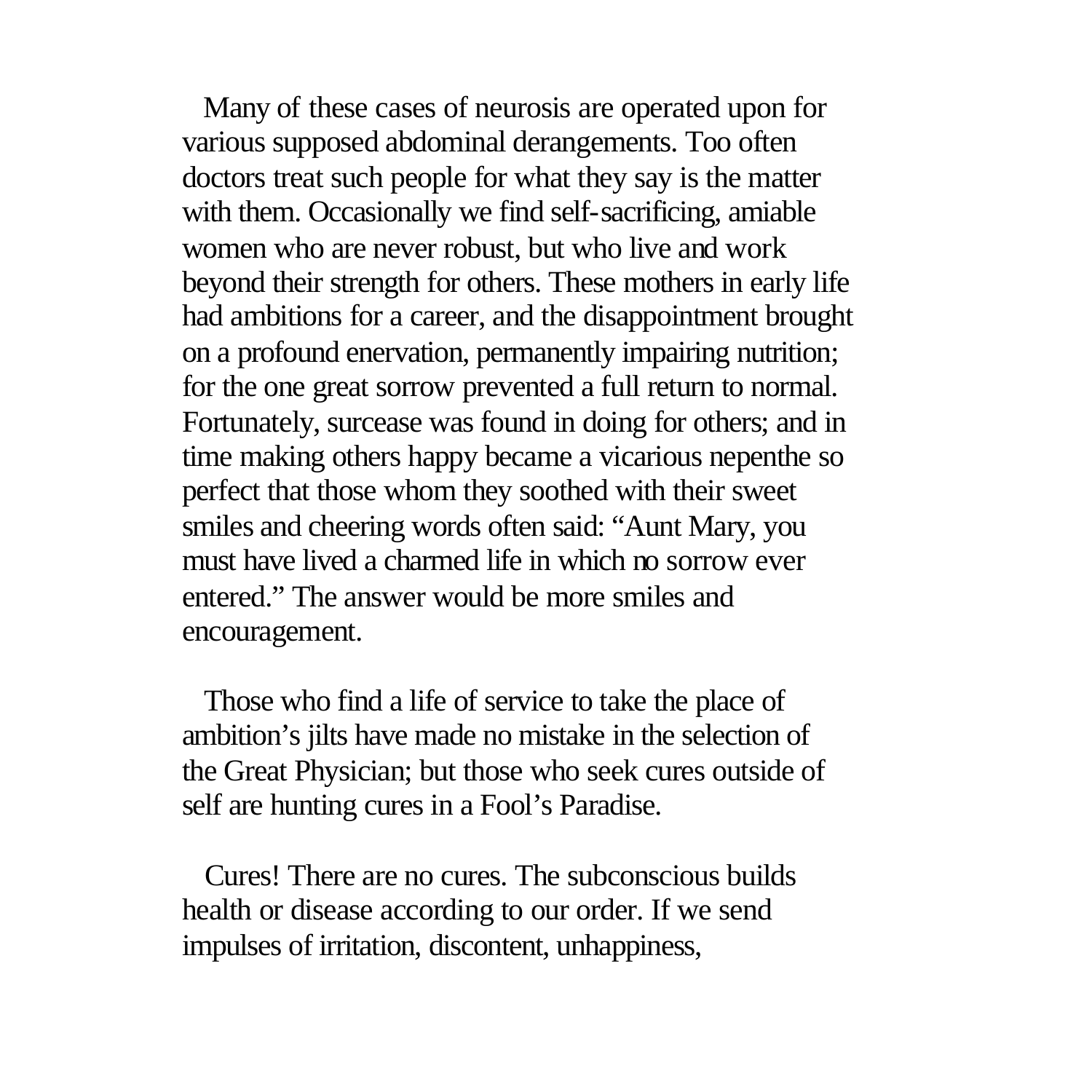Many of these cases of neurosis are operated upon for various supposed abdominal derangements. Too often doctors treat such people for what they say is the matter with them. Occasionally we find self-sacrificing, amiable women who are never robust, but who live and work beyond their strength for others. These mothers in early life had ambitions for a career, and the disappointment brought on a profound enervation, permanently impairing nutrition; for the one great sorrow prevented a full return to normal. Fortunately, surcease was found in doing for others; and in time making others happy became a vicarious nepenthe so perfect that those whom they soothed with their sweet smiles and cheering words often said: "Aunt Mary, you must have lived a charmed life in which no sorrow ever entered." The answer would be more smiles and encouragement.

Those who find a life of service to take the place of ambition's jilts have made no mistake in the selection of the Great Physician; but those who seek cures outside of self are hunting cures in a Fool's Paradise.

Cures! There are no cures. The subconscious builds health or disease according to our order. If we send impulses of irritation, discontent, unhappiness,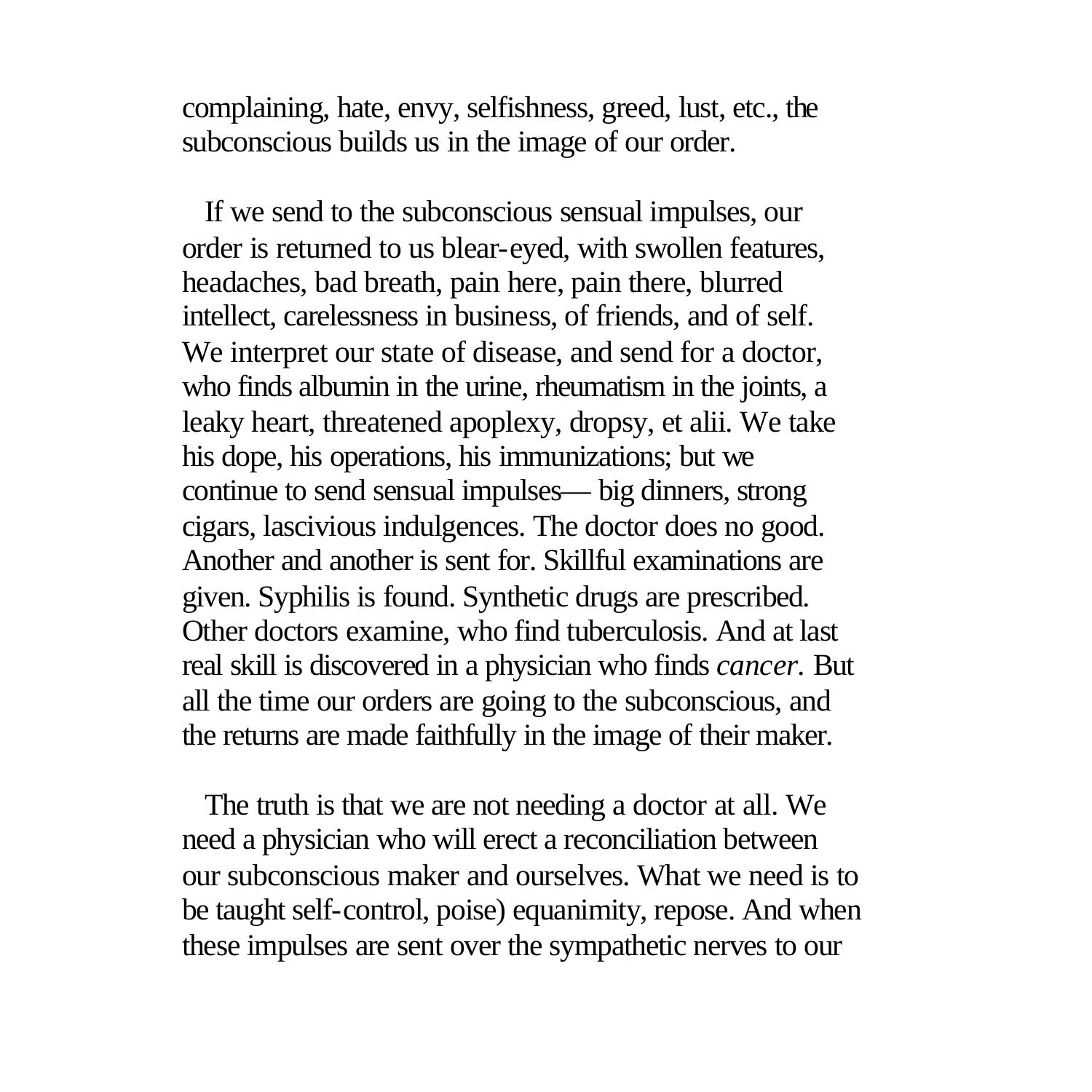complaining, hate, envy, selfishness, greed, lust, etc., the subconscious builds us in the image of our order.

If we send to the subconscious sensual impulses, our order is returned to us blear-eyed, with swollen features, headaches, bad breath, pain here, pain there, blurred intellect, carelessness in business, of friends, and of self. We interpret our state of disease, and send for a doctor, who finds albumin in the urine, rheumatism in the joints, a leaky heart, threatened apoplexy, dropsy, et alii. We take his dope, his operations, his immunizations; but we continue to send sensual impulses— big dinners, strong cigars, lascivious indulgences. The doctor does no good. Another and another is sent for. Skillful examinations are given. Syphilis is found. Synthetic drugs are prescribed. Other doctors examine, who find tuberculosis. And at last real skill is discovered in a physician who finds *cancer.* But all the time our orders are going to the subconscious, and the returns are made faithfully in the image of their maker.

The truth is that we are not needing a doctor at all. We need a physician who will erect a reconciliation between our subconscious maker and ourselves. What we need is to be taught self-control, poise) equanimity, repose. And when these impulses are sent over the sympathetic nerves to our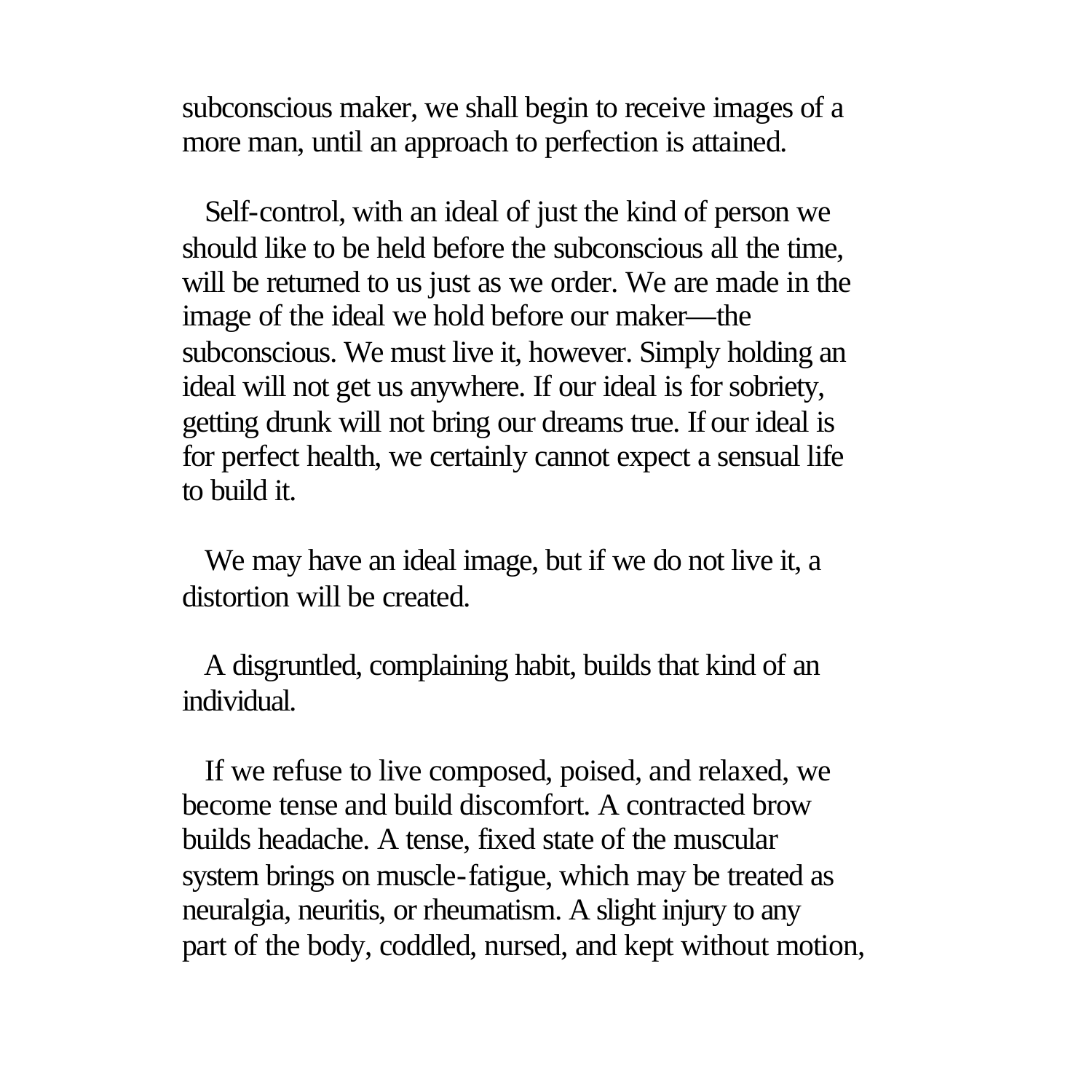subconscious maker, we shall begin to receive images of a more man, until an approach to perfection is attained.

Self-control, with an ideal of just the kind of person we should like to be held before the subconscious all the time, will be returned to us just as we order. We are made in the image of the ideal we hold before our maker—the subconscious. We must live it, however. Simply holding an ideal will not get us anywhere. If our ideal is for sobriety, getting drunk will not bring our dreams true. If our ideal is for perfect health, we certainly cannot expect a sensual life to build it.

We may have an ideal image, but if we do not live it, a distortion will be created.

A disgruntled, complaining habit, builds that kind of an individual.

If we refuse to live composed, poised, and relaxed, we become tense and build discomfort. A contracted brow builds headache. A tense, fixed state of the muscular system brings on muscle-fatigue, which may be treated as neuralgia, neuritis, or rheumatism. A slight injury to any part of the body, coddled, nursed, and kept without motion,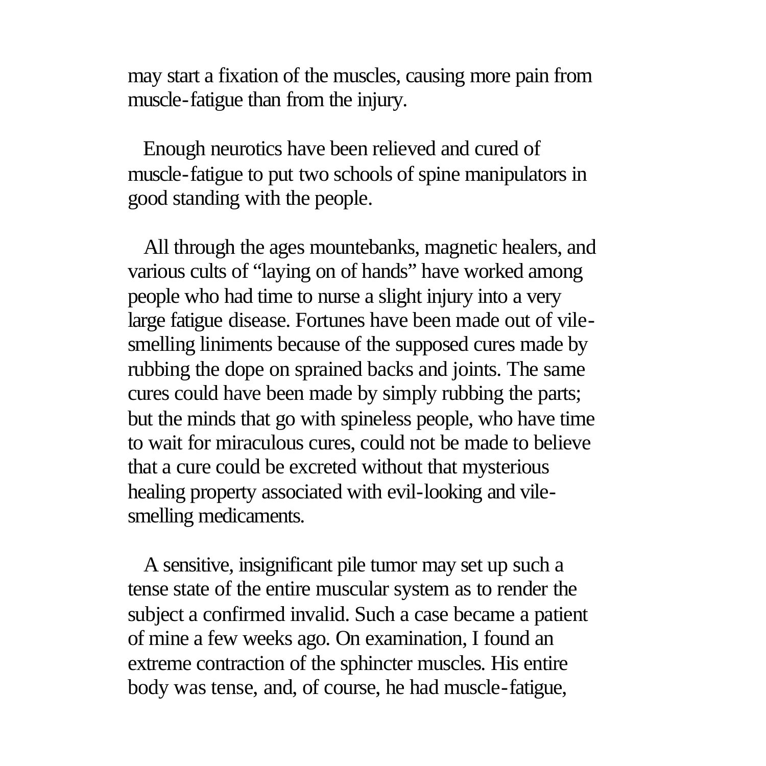may start a fixation of the muscles, causing more pain from muscle-fatigue than from the injury.

Enough neurotics have been relieved and cured of muscle-fatigue to put two schools of spine manipulators in good standing with the people.

All through the ages mountebanks, magnetic healers, and various cults of "laying on of hands" have worked among people who had time to nurse a slight injury into a very large fatigue disease. Fortunes have been made out of vile-smelling liniments because of the supposed cures made by rubbing the dope on sprained backs and joints. The same cures could have been made by simply rubbing the parts; but the minds that go with spineless people, who have time to wait for miraculous cures, could not be made to believe that a cure could be excreted without that mysterious healing property associated with evil-looking and vile-smelling medicaments.

A sensitive, insignificant pile tumor may set up such a tense state of the entire muscular system as to render the subject a confirmed invalid. Such a case became a patient of mine a few weeks ago. On examination, I found an extreme contraction of the sphincter muscles. His entire body was tense, and, of course, he had muscle-fatigue,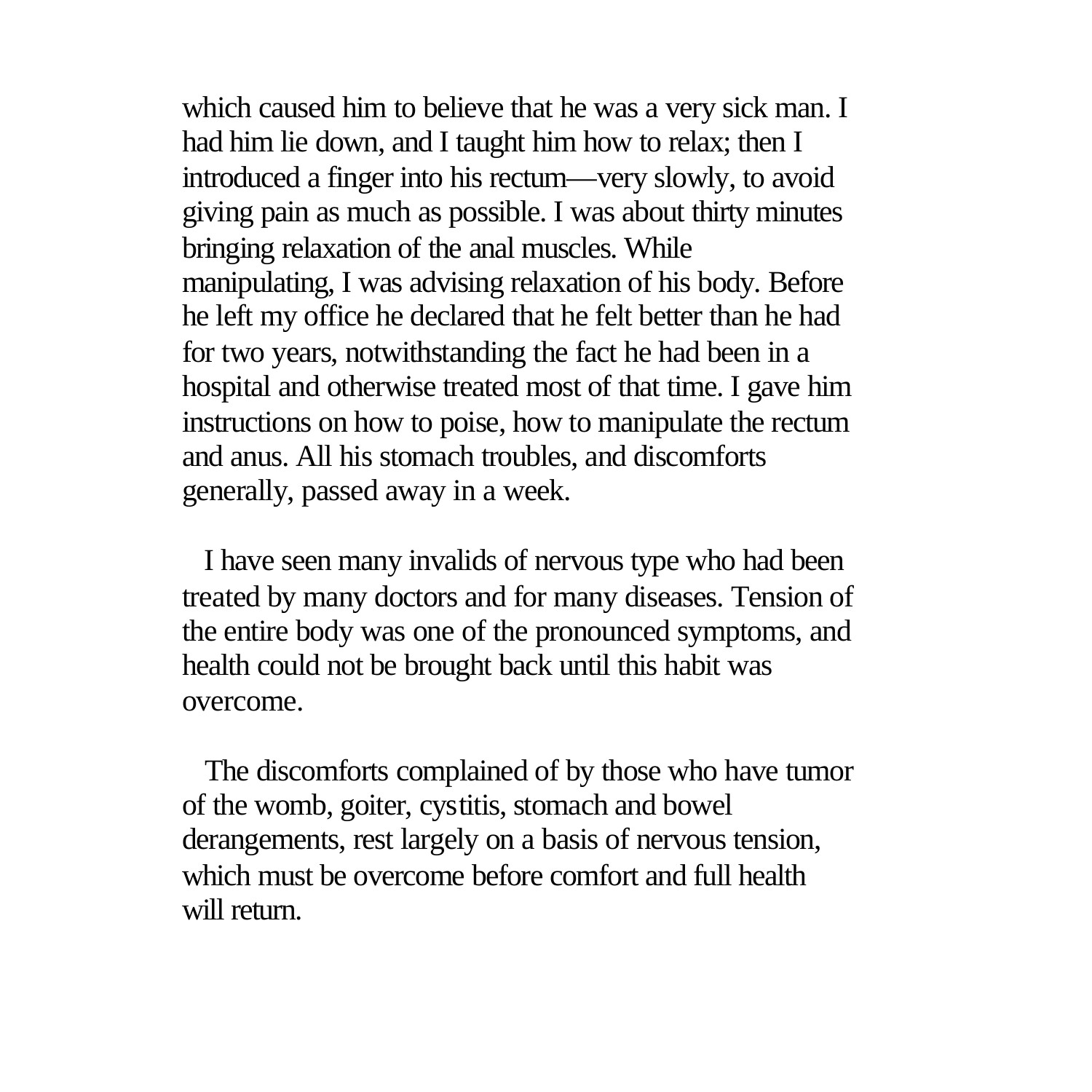which caused him to believe that he was a very sick man. I had him lie down, and I taught him how to relax; then I introduced a finger into his rectum—very slowly, to avoid giving pain as much as possible. I was about thirty minutes bringing relaxation of the anal muscles. While manipulating, I was advising relaxation of his body. Before he left my office he declared that he felt better than he had for two years, notwithstanding the fact he had been in a hospital and otherwise treated most of that time. I gave him instructions on how to poise, how to manipulate the rectum and anus. All his stomach troubles, and discomforts generally, passed away in a week.

I have seen many invalids of nervous type who had been treated by many doctors and for many diseases. Tension of the entire body was one of the pronounced symptoms, and health could not be brought back until this habit was overcome.

The discomforts complained of by those who have tumor of the womb, goiter, cystitis, stomach and bowel derangements, rest largely on a basis of nervous tension, which must be overcome before comfort and full health will return.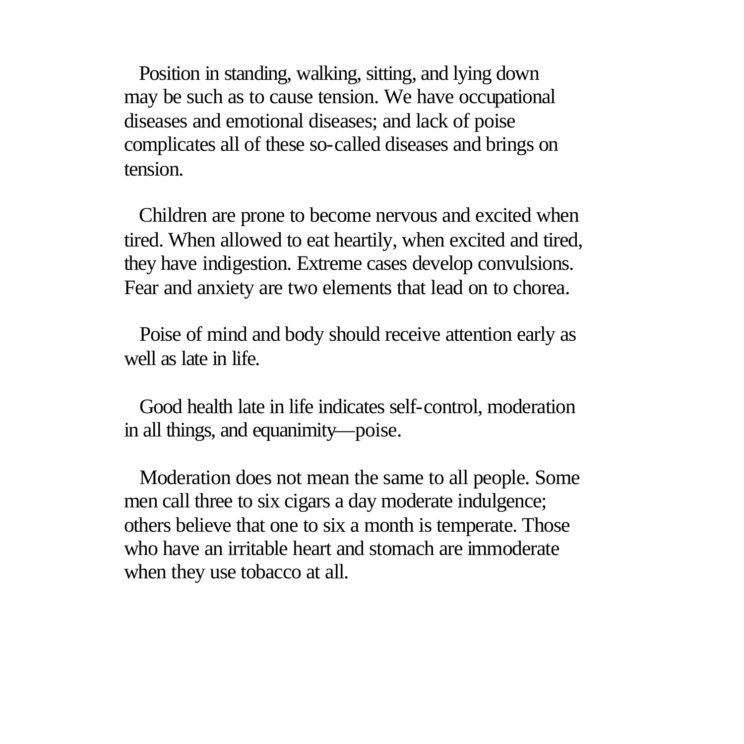Position in standing, walking, sitting, and lying down may be such as to cause tension. We have occupational diseases and emotional diseases; and lack of poise complicates all of these so-called diseases and brings on tension.

Children are prone to become nervous and excited when tired. When allowed to eat heartily, when excited and tired, they have indigestion. Extreme cases develop convulsions. Fear and anxiety are two elements that lead on to chorea.

Poise of mind and body should receive attention early as well as late in life.

Good health late in life indicates self-control, moderation in all things, and equanimity—poise.

Moderation does not mean the same to all people. Some men call three to six cigars a day moderate indulgence; others believe that one to six a month is temperate. Those who have an irritable heart and stomach are immoderate when they use tobacco at all.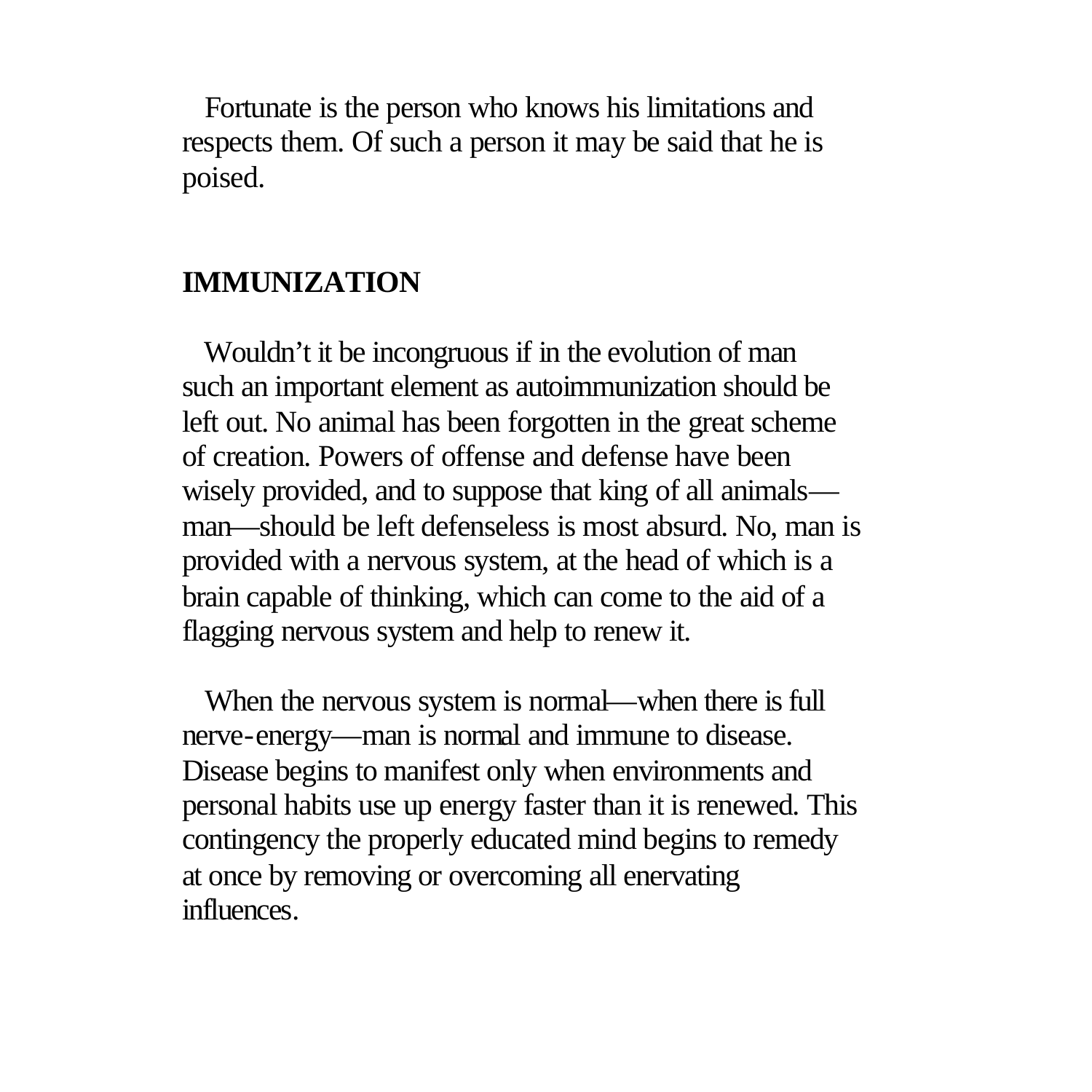Fortunate is the person who knows his limitations and respects them. Of such a person it may be said that he is poised.

## IMMUNIZATION

Wouldn't it be incongruous if in the evolution of man such an important element as autoimmunization should be left out. No animal has been forgotten in the great scheme of creation. Powers of offense and defense have been wisely provided, and to suppose that king of all animals—man—should be left defenseless is most absurd. No, man is provided with a nervous system, at the head of which is a brain capable of thinking, which can come to the aid of a flagging nervous system and help to renew it.

When the nervous system is normal—when there is full nerve-energy—man is normal and immune to disease. Disease begins to manifest only when environments and personal habits use up energy faster than it is renewed. This contingency the properly educated mind begins to remedy at once by removing or overcoming all enervating influences.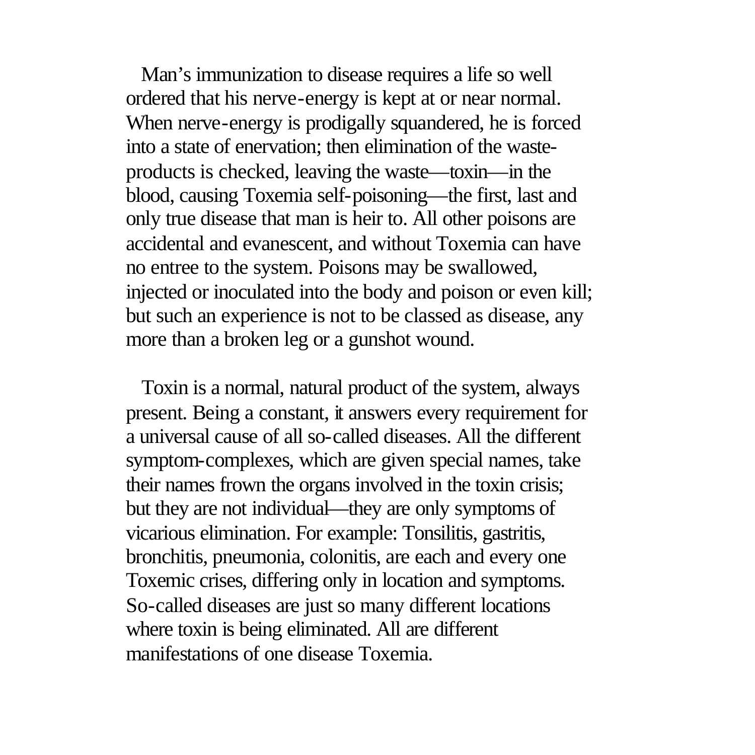Man's immunization to disease requires a life so well ordered that his nerve-energy is kept at or near normal. When nerve-energy is prodigally squandered, he is forced into a state of enervation; then elimination of the waste-products is checked, leaving the waste—toxin—in the blood, causing Toxemia self-poisoning—the first, last and only true disease that man is heir to. All other poisons are accidental and evanescent, and without Toxemia can have no entree to the system. Poisons may be swallowed, injected or inoculated into the body and poison or even kill; but such an experience is not to be classed as disease, any more than a broken leg or a gunshot wound.

Toxin is a normal, natural product of the system, always present. Being a constant, it answers every requirement for a universal cause of all so-called diseases. All the different symptom-complexes, which are given special names, take their names frown the organs involved in the toxin crisis; but they are not individual—they are only symptoms of vicarious elimination. For example: Tonsilitis, gastritis, bronchitis, pneumonia, colonitis, are each and every one Toxemic crises, differing only in location and symptoms. So-called diseases are just so many different locations where toxin is being eliminated. All are different manifestations of one disease Toxemia.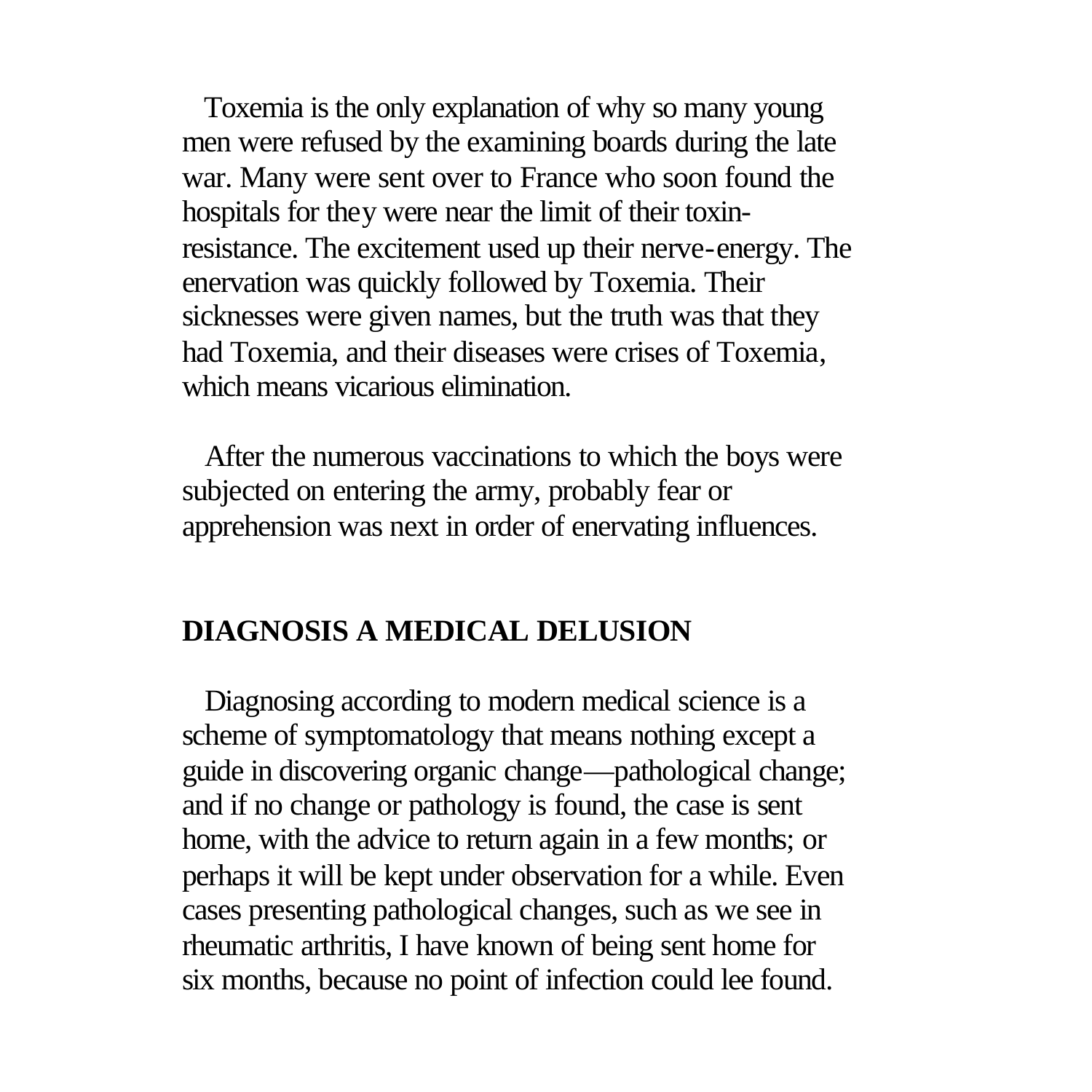Toxemia is the only explanation of why so many young men were refused by the examining boards during the late war. Many were sent over to France who soon found the hospitals for they were near the limit of their toxin-resistance. The excitement used up their nerve-energy. The enervation was quickly followed by Toxemia. Their sicknesses were given names, but the truth was that they had Toxemia, and their diseases were crises of Toxemia, which means vicarious elimination.

After the numerous vaccinations to which the boys were subjected on entering the army, probably fear or apprehension was next in order of enervating influences.

## DIAGNOSIS A MEDICAL DELUSION

Diagnosing according to modern medical science is a scheme of symptomatology that means nothing except a guide in discovering organic change—pathological change; and if no change or pathology is found, the case is sent home, with the advice to return again in a few months; or perhaps it will be kept under observation for a while. Even cases presenting pathological changes, such as we see in rheumatic arthritis, I have known of being sent home for six months, because no point of infection could lee found.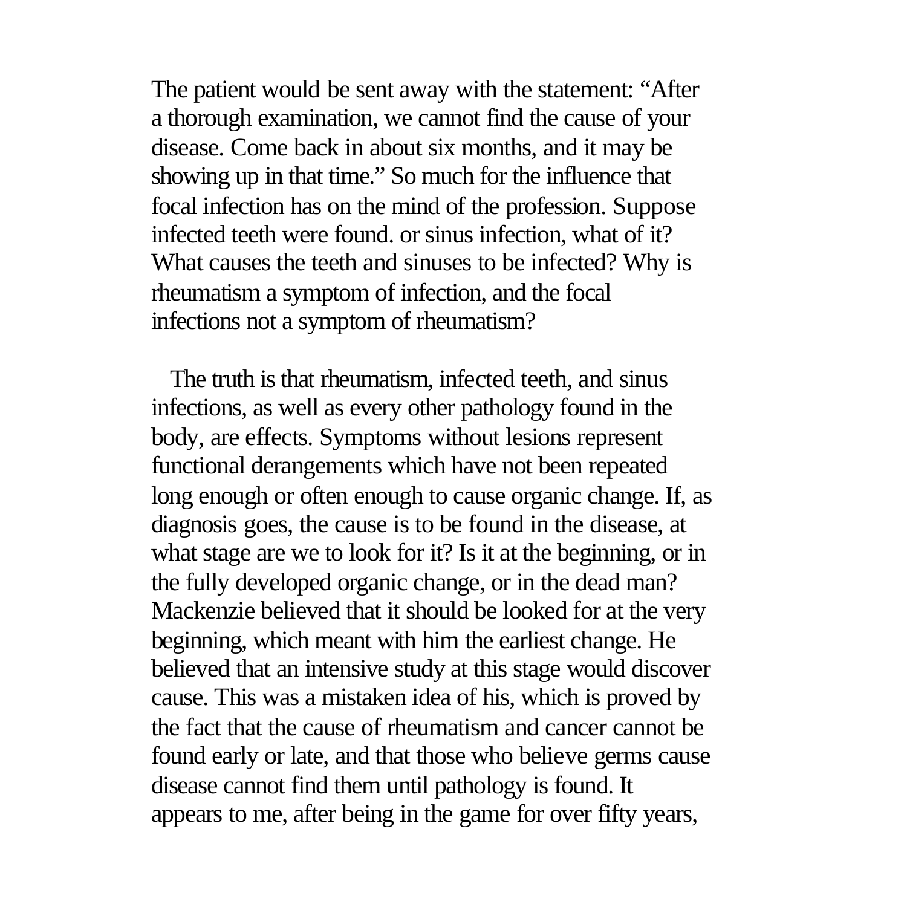The patient would be sent away with the statement: "After a thorough examination, we cannot find the cause of your disease. Come back in about six months, and it may be showing up in that time." So much for the influence that focal infection has on the mind of the profession. Suppose infected teeth were found. or sinus infection, what of it? What causes the teeth and sinuses to be infected? Why is rheumatism a symptom of infection, and the focal infections not a symptom of rheumatism?

The truth is that rheumatism, infected teeth, and sinus infections, as well as every other pathology found in the body, are effects. Symptoms without lesions represent functional derangements which have not been repeated long enough or often enough to cause organic change. If, as diagnosis goes, the cause is to be found in the disease, at what stage are we to look for it? Is it at the beginning, or in the fully developed organic change, or in the dead man? Mackenzie believed that it should be looked for at the very beginning, which meant with him the earliest change. He believed that an intensive study at this stage would discover cause. This was a mistaken idea of his, which is proved by the fact that the cause of rheumatism and cancer cannot be found early or late, and that those who believe germs cause disease cannot find them until pathology is found. It appears to me, after being in the game for over fifty years,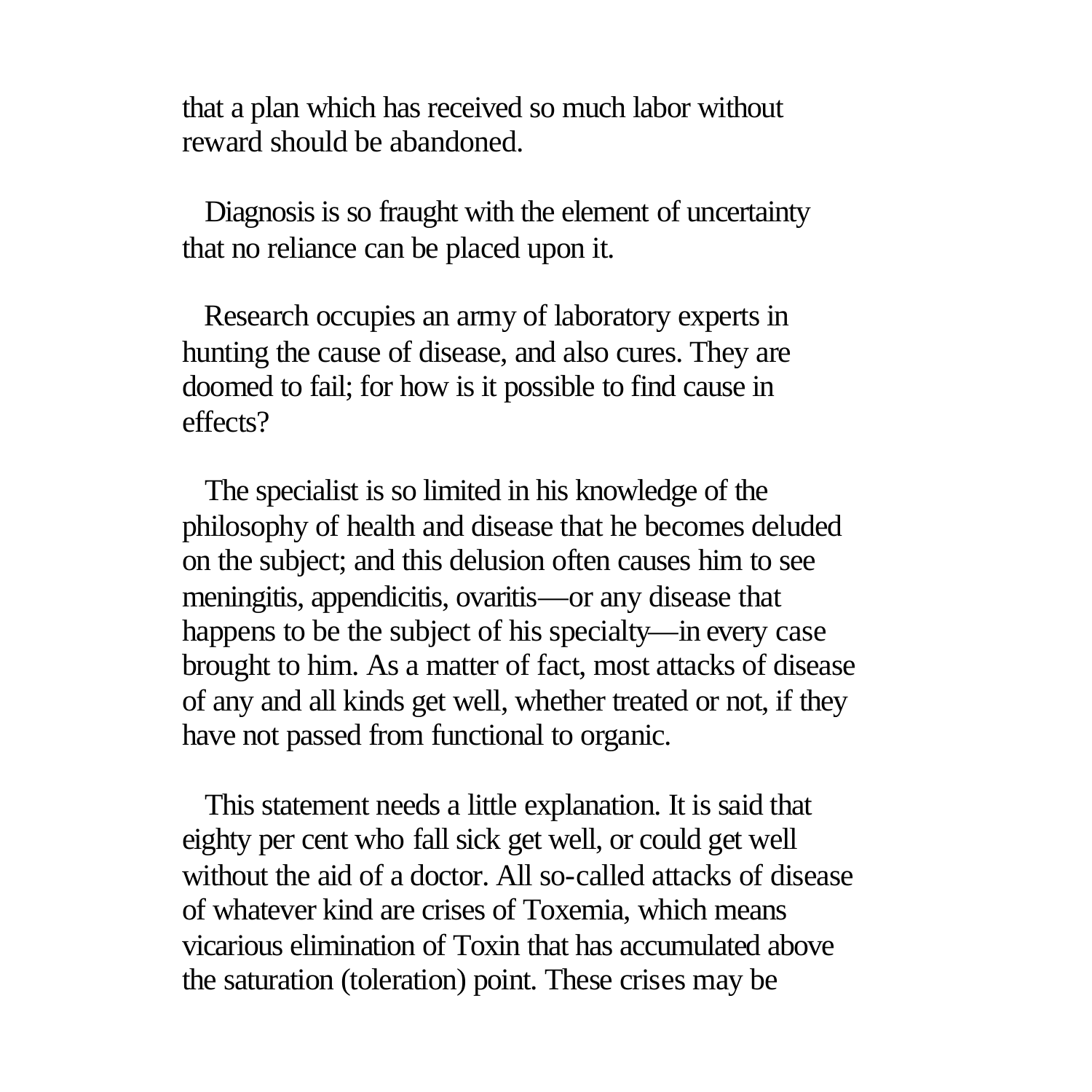that a plan which has received so much labor without reward should be abandoned.

Diagnosis is so fraught with the element of uncertainty that no reliance can be placed upon it.

Research occupies an army of laboratory experts in hunting the cause of disease, and also cures. They are doomed to fail; for how is it possible to find cause in effects?

The specialist is so limited in his knowledge of the philosophy of health and disease that he becomes deluded on the subject; and this delusion often causes him to see meningitis, appendicitis, ovaritis—or any disease that happens to be the subject of his specialty—in every case brought to him. As a matter of fact, most attacks of disease of any and all kinds get well, whether treated or not, if they have not passed from functional to organic.

This statement needs a little explanation. It is said that eighty per cent who fall sick get well, or could get well without the aid of a doctor. All so-called attacks of disease of whatever kind are crises of Toxemia, which means vicarious elimination of Toxin that has accumulated above the saturation (toleration) point. These crises may be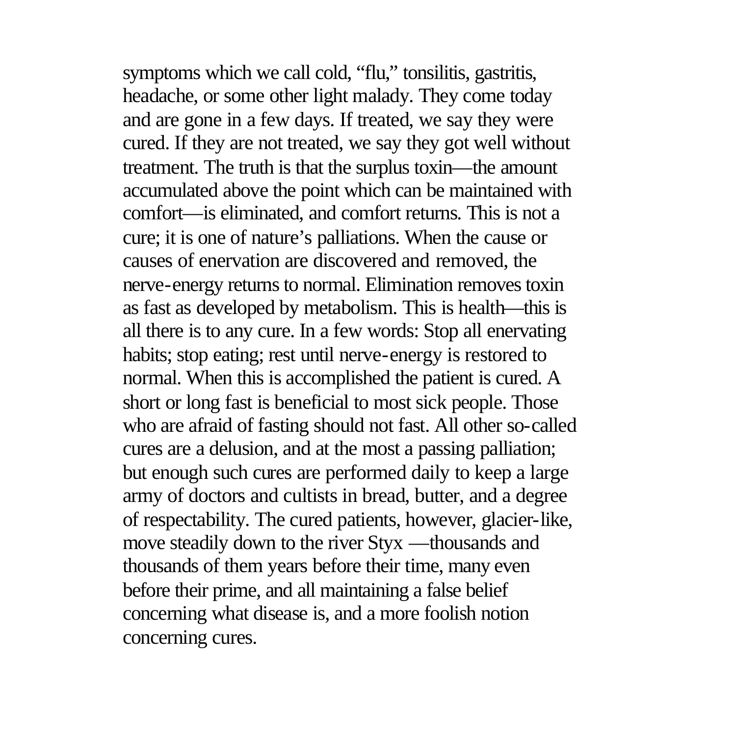symptoms which we call cold, "flu," tonsilitis, gastritis, headache, or some other light malady. They come today and are gone in a few days. If treated, we say they were cured. If they are not treated, we say they got well without treatment. The truth is that the surplus toxin—the amount accumulated above the point which can be maintained with comfort—is eliminated, and comfort returns. This is not a cure; it is one of nature's palliations. When the cause or causes of enervation are discovered and removed, the nerve-energy returns to normal. Elimination removes toxin as fast as developed by metabolism. This is health—this is all there is to any cure. In a few words: Stop all enervating habits; stop eating; rest until nerve-energy is restored to normal. When this is accomplished the patient is cured. A short or long fast is beneficial to most sick people. Those who are afraid of fasting should not fast. All other so-called cures are a delusion, and at the most a passing palliation; but enough such cures are performed daily to keep a large army of doctors and cultists in bread, butter, and a degree of respectability. The cured patients, however, glacier-like, move steadily down to the river Styx —thousands and thousands of them years before their time, many even before their prime, and all maintaining a false belief concerning what disease is, and a more foolish notion concerning cures.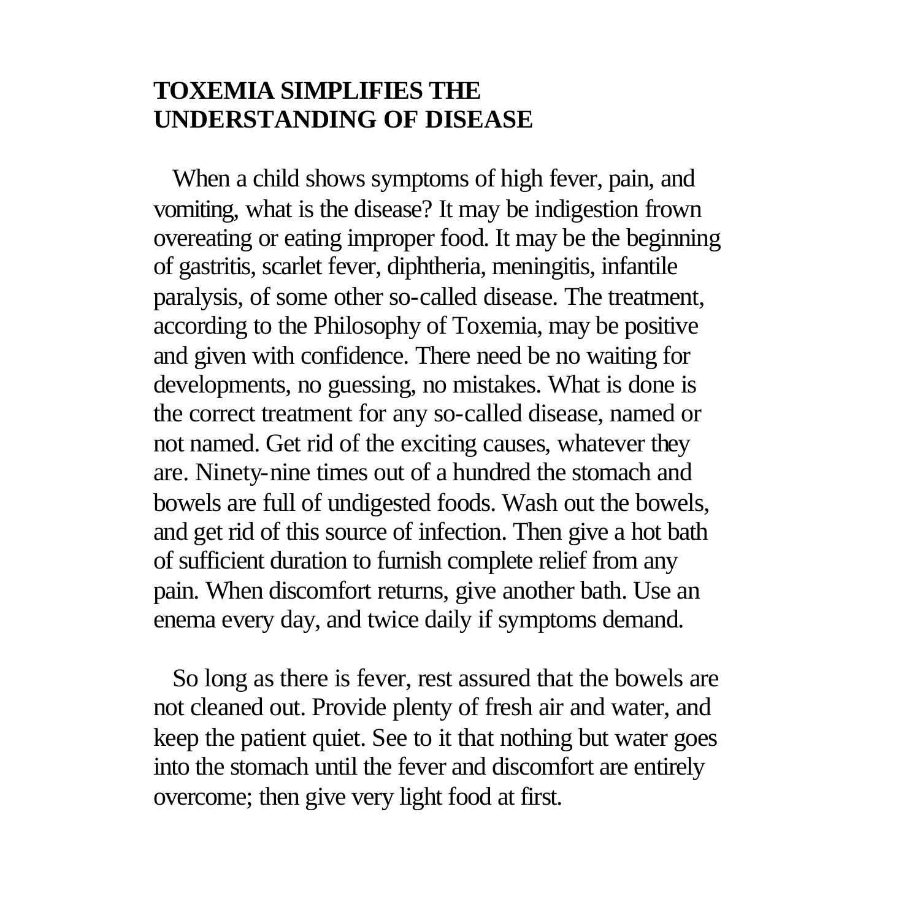## TOXEMIA SIMPLIFIES THE UNDERSTANDING OF DISEASE

When a child shows symptoms of high fever, pain, and vomiting, what is the disease? It may be indigestion frown overeating or eating improper food. It may be the beginning of gastritis, scarlet fever, diphtheria, meningitis, infantile paralysis, of some other so-called disease. The treatment, according to the Philosophy of Toxemia, may be positive and given with confidence. There need be no waiting for developments, no guessing, no mistakes. What is done is the correct treatment for any so-called disease, named or not named. Get rid of the exciting causes, whatever they are. Ninety-nine times out of a hundred the stomach and bowels are full of undigested foods. Wash out the bowels, and get rid of this source of infection. Then give a hot bath of sufficient duration to furnish complete relief from any pain. When discomfort returns, give another bath. Use an enema every day, and twice daily if symptoms demand.

So long as there is fever, rest assured that the bowels are not cleaned out. Provide plenty of fresh air and water, and keep the patient quiet. See to it that nothing but water goes into the stomach until the fever and discomfort are entirely overcome; then give very light food at first.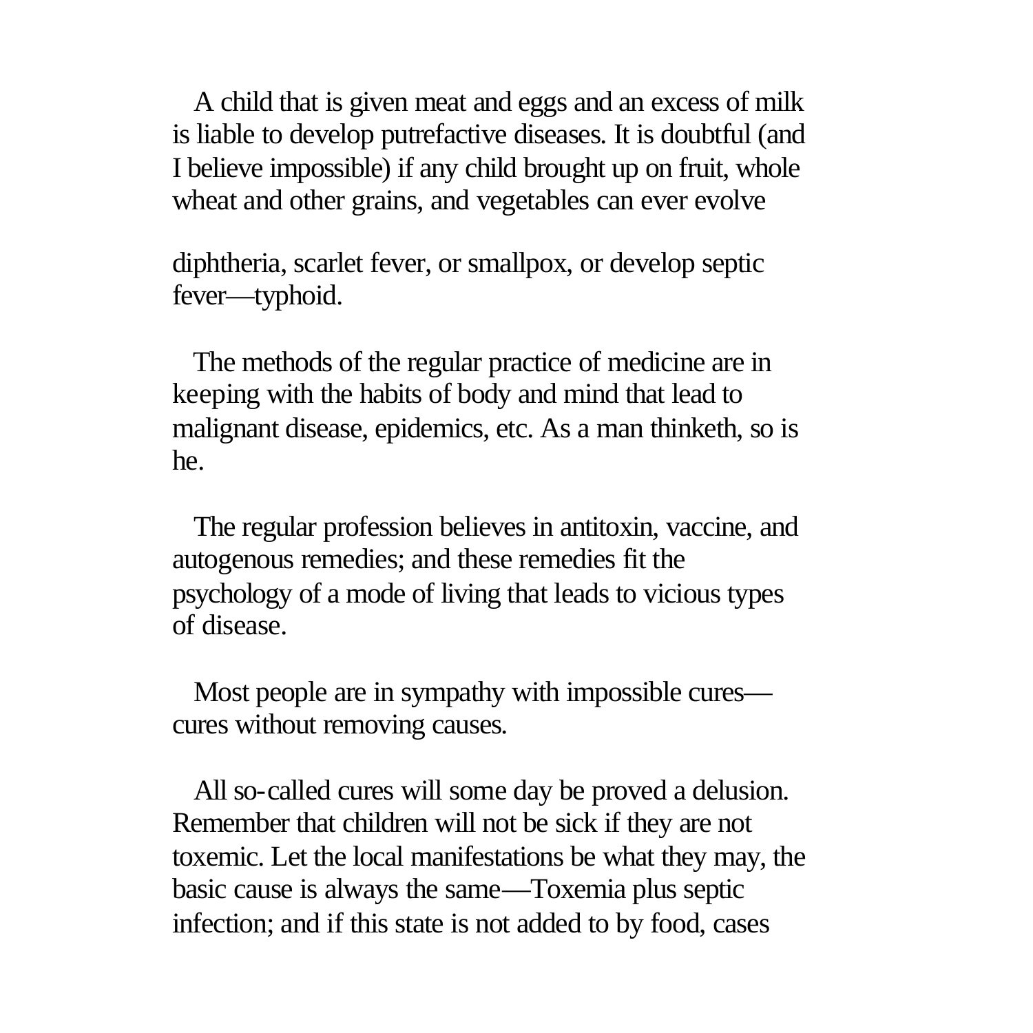A child that is given meat and eggs and an excess of milk is liable to develop putrefactive diseases. It is doubtful (and I believe impossible) if any child brought up on fruit, whole wheat and other grains, and vegetables can ever evolve diphtheria, scarlet fever, or smallpox, or develop septic fever—typhoid.

The methods of the regular practice of medicine are in keeping with the habits of body and mind that lead to malignant disease, epidemics, etc. As a man thinketh, so is he.

The regular profession believes in antitoxin, vaccine, and autogenous remedies; and these remedies fit the psychology of a mode of living that leads to vicious types of disease.

Most people are in sympathy with impossible cures—cures without removing causes.

All so-called cures will some day be proved a delusion. Remember that children will not be sick if they are not toxemic. Let the local manifestations be what they may, the basic cause is always the same—Toxemia plus septic infection; and if this state is not added to by food, cases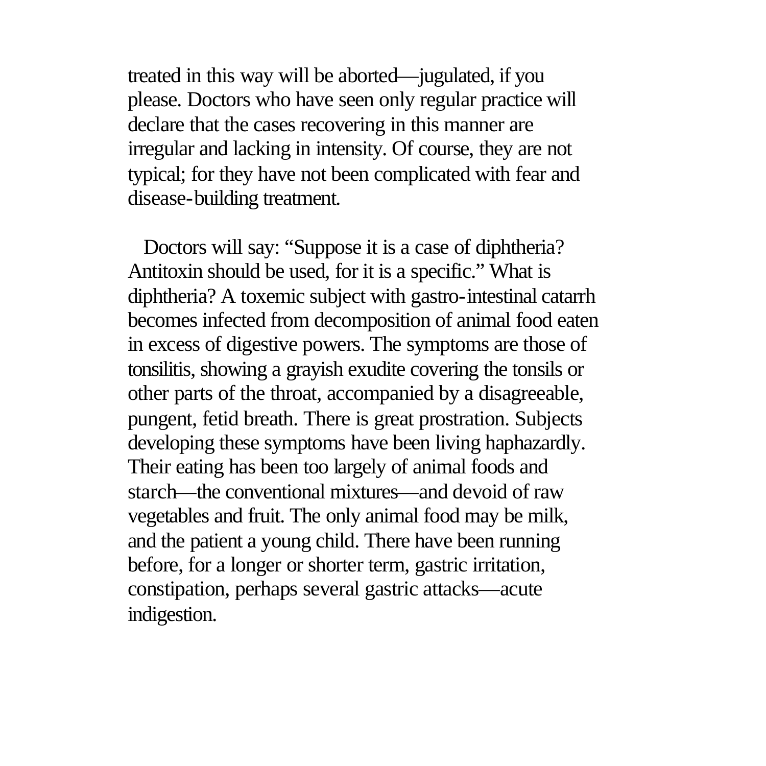treated in this way will be aborted—jugulated, if you please. Doctors who have seen only regular practice will declare that the cases recovering in this manner are irregular and lacking in intensity. Of course, they are not typical; for they have not been complicated with fear and disease-building treatment.

Doctors will say: "Suppose it is a case of diphtheria? Antitoxin should be used, for it is a specific." What is diphtheria? A toxemic subject with gastro-intestinal catarrh becomes infected from decomposition of animal food eaten in excess of digestive powers. The symptoms are those of tonsilitis, showing a grayish exudite covering the tonsils or other parts of the throat, accompanied by a disagreeable, pungent, fetid breath. There is great prostration. Subjects developing these symptoms have been living haphazardly. Their eating has been too largely of animal foods and starch—the conventional mixtures—and devoid of raw vegetables and fruit. The only animal food may be milk, and the patient a young child. There have been running before, for a longer or shorter term, gastric irritation, constipation, perhaps several gastric attacks—acute indigestion.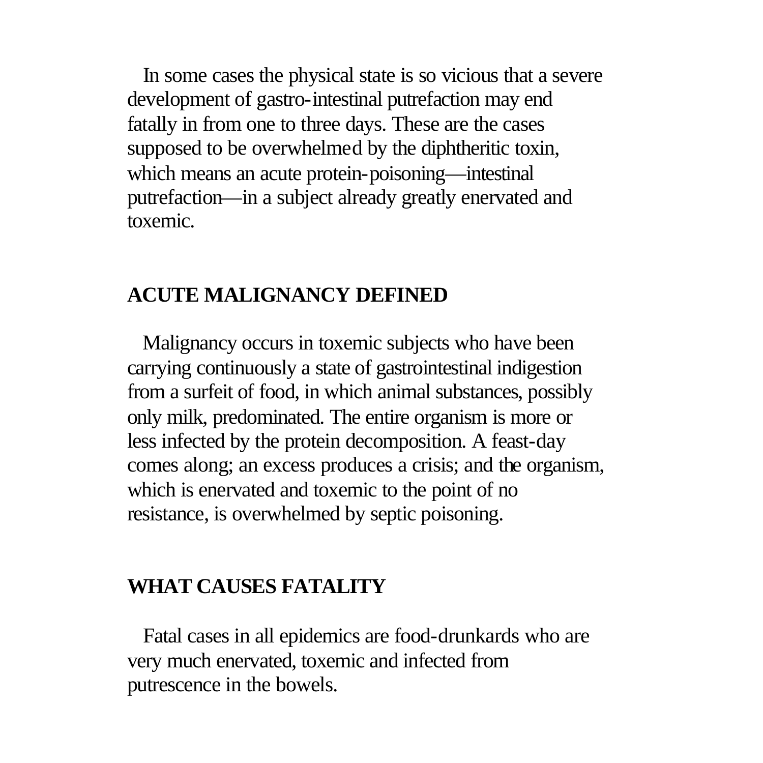In some cases the physical state is so vicious that a severe development of gastro-intestinal putrefaction may end fatally in from one to three days. These are the cases supposed to be overwhelmed by the diphtheritic toxin, which means an acute protein-poisoning—intestinal putrefaction—in a subject already greatly enervated and toxemic.

## ACUTE MALIGNANCY DEFINED

Malignancy occurs in toxemic subjects who have been carrying continuously a state of gastrointestinal indigestion from a surfeit of food, in which animal substances, possibly only milk, predominated. The entire organism is more or less infected by the protein decomposition. A feast-day comes along; an excess produces a crisis; and the organism, which is enervated and toxemic to the point of no resistance, is overwhelmed by septic poisoning.

## WHAT CAUSES FATALITY

Fatal cases in all epidemics are food-drunkards who are very much enervated, toxemic and infected from putrescence in the bowels.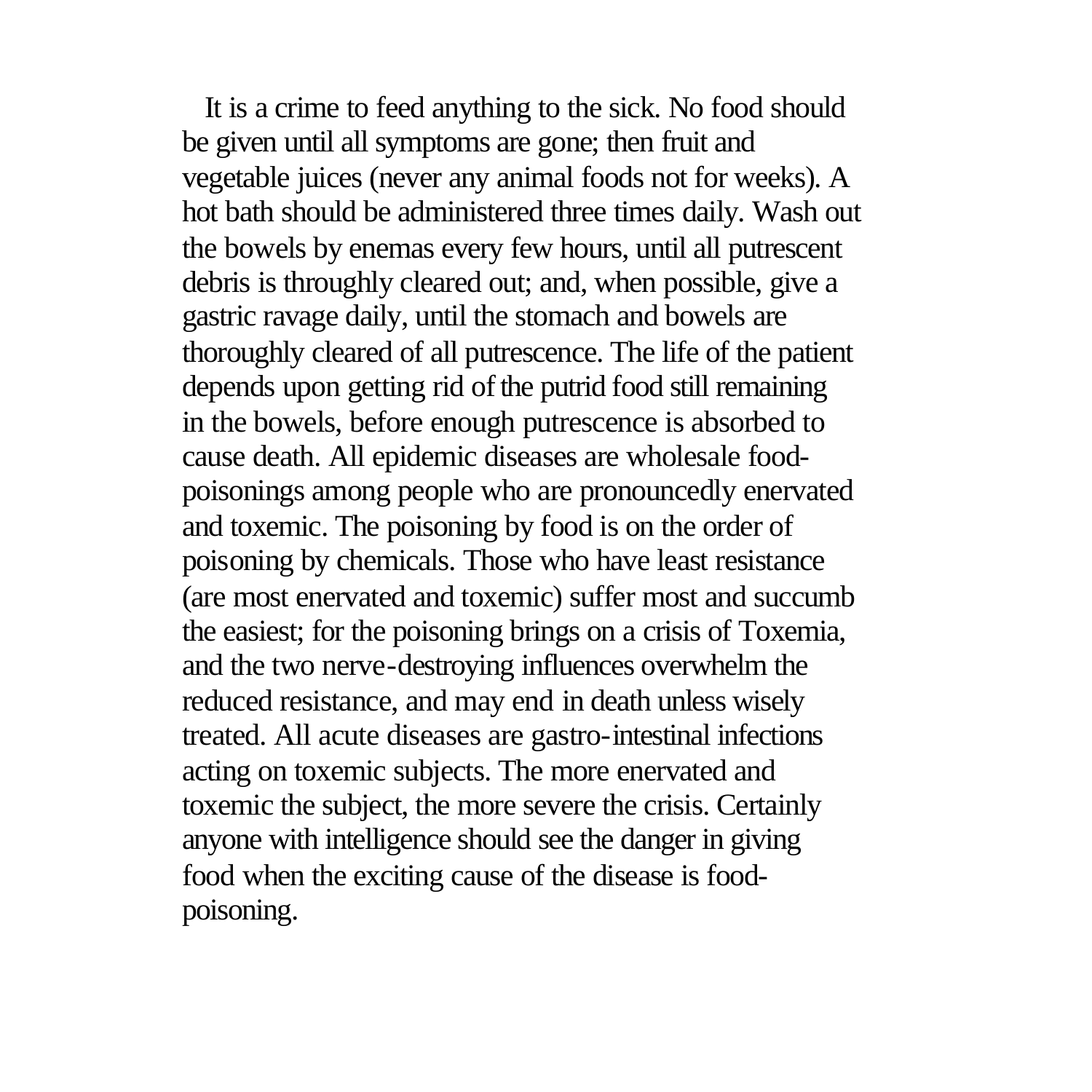It is a crime to feed anything to the sick. No food should be given until all symptoms are gone; then fruit and vegetable juices (never any animal foods not for weeks). A hot bath should be administered three times daily. Wash out the bowels by enemas every few hours, until all putrescent debris is throughly cleared out; and, when possible, give a gastric ravage daily, until the stomach and bowels are thoroughly cleared of all putrescence. The life of the patient depends upon getting rid of the putrid food still remaining in the bowels, before enough putrescence is absorbed to cause death. All epidemic diseases are wholesale food-poisonings among people who are pronouncedly enervated and toxemic. The poisoning by food is on the order of poisoning by chemicals. Those who have least resistance (are most enervated and toxemic) suffer most and succumb the easiest; for the poisoning brings on a crisis of Toxemia, and the two nerve-destroying influences overwhelm the reduced resistance, and may end in death unless wisely treated. All acute diseases are gastro-intestinal infections acting on toxemic subjects. The more enervated and toxemic the subject, the more severe the crisis. Certainly anyone with intelligence should see the danger in giving food when the exciting cause of the disease is food-poisoning.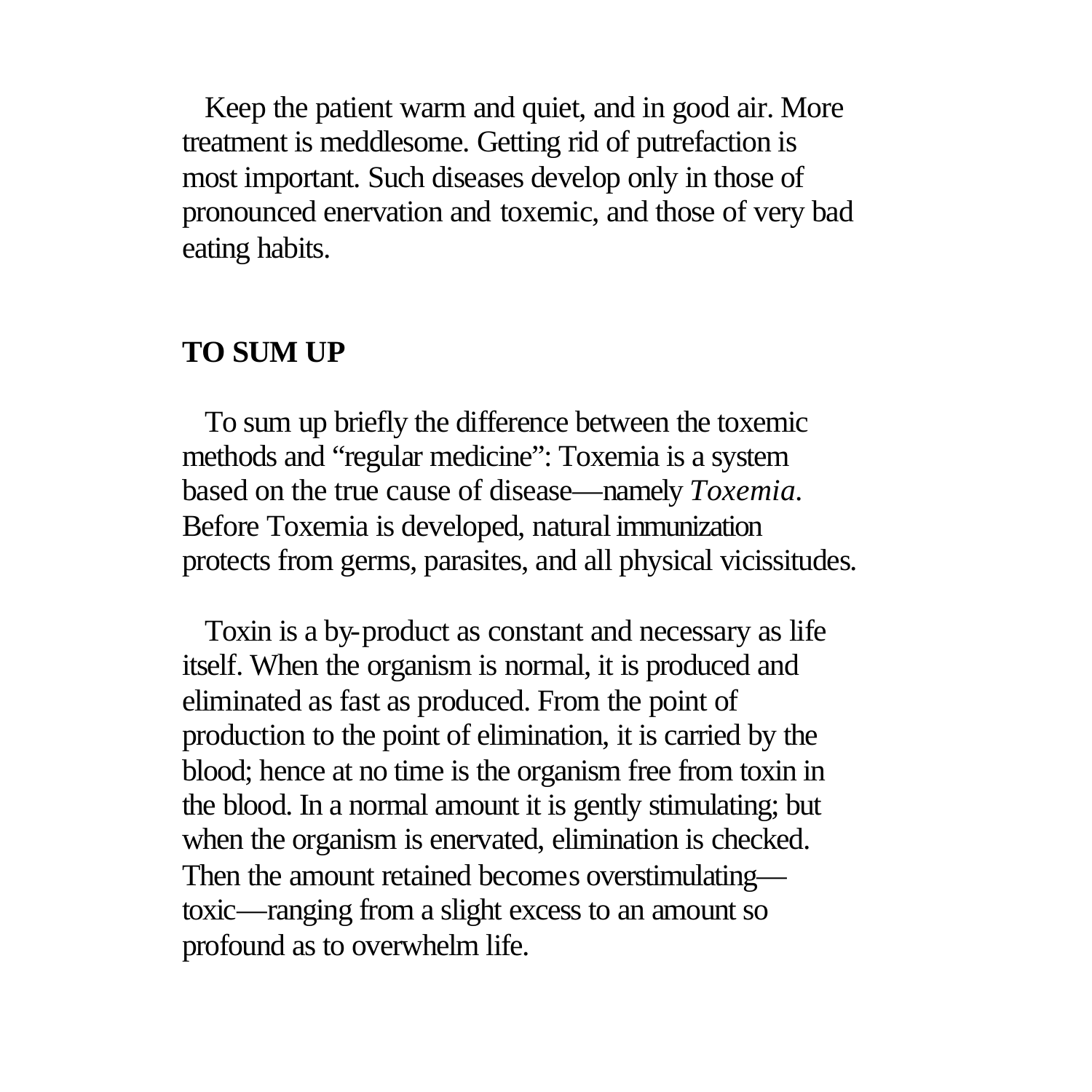Keep the patient warm and quiet, and in good air. More treatment is meddlesome. Getting rid of putrefaction is most important. Such diseases develop only in those of pronounced enervation and toxemic, and those of very bad eating habits.

## TO SUM UP

To sum up briefly the difference between the toxemic methods and “regular medicine”: Toxemia is a system based on the true cause of disease—namely *Toxemia*. Before Toxemia is developed, natural immunization protects from germs, parasites, and all physical vicissitudes.

Toxin is a by-product as constant and necessary as life itself. When the organism is normal, it is produced and eliminated as fast as produced. From the point of production to the point of elimination, it is carried by the blood; hence at no time is the organism free from toxin in the blood. In a normal amount it is gently stimulating; but when the organism is enervated, elimination is checked. Then the amount retained becomes overstimulating—toxic—ranging from a slight excess to an amount so profound as to overwhelm life.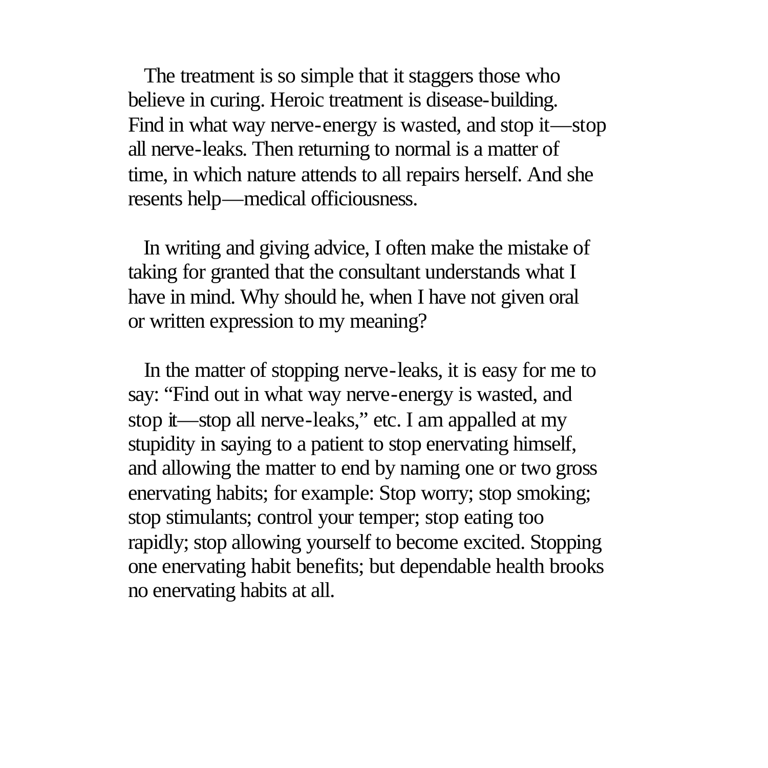The treatment is so simple that it staggers those who believe in curing. Heroic treatment is disease-building. Find in what way nerve-energy is wasted, and stop it—stop all nerve-leaks. Then returning to normal is a matter of time, in which nature attends to all repairs herself. And she resents help—medical officiousness.

In writing and giving advice, I often make the mistake of taking for granted that the consultant understands what I have in mind. Why should he, when I have not given oral or written expression to my meaning?

In the matter of stopping nerve-leaks, it is easy for me to say: "Find out in what way nerve-energy is wasted, and stop it—stop all nerve-leaks," etc. I am appalled at my stupidity in saying to a patient to stop enervating himself, and allowing the matter to end by naming one or two gross enervating habits; for example: Stop worry; stop smoking; stop stimulants; control your temper; stop eating too rapidly; stop allowing yourself to become excited. Stopping one enervating habit benefits; but dependable health brooks no enervating habits at all.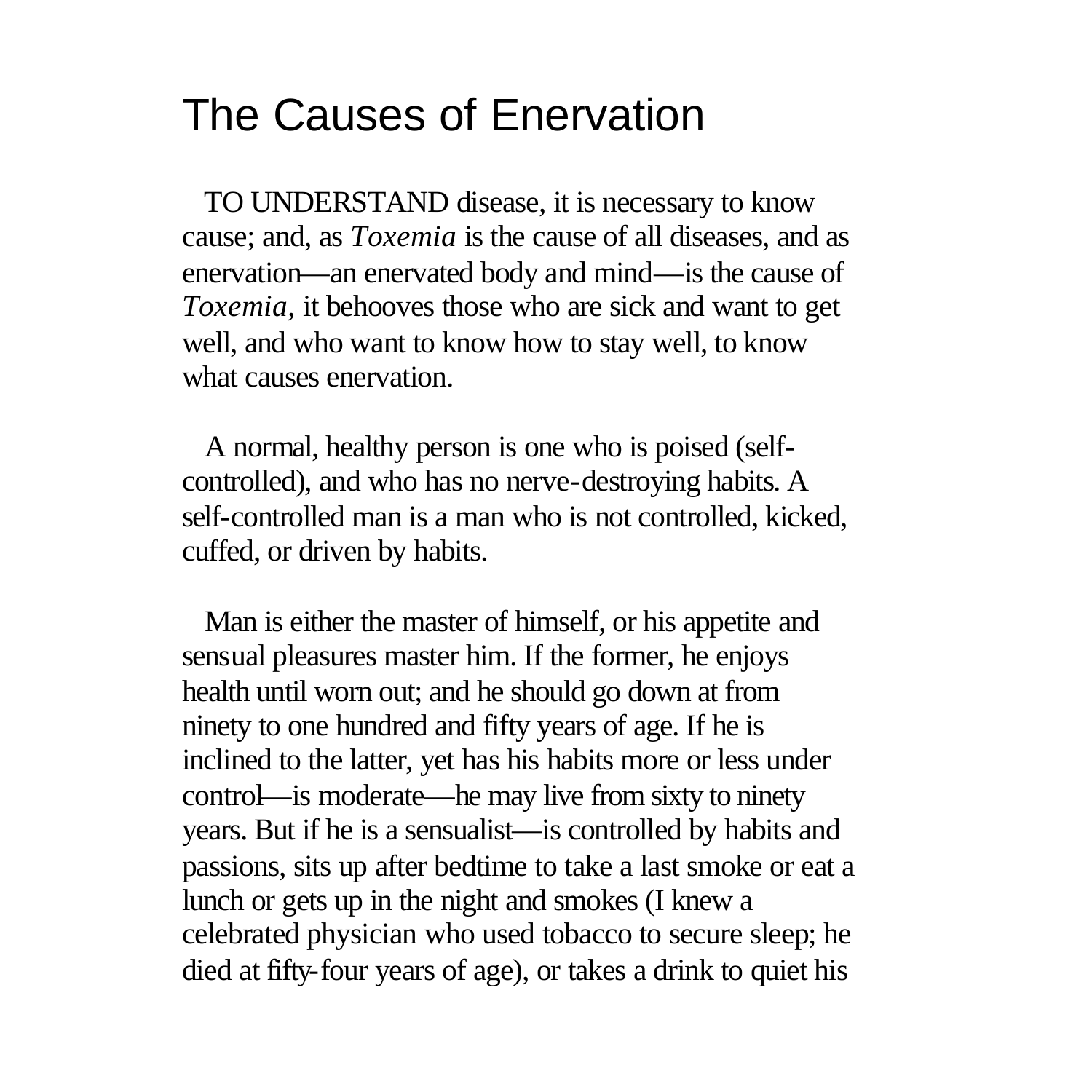# The Causes of Enervation

TO UNDERSTAND disease, it is necessary to know cause; and, as *Toxemia* is the cause of all diseases, and as enervation—an enervated body and mind—is the cause of *Toxemia,* it behooves those who are sick and want to get well, and who want to know how to stay well, to know what causes enervation.

A normal, healthy person is one who is poised (self-controlled), and who has no nerve-destroying habits. A self-controlled man is a man who is not controlled, kicked, cuffed, or driven by habits.

Man is either the master of himself, or his appetite and sensual pleasures master him. If the former, he enjoys health until worn out; and he should go down at from ninety to one hundred and fifty years of age. If he is inclined to the latter, yet has his habits more or less under control—is moderate—he may live from sixty to ninety years. But if he is a sensualist—is controlled by habits and passions, sits up after bedtime to take a last smoke or eat a lunch or gets up in the night and smokes (I knew a celebrated physician who used tobacco to secure sleep; he died at fifty-four years of age), or takes a drink to quiet his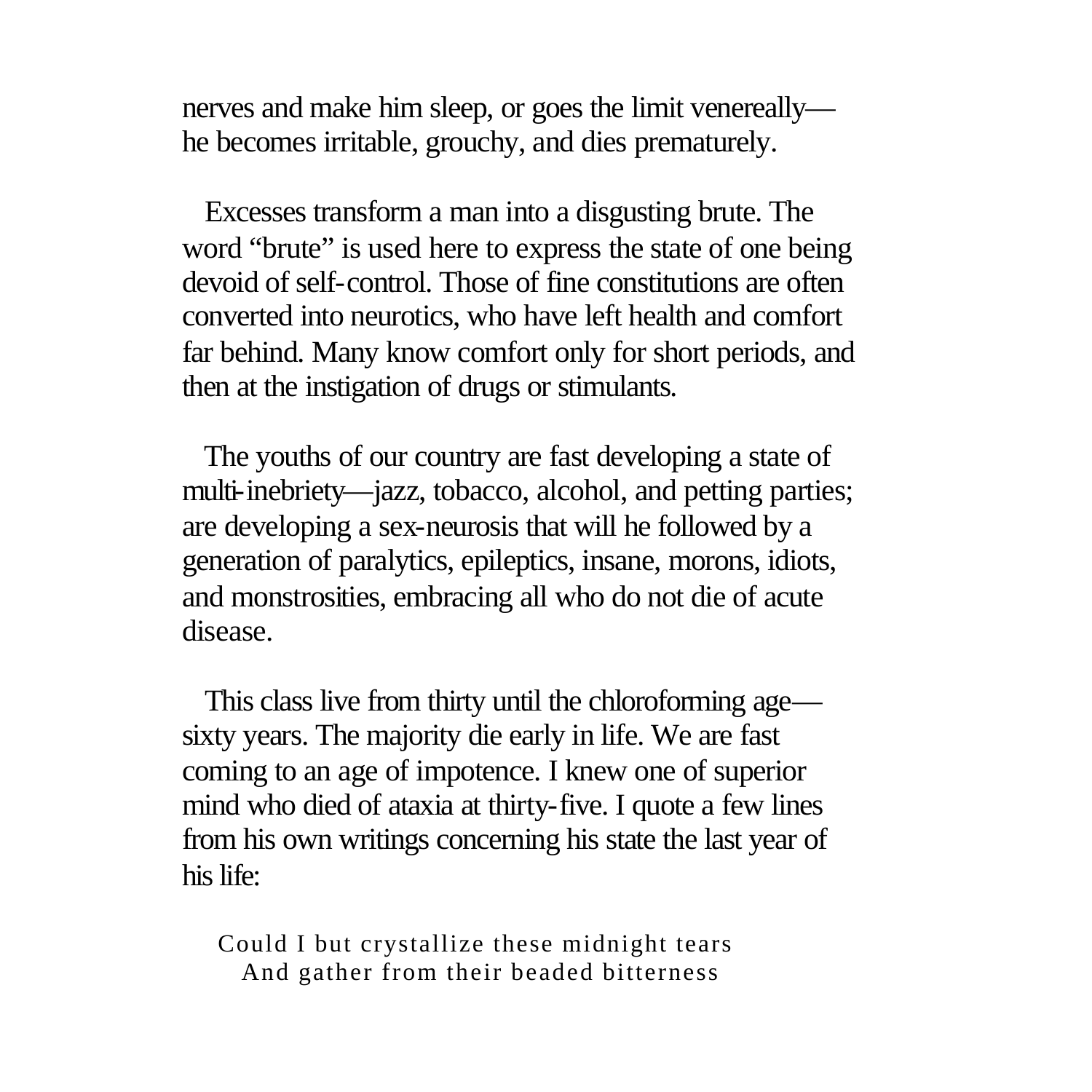nerves and make him sleep, or goes the limit venereally—he becomes irritable, grouchy, and dies prematurely.

Excesses transform a man into a disgusting brute. The word “brute” is used here to express the state of one being devoid of self-control. Those of fine constitutions are often converted into neurotics, who have left health and comfort far behind. Many know comfort only for short periods, and then at the instigation of drugs or stimulants.

The youths of our country are fast developing a state of multi-inebriety—jazz, tobacco, alcohol, and petting parties; are developing a sex-neurosis that will he followed by a generation of paralytics, epileptics, insane, morons, idiots, and monstrosities, embracing all who do not die of acute disease.

This class live from thirty until the chloroforming age—sixty years. The majority die early in life. We are fast coming to an age of impotence. I knew one of superior mind who died of ataxia at thirty-five. I quote a few lines from his own writings concerning his state the last year of his life:

> Could I but crystallize these midnight tears
> And gather from their beaded bitterness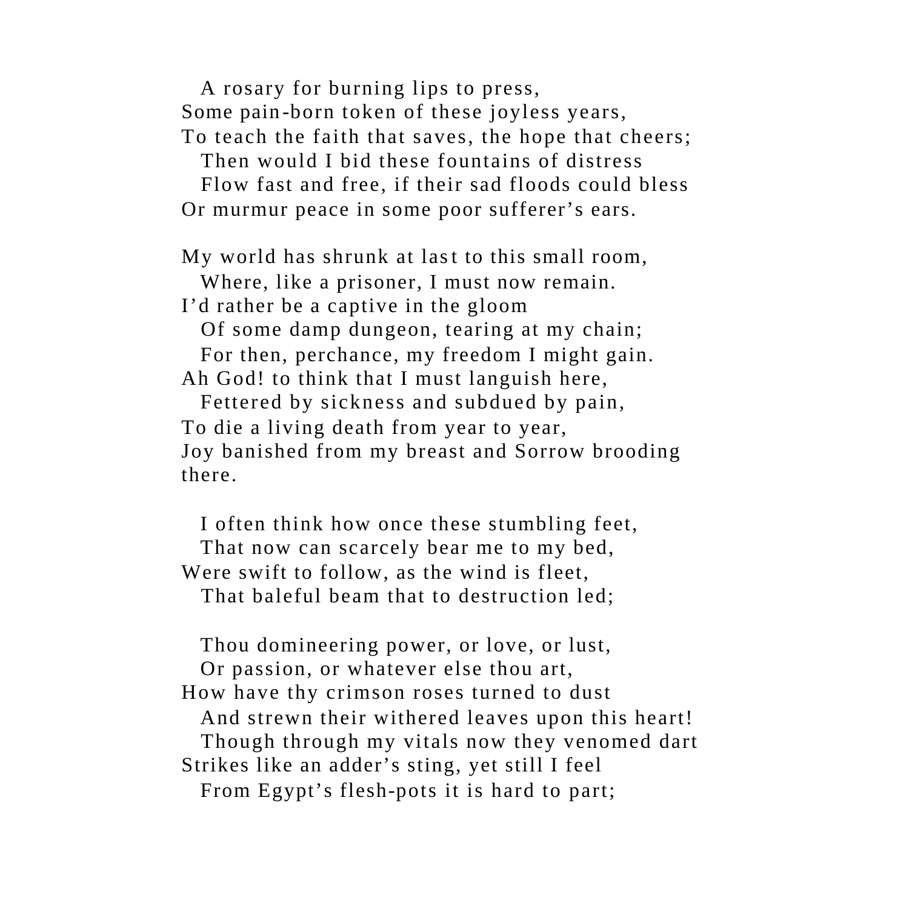A rosary for burning lips to press,
Some pain-born token of these joyless years,
To teach the faith that saves, the hope that cheers;
Then would I bid these fountains of distress
Flow fast and free, if their sad floods could bless
Or murmur peace in some poor sufferer’s ears.

My world has shrunk at last to this small room,
Where, like a prisoner, I must now remain.
I’d rather be a captive in the gloom
Of some damp dungeon, tearing at my chain;
For then, perchance, my freedom I might gain.
Ah God! to think that I must languish here,
Fettered by sickness and subdued by pain,
To die a living death from year to year,
Joy banished from my breast and Sorrow brooding there.

I often think how once these stumbling feet,
That now can scarcely bear me to my bed,
Were swift to follow, as the wind is fleet,
That baleful beam that to destruction led;

Thou domineering power, or love, or lust,
Or passion, or whatever else thou art,
How have thy crimson roses turned to dust
And strewn their withered leaves upon this heart!
Though through my vitals now they venomed dart
Strikes like an adder’s sting, yet still I feel
From Egypt’s flesh-pots it is hard to part;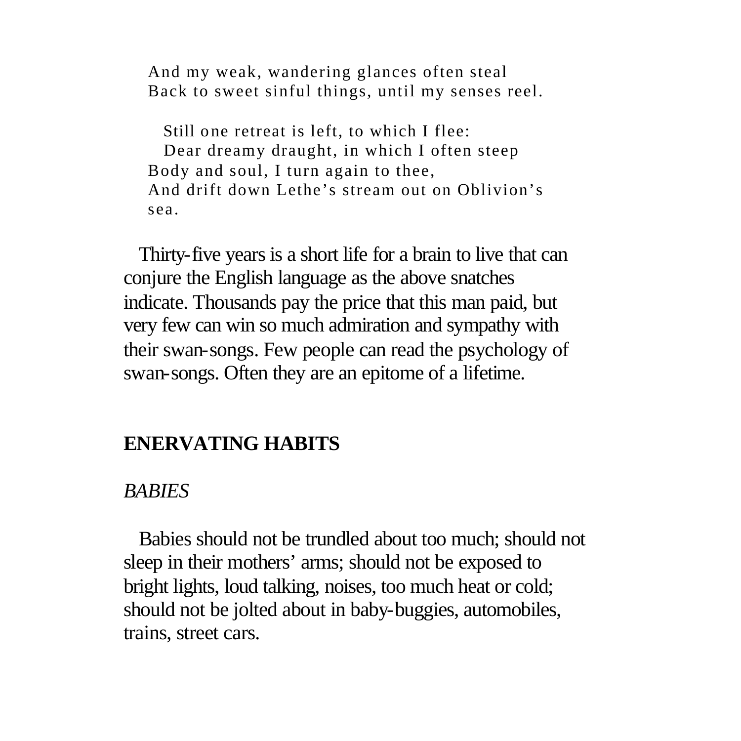And my weak, wandering glances often steal
Back to sweet sinful things, until my senses reel.

Still one retreat is left, to which I flee:
Dear dreamy draught, in which I often steep
Body and soul, I turn again to thee,
And drift down Lethe's stream out on Oblivion's sea.

Thirty-five years is a short life for a brain to live that can conjure the English language as the above snatches indicate. Thousands pay the price that this man paid, but very few can win so much admiration and sympathy with their swan-songs. Few people can read the psychology of swan-songs. Often they are an epitome of a lifetime.

## ENERVATING HABITS

### *BABIES*

Babies should not be trundled about too much; should not sleep in their mothers' arms; should not be exposed to bright lights, loud talking, noises, too much heat or cold; should not be jolted about in baby-buggies, automobiles, trains, street cars.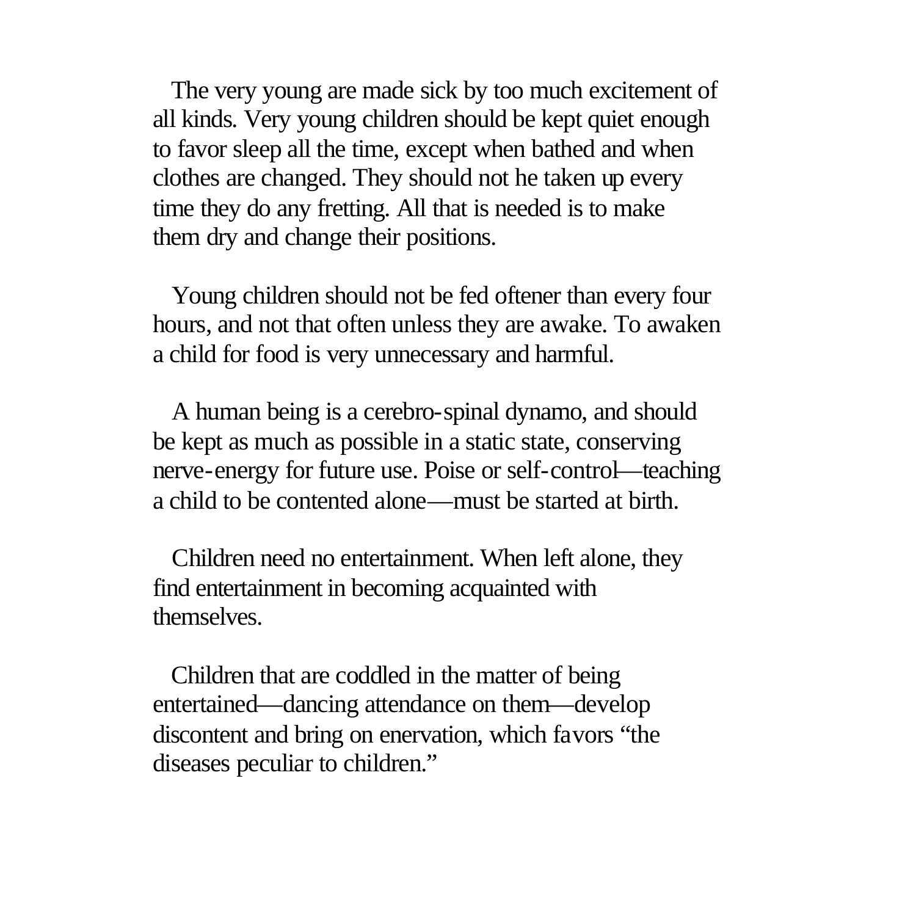The very young are made sick by too much excitement of all kinds. Very young children should be kept quiet enough to favor sleep all the time, except when bathed and when clothes are changed. They should not he taken up every time they do any fretting. All that is needed is to make them dry and change their positions.

Young children should not be fed oftener than every four hours, and not that often unless they are awake. To awaken a child for food is very unnecessary and harmful.

A human being is a cerebro-spinal dynamo, and should be kept as much as possible in a static state, conserving nerve-energy for future use. Poise or self-control—teaching a child to be contented alone—must be started at birth.

Children need no entertainment. When left alone, they find entertainment in becoming acquainted with themselves.

Children that are coddled in the matter of being entertained—dancing attendance on them—develop discontent and bring on enervation, which favors "the diseases peculiar to children."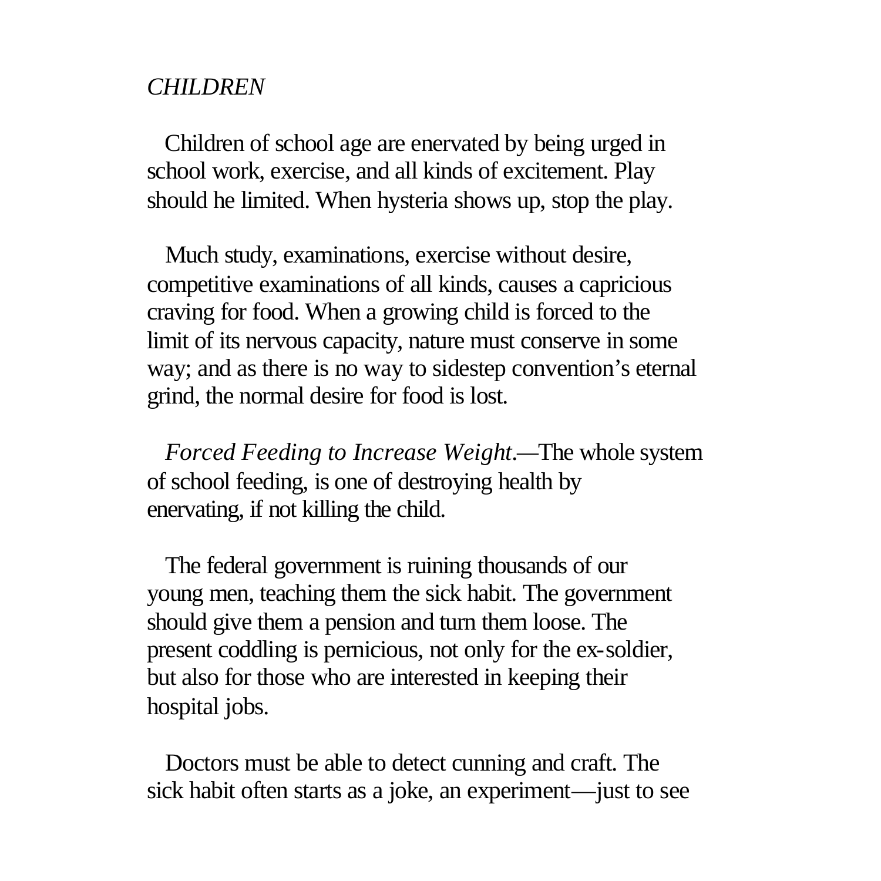*CHILDREN*

Children of school age are enervated by being urged in school work, exercise, and all kinds of excitement. Play should he limited. When hysteria shows up, stop the play.

Much study, examinations, exercise without desire, competitive examinations of all kinds, causes a capricious craving for food. When a growing child is forced to the limit of its nervous capacity, nature must conserve in some way; and as there is no way to sidestep convention's eternal grind, the normal desire for food is lost.

*Forced Feeding to Increase Weight*.—The whole system of school feeding, is one of destroying health by enervating, if not killing the child.

The federal government is ruining thousands of our young men, teaching them the sick habit. The government should give them a pension and turn them loose. The present coddling is pernicious, not only for the ex-soldier, but also for those who are interested in keeping their hospital jobs.

Doctors must be able to detect cunning and craft. The sick habit often starts as a joke, an experiment—just to see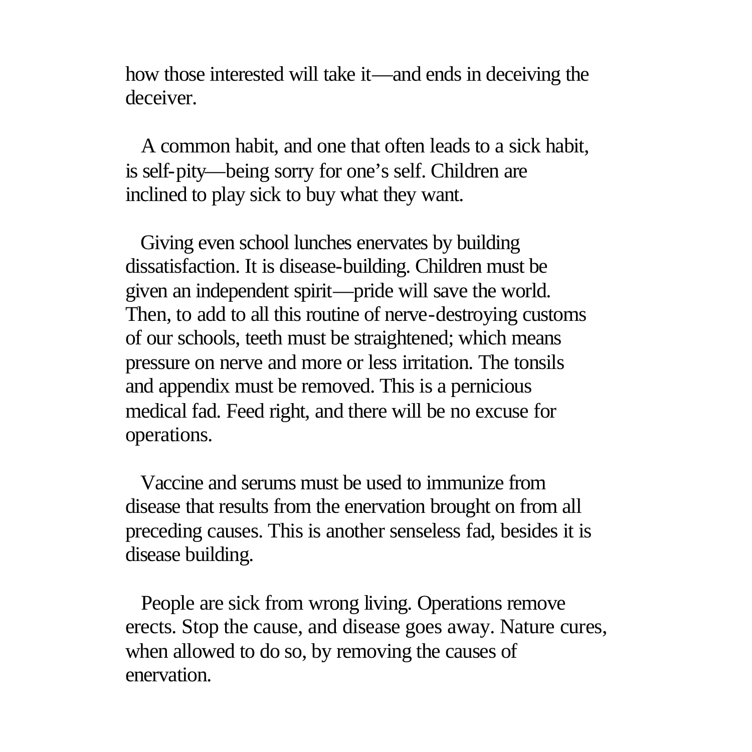how those interested will take it—and ends in deceiving the deceiver.

A common habit, and one that often leads to a sick habit, is self-pity—being sorry for one's self. Children are inclined to play sick to buy what they want.

Giving even school lunches enervates by building dissatisfaction. It is disease-building. Children must be given an independent spirit—pride will save the world. Then, to add to all this routine of nerve-destroying customs of our schools, teeth must be straightened; which means pressure on nerve and more or less irritation. The tonsils and appendix must be removed. This is a pernicious medical fad. Feed right, and there will be no excuse for operations.

Vaccine and serums must be used to immunize from disease that results from the enervation brought on from all preceding causes. This is another senseless fad, besides it is disease building.

People are sick from wrong living. Operations remove erects. Stop the cause, and disease goes away. Nature cures, when allowed to do so, by removing the causes of enervation.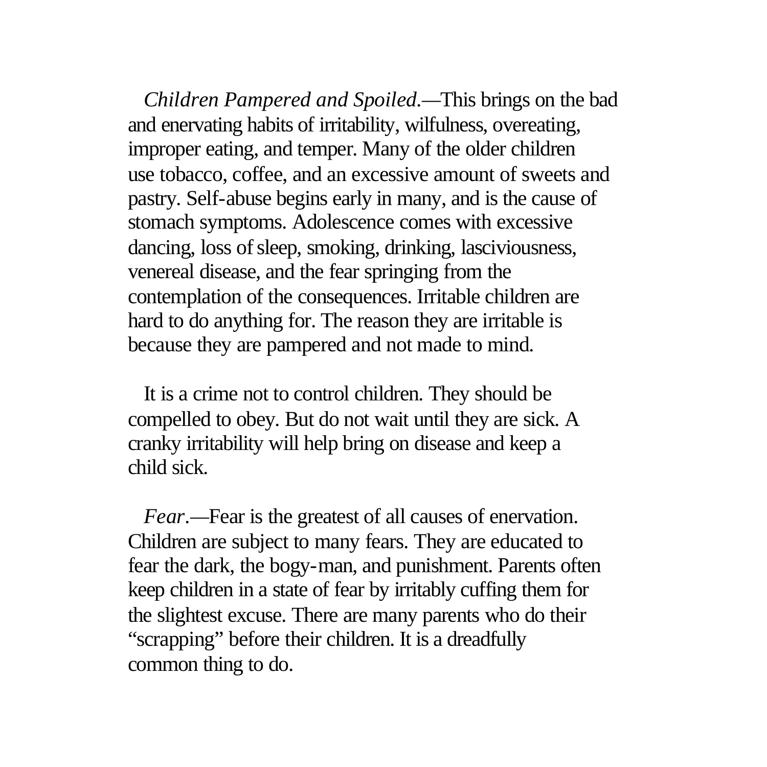*Children Pampered and Spoiled*.—This brings on the bad and enervating habits of irritability, wilfulness, overeating, improper eating, and temper. Many of the older children use tobacco, coffee, and an excessive amount of sweets and pastry. Self-abuse begins early in many, and is the cause of stomach symptoms. Adolescence comes with excessive dancing, loss of sleep, smoking, drinking, lasciviousness, venereal disease, and the fear springing from the contemplation of the consequences. Irritable children are hard to do anything for. The reason they are irritable is because they are pampered and not made to mind.

It is a crime not to control children. They should be compelled to obey. But do not wait until they are sick. A cranky irritability will help bring on disease and keep a child sick.

*Fear*.—Fear is the greatest of all causes of enervation. Children are subject to many fears. They are educated to fear the dark, the bogy-man, and punishment. Parents often keep children in a state of fear by irritably cuffing them for the slightest excuse. There are many parents who do their "scrapping" before their children. It is a dreadfully common thing to do.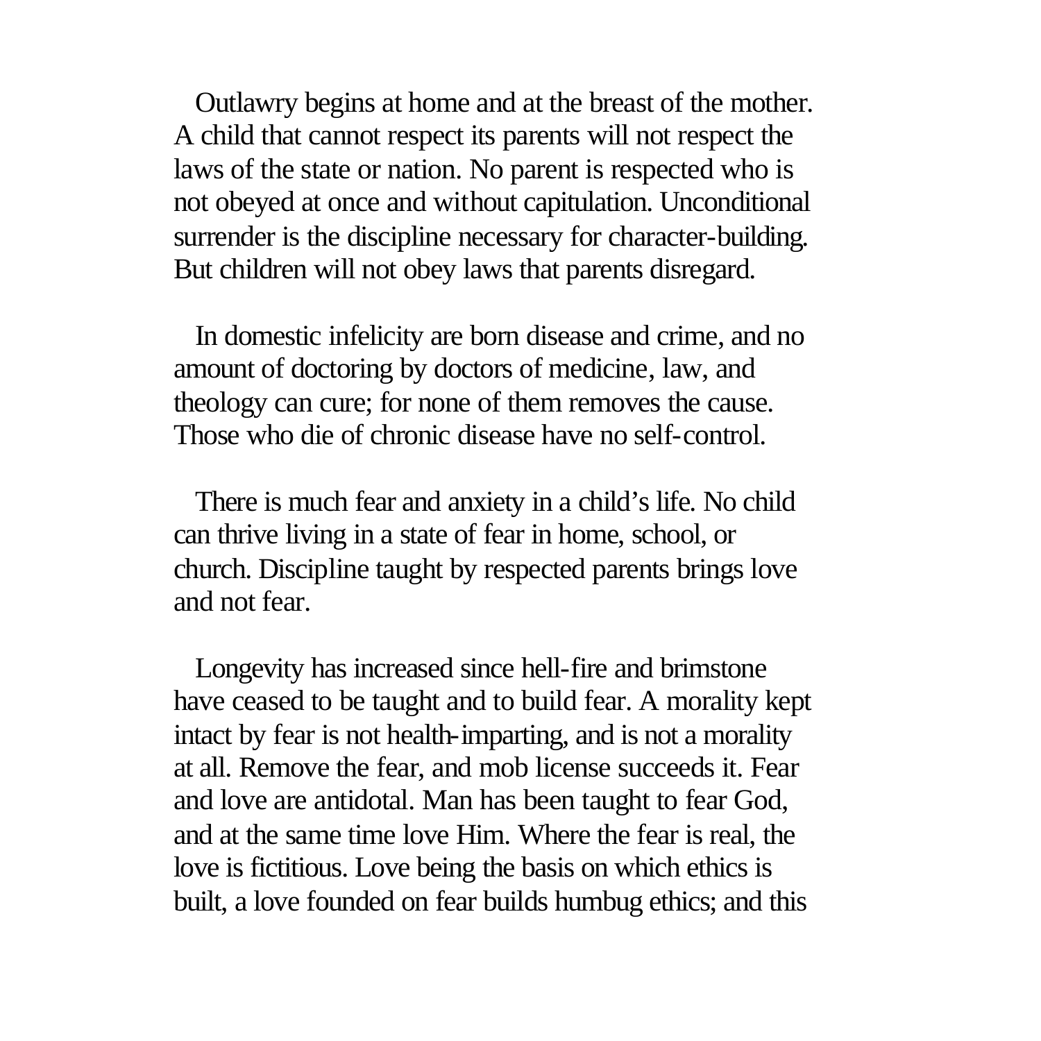Outlawry begins at home and at the breast of the mother. A child that cannot respect its parents will not respect the laws of the state or nation. No parent is respected who is not obeyed at once and without capitulation. Unconditional surrender is the discipline necessary for character-building. But children will not obey laws that parents disregard.

In domestic infelicity are born disease and crime, and no amount of doctoring by doctors of medicine, law, and theology can cure; for none of them removes the cause. Those who die of chronic disease have no self-control.

There is much fear and anxiety in a child's life. No child can thrive living in a state of fear in home, school, or church. Discipline taught by respected parents brings love and not fear.

Longevity has increased since hell-fire and brimstone have ceased to be taught and to build fear. A morality kept intact by fear is not health-imparting, and is not a morality at all. Remove the fear, and mob license succeeds it. Fear and love are antidotal. Man has been taught to fear God, and at the same time love Him. Where the fear is real, the love is fictitious. Love being the basis on which ethics is built, a love founded on fear builds humbug ethics; and this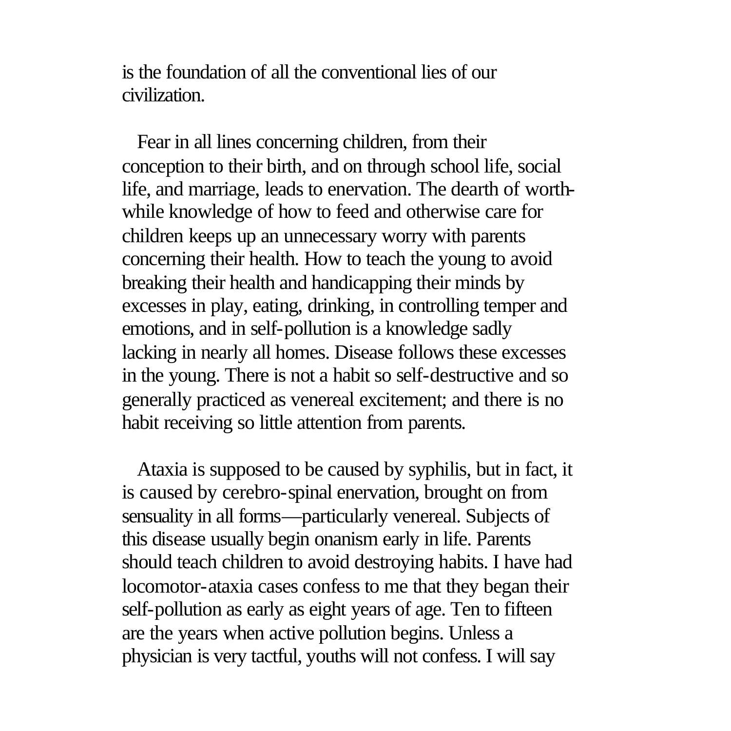is the foundation of all the conventional lies of our civilization.

Fear in all lines concerning children, from their conception to their birth, and on through school life, social life, and marriage, leads to enervation. The dearth of worth-while knowledge of how to feed and otherwise care for children keeps up an unnecessary worry with parents concerning their health. How to teach the young to avoid breaking their health and handicapping their minds by excesses in play, eating, drinking, in controlling temper and emotions, and in self-pollution is a knowledge sadly lacking in nearly all homes. Disease follows these excesses in the young. There is not a habit so self-destructive and so generally practiced as venereal excitement; and there is no habit receiving so little attention from parents.

Ataxia is supposed to be caused by syphilis, but in fact, it is caused by cerebro-spinal enervation, brought on from sensuality in all forms—particularly venereal. Subjects of this disease usually begin onanism early in life. Parents should teach children to avoid destroying habits. I have had locomotor-ataxia cases confess to me that they began their self-pollution as early as eight years of age. Ten to fifteen are the years when active pollution begins. Unless a physician is very tactful, youths will not confess. I will say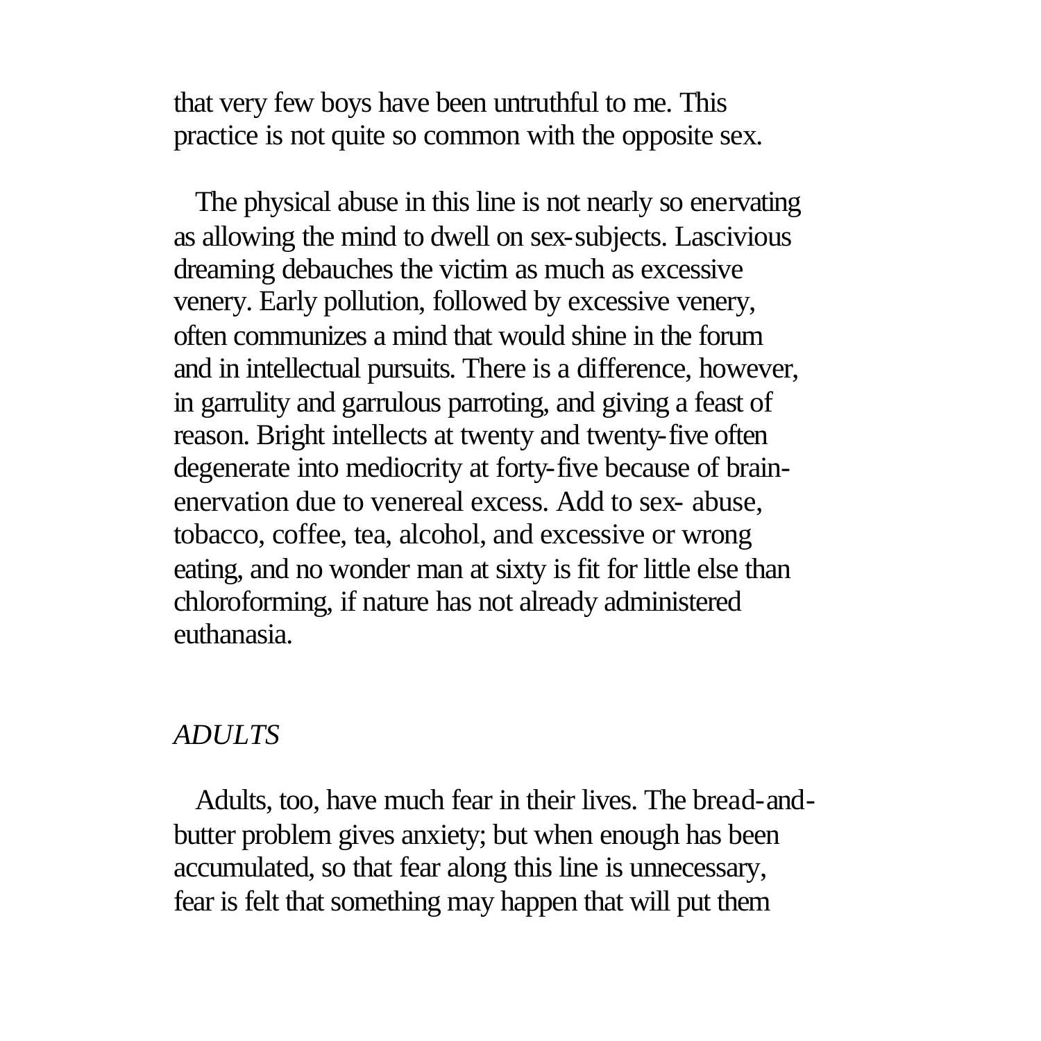that very few boys have been untruthful to me. This practice is not quite so common with the opposite sex.

The physical abuse in this line is not nearly so enervating as allowing the mind to dwell on sex-subjects. Lascivious dreaming debauches the victim as much as excessive venery. Early pollution, followed by excessive venery, often communizes a mind that would shine in the forum and in intellectual pursuits. There is a difference, however, in garrulity and garrulous parroting, and giving a feast of reason. Bright intellects at twenty and twenty-five often degenerate into mediocrity at forty-five because of brain-enervation due to venereal excess. Add to sex- abuse, tobacco, coffee, tea, alcohol, and excessive or wrong eating, and no wonder man at sixty is fit for little else than chloroforming, if nature has not already administered euthanasia.

## *ADULTS*

Adults, too, have much fear in their lives. The bread-and-butter problem gives anxiety; but when enough has been accumulated, so that fear along this line is unnecessary, fear is felt that something may happen that will put them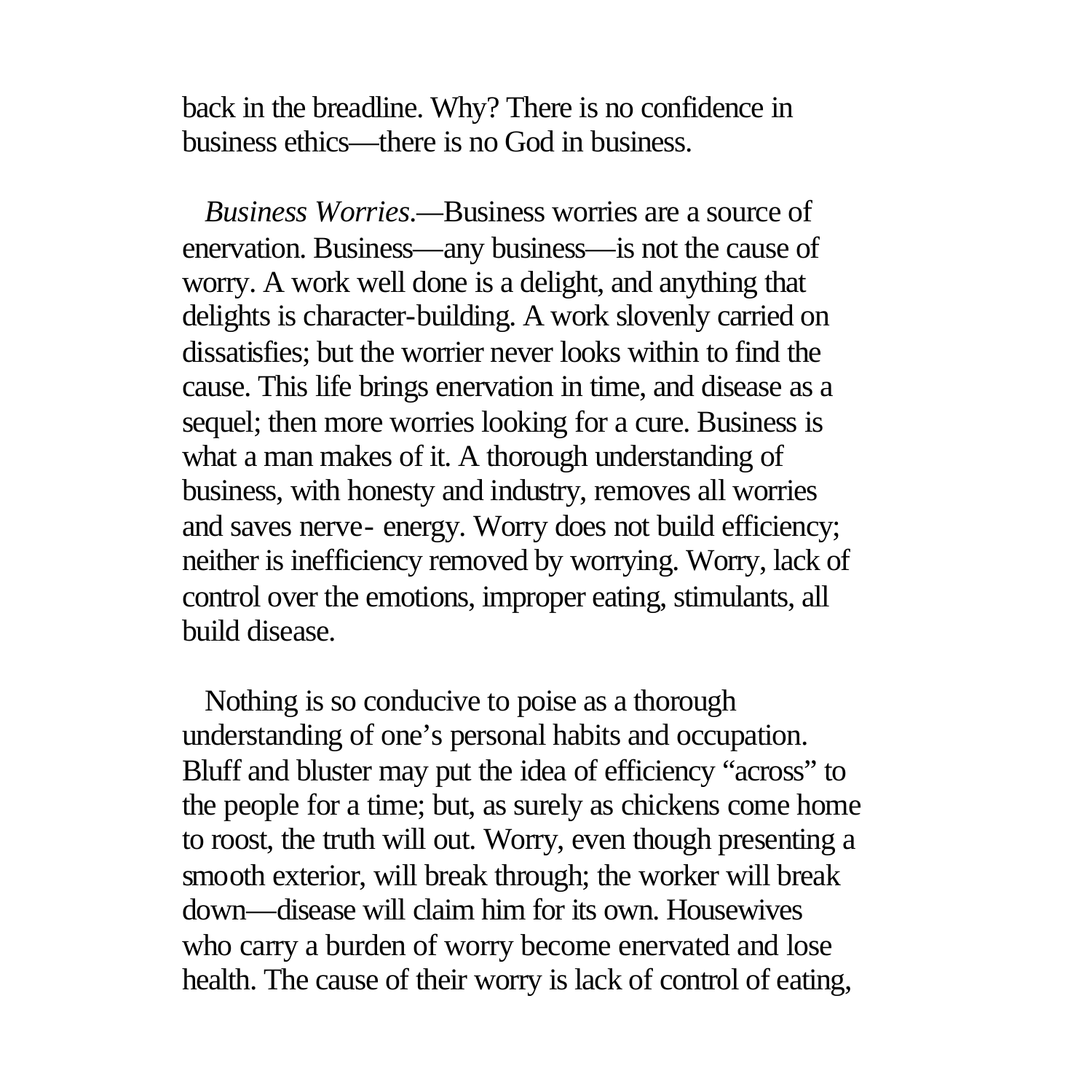back in the breadline. Why? There is no confidence in business ethics—there is no God in business.

*Business Worries*.—Business worries are a source of enervation. Business—any business—is not the cause of worry. A work well done is a delight, and anything that delights is character-building. A work slovenly carried on dissatisfies; but the worrier never looks within to find the cause. This life brings enervation in time, and disease as a sequel; then more worries looking for a cure. Business is what a man makes of it. A thorough understanding of business, with honesty and industry, removes all worries and saves nerve- energy. Worry does not build efficiency; neither is inefficiency removed by worrying. Worry, lack of control over the emotions, improper eating, stimulants, all build disease.

Nothing is so conducive to poise as a thorough understanding of one's personal habits and occupation. Bluff and bluster may put the idea of efficiency "across" to the people for a time; but, as surely as chickens come home to roost, the truth will out. Worry, even though presenting a smooth exterior, will break through; the worker will break down—disease will claim him for its own. Housewives who carry a burden of worry become enervated and lose health. The cause of their worry is lack of control of eating,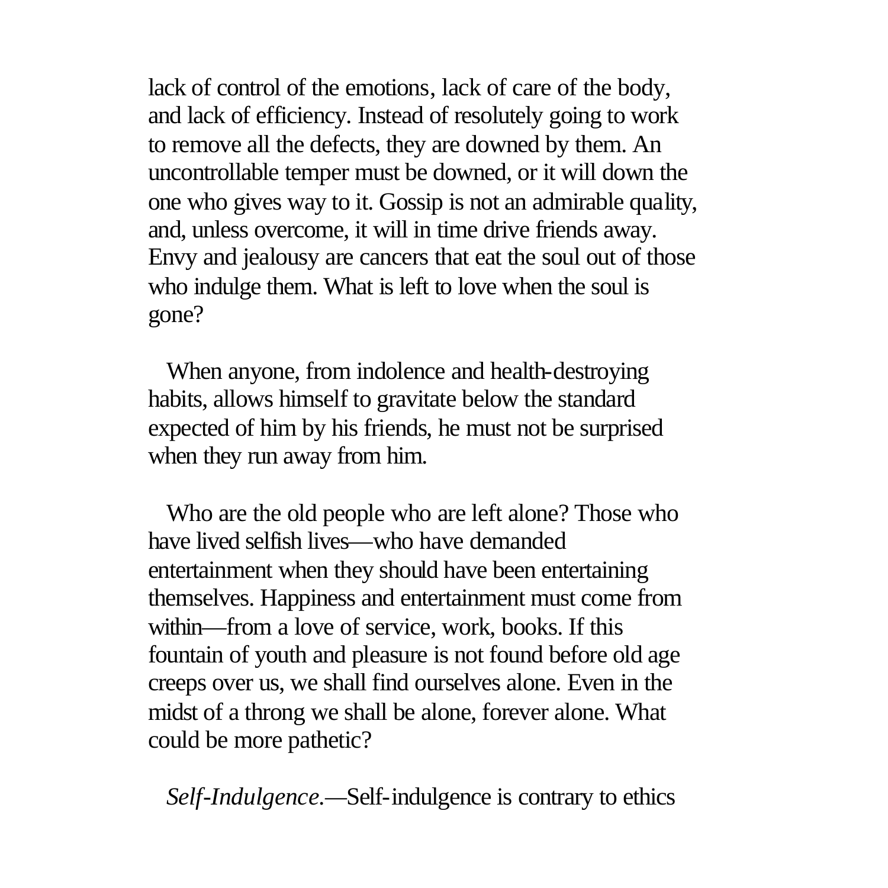lack of control of the emotions, lack of care of the body, and lack of efficiency. Instead of resolutely going to work to remove all the defects, they are downed by them. An uncontrollable temper must be downed, or it will down the one who gives way to it. Gossip is not an admirable quality, and, unless overcome, it will in time drive friends away. Envy and jealousy are cancers that eat the soul out of those who indulge them. What is left to love when the soul is gone?

When anyone, from indolence and health-destroying habits, allows himself to gravitate below the standard expected of him by his friends, he must not be surprised when they run away from him.

Who are the old people who are left alone? Those who have lived selfish lives—who have demanded entertainment when they should have been entertaining themselves. Happiness and entertainment must come from within—from a love of service, work, books. If this fountain of youth and pleasure is not found before old age creeps over us, we shall find ourselves alone. Even in the midst of a throng we shall be alone, forever alone. What could be more pathetic?

*Self-Indulgence.*—Self-indulgence is contrary to ethics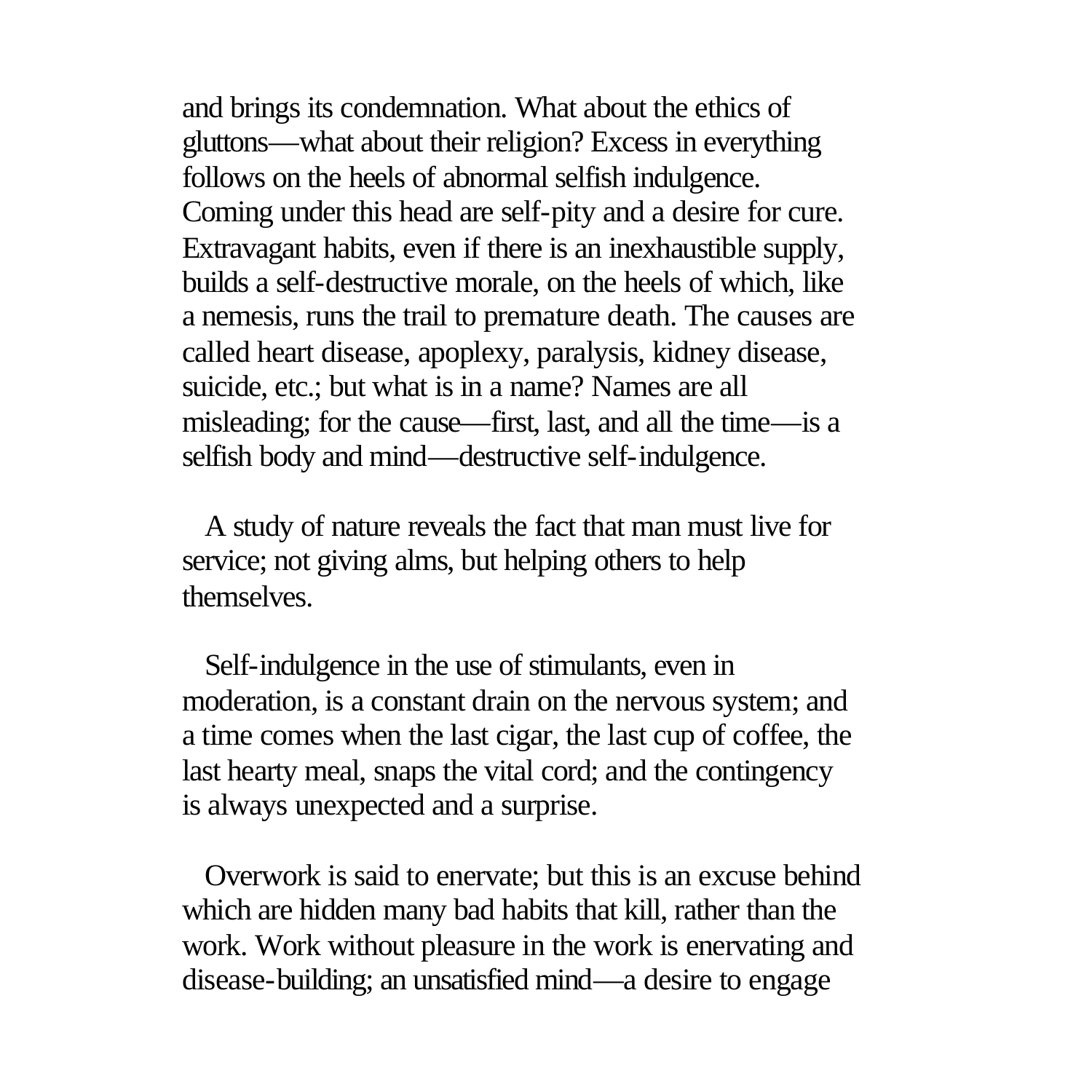and brings its condemnation. What about the ethics of gluttons—what about their religion? Excess in everything follows on the heels of abnormal selfish indulgence. Coming under this head are self-pity and a desire for cure. Extravagant habits, even if there is an inexhaustible supply, builds a self-destructive morale, on the heels of which, like a nemesis, runs the trail to premature death. The causes are called heart disease, apoplexy, paralysis, kidney disease, suicide, etc.; but what is in a name? Names are all misleading; for the cause—first, last, and all the time—is a selfish body and mind—destructive self-indulgence.

A study of nature reveals the fact that man must live for service; not giving alms, but helping others to help themselves.

Self-indulgence in the use of stimulants, even in moderation, is a constant drain on the nervous system; and a time comes when the last cigar, the last cup of coffee, the last hearty meal, snaps the vital cord; and the contingency is always unexpected and a surprise.

Overwork is said to enervate; but this is an excuse behind which are hidden many bad habits that kill, rather than the work. Work without pleasure in the work is enervating and disease-building; an unsatisfied mind—a desire to engage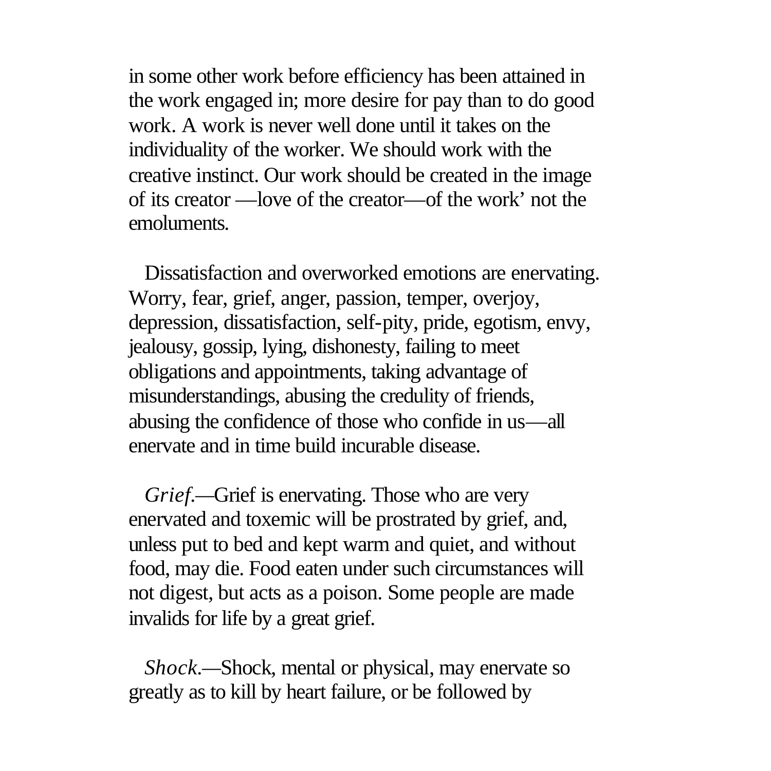in some other work before efficiency has been attained in the work engaged in; more desire for pay than to do good work. A work is never well done until it takes on the individuality of the worker. We should work with the creative instinct. Our work should be created in the image of its creator —love of the creator—of the work' not the emoluments.

Dissatisfaction and overworked emotions are enervating. Worry, fear, grief, anger, passion, temper, overjoy, depression, dissatisfaction, self-pity, pride, egotism, envy, jealousy, gossip, lying, dishonesty, failing to meet obligations and appointments, taking advantage of misunderstandings, abusing the credulity of friends, abusing the confidence of those who confide in us—all enervate and in time build incurable disease.

*Grief*.—Grief is enervating. Those who are very enervated and toxemic will be prostrated by grief, and, unless put to bed and kept warm and quiet, and without food, may die. Food eaten under such circumstances will not digest, but acts as a poison. Some people are made invalids for life by a great grief.

*Shock*.—Shock, mental or physical, may enervate so greatly as to kill by heart failure, or be followed by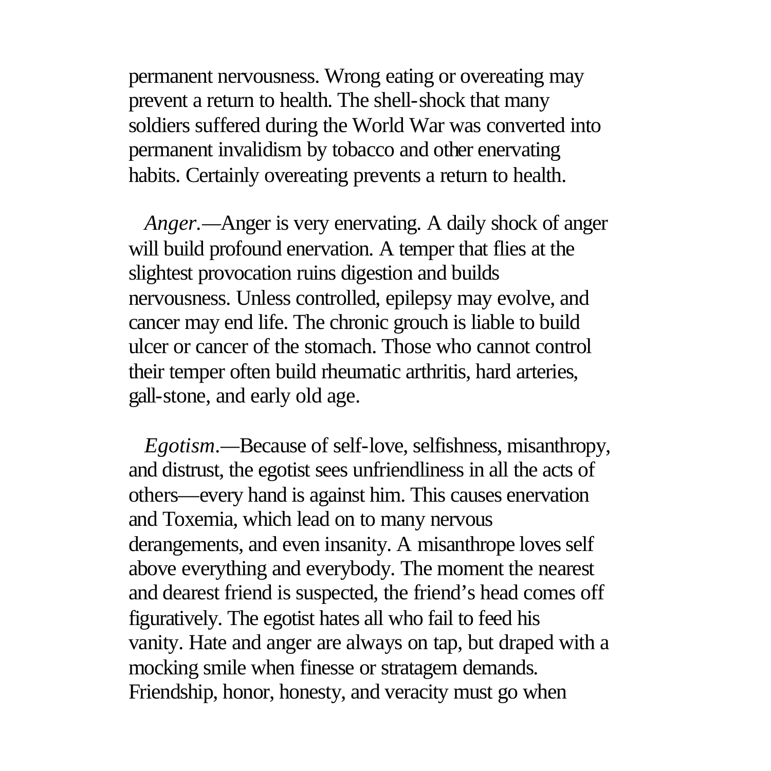permanent nervousness. Wrong eating or overeating may prevent a return to health. The shell-shock that many soldiers suffered during the World War was converted into permanent invalidism by tobacco and other enervating habits. Certainly overeating prevents a return to health.

*Anger*.—Anger is very enervating. A daily shock of anger will build profound enervation. A temper that flies at the slightest provocation ruins digestion and builds nervousness. Unless controlled, epilepsy may evolve, and cancer may end life. The chronic grouch is liable to build ulcer or cancer of the stomach. Those who cannot control their temper often build rheumatic arthritis, hard arteries, gall-stone, and early old age.

*Egotism*.—Because of self-love, selfishness, misanthropy, and distrust, the egotist sees unfriendliness in all the acts of others—every hand is against him. This causes enervation and Toxemia, which lead on to many nervous derangements, and even insanity. A misanthrope loves self above everything and everybody. The moment the nearest and dearest friend is suspected, the friend's head comes off figuratively. The egotist hates all who fail to feed his vanity. Hate and anger are always on tap, but draped with a mocking smile when finesse or stratagem demands. Friendship, honor, honesty, and veracity must go when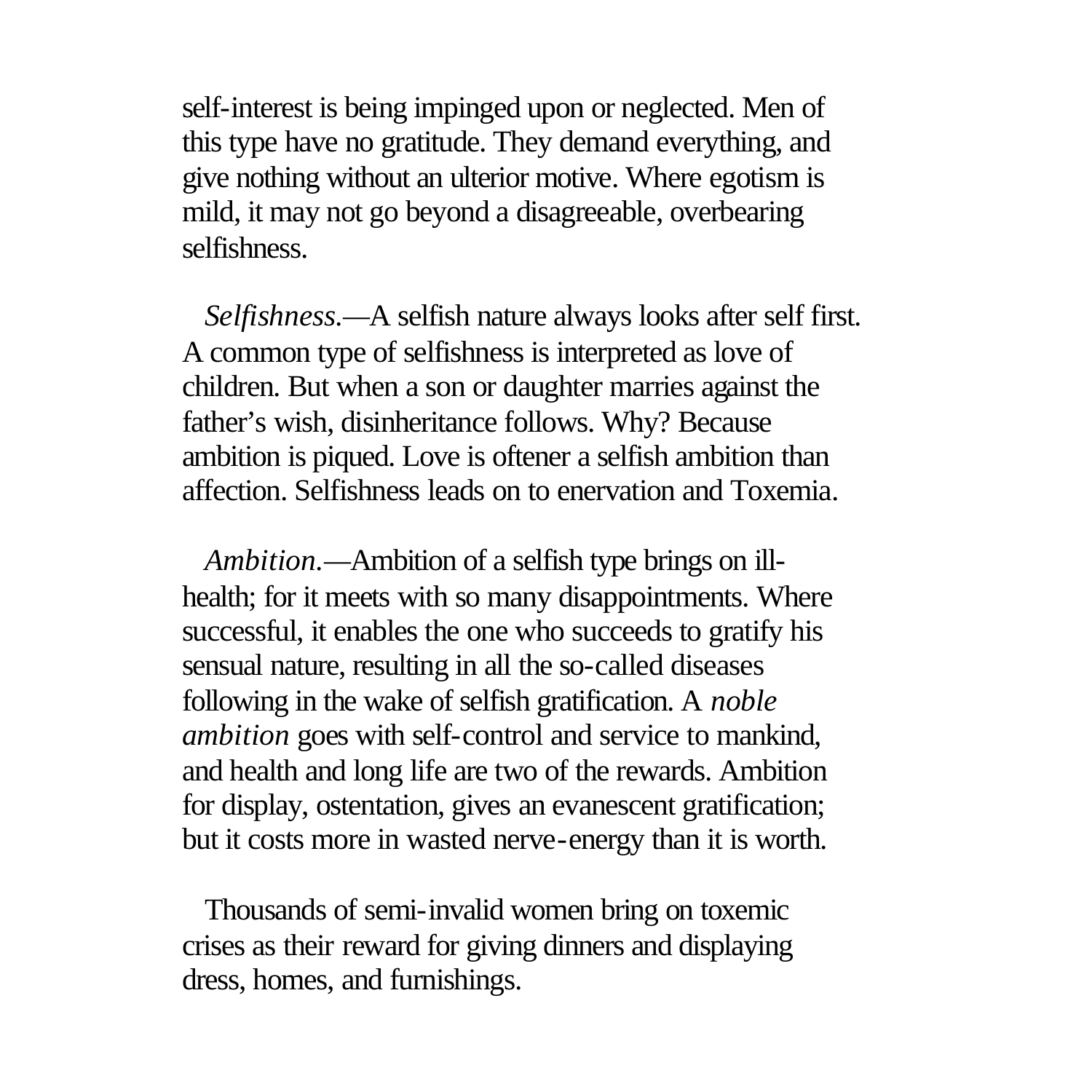self-interest is being impinged upon or neglected. Men of this type have no gratitude. They demand everything, and give nothing without an ulterior motive. Where egotism is mild, it may not go beyond a disagreeable, overbearing selfishness.

*Selfishness.*—A selfish nature always looks after self first. A common type of selfishness is interpreted as love of children. But when a son or daughter marries against the father's wish, disinheritance follows. Why? Because ambition is piqued. Love is oftener a selfish ambition than affection. Selfishness leads on to enervation and Toxemia.

*Ambition.*—Ambition of a selfish type brings on ill-health; for it meets with so many disappointments. Where successful, it enables the one who succeeds to gratify his sensual nature, resulting in all the so-called diseases following in the wake of selfish gratification. A *noble ambition* goes with self-control and service to mankind, and health and long life are two of the rewards. Ambition for display, ostentation, gives an evanescent gratification; but it costs more in wasted nerve-energy than it is worth.

Thousands of semi-invalid women bring on toxemic crises as their reward for giving dinners and displaying dress, homes, and furnishings.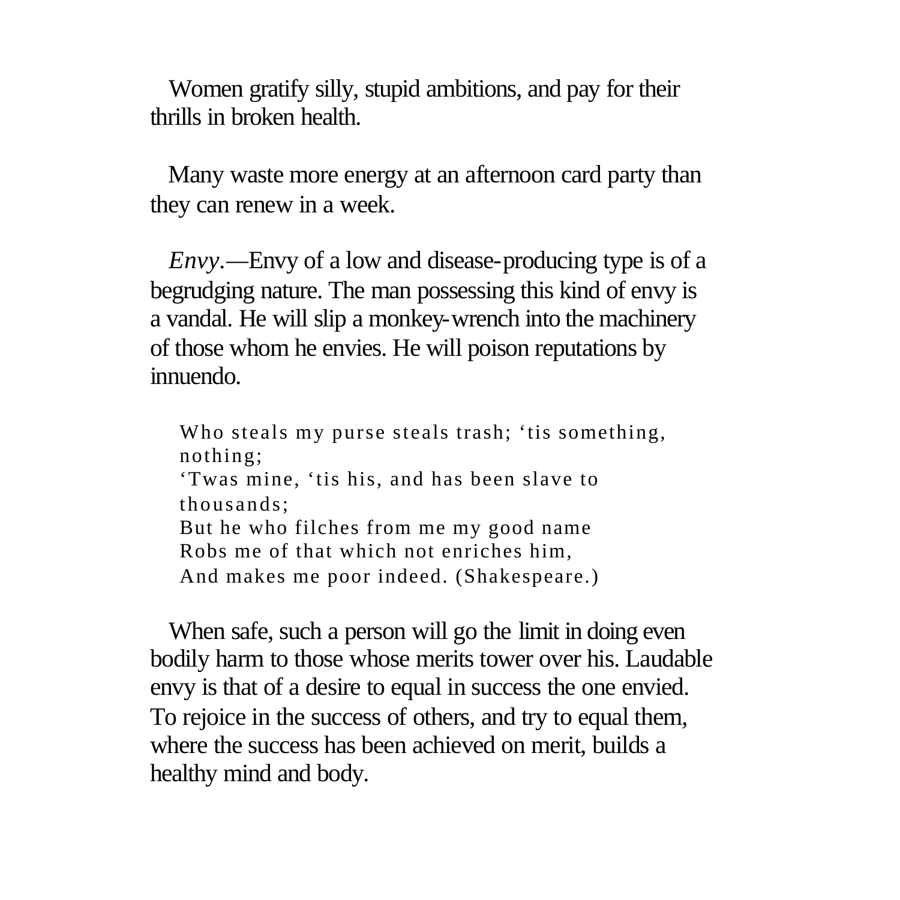Women gratify silly, stupid ambitions, and pay for their thrills in broken health.

Many waste more energy at an afternoon card party than they can renew in a week.

*Envy.*—Envy of a low and disease-producing type is of a begrudging nature. The man possessing this kind of envy is a vandal. He will slip a monkey-wrench into the machinery of those whom he envies. He will poison reputations by innuendo.

> Who steals my purse steals trash; 'tis something, nothing;
> 'Twas mine, 'tis his, and has been slave to thousands;
> But he who filches from me my good name
> Robs me of that which not enriches him,
> And makes me poor indeed. (Shakespeare.)

When safe, such a person will go the limit in doing even bodily harm to those whose merits tower over his. Laudable envy is that of a desire to equal in success the one envied. To rejoice in the success of others, and try to equal them, where the success has been achieved on merit, builds a healthy mind and body.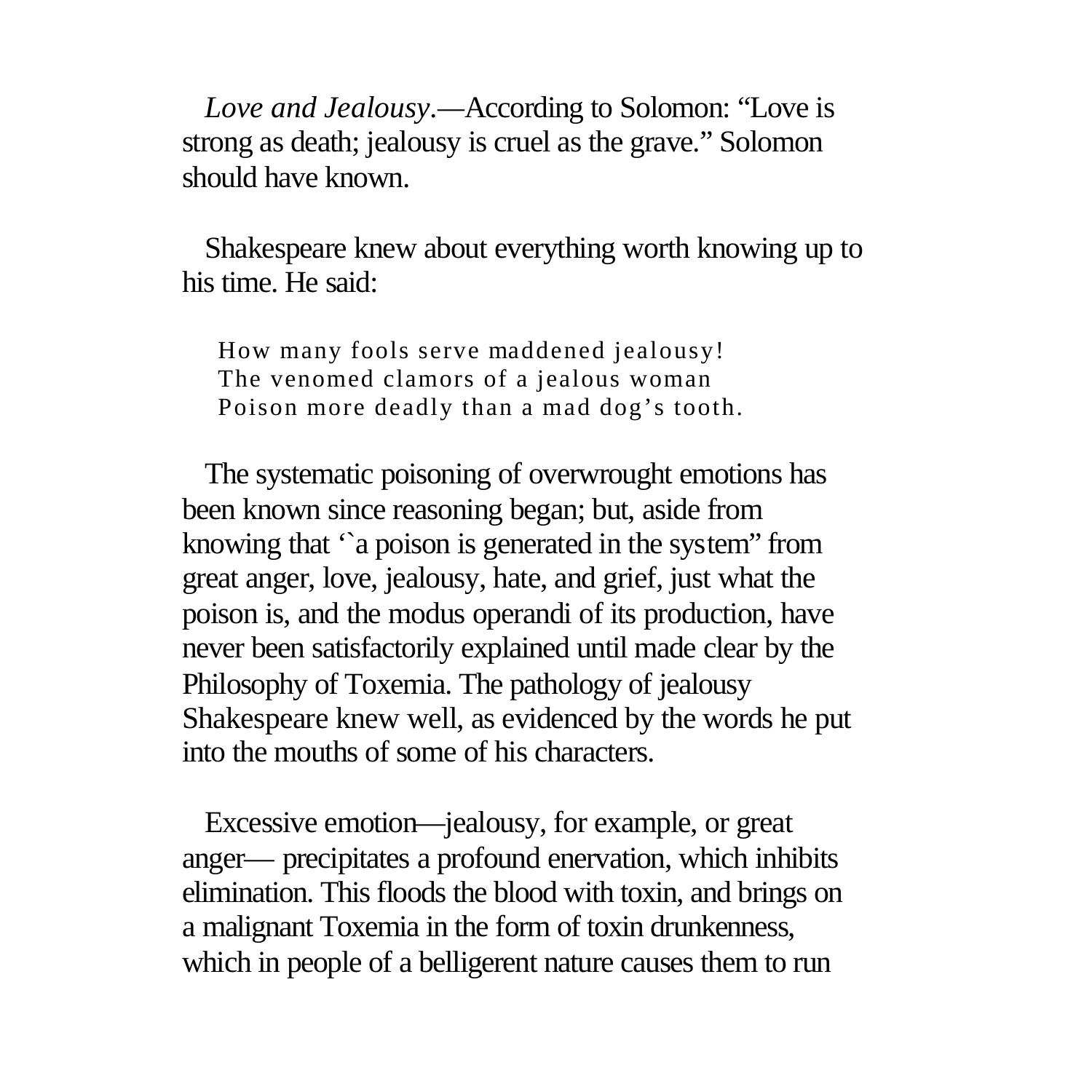*Love and Jealousy*.—According to Solomon: "Love is strong as death; jealousy is cruel as the grave." Solomon should have known.

Shakespeare knew about everything worth knowing up to his time. He said:

> How many fools serve maddened jealousy!
> The venomed clamors of a jealous woman
> Poison more deadly than a mad dog's tooth.

The systematic poisoning of overwrought emotions has been known since reasoning began; but, aside from knowing that '`a poison is generated in the system" from great anger, love, jealousy, hate, and grief, just what the poison is, and the modus operandi of its production, have never been satisfactorily explained until made clear by the Philosophy of Toxemia. The pathology of jealousy Shakespeare knew well, as evidenced by the words he put into the mouths of some of his characters.

Excessive emotion—jealousy, for example, or great anger— precipitates a profound enervation, which inhibits elimination. This floods the blood with toxin, and brings on a malignant Toxemia in the form of toxin drunkenness, which in people of a belligerent nature causes them to run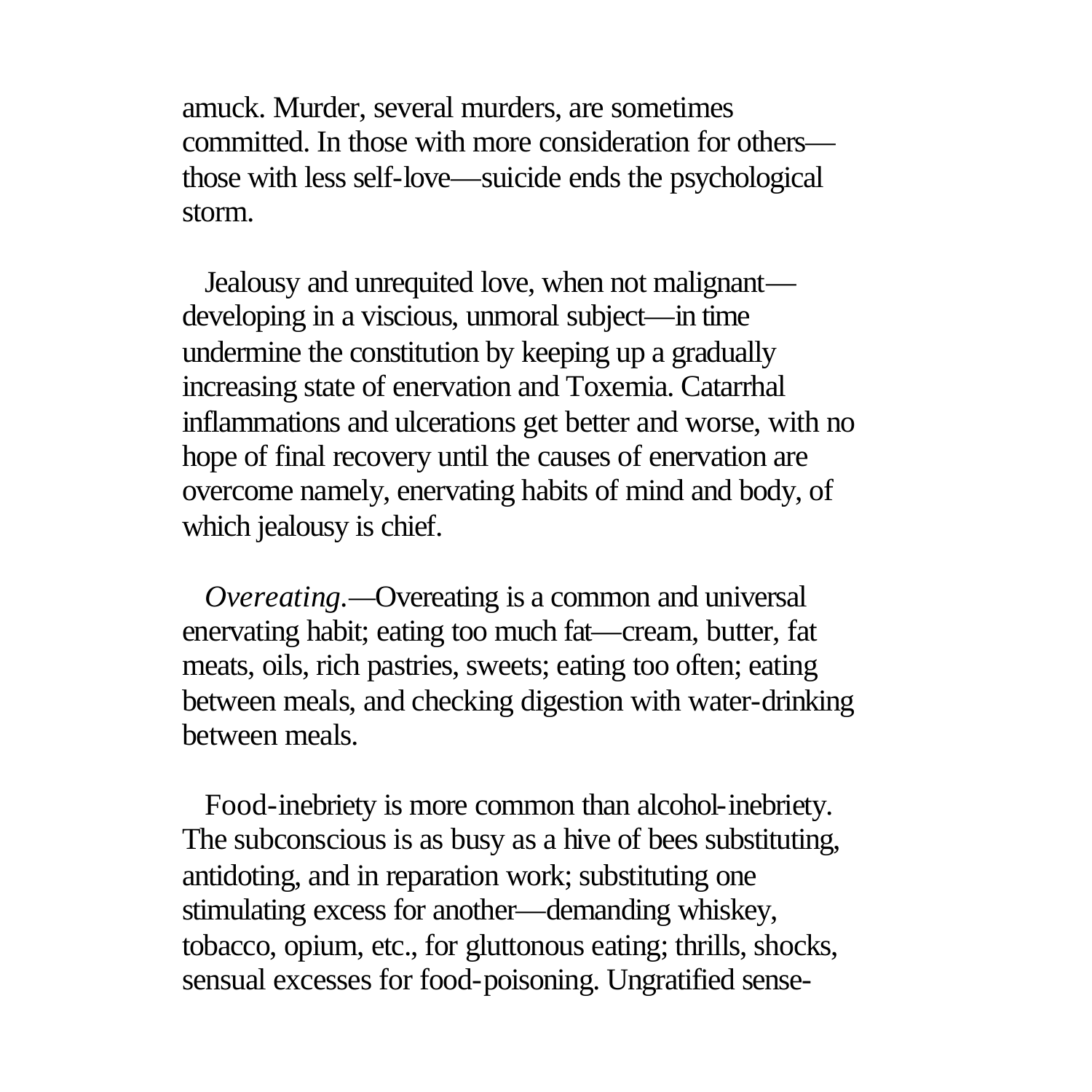amuck. Murder, several murders, are sometimes committed. In those with more consideration for others—those with less self-love—suicide ends the psychological storm.

Jealousy and unrequited love, when not malignant—developing in a viscious, unmoral subject—in time undermine the constitution by keeping up a gradually increasing state of enervation and Toxemia. Catarrhal inflammations and ulcerations get better and worse, with no hope of final recovery until the causes of enervation are overcome namely, enervating habits of mind and body, of which jealousy is chief.

*Overeating.*—Overeating is a common and universal enervating habit; eating too much fat—cream, butter, fat meats, oils, rich pastries, sweets; eating too often; eating between meals, and checking digestion with water-drinking between meals.

Food-inebriety is more common than alcohol-inebriety. The subconscious is as busy as a hive of bees substituting, antidoting, and in reparation work; substituting one stimulating excess for another—demanding whiskey, tobacco, opium, etc., for gluttonous eating; thrills, shocks, sensual excesses for food-poisoning. Ungratified sense-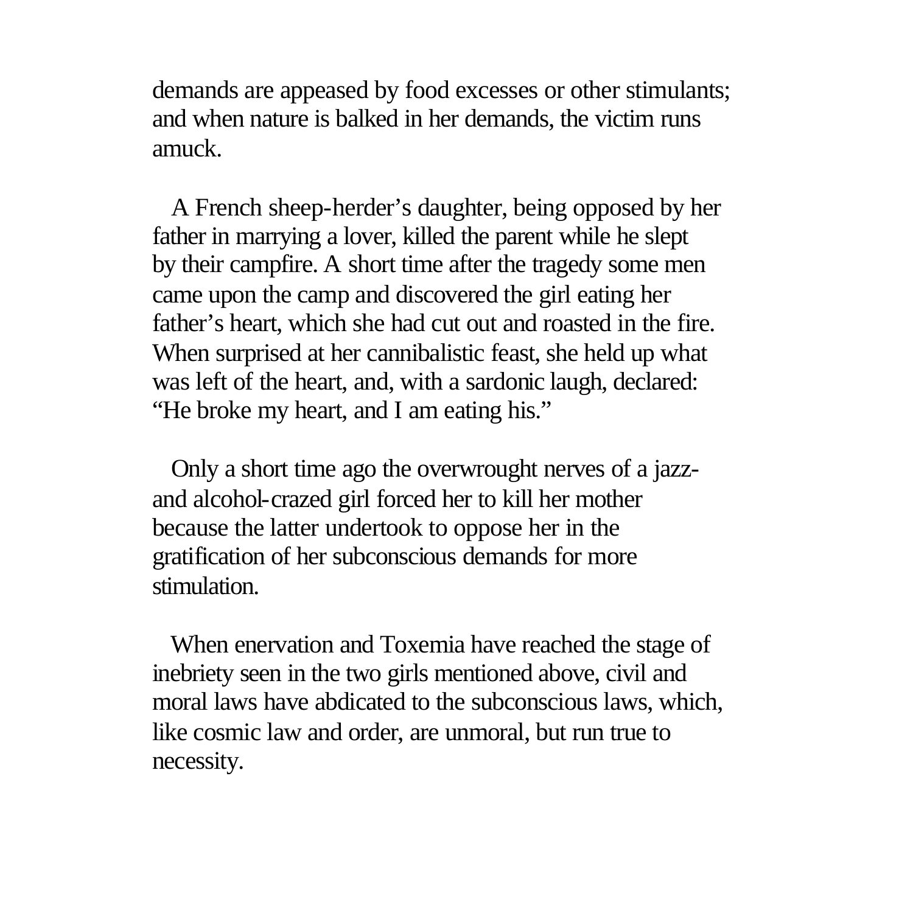demands are appeased by food excesses or other stimulants; and when nature is balked in her demands, the victim runs amuck.

A French sheep-herder's daughter, being opposed by her father in marrying a lover, killed the parent while he slept by their campfire. A short time after the tragedy some men came upon the camp and discovered the girl eating her father's heart, which she had cut out and roasted in the fire. When surprised at her cannibalistic feast, she held up what was left of the heart, and, with a sardonic laugh, declared: "He broke my heart, and I am eating his."

Only a short time ago the overwrought nerves of a jazz- and alcohol-crazed girl forced her to kill her mother because the latter undertook to oppose her in the gratification of her subconscious demands for more stimulation.

When enervation and Toxemia have reached the stage of inebriety seen in the two girls mentioned above, civil and moral laws have abdicated to the subconscious laws, which, like cosmic law and order, are unmoral, but run true to necessity.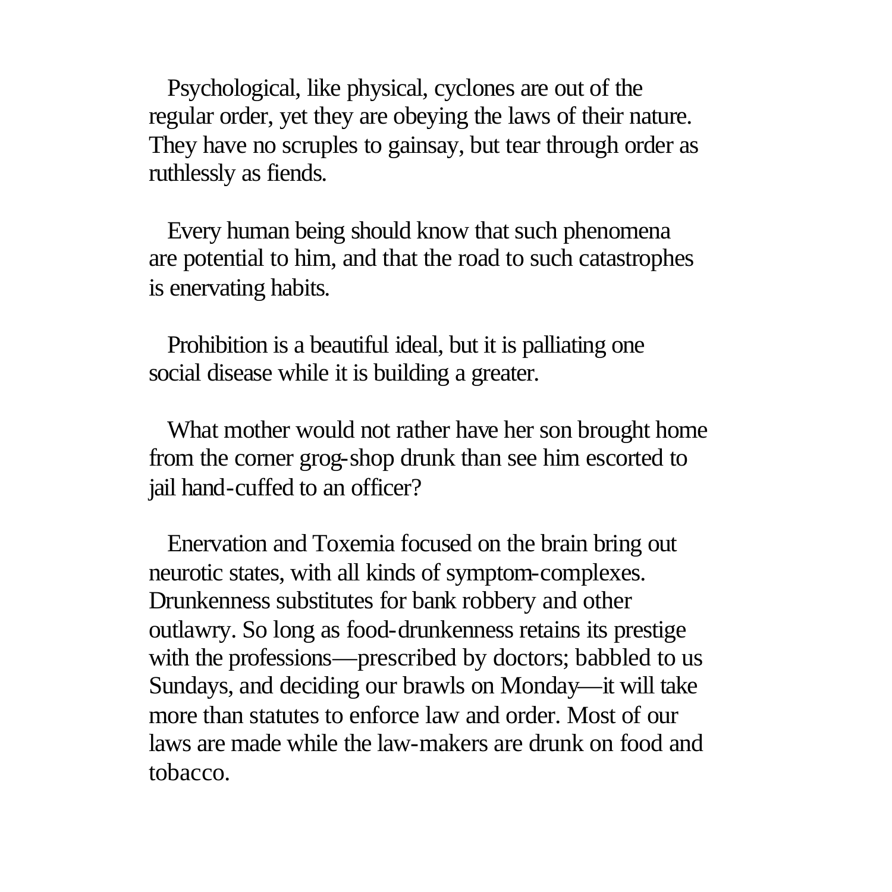Psychological, like physical, cyclones are out of the regular order, yet they are obeying the laws of their nature. They have no scruples to gainsay, but tear through order as ruthlessly as fiends.

Every human being should know that such phenomena are potential to him, and that the road to such catastrophes is enervating habits.

Prohibition is a beautiful ideal, but it is palliating one social disease while it is building a greater.

What mother would not rather have her son brought home from the corner grog-shop drunk than see him escorted to jail hand-cuffed to an officer?

Enervation and Toxemia focused on the brain bring out neurotic states, with all kinds of symptom-complexes. Drunkenness substitutes for bank robbery and other outlawry. So long as food-drunkenness retains its prestige with the professions—prescribed by doctors; babbled to us Sundays, and deciding our brawls on Monday—it will take more than statutes to enforce law and order. Most of our laws are made while the law-makers are drunk on food and tobacco.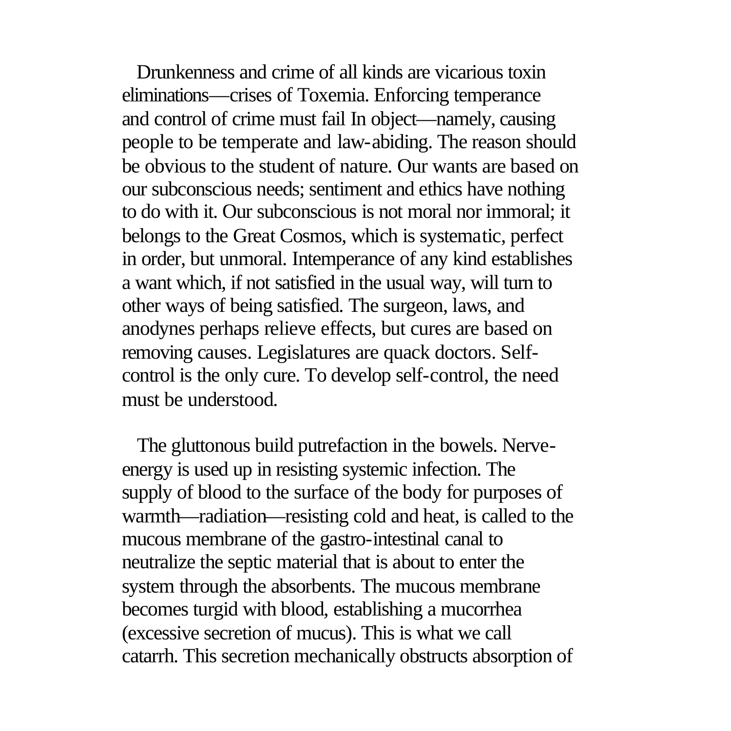Drunkenness and crime of all kinds are vicarious toxin eliminations—crises of Toxemia. Enforcing temperance and control of crime must fail In object—namely, causing people to be temperate and law-abiding. The reason should be obvious to the student of nature. Our wants are based on our subconscious needs; sentiment and ethics have nothing to do with it. Our subconscious is not moral nor immoral; it belongs to the Great Cosmos, which is systematic, perfect in order, but unmoral. Intemperance of any kind establishes a want which, if not satisfied in the usual way, will turn to other ways of being satisfied. The surgeon, laws, and anodynes perhaps relieve effects, but cures are based on removing causes. Legislatures are quack doctors. Self-control is the only cure. To develop self-control, the need must be understood.

The gluttonous build putrefaction in the bowels. Nerve-energy is used up in resisting systemic infection. The supply of blood to the surface of the body for purposes of warmth—radiation—resisting cold and heat, is called to the mucous membrane of the gastro-intestinal canal to neutralize the septic material that is about to enter the system through the absorbents. The mucous membrane becomes turgid with blood, establishing a mucorrhea (excessive secretion of mucus). This is what we call catarrh. This secretion mechanically obstructs absorption of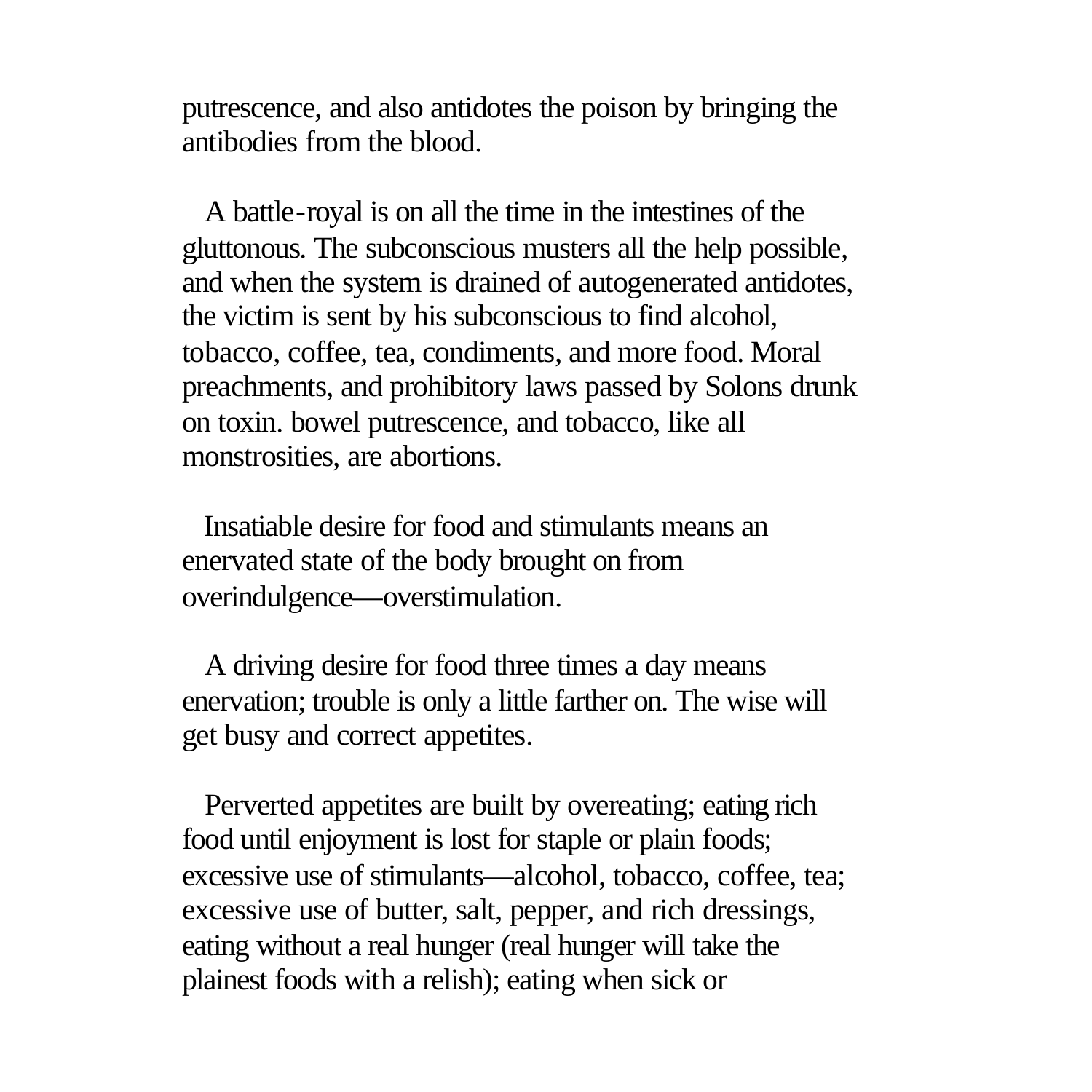putrescence, and also antidotes the poison by bringing the antibodies from the blood.

A battle-royal is on all the time in the intestines of the gluttonous. The subconscious musters all the help possible, and when the system is drained of autogenerated antidotes, the victim is sent by his subconscious to find alcohol, tobacco, coffee, tea, condiments, and more food. Moral preachments, and prohibitory laws passed by Solons drunk on toxin. bowel putrescence, and tobacco, like all monstrosities, are abortions.

Insatiable desire for food and stimulants means an enervated state of the body brought on from overindulgence—overstimulation.

A driving desire for food three times a day means enervation; trouble is only a little farther on. The wise will get busy and correct appetites.

Perverted appetites are built by overeating; eating rich food until enjoyment is lost for staple or plain foods; excessive use of stimulants—alcohol, tobacco, coffee, tea; excessive use of butter, salt, pepper, and rich dressings, eating without a real hunger (real hunger will take the plainest foods with a relish); eating when sick or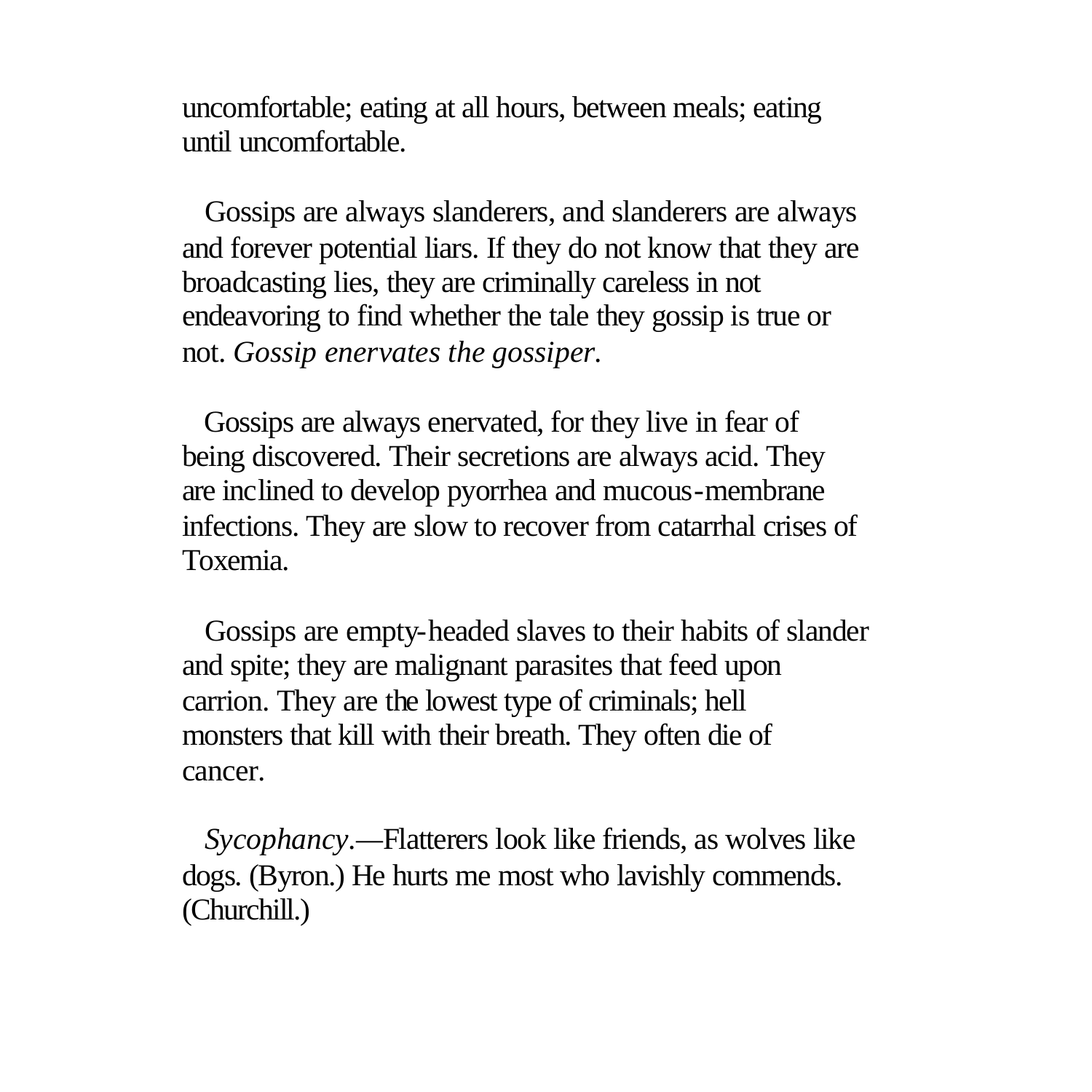uncomfortable; eating at all hours, between meals; eating until uncomfortable.

Gossips are always slanderers, and slanderers are always and forever potential liars. If they do not know that they are broadcasting lies, they are criminally careless in not endeavoring to find whether the tale they gossip is true or not. *Gossip enervates the gossiper.*

Gossips are always enervated, for they live in fear of being discovered. Their secretions are always acid. They are inclined to develop pyorrhea and mucous-membrane infections. They are slow to recover from catarrhal crises of Toxemia.

Gossips are empty-headed slaves to their habits of slander and spite; they are malignant parasites that feed upon carrion. They are the lowest type of criminals; hell monsters that kill with their breath. They often die of cancer.

*Sycophancy.*—Flatterers look like friends, as wolves like dogs. (Byron.) He hurts me most who lavishly commends. (Churchill.)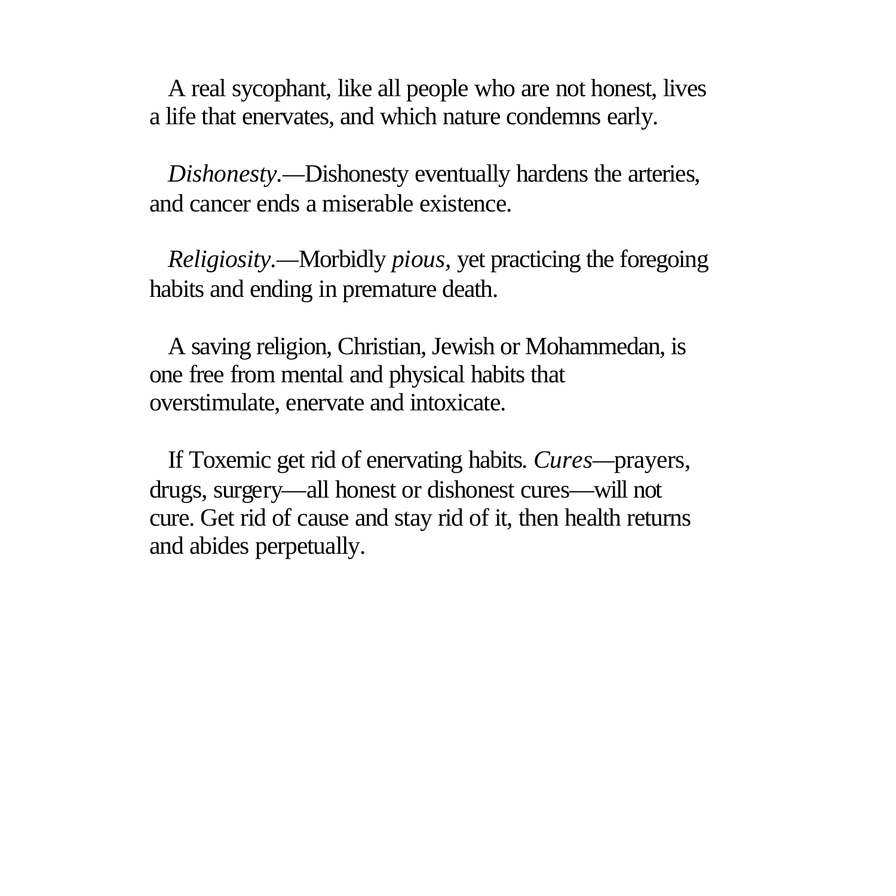A real sycophant, like all people who are not honest, lives a life that enervates, and which nature condemns early.

*Dishonesty*.—Dishonesty eventually hardens the arteries, and cancer ends a miserable existence.

*Religiosity*.—Morbidly *pious*, yet practicing the foregoing habits and ending in premature death.

A saving religion, Christian, Jewish or Mohammedan, is one free from mental and physical habits that overstimulate, enervate and intoxicate.

If Toxemic get rid of enervating habits. *Cures*—prayers, drugs, surgery—all honest or dishonest cures—will not cure. Get rid of cause and stay rid of it, then health returns and abides perpetually.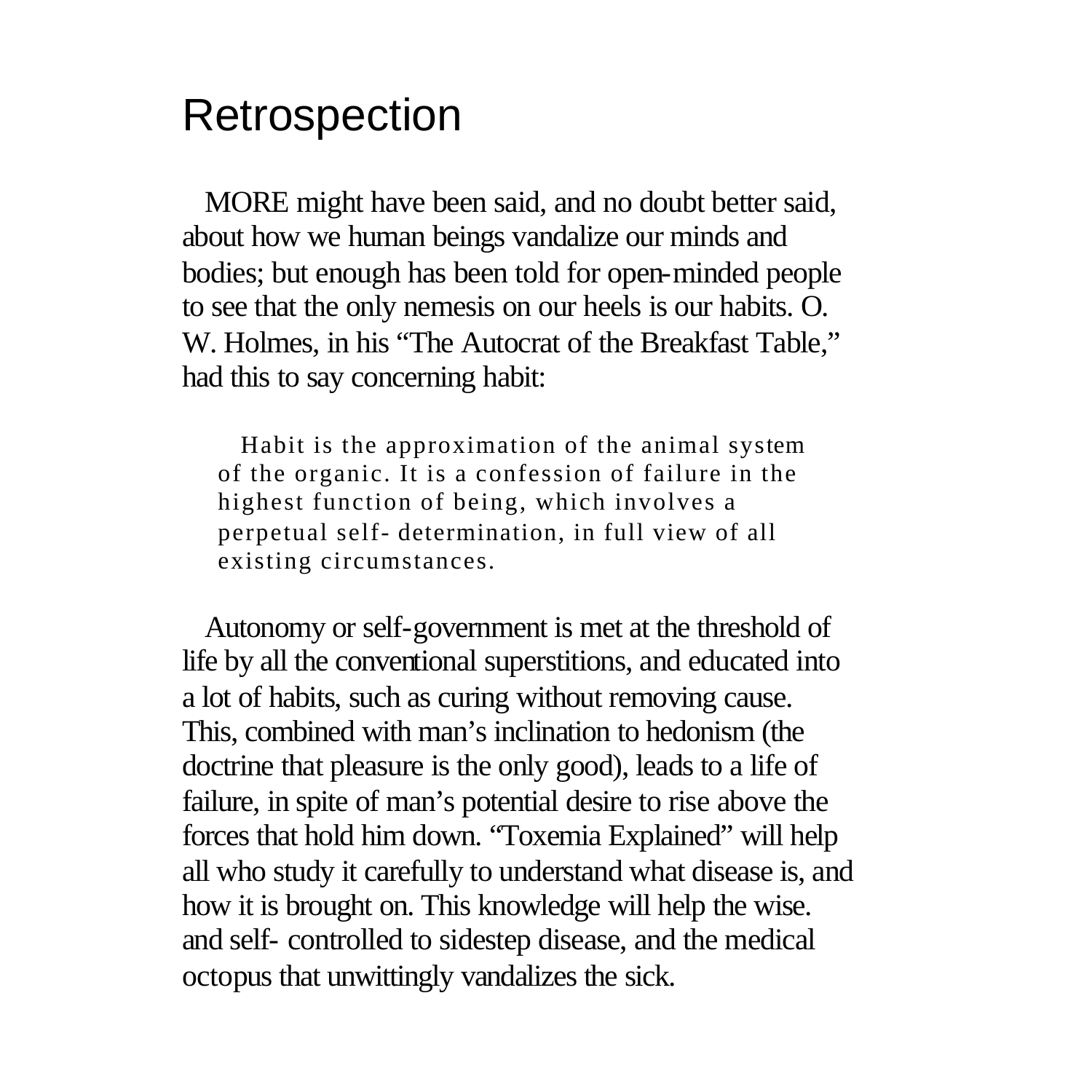# Retrospection

MORE might have been said, and no doubt better said, about how we human beings vandalize our minds and bodies; but enough has been told for open-minded people to see that the only nemesis on our heels is our habits. O. W. Holmes, in his "The Autocrat of the Breakfast Table," had this to say concerning habit:

> Habit is the approximation of the animal system of the organic. It is a confession of failure in the highest function of being, which involves a perpetual self- determination, in full view of all existing circumstances.

Autonomy or self-government is met at the threshold of life by all the conventional superstitions, and educated into a lot of habits, such as curing without removing cause. This, combined with man's inclination to hedonism (the doctrine that pleasure is the only good), leads to a life of failure, in spite of man's potential desire to rise above the forces that hold him down. "Toxemia Explained" will help all who study it carefully to understand what disease is, and how it is brought on. This knowledge will help the wise. and self- controlled to sidestep disease, and the medical octopus that unwittingly vandalizes the sick.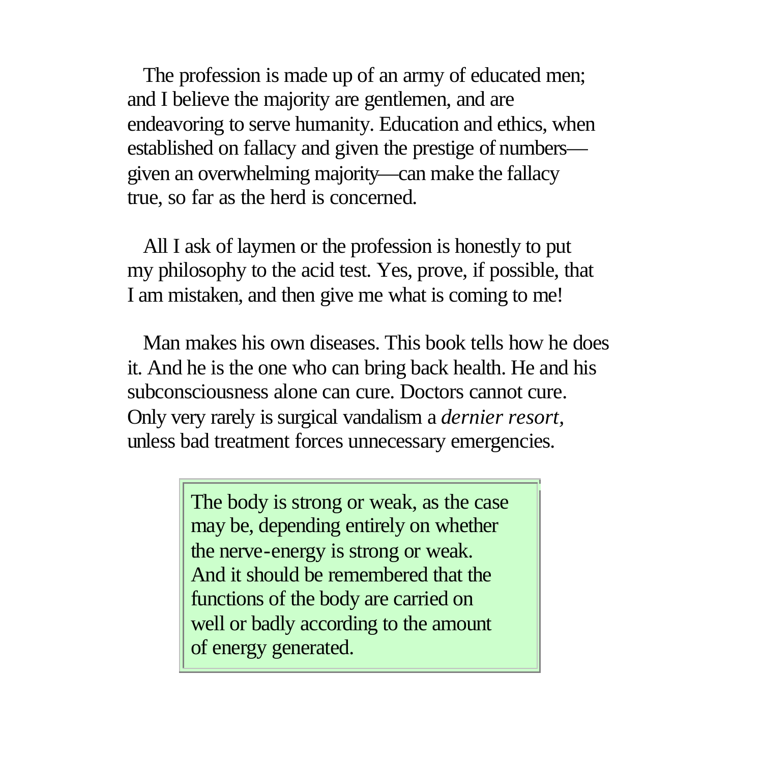The profession is made up of an army of educated men; and I believe the majority are gentlemen, and are endeavoring to serve humanity. Education and ethics, when established on fallacy and given the prestige of numbers—given an overwhelming majority—can make the fallacy true, so far as the herd is concerned.

All I ask of laymen or the profession is honestly to put my philosophy to the acid test. Yes, prove, if possible, that I am mistaken, and then give me what is coming to me!

Man makes his own diseases. This book tells how he does it. And he is the one who can bring back health. He and his subconsciousness alone can cure. Doctors cannot cure. Only very rarely is surgical vandalism a *dernier resort*, unless bad treatment forces unnecessary emergencies.

> The body is strong or weak, as the case may be, depending entirely on whether the nerve-energy is strong or weak. And it should be remembered that the functions of the body are carried on well or badly according to the amount of energy generated.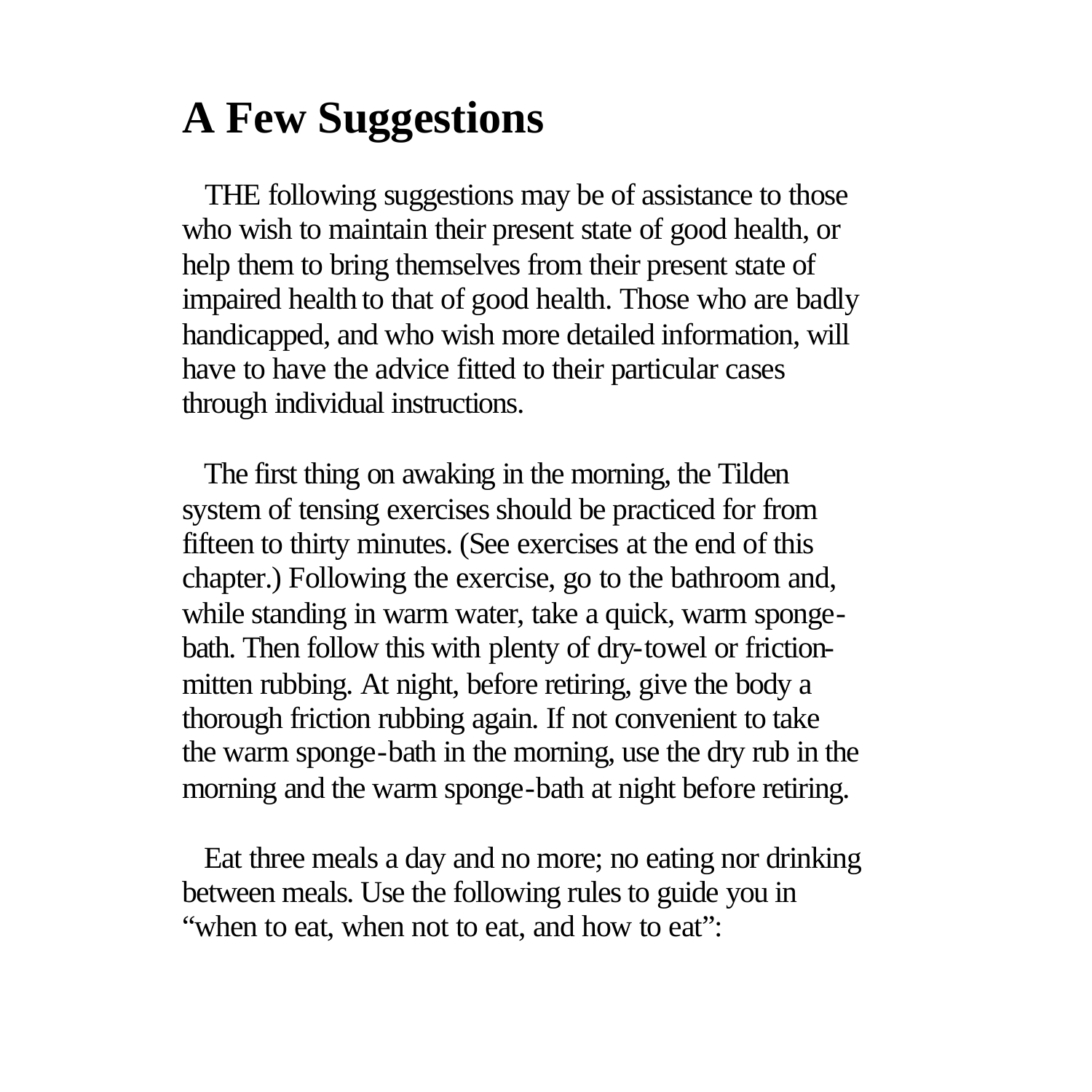# A Few Suggestions

THE following suggestions may be of assistance to those who wish to maintain their present state of good health, or help them to bring themselves from their present state of impaired health to that of good health. Those who are badly handicapped, and who wish more detailed information, will have to have the advice fitted to their particular cases through individual instructions.

The first thing on awaking in the morning, the Tilden system of tensing exercises should be practiced for from fifteen to thirty minutes. (See exercises at the end of this chapter.) Following the exercise, go to the bathroom and, while standing in warm water, take a quick, warm sponge-bath. Then follow this with plenty of dry-towel or friction-mitten rubbing. At night, before retiring, give the body a thorough friction rubbing again. If not convenient to take the warm sponge-bath in the morning, use the dry rub in the morning and the warm sponge-bath at night before retiring.

Eat three meals a day and no more; no eating nor drinking between meals. Use the following rules to guide you in "when to eat, when not to eat, and how to eat":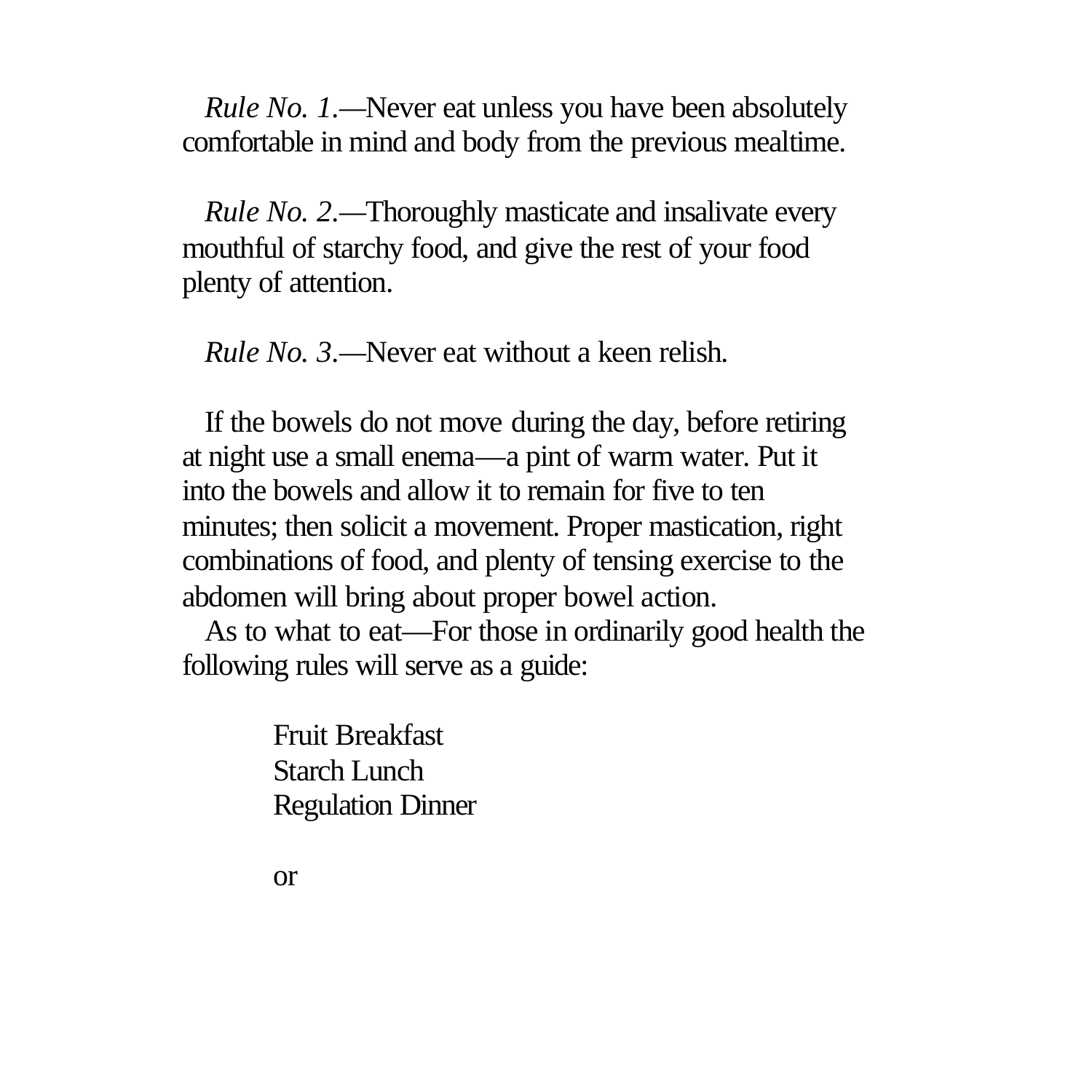*Rule No. 1.*—Never eat unless you have been absolutely comfortable in mind and body from the previous mealtime.

*Rule No. 2.*—Thoroughly masticate and insalivate every mouthful of starchy food, and give the rest of your food plenty of attention.

*Rule No. 3.*—Never eat without a keen relish.

If the bowels do not move during the day, before retiring at night use a small enema—a pint of warm water. Put it into the bowels and allow it to remain for five to ten minutes; then solicit a movement. Proper mastication, right combinations of food, and plenty of tensing exercise to the abdomen will bring about proper bowel action.

As to what to eat—For those in ordinarily good health the following rules will serve as a guide:

Fruit Breakfast
Starch Lunch
Regulation Dinner

or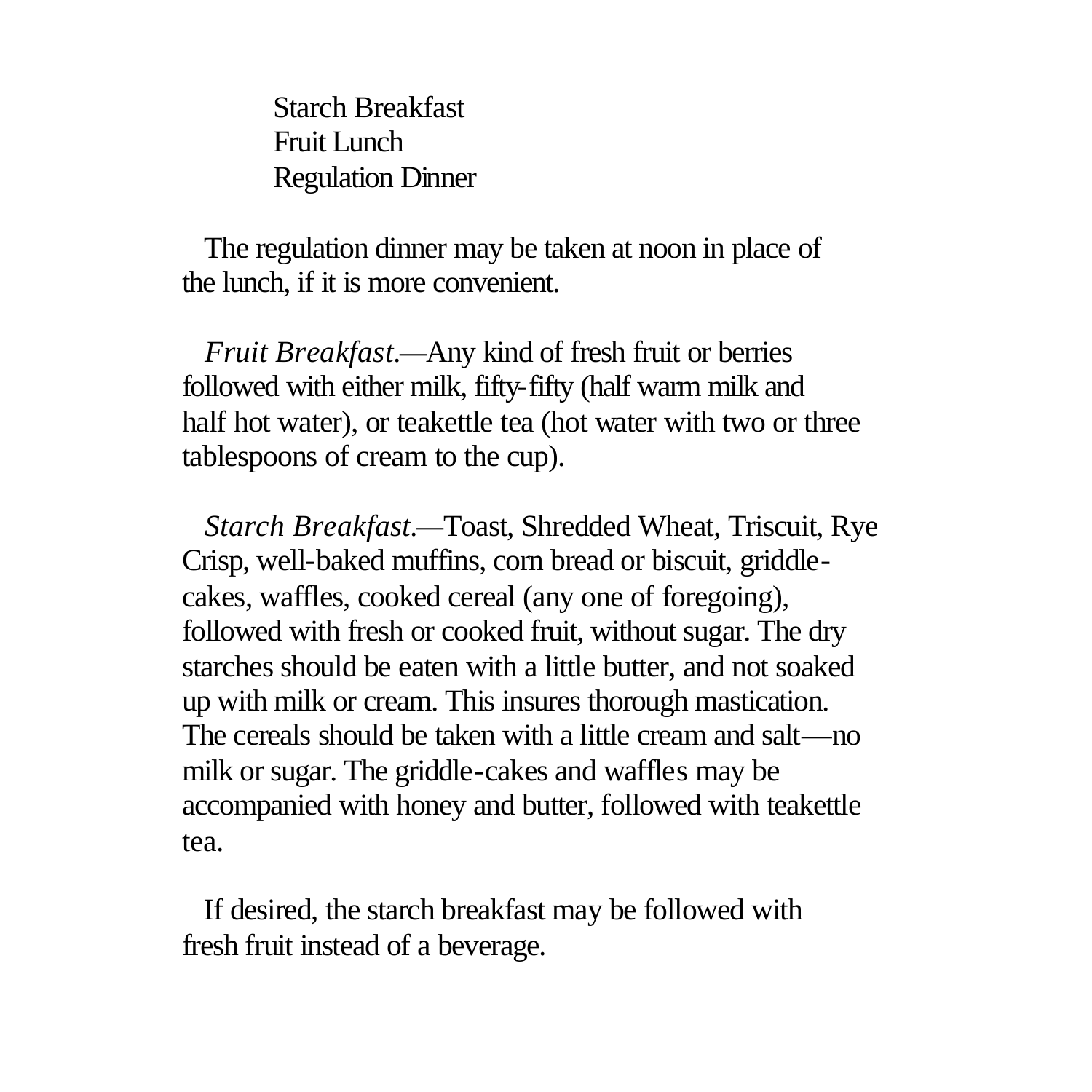Starch Breakfast
Fruit Lunch
Regulation Dinner

The regulation dinner may be taken at noon in place of the lunch, if it is more convenient.

*Fruit Breakfast*.—Any kind of fresh fruit or berries followed with either milk, fifty-fifty (half warm milk and half hot water), or teakettle tea (hot water with two or three tablespoons of cream to the cup).

*Starch Breakfast*.—Toast, Shredded Wheat, Triscuit, Rye Crisp, well-baked muffins, corn bread or biscuit, griddle-cakes, waffles, cooked cereal (any one of foregoing), followed with fresh or cooked fruit, without sugar. The dry starches should be eaten with a little butter, and not soaked up with milk or cream. This insures thorough mastication. The cereals should be taken with a little cream and salt—no milk or sugar. The griddle-cakes and waffles may be accompanied with honey and butter, followed with teakettle tea.

If desired, the starch breakfast may be followed with fresh fruit instead of a beverage.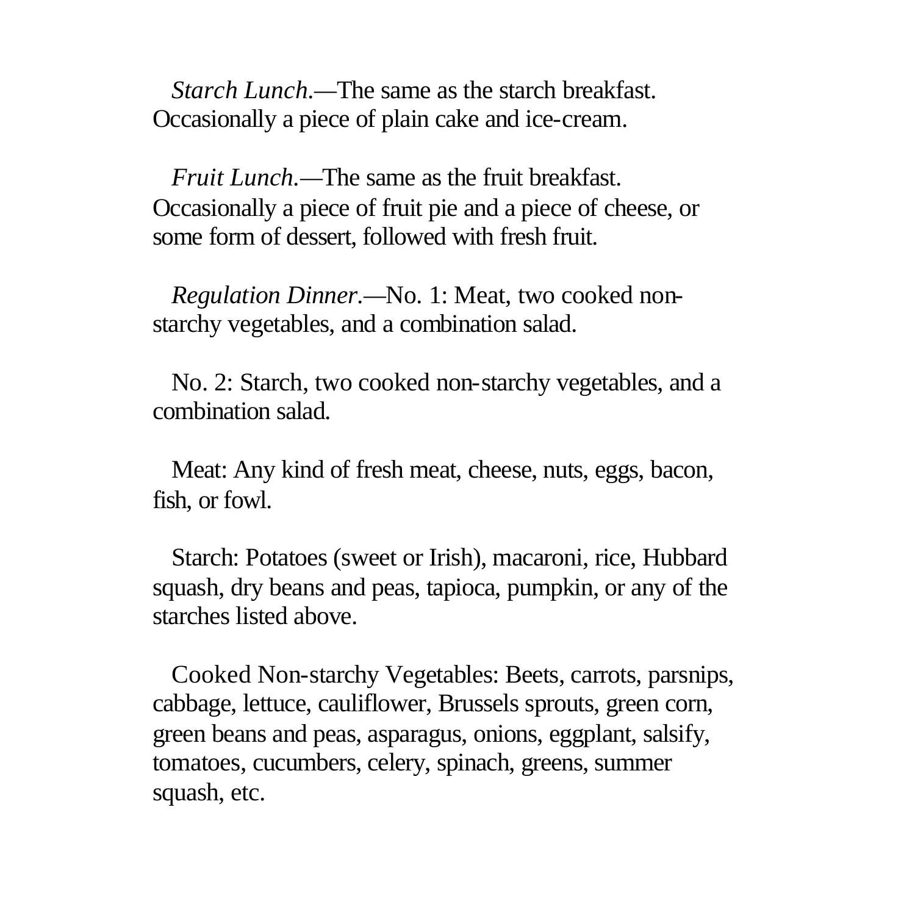*Starch Lunch*.—The same as the starch breakfast. Occasionally a piece of plain cake and ice-cream.

*Fruit Lunch*.—The same as the fruit breakfast. Occasionally a piece of fruit pie and a piece of cheese, or some form of dessert, followed with fresh fruit.

*Regulation Dinner*.—No. 1: Meat, two cooked non-starchy vegetables, and a combination salad.

No. 2: Starch, two cooked non-starchy vegetables, and a combination salad.

Meat: Any kind of fresh meat, cheese, nuts, eggs, bacon, fish, or fowl.

Starch: Potatoes (sweet or Irish), macaroni, rice, Hubbard squash, dry beans and peas, tapioca, pumpkin, or any of the starches listed above.

Cooked Non-starchy Vegetables: Beets, carrots, parsnips, cabbage, lettuce, cauliflower, Brussels sprouts, green corn, green beans and peas, asparagus, onions, eggplant, salsify, tomatoes, cucumbers, celery, spinach, greens, summer squash, etc.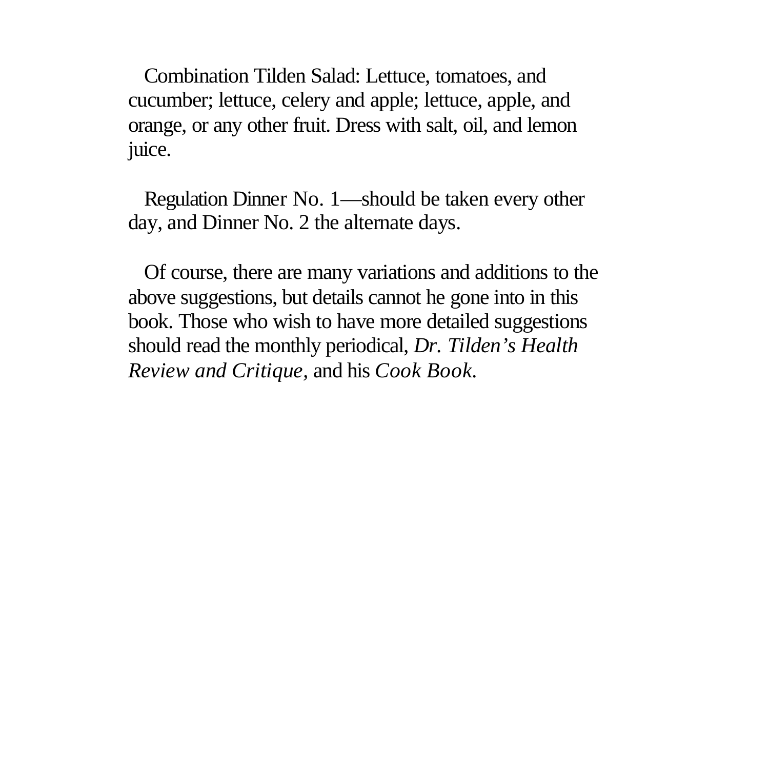Combination Tilden Salad: Lettuce, tomatoes, and cucumber; lettuce, celery and apple; lettuce, apple, and orange, or any other fruit. Dress with salt, oil, and lemon juice.

Regulation Dinner No. 1—should be taken every other day, and Dinner No. 2 the alternate days.

Of course, there are many variations and additions to the above suggestions, but details cannot he gone into in this book. Those who wish to have more detailed suggestions should read the monthly periodical, *Dr. Tilden's Health Review and Critique,* and his *Cook Book.*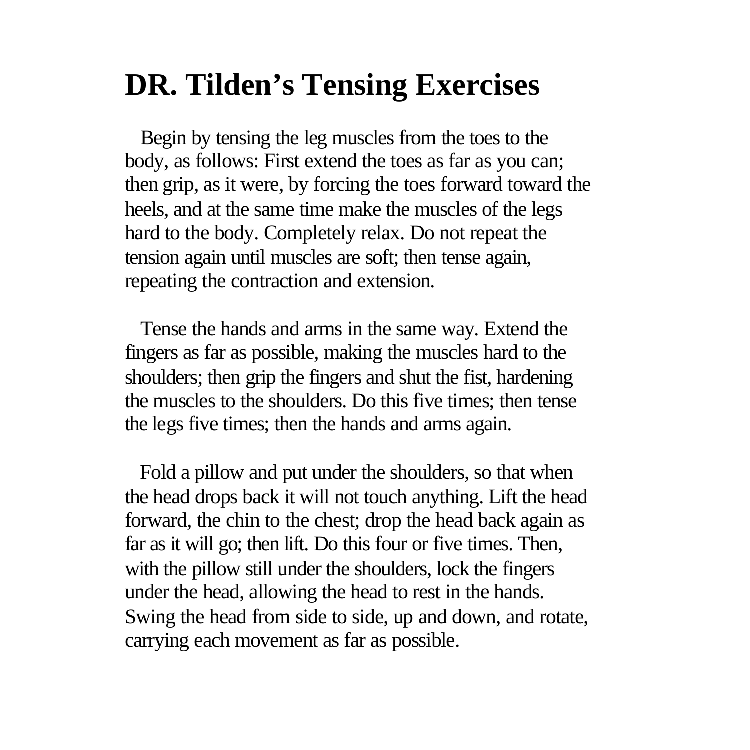# DR. Tilden's Tensing Exercises

Begin by tensing the leg muscles from the toes to the body, as follows: First extend the toes as far as you can; then grip, as it were, by forcing the toes forward toward the heels, and at the same time make the muscles of the legs hard to the body. Completely relax. Do not repeat the tension again until muscles are soft; then tense again, repeating the contraction and extension.

Tense the hands and arms in the same way. Extend the fingers as far as possible, making the muscles hard to the shoulders; then grip the fingers and shut the fist, hardening the muscles to the shoulders. Do this five times; then tense the legs five times; then the hands and arms again.

Fold a pillow and put under the shoulders, so that when the head drops back it will not touch anything. Lift the head forward, the chin to the chest; drop the head back again as far as it will go; then lift. Do this four or five times. Then, with the pillow still under the shoulders, lock the fingers under the head, allowing the head to rest in the hands. Swing the head from side to side, up and down, and rotate, carrying each movement as far as possible.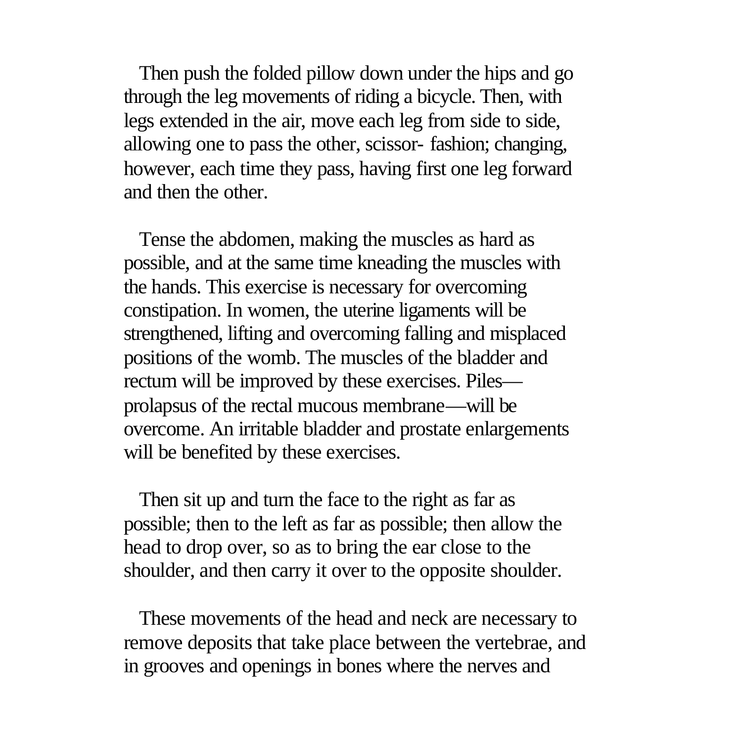Then push the folded pillow down under the hips and go through the leg movements of riding a bicycle. Then, with legs extended in the air, move each leg from side to side, allowing one to pass the other, scissor- fashion; changing, however, each time they pass, having first one leg forward and then the other.

Tense the abdomen, making the muscles as hard as possible, and at the same time kneading the muscles with the hands. This exercise is necessary for overcoming constipation. In women, the uterine ligaments will be strengthened, lifting and overcoming falling and misplaced positions of the womb. The muscles of the bladder and rectum will be improved by these exercises. Piles—prolapsus of the rectal mucous membrane—will be overcome. An irritable bladder and prostate enlargements will be benefited by these exercises.

Then sit up and turn the face to the right as far as possible; then to the left as far as possible; then allow the head to drop over, so as to bring the ear close to the shoulder, and then carry it over to the opposite shoulder.

These movements of the head and neck are necessary to remove deposits that take place between the vertebrae, and in grooves and openings in bones where the nerves and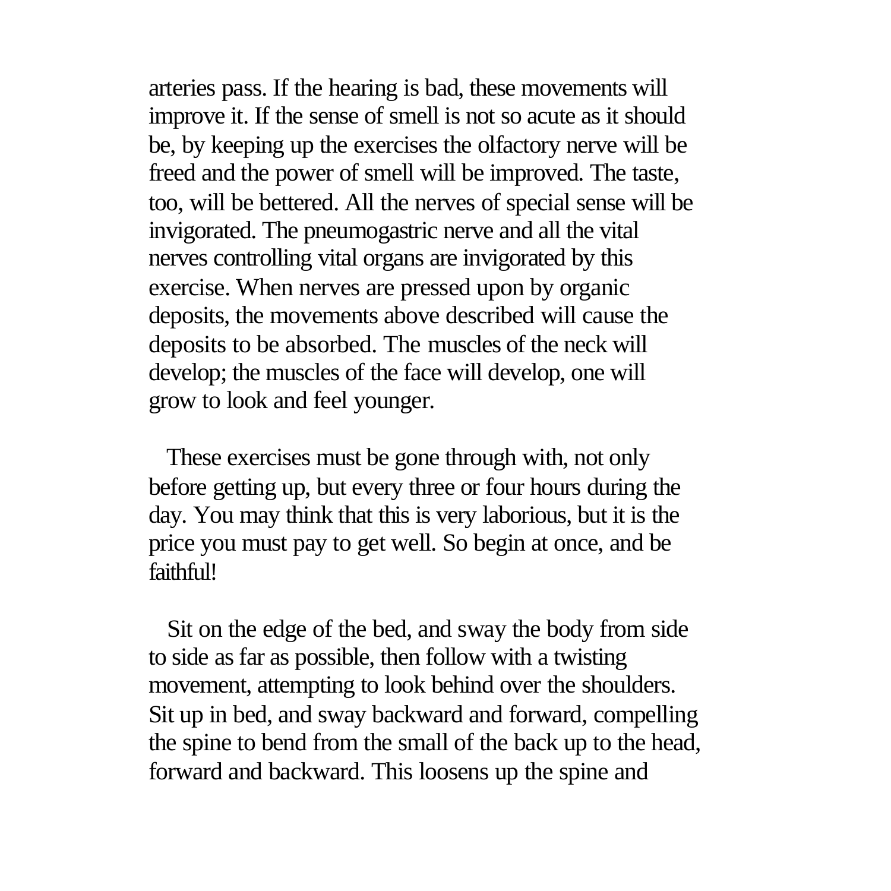arteries pass. If the hearing is bad, these movements will improve it. If the sense of smell is not so acute as it should be, by keeping up the exercises the olfactory nerve will be freed and the power of smell will be improved. The taste, too, will be bettered. All the nerves of special sense will be invigorated. The pneumogastric nerve and all the vital nerves controlling vital organs are invigorated by this exercise. When nerves are pressed upon by organic deposits, the movements above described will cause the deposits to be absorbed. The muscles of the neck will develop; the muscles of the face will develop, one will grow to look and feel younger.

These exercises must be gone through with, not only before getting up, but every three or four hours during the day. You may think that this is very laborious, but it is the price you must pay to get well. So begin at once, and be faithful!

Sit on the edge of the bed, and sway the body from side to side as far as possible, then follow with a twisting movement, attempting to look behind over the shoulders. Sit up in bed, and sway backward and forward, compelling the spine to bend from the small of the back up to the head, forward and backward. This loosens up the spine and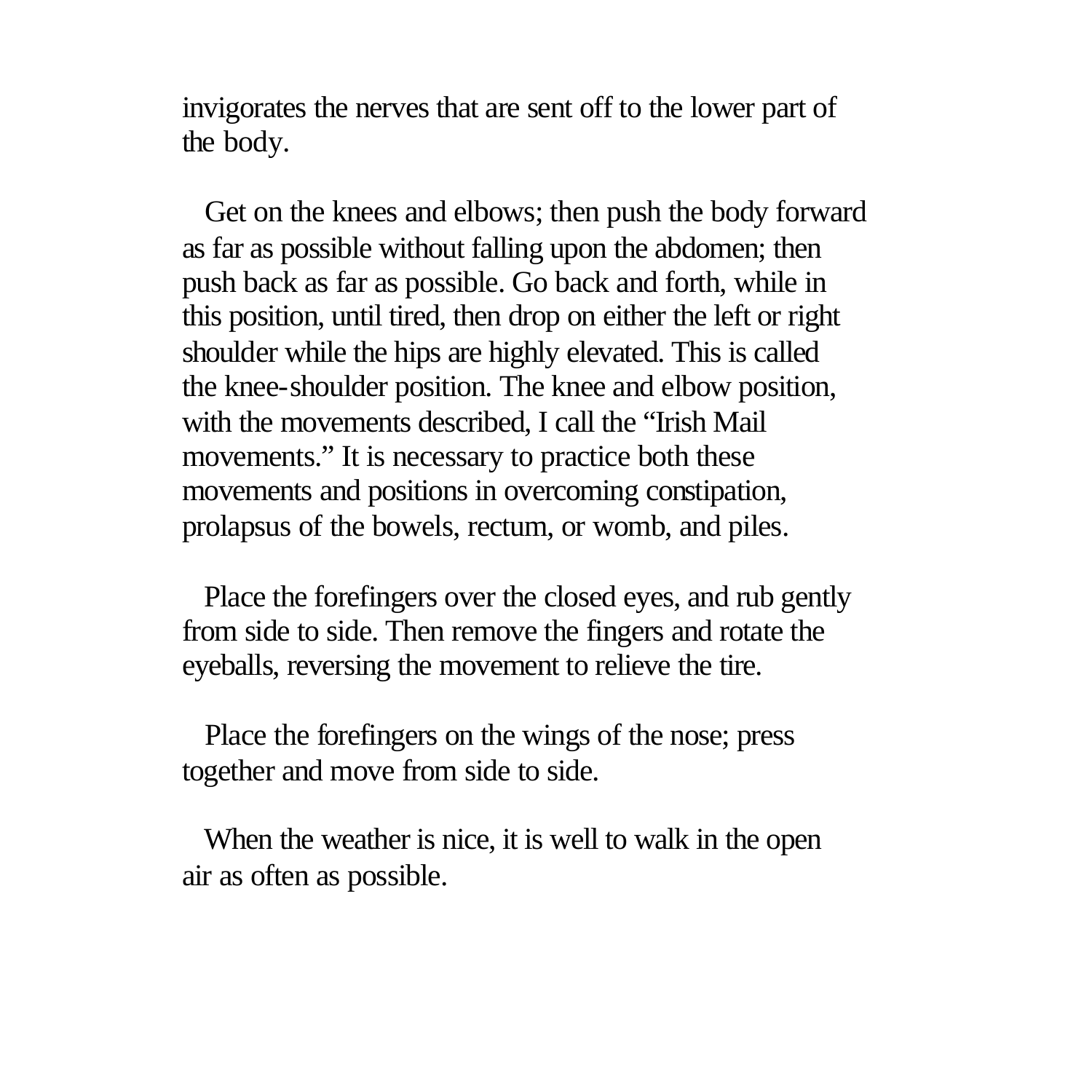invigorates the nerves that are sent off to the lower part of the body.

Get on the knees and elbows; then push the body forward as far as possible without falling upon the abdomen; then push back as far as possible. Go back and forth, while in this position, until tired, then drop on either the left or right shoulder while the hips are highly elevated. This is called the knee-shoulder position. The knee and elbow position, with the movements described, I call the "Irish Mail movements." It is necessary to practice both these movements and positions in overcoming constipation, prolapsus of the bowels, rectum, or womb, and piles.

Place the forefingers over the closed eyes, and rub gently from side to side. Then remove the fingers and rotate the eyeballs, reversing the movement to relieve the tire.

Place the forefingers on the wings of the nose; press together and move from side to side.

When the weather is nice, it is well to walk in the open air as often as possible.